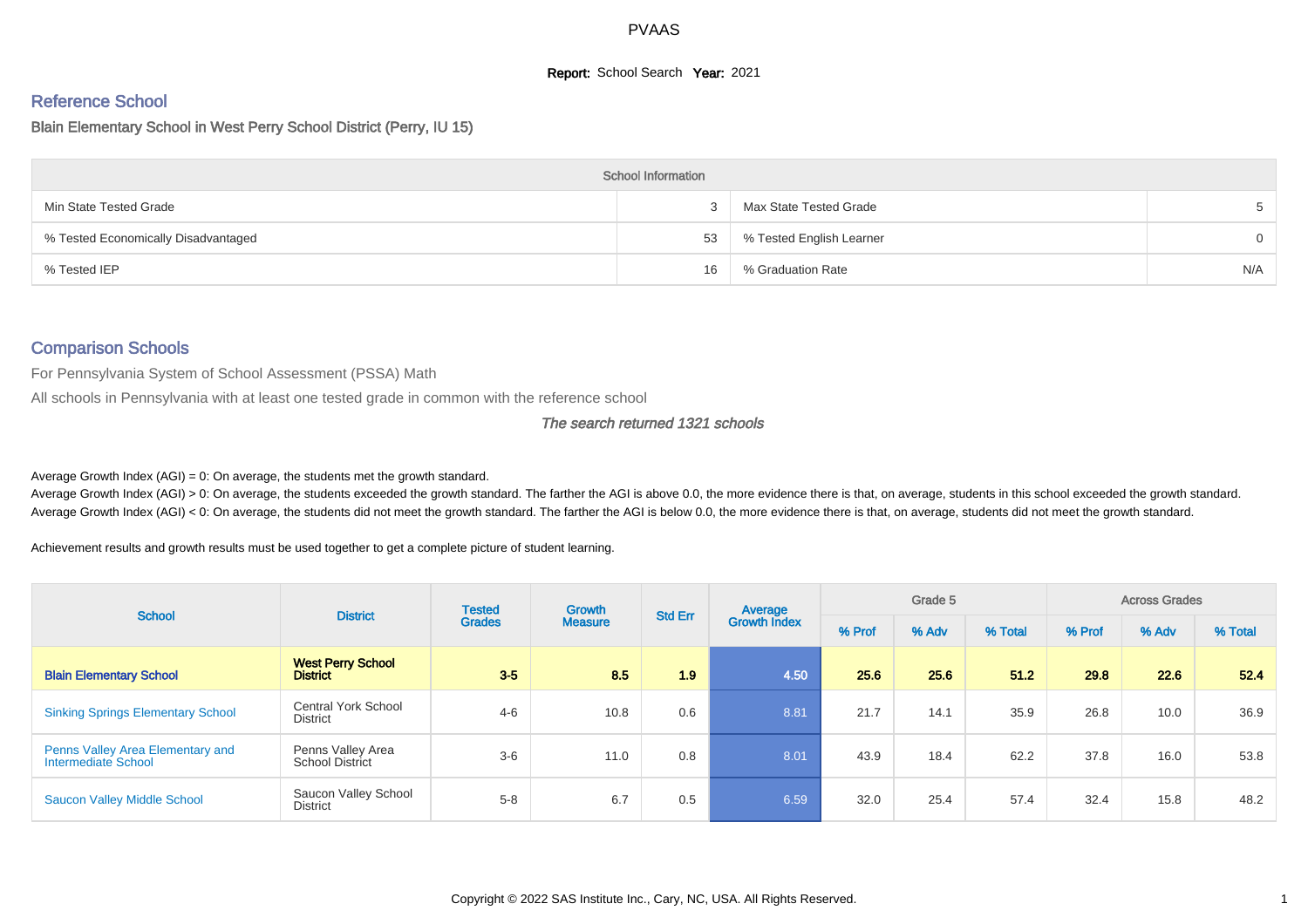PVAAS

**Report:** School Search **Year:** 2021

## Reference School

### Blain Elementary School in West Perry School District (Perry, IU 15)

| School Information | | | |
|---|---|---|---|
| Min State Tested Grade | 3 | Max State Tested Grade | 5 |
| % Tested Economically Disadvantaged | 53 | % Tested English Learner | 0 |
| % Tested IEP | 16 | % Graduation Rate | N/A |

## Comparison Schools

For Pennsylvania System of School Assessment (PSSA) Math

All schools in Pennsylvania with at least one tested grade in common with the reference school

*The search returned 1321 schools*

Average Growth Index (AGI) = 0: On average, the students met the growth standard.
Average Growth Index (AGI) > 0: On average, the students exceeded the growth standard. The farther the AGI is above 0.0, the more evidence there is that, on average, students in this school exceeded the growth standard.
Average Growth Index (AGI) < 0: On average, the students did not meet the growth standard. The farther the AGI is below 0.0, the more evidence there is that, on average, students did not meet the growth standard.

Achievement results and growth results must be used together to get a complete picture of student learning.

| School | District | Tested Grades | Growth Measure | Std Err | Average Growth Index | Grade 5 | | | Across Grades | | |
|---|---|---|---|---|---|---|---|---|---|---|---|
| | | | | | | % Prof | % Adv | % Total | % Prof | % Adv | % Total |
| **Blain Elementary School** | **West Perry School District** | **3-5** | **8.5** | **1.9** | **4.50** | **25.6** | **25.6** | **51.2** | **29.8** | **22.6** | **52.4** |
| Sinking Springs Elementary School | Central York School District | 4-6 | 10.8 | 0.6 | 8.81 | 21.7 | 14.1 | 35.9 | 26.8 | 10.0 | 36.9 |
| Penns Valley Area Elementary and Intermediate School | Penns Valley Area School District | 3-6 | 11.0 | 0.8 | 8.01 | 43.9 | 18.4 | 62.2 | 37.8 | 16.0 | 53.8 |
| Saucon Valley Middle School | Saucon Valley School District | 5-8 | 6.7 | 0.5 | 6.59 | 32.0 | 25.4 | 57.4 | 32.4 | 15.8 | 48.2 |

Copyright © 2022 SAS Institute Inc., Cary, NC, USA. All Rights Reserved.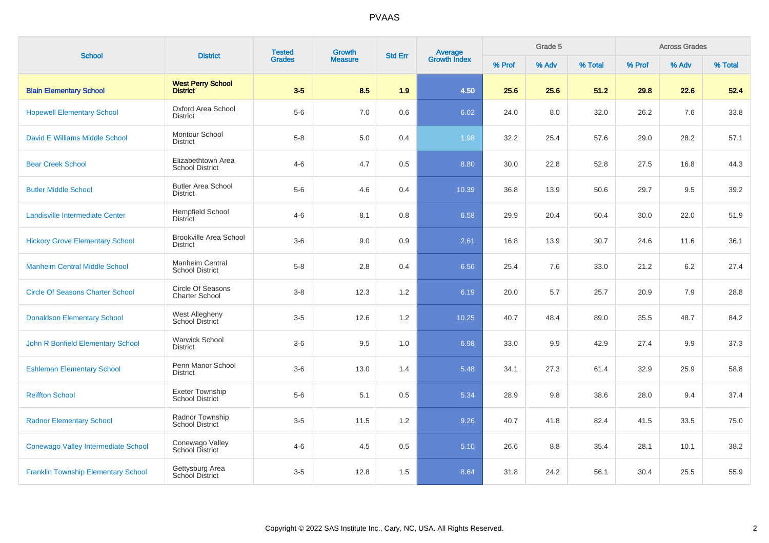# PVAAS

| School | District | Tested Grades | Growth Measure | Std Err | Average Growth Index | Grade 5 | | | Across Grades | | |
|---|---|---|---|---|---|---|---|---|---|---|---|
| | | | | | | % Prof | % Adv | % Total | % Prof | % Adv | % Total |
| **Blain Elementary School** | **West Perry School District** | **3-5** | **8.5** | **1.9** | **4.50** | **25.6** | **25.6** | **51.2** | **29.8** | **22.6** | **52.4** |
| Hopewell Elementary School | Oxford Area School District | 5-6 | 7.0 | 0.6 | 6.02 | 24.0 | 8.0 | 32.0 | 26.2 | 7.6 | 33.8 |
| David E Williams Middle School | Montour School District | 5-8 | 5.0 | 0.4 | 1.98 | 32.2 | 25.4 | 57.6 | 29.0 | 28.2 | 57.1 |
| Bear Creek School | Elizabethtown Area School District | 4-6 | 4.7 | 0.5 | 8.80 | 30.0 | 22.8 | 52.8 | 27.5 | 16.8 | 44.3 |
| Butler Middle School | Butler Area School District | 5-6 | 4.6 | 0.4 | 10.39 | 36.8 | 13.9 | 50.6 | 29.7 | 9.5 | 39.2 |
| Landisville Intermediate Center | Hempfield School District | 4-6 | 8.1 | 0.8 | 6.58 | 29.9 | 20.4 | 50.4 | 30.0 | 22.0 | 51.9 |
| Hickory Grove Elementary School | Brookville Area School District | 3-6 | 9.0 | 0.9 | 2.61 | 16.8 | 13.9 | 30.7 | 24.6 | 11.6 | 36.1 |
| Manheim Central Middle School | Manheim Central School District | 5-8 | 2.8 | 0.4 | 6.56 | 25.4 | 7.6 | 33.0 | 21.2 | 6.2 | 27.4 |
| Circle Of Seasons Charter School | Circle Of Seasons Charter School | 3-8 | 12.3 | 1.2 | 6.19 | 20.0 | 5.7 | 25.7 | 20.9 | 7.9 | 28.8 |
| Donaldson Elementary School | West Allegheny School District | 3-5 | 12.6 | 1.2 | 10.25 | 40.7 | 48.4 | 89.0 | 35.5 | 48.7 | 84.2 |
| John R Bonfield Elementary School | Warwick School District | 3-6 | 9.5 | 1.0 | 6.98 | 33.0 | 9.9 | 42.9 | 27.4 | 9.9 | 37.3 |
| Eshleman Elementary School | Penn Manor School District | 3-6 | 13.0 | 1.4 | 5.48 | 34.1 | 27.3 | 61.4 | 32.9 | 25.9 | 58.8 |
| Reiffton School | Exeter Township School District | 5-6 | 5.1 | 0.5 | 5.34 | 28.9 | 9.8 | 38.6 | 28.0 | 9.4 | 37.4 |
| Radnor Elementary School | Radnor Township School District | 3-5 | 11.5 | 1.2 | 9.26 | 40.7 | 41.8 | 82.4 | 41.5 | 33.5 | 75.0 |
| Conewago Valley Intermediate School | Conewago Valley School District | 4-6 | 4.5 | 0.5 | 5.10 | 26.6 | 8.8 | 35.4 | 28.1 | 10.1 | 38.2 |
| Franklin Township Elementary School | Gettysburg Area School District | 3-5 | 12.8 | 1.5 | 8.64 | 31.8 | 24.2 | 56.1 | 30.4 | 25.5 | 55.9 |

Copyright © 2022 SAS Institute Inc., Cary, NC, USA. All Rights Reserved.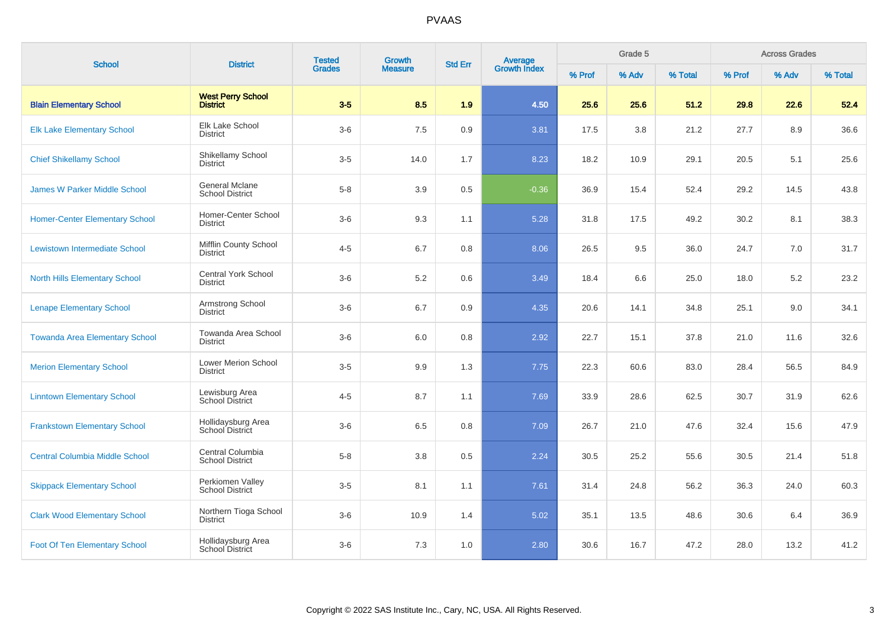# PVAAS

| School | District | Tested Grades | Growth Measure | Std Err | Average Growth Index | Grade 5 | | | Across Grades | | |
|---|---|---|---|---|---|---|---|---|---|---|---|
| | | | | | | % Prof | % Adv | % Total | % Prof | % Adv | % Total |
| **Blain Elementary School** | **West Perry School District** | **3-5** | **8.5** | **1.9** | **4.50** | **25.6** | **25.6** | **51.2** | **29.8** | **22.6** | **52.4** |
| Elk Lake Elementary School | Elk Lake School District | 3-6 | 7.5 | 0.9 | 3.81 | 17.5 | 3.8 | 21.2 | 27.7 | 8.9 | 36.6 |
| Chief Shikellamy School | Shikellamy School District | 3-5 | 14.0 | 1.7 | 8.23 | 18.2 | 10.9 | 29.1 | 20.5 | 5.1 | 25.6 |
| James W Parker Middle School | General Mclane School District | 5-8 | 3.9 | 0.5 | -0.36 | 36.9 | 15.4 | 52.4 | 29.2 | 14.5 | 43.8 |
| Homer-Center Elementary School | Homer-Center School District | 3-6 | 9.3 | 1.1 | 5.28 | 31.8 | 17.5 | 49.2 | 30.2 | 8.1 | 38.3 |
| Lewistown Intermediate School | Mifflin County School District | 4-5 | 6.7 | 0.8 | 8.06 | 26.5 | 9.5 | 36.0 | 24.7 | 7.0 | 31.7 |
| North Hills Elementary School | Central York School District | 3-6 | 5.2 | 0.6 | 3.49 | 18.4 | 6.6 | 25.0 | 18.0 | 5.2 | 23.2 |
| Lenape Elementary School | Armstrong School District | 3-6 | 6.7 | 0.9 | 4.35 | 20.6 | 14.1 | 34.8 | 25.1 | 9.0 | 34.1 |
| Towanda Area Elementary School | Towanda Area School District | 3-6 | 6.0 | 0.8 | 2.92 | 22.7 | 15.1 | 37.8 | 21.0 | 11.6 | 32.6 |
| Merion Elementary School | Lower Merion School District | 3-5 | 9.9 | 1.3 | 7.75 | 22.3 | 60.6 | 83.0 | 28.4 | 56.5 | 84.9 |
| Linntown Elementary School | Lewisburg Area School District | 4-5 | 8.7 | 1.1 | 7.69 | 33.9 | 28.6 | 62.5 | 30.7 | 31.9 | 62.6 |
| Frankstown Elementary School | Hollidaysburg Area School District | 3-6 | 6.5 | 0.8 | 7.09 | 26.7 | 21.0 | 47.6 | 32.4 | 15.6 | 47.9 |
| Central Columbia Middle School | Central Columbia School District | 5-8 | 3.8 | 0.5 | 2.24 | 30.5 | 25.2 | 55.6 | 30.5 | 21.4 | 51.8 |
| Skippack Elementary School | Perkiomen Valley School District | 3-5 | 8.1 | 1.1 | 7.61 | 31.4 | 24.8 | 56.2 | 36.3 | 24.0 | 60.3 |
| Clark Wood Elementary School | Northern Tioga School District | 3-6 | 10.9 | 1.4 | 5.02 | 35.1 | 13.5 | 48.6 | 30.6 | 6.4 | 36.9 |
| Foot Of Ten Elementary School | Hollidaysburg Area School District | 3-6 | 7.3 | 1.0 | 2.80 | 30.6 | 16.7 | 47.2 | 28.0 | 13.2 | 41.2 |

Copyright © 2022 SAS Institute Inc., Cary, NC, USA. All Rights Reserved.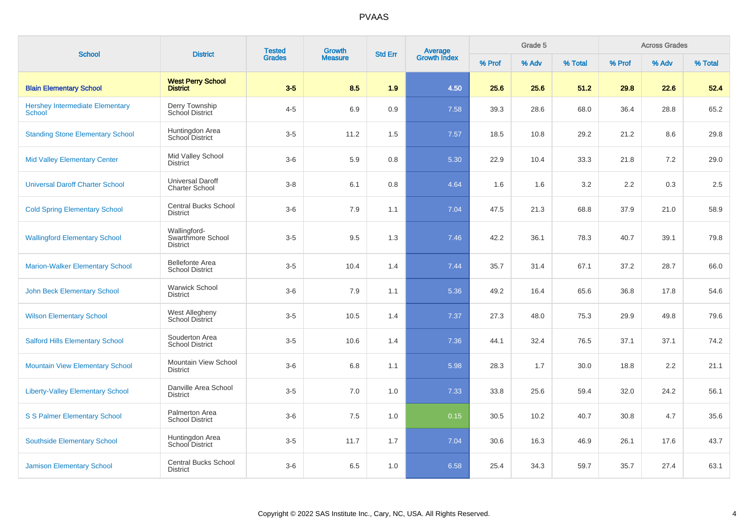| School | District | Tested Grades | Growth Measure | Std Err | Average Growth Index | Grade 5 | | | Across Grades | | |
|---|---|---|---|---|---|---|---|---|---|---|---|
| | | | | | | % Prof | % Adv | % Total | % Prof | % Adv | % Total |
| **Blain Elementary School** | **West Perry School District** | **3-5** | **8.5** | **1.9** | **4.50** | **25.6** | **25.6** | **51.2** | **29.8** | **22.6** | **52.4** |
| Hershey Intermediate Elementary School | Derry Township School District | 4-5 | 6.9 | 0.9 | 7.58 | 39.3 | 28.6 | 68.0 | 36.4 | 28.8 | 65.2 |
| Standing Stone Elementary School | Huntingdon Area School District | 3-5 | 11.2 | 1.5 | 7.57 | 18.5 | 10.8 | 29.2 | 21.2 | 8.6 | 29.8 |
| Mid Valley Elementary Center | Mid Valley School District | 3-6 | 5.9 | 0.8 | 5.30 | 22.9 | 10.4 | 33.3 | 21.8 | 7.2 | 29.0 |
| Universal Daroff Charter School | Universal Daroff Charter School | 3-8 | 6.1 | 0.8 | 4.64 | 1.6 | 1.6 | 3.2 | 2.2 | 0.3 | 2.5 |
| Cold Spring Elementary School | Central Bucks School District | 3-6 | 7.9 | 1.1 | 7.04 | 47.5 | 21.3 | 68.8 | 37.9 | 21.0 | 58.9 |
| Wallingford Elementary School | Wallingford-Swarthmore School District | 3-5 | 9.5 | 1.3 | 7.46 | 42.2 | 36.1 | 78.3 | 40.7 | 39.1 | 79.8 |
| Marion-Walker Elementary School | Bellefonte Area School District | 3-5 | 10.4 | 1.4 | 7.44 | 35.7 | 31.4 | 67.1 | 37.2 | 28.7 | 66.0 |
| John Beck Elementary School | Warwick School District | 3-6 | 7.9 | 1.1 | 5.36 | 49.2 | 16.4 | 65.6 | 36.8 | 17.8 | 54.6 |
| Wilson Elementary School | West Allegheny School District | 3-5 | 10.5 | 1.4 | 7.37 | 27.3 | 48.0 | 75.3 | 29.9 | 49.8 | 79.6 |
| Salford Hills Elementary School | Souderton Area School District | 3-5 | 10.6 | 1.4 | 7.36 | 44.1 | 32.4 | 76.5 | 37.1 | 37.1 | 74.2 |
| Mountain View Elementary School | Mountain View School District | 3-6 | 6.8 | 1.1 | 5.98 | 28.3 | 1.7 | 30.0 | 18.8 | 2.2 | 21.1 |
| Liberty-Valley Elementary School | Danville Area School District | 3-5 | 7.0 | 1.0 | 7.33 | 33.8 | 25.6 | 59.4 | 32.0 | 24.2 | 56.1 |
| S S Palmer Elementary School | Palmerton Area School District | 3-6 | 7.5 | 1.0 | 0.15 | 30.5 | 10.2 | 40.7 | 30.8 | 4.7 | 35.6 |
| Southside Elementary School | Huntingdon Area School District | 3-5 | 11.7 | 1.7 | 7.04 | 30.6 | 16.3 | 46.9 | 26.1 | 17.6 | 43.7 |
| Jamison Elementary School | Central Bucks School District | 3-6 | 6.5 | 1.0 | 6.58 | 25.4 | 34.3 | 59.7 | 35.7 | 27.4 | 63.1 |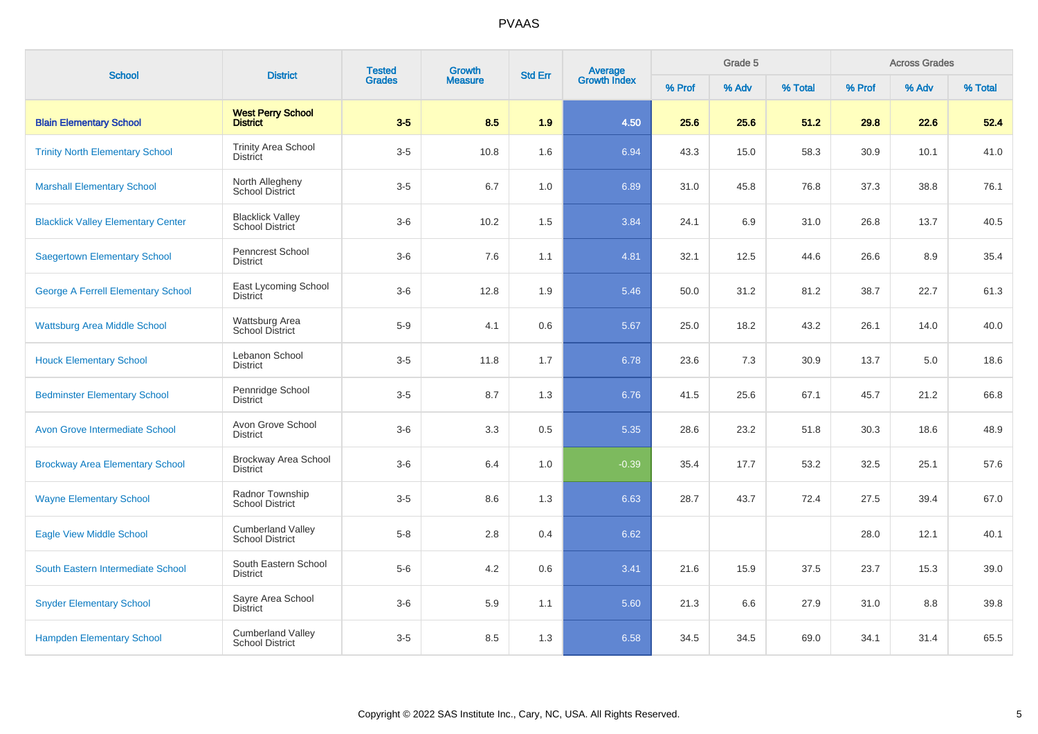| School | District | Tested Grades | Growth Measure | Std Err | Average Growth Index | Grade 5 | | | Across Grades | | |
|---|---|---|---|---|---|---|---|---|---|---|---|
| | | | | | | % Prof | % Adv | % Total | % Prof | % Adv | % Total |
| **Blain Elementary School** | **West Perry School District** | **3-5** | **8.5** | **1.9** | **4.50** | **25.6** | **25.6** | **51.2** | **29.8** | **22.6** | **52.4** |
| Trinity North Elementary School | Trinity Area School District | 3-5 | 10.8 | 1.6 | 6.94 | 43.3 | 15.0 | 58.3 | 30.9 | 10.1 | 41.0 |
| Marshall Elementary School | North Allegheny School District | 3-5 | 6.7 | 1.0 | 6.89 | 31.0 | 45.8 | 76.8 | 37.3 | 38.8 | 76.1 |
| Blacklick Valley Elementary Center | Blacklick Valley School District | 3-6 | 10.2 | 1.5 | 3.84 | 24.1 | 6.9 | 31.0 | 26.8 | 13.7 | 40.5 |
| Saegertown Elementary School | Penncrest School District | 3-6 | 7.6 | 1.1 | 4.81 | 32.1 | 12.5 | 44.6 | 26.6 | 8.9 | 35.4 |
| George A Ferrell Elementary School | East Lycoming School District | 3-6 | 12.8 | 1.9 | 5.46 | 50.0 | 31.2 | 81.2 | 38.7 | 22.7 | 61.3 |
| Wattsburg Area Middle School | Wattsburg Area School District | 5-9 | 4.1 | 0.6 | 5.67 | 25.0 | 18.2 | 43.2 | 26.1 | 14.0 | 40.0 |
| Houck Elementary School | Lebanon School District | 3-5 | 11.8 | 1.7 | 6.78 | 23.6 | 7.3 | 30.9 | 13.7 | 5.0 | 18.6 |
| Bedminster Elementary School | Pennridge School District | 3-5 | 8.7 | 1.3 | 6.76 | 41.5 | 25.6 | 67.1 | 45.7 | 21.2 | 66.8 |
| Avon Grove Intermediate School | Avon Grove School District | 3-6 | 3.3 | 0.5 | 5.35 | 28.6 | 23.2 | 51.8 | 30.3 | 18.6 | 48.9 |
| Brockway Area Elementary School | Brockway Area School District | 3-6 | 6.4 | 1.0 | -0.39 | 35.4 | 17.7 | 53.2 | 32.5 | 25.1 | 57.6 |
| Wayne Elementary School | Radnor Township School District | 3-5 | 8.6 | 1.3 | 6.63 | 28.7 | 43.7 | 72.4 | 27.5 | 39.4 | 67.0 |
| Eagle View Middle School | Cumberland Valley School District | 5-8 | 2.8 | 0.4 | 6.62 | | | | 28.0 | 12.1 | 40.1 |
| South Eastern Intermediate School | South Eastern School District | 5-6 | 4.2 | 0.6 | 3.41 | 21.6 | 15.9 | 37.5 | 23.7 | 15.3 | 39.0 |
| Snyder Elementary School | Sayre Area School District | 3-6 | 5.9 | 1.1 | 5.60 | 21.3 | 6.6 | 27.9 | 31.0 | 8.8 | 39.8 |
| Hampden Elementary School | Cumberland Valley School District | 3-5 | 8.5 | 1.3 | 6.58 | 34.5 | 34.5 | 69.0 | 34.1 | 31.4 | 65.5 |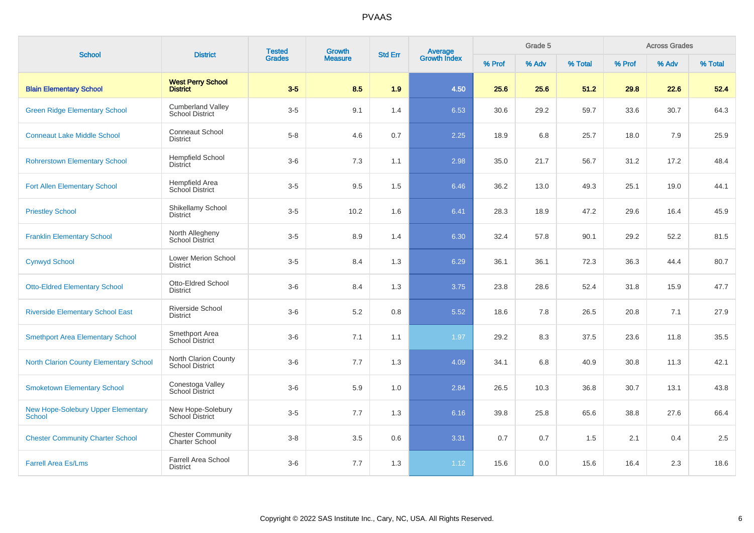| School | District | Tested Grades | Growth Measure | Std Err | Average Growth Index | Grade 5 | | | Across Grades | | |
|---|---|---|---|---|---|---|---|---|---|---|---|
| | | | | | | % Prof | % Adv | % Total | % Prof | % Adv | % Total |
| **Blain Elementary School** | **West Perry School District** | **3-5** | **8.5** | **1.9** | **4.50** | **25.6** | **25.6** | **51.2** | **29.8** | **22.6** | **52.4** |
| Green Ridge Elementary School | Cumberland Valley School District | 3-5 | 9.1 | 1.4 | 6.53 | 30.6 | 29.2 | 59.7 | 33.6 | 30.7 | 64.3 |
| Conneaut Lake Middle School | Conneaut School District | 5-8 | 4.6 | 0.7 | 2.25 | 18.9 | 6.8 | 25.7 | 18.0 | 7.9 | 25.9 |
| Rohrerstown Elementary School | Hempfield School District | 3-6 | 7.3 | 1.1 | 2.98 | 35.0 | 21.7 | 56.7 | 31.2 | 17.2 | 48.4 |
| Fort Allen Elementary School | Hempfield Area School District | 3-5 | 9.5 | 1.5 | 6.46 | 36.2 | 13.0 | 49.3 | 25.1 | 19.0 | 44.1 |
| Priestley School | Shikellamy School District | 3-5 | 10.2 | 1.6 | 6.41 | 28.3 | 18.9 | 47.2 | 29.6 | 16.4 | 45.9 |
| Franklin Elementary School | North Allegheny School District | 3-5 | 8.9 | 1.4 | 6.30 | 32.4 | 57.8 | 90.1 | 29.2 | 52.2 | 81.5 |
| Cynwyd School | Lower Merion School District | 3-5 | 8.4 | 1.3 | 6.29 | 36.1 | 36.1 | 72.3 | 36.3 | 44.4 | 80.7 |
| Otto-Eldred Elementary School | Otto-Eldred School District | 3-6 | 8.4 | 1.3 | 3.75 | 23.8 | 28.6 | 52.4 | 31.8 | 15.9 | 47.7 |
| Riverside Elementary School East | Riverside School District | 3-6 | 5.2 | 0.8 | 5.52 | 18.6 | 7.8 | 26.5 | 20.8 | 7.1 | 27.9 |
| Smethport Area Elementary School | Smethport Area School District | 3-6 | 7.1 | 1.1 | 1.97 | 29.2 | 8.3 | 37.5 | 23.6 | 11.8 | 35.5 |
| North Clarion County Elementary School | North Clarion County School District | 3-6 | 7.7 | 1.3 | 4.09 | 34.1 | 6.8 | 40.9 | 30.8 | 11.3 | 42.1 |
| Smoketown Elementary School | Conestoga Valley School District | 3-6 | 5.9 | 1.0 | 2.84 | 26.5 | 10.3 | 36.8 | 30.7 | 13.1 | 43.8 |
| New Hope-Solebury Upper Elementary School | New Hope-Solebury School District | 3-5 | 7.7 | 1.3 | 6.16 | 39.8 | 25.8 | 65.6 | 38.8 | 27.6 | 66.4 |
| Chester Community Charter School | Chester Community Charter School | 3-8 | 3.5 | 0.6 | 3.31 | 0.7 | 0.7 | 1.5 | 2.1 | 0.4 | 2.5 |
| Farrell Area Es/Lms | Farrell Area School District | 3-6 | 7.7 | 1.3 | 1.12 | 15.6 | 0.0 | 15.6 | 16.4 | 2.3 | 18.6 |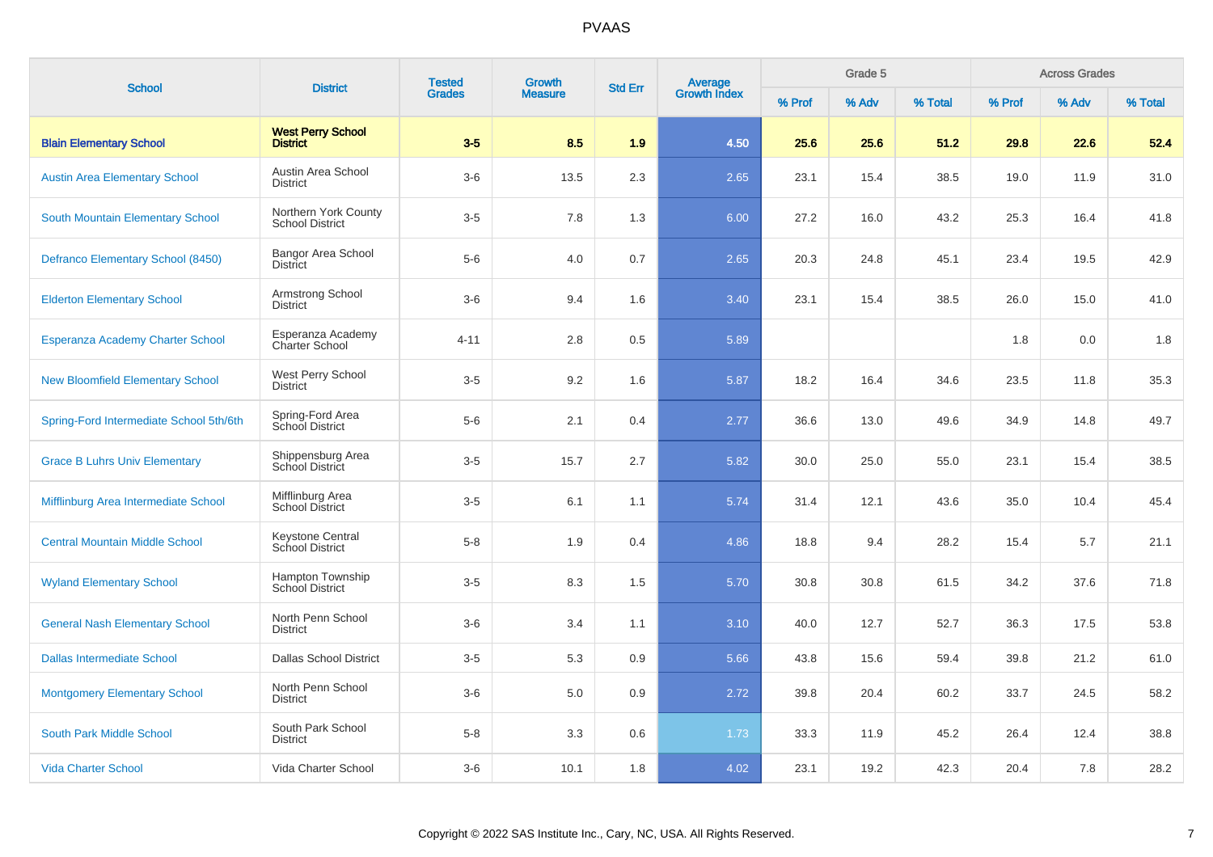# PVAAS

| School | District | Tested Grades | Growth Measure | Std Err | Average Growth Index | Grade 5 | | | Across Grades | | |
|---|---|---|---|---|---|---|---|---|---|---|---|
| | | | | | | % Prof | % Adv | % Total | % Prof | % Adv | % Total |
| **Blain Elementary School** | **West Perry School District** | **3-5** | **8.5** | **1.9** | **4.50** | **25.6** | **25.6** | **51.2** | **29.8** | **22.6** | **52.4** |
| Austin Area Elementary School | Austin Area School District | 3-6 | 13.5 | 2.3 | 2.65 | 23.1 | 15.4 | 38.5 | 19.0 | 11.9 | 31.0 |
| South Mountain Elementary School | Northern York County School District | 3-5 | 7.8 | 1.3 | 6.00 | 27.2 | 16.0 | 43.2 | 25.3 | 16.4 | 41.8 |
| Defranco Elementary School (8450) | Bangor Area School District | 5-6 | 4.0 | 0.7 | 2.65 | 20.3 | 24.8 | 45.1 | 23.4 | 19.5 | 42.9 |
| Elderton Elementary School | Armstrong School District | 3-6 | 9.4 | 1.6 | 3.40 | 23.1 | 15.4 | 38.5 | 26.0 | 15.0 | 41.0 |
| Esperanza Academy Charter School | Esperanza Academy Charter School | 4-11 | 2.8 | 0.5 | 5.89 | | | | 1.8 | 0.0 | 1.8 |
| New Bloomfield Elementary School | West Perry School District | 3-5 | 9.2 | 1.6 | 5.87 | 18.2 | 16.4 | 34.6 | 23.5 | 11.8 | 35.3 |
| Spring-Ford Intermediate School 5th/6th | Spring-Ford Area School District | 5-6 | 2.1 | 0.4 | 2.77 | 36.6 | 13.0 | 49.6 | 34.9 | 14.8 | 49.7 |
| Grace B Luhrs Univ Elementary | Shippensburg Area School District | 3-5 | 15.7 | 2.7 | 5.82 | 30.0 | 25.0 | 55.0 | 23.1 | 15.4 | 38.5 |
| Mifflinburg Area Intermediate School | Mifflinburg Area School District | 3-5 | 6.1 | 1.1 | 5.74 | 31.4 | 12.1 | 43.6 | 35.0 | 10.4 | 45.4 |
| Central Mountain Middle School | Keystone Central School District | 5-8 | 1.9 | 0.4 | 4.86 | 18.8 | 9.4 | 28.2 | 15.4 | 5.7 | 21.1 |
| Wyland Elementary School | Hampton Township School District | 3-5 | 8.3 | 1.5 | 5.70 | 30.8 | 30.8 | 61.5 | 34.2 | 37.6 | 71.8 |
| General Nash Elementary School | North Penn School District | 3-6 | 3.4 | 1.1 | 3.10 | 40.0 | 12.7 | 52.7 | 36.3 | 17.5 | 53.8 |
| Dallas Intermediate School | Dallas School District | 3-5 | 5.3 | 0.9 | 5.66 | 43.8 | 15.6 | 59.4 | 39.8 | 21.2 | 61.0 |
| Montgomery Elementary School | North Penn School District | 3-6 | 5.0 | 0.9 | 2.72 | 39.8 | 20.4 | 60.2 | 33.7 | 24.5 | 58.2 |
| South Park Middle School | South Park School District | 5-8 | 3.3 | 0.6 | 1.73 | 33.3 | 11.9 | 45.2 | 26.4 | 12.4 | 38.8 |
| Vida Charter School | Vida Charter School | 3-6 | 10.1 | 1.8 | 4.02 | 23.1 | 19.2 | 42.3 | 20.4 | 7.8 | 28.2 |

Copyright © 2022 SAS Institute Inc., Cary, NC, USA. All Rights Reserved.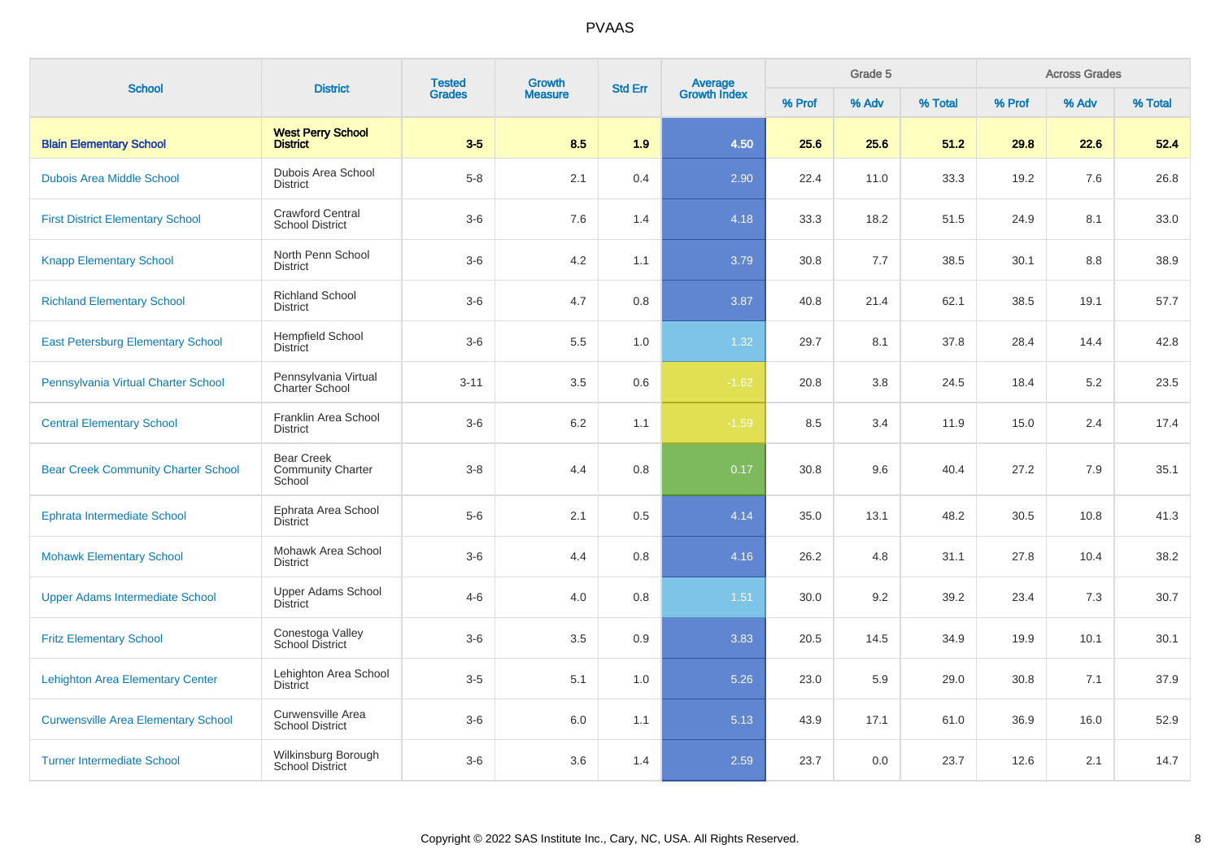# PVAAS

| School | District | Tested Grades | Growth Measure | Std Err | Average Growth Index | Grade 5 | | | Across Grades | | |
|---|---|---|---|---|---|---|---|---|---|---|---|
| | | | | | | % Prof | % Adv | % Total | % Prof | % Adv | % Total |
| **Blain Elementary School** | **West Perry School District** | **3-5** | **8.5** | **1.9** | **4.50** | **25.6** | **25.6** | **51.2** | **29.8** | **22.6** | **52.4** |
| Dubois Area Middle School | Dubois Area School District | 5-8 | 2.1 | 0.4 | 2.90 | 22.4 | 11.0 | 33.3 | 19.2 | 7.6 | 26.8 |
| First District Elementary School | Crawford Central School District | 3-6 | 7.6 | 1.4 | 4.18 | 33.3 | 18.2 | 51.5 | 24.9 | 8.1 | 33.0 |
| Knapp Elementary School | North Penn School District | 3-6 | 4.2 | 1.1 | 3.79 | 30.8 | 7.7 | 38.5 | 30.1 | 8.8 | 38.9 |
| Richland Elementary School | Richland School District | 3-6 | 4.7 | 0.8 | 3.87 | 40.8 | 21.4 | 62.1 | 38.5 | 19.1 | 57.7 |
| East Petersburg Elementary School | Hempfield School District | 3-6 | 5.5 | 1.0 | 1.32 | 29.7 | 8.1 | 37.8 | 28.4 | 14.4 | 42.8 |
| Pennsylvania Virtual Charter School | Pennsylvania Virtual Charter School | 3-11 | 3.5 | 0.6 | -1.62 | 20.8 | 3.8 | 24.5 | 18.4 | 5.2 | 23.5 |
| Central Elementary School | Franklin Area School District | 3-6 | 6.2 | 1.1 | -1.59 | 8.5 | 3.4 | 11.9 | 15.0 | 2.4 | 17.4 |
| Bear Creek Community Charter School | Bear Creek Community Charter School | 3-8 | 4.4 | 0.8 | 0.17 | 30.8 | 9.6 | 40.4 | 27.2 | 7.9 | 35.1 |
| Ephrata Intermediate School | Ephrata Area School District | 5-6 | 2.1 | 0.5 | 4.14 | 35.0 | 13.1 | 48.2 | 30.5 | 10.8 | 41.3 |
| Mohawk Elementary School | Mohawk Area School District | 3-6 | 4.4 | 0.8 | 4.16 | 26.2 | 4.8 | 31.1 | 27.8 | 10.4 | 38.2 |
| Upper Adams Intermediate School | Upper Adams School District | 4-6 | 4.0 | 0.8 | 1.51 | 30.0 | 9.2 | 39.2 | 23.4 | 7.3 | 30.7 |
| Fritz Elementary School | Conestoga Valley School District | 3-6 | 3.5 | 0.9 | 3.83 | 20.5 | 14.5 | 34.9 | 19.9 | 10.1 | 30.1 |
| Lehighton Area Elementary Center | Lehighton Area School District | 3-5 | 5.1 | 1.0 | 5.26 | 23.0 | 5.9 | 29.0 | 30.8 | 7.1 | 37.9 |
| Curwensville Area Elementary School | Curwensville Area School District | 3-6 | 6.0 | 1.1 | 5.13 | 43.9 | 17.1 | 61.0 | 36.9 | 16.0 | 52.9 |
| Turner Intermediate School | Wilkinsburg Borough School District | 3-6 | 3.6 | 1.4 | 2.59 | 23.7 | 0.0 | 23.7 | 12.6 | 2.1 | 14.7 |

Copyright © 2022 SAS Institute Inc., Cary, NC, USA. All Rights Reserved.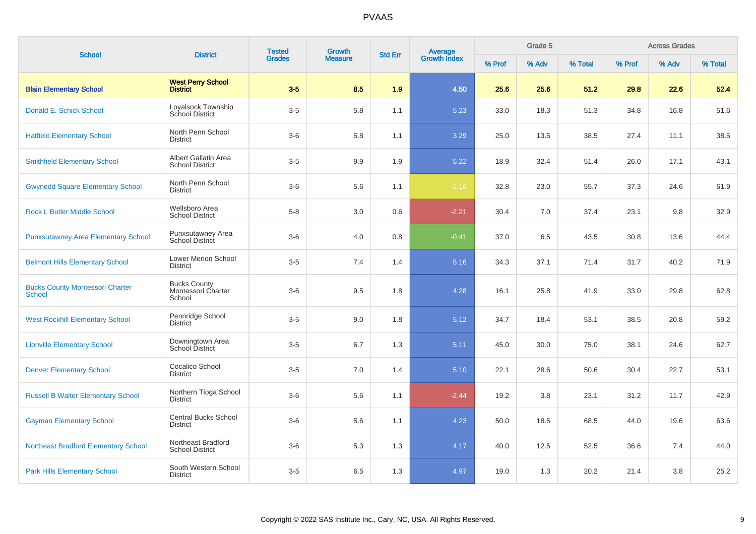# PVAAS

| School | District | Tested Grades | Growth Measure | Std Err | Average Growth Index | Grade 5 | | | Across Grades | | |
|---|---|---|---|---|---|---|---|---|---|---|---|
| | | | | | | % Prof | % Adv | % Total | % Prof | % Adv | % Total |
| **Blain Elementary School** | **West Perry School District** | **3-5** | **8.5** | **1.9** | **4.50** | **25.6** | **25.6** | **51.2** | **29.8** | **22.6** | **52.4** |
| Donald E. Schick School | Loyalsock Township School District | 3-5 | 5.8 | 1.1 | 5.23 | 33.0 | 18.3 | 51.3 | 34.8 | 16.8 | 51.6 |
| Hatfield Elementary School | North Penn School District | 3-6 | 5.8 | 1.1 | 3.29 | 25.0 | 13.5 | 38.5 | 27.4 | 11.1 | 38.5 |
| Smithfield Elementary School | Albert Gallatin Area School District | 3-5 | 9.9 | 1.9 | 5.22 | 18.9 | 32.4 | 51.4 | 26.0 | 17.1 | 43.1 |
| Gwynedd Square Elementary School | North Penn School District | 3-6 | 5.6 | 1.1 | -1.16 | 32.8 | 23.0 | 55.7 | 37.3 | 24.6 | 61.9 |
| Rock L Butler Middle School | Wellsboro Area School District | 5-8 | 3.0 | 0.6 | -2.21 | 30.4 | 7.0 | 37.4 | 23.1 | 9.8 | 32.9 |
| Punxsutawney Area Elementary School | Punxsutawney Area School District | 3-6 | 4.0 | 0.8 | -0.41 | 37.0 | 6.5 | 43.5 | 30.8 | 13.6 | 44.4 |
| Belmont Hills Elementary School | Lower Merion School District | 3-5 | 7.4 | 1.4 | 5.16 | 34.3 | 37.1 | 71.4 | 31.7 | 40.2 | 71.9 |
| Bucks County Montessori Charter School | Bucks County Montessori Charter School | 3-6 | 9.5 | 1.8 | 4.28 | 16.1 | 25.8 | 41.9 | 33.0 | 29.8 | 62.8 |
| West Rockhill Elementary School | Pennridge School District | 3-5 | 9.0 | 1.8 | 5.12 | 34.7 | 18.4 | 53.1 | 38.5 | 20.8 | 59.2 |
| Lionville Elementary School | Downingtown Area School District | 3-5 | 6.7 | 1.3 | 5.11 | 45.0 | 30.0 | 75.0 | 38.1 | 24.6 | 62.7 |
| Denver Elementary School | Cocalico School District | 3-5 | 7.0 | 1.4 | 5.10 | 22.1 | 28.6 | 50.6 | 30.4 | 22.7 | 53.1 |
| Russell B Walter Elementary School | Northern Tioga School District | 3-6 | 5.6 | 1.1 | -2.44 | 19.2 | 3.8 | 23.1 | 31.2 | 11.7 | 42.9 |
| Gayman Elementary School | Central Bucks School District | 3-6 | 5.6 | 1.1 | 4.23 | 50.0 | 18.5 | 68.5 | 44.0 | 19.6 | 63.6 |
| Northeast Bradford Elementary School | Northeast Bradford School District | 3-6 | 5.3 | 1.3 | 4.17 | 40.0 | 12.5 | 52.5 | 36.6 | 7.4 | 44.0 |
| Park Hills Elementary School | South Western School District | 3-5 | 6.5 | 1.3 | 4.97 | 19.0 | 1.3 | 20.2 | 21.4 | 3.8 | 25.2 |

Copyright © 2022 SAS Institute Inc., Cary, NC, USA. All Rights Reserved.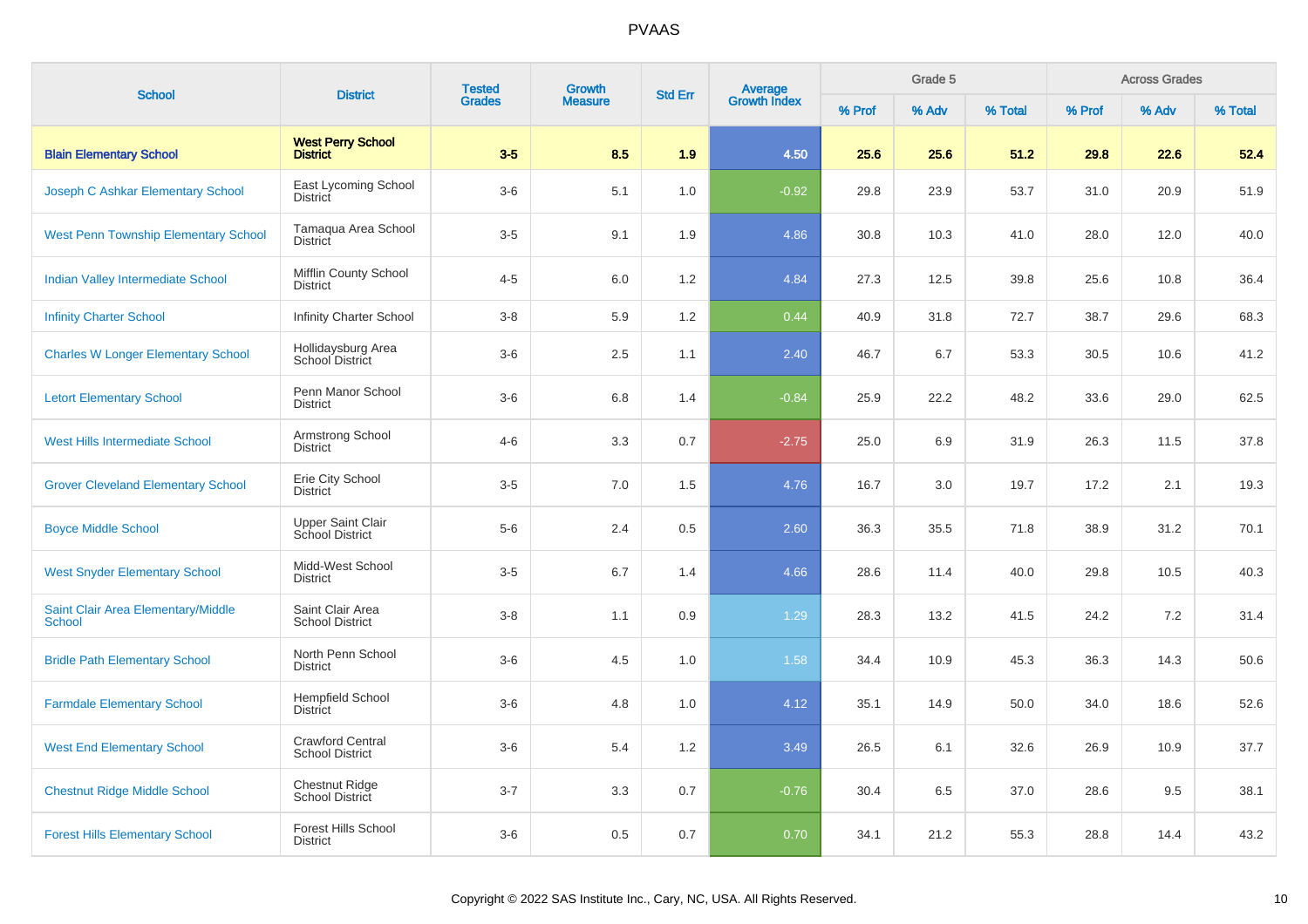# PVAAS

| School | District | Tested Grades | Growth Measure | Std Err | Average Growth Index | Grade 5 | | | Across Grades | | |
|---|---|---|---|---|---|---|---|---|---|---|---|
| | | | | | | % Prof | % Adv | % Total | % Prof | % Adv | % Total |
| **Blain Elementary School** | **West Perry School District** | **3-5** | **8.5** | **1.9** | **4.50** | **25.6** | **25.6** | **51.2** | **29.8** | **22.6** | **52.4** |
| Joseph C Ashkar Elementary School | East Lycoming School District | 3-6 | 5.1 | 1.0 | -0.92 | 29.8 | 23.9 | 53.7 | 31.0 | 20.9 | 51.9 |
| West Penn Township Elementary School | Tamaqua Area School District | 3-5 | 9.1 | 1.9 | 4.86 | 30.8 | 10.3 | 41.0 | 28.0 | 12.0 | 40.0 |
| Indian Valley Intermediate School | Mifflin County School District | 4-5 | 6.0 | 1.2 | 4.84 | 27.3 | 12.5 | 39.8 | 25.6 | 10.8 | 36.4 |
| Infinity Charter School | Infinity Charter School | 3-8 | 5.9 | 1.2 | 0.44 | 40.9 | 31.8 | 72.7 | 38.7 | 29.6 | 68.3 |
| Charles W Longer Elementary School | Hollidaysburg Area School District | 3-6 | 2.5 | 1.1 | 2.40 | 46.7 | 6.7 | 53.3 | 30.5 | 10.6 | 41.2 |
| Letort Elementary School | Penn Manor School District | 3-6 | 6.8 | 1.4 | -0.84 | 25.9 | 22.2 | 48.2 | 33.6 | 29.0 | 62.5 |
| West Hills Intermediate School | Armstrong School District | 4-6 | 3.3 | 0.7 | -2.75 | 25.0 | 6.9 | 31.9 | 26.3 | 11.5 | 37.8 |
| Grover Cleveland Elementary School | Erie City School District | 3-5 | 7.0 | 1.5 | 4.76 | 16.7 | 3.0 | 19.7 | 17.2 | 2.1 | 19.3 |
| Boyce Middle School | Upper Saint Clair School District | 5-6 | 2.4 | 0.5 | 2.60 | 36.3 | 35.5 | 71.8 | 38.9 | 31.2 | 70.1 |
| West Snyder Elementary School | Midd-West School District | 3-5 | 6.7 | 1.4 | 4.66 | 28.6 | 11.4 | 40.0 | 29.8 | 10.5 | 40.3 |
| Saint Clair Area Elementary/Middle School | Saint Clair Area School District | 3-8 | 1.1 | 0.9 | 1.29 | 28.3 | 13.2 | 41.5 | 24.2 | 7.2 | 31.4 |
| Bridle Path Elementary School | North Penn School District | 3-6 | 4.5 | 1.0 | 1.58 | 34.4 | 10.9 | 45.3 | 36.3 | 14.3 | 50.6 |
| Farmdale Elementary School | Hempfield School District | 3-6 | 4.8 | 1.0 | 4.12 | 35.1 | 14.9 | 50.0 | 34.0 | 18.6 | 52.6 |
| West End Elementary School | Crawford Central School District | 3-6 | 5.4 | 1.2 | 3.49 | 26.5 | 6.1 | 32.6 | 26.9 | 10.9 | 37.7 |
| Chestnut Ridge Middle School | Chestnut Ridge School District | 3-7 | 3.3 | 0.7 | -0.76 | 30.4 | 6.5 | 37.0 | 28.6 | 9.5 | 38.1 |
| Forest Hills Elementary School | Forest Hills School District | 3-6 | 0.5 | 0.7 | 0.70 | 34.1 | 21.2 | 55.3 | 28.8 | 14.4 | 43.2 |

Copyright © 2022 SAS Institute Inc., Cary, NC, USA. All Rights Reserved.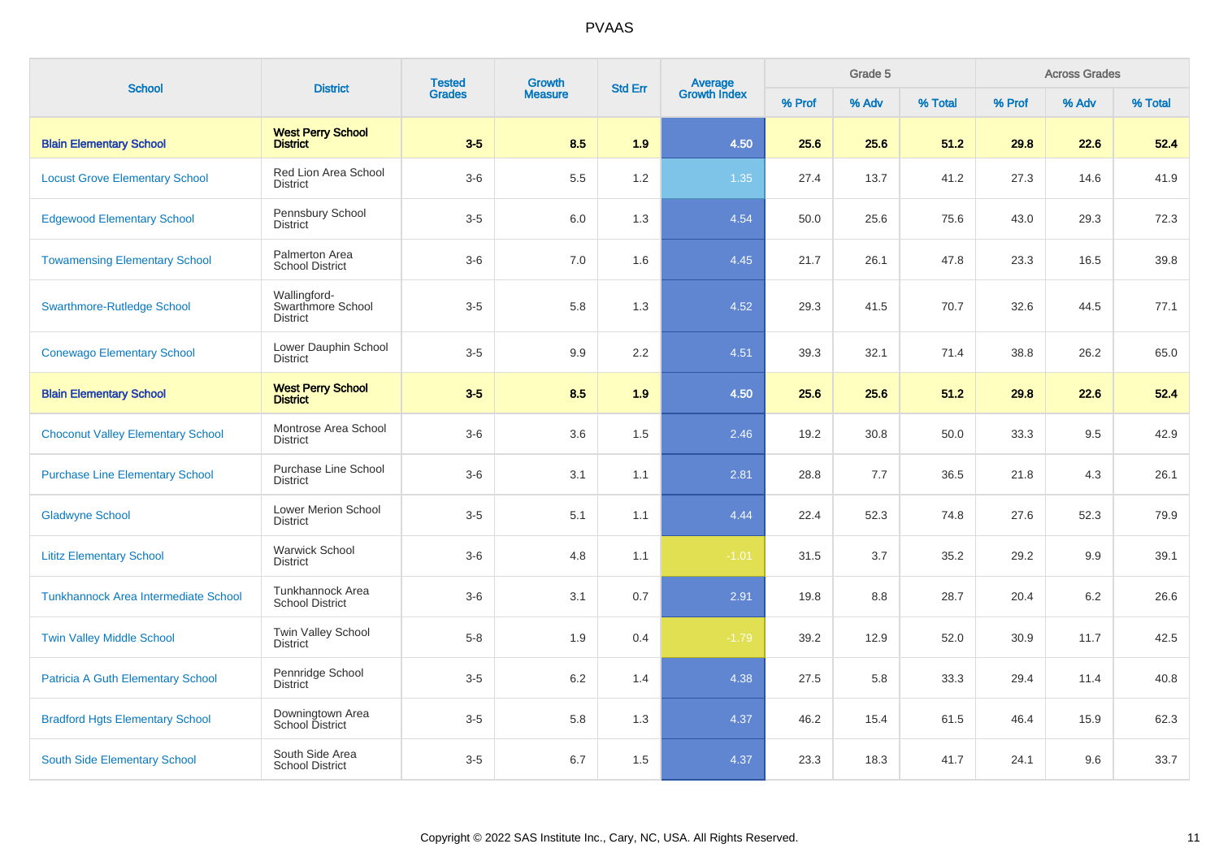| School | District | Tested Grades | Growth Measure | Std Err | Average Growth Index | Grade 5 | | | Across Grades | | |
|---|---|---|---|---|---|---|---|---|---|---|---|
| | | | | | | % Prof | % Adv | % Total | % Prof | % Adv | % Total |
| **Blain Elementary School** | **West Perry School District** | **3-5** | **8.5** | **1.9** | **4.50** | **25.6** | **25.6** | **51.2** | **29.8** | **22.6** | **52.4** |
| Locust Grove Elementary School | Red Lion Area School District | 3-6 | 5.5 | 1.2 | 1.35 | 27.4 | 13.7 | 41.2 | 27.3 | 14.6 | 41.9 |
| Edgewood Elementary School | Pennsbury School District | 3-5 | 6.0 | 1.3 | 4.54 | 50.0 | 25.6 | 75.6 | 43.0 | 29.3 | 72.3 |
| Towamensing Elementary School | Palmerton Area School District | 3-6 | 7.0 | 1.6 | 4.45 | 21.7 | 26.1 | 47.8 | 23.3 | 16.5 | 39.8 |
| Swarthmore-Rutledge School | Wallingford-Swarthmore School District | 3-5 | 5.8 | 1.3 | 4.52 | 29.3 | 41.5 | 70.7 | 32.6 | 44.5 | 77.1 |
| Conewago Elementary School | Lower Dauphin School District | 3-5 | 9.9 | 2.2 | 4.51 | 39.3 | 32.1 | 71.4 | 38.8 | 26.2 | 65.0 |
| **Blain Elementary School** | **West Perry School District** | **3-5** | **8.5** | **1.9** | **4.50** | **25.6** | **25.6** | **51.2** | **29.8** | **22.6** | **52.4** |
| Choconut Valley Elementary School | Montrose Area School District | 3-6 | 3.6 | 1.5 | 2.46 | 19.2 | 30.8 | 50.0 | 33.3 | 9.5 | 42.9 |
| Purchase Line Elementary School | Purchase Line School District | 3-6 | 3.1 | 1.1 | 2.81 | 28.8 | 7.7 | 36.5 | 21.8 | 4.3 | 26.1 |
| Gladwyne School | Lower Merion School District | 3-5 | 5.1 | 1.1 | 4.44 | 22.4 | 52.3 | 74.8 | 27.6 | 52.3 | 79.9 |
| Lititz Elementary School | Warwick School District | 3-6 | 4.8 | 1.1 | -1.01 | 31.5 | 3.7 | 35.2 | 29.2 | 9.9 | 39.1 |
| Tunkhannock Area Intermediate School | Tunkhannock Area School District | 3-6 | 3.1 | 0.7 | 2.91 | 19.8 | 8.8 | 28.7 | 20.4 | 6.2 | 26.6 |
| Twin Valley Middle School | Twin Valley School District | 5-8 | 1.9 | 0.4 | -1.79 | 39.2 | 12.9 | 52.0 | 30.9 | 11.7 | 42.5 |
| Patricia A Guth Elementary School | Pennridge School District | 3-5 | 6.2 | 1.4 | 4.38 | 27.5 | 5.8 | 33.3 | 29.4 | 11.4 | 40.8 |
| Bradford Hgts Elementary School | Downingtown Area School District | 3-5 | 5.8 | 1.3 | 4.37 | 46.2 | 15.4 | 61.5 | 46.4 | 15.9 | 62.3 |
| South Side Elementary School | South Side Area School District | 3-5 | 6.7 | 1.5 | 4.37 | 23.3 | 18.3 | 41.7 | 24.1 | 9.6 | 33.7 |

Copyright © 2022 SAS Institute Inc., Cary, NC, USA. All Rights Reserved.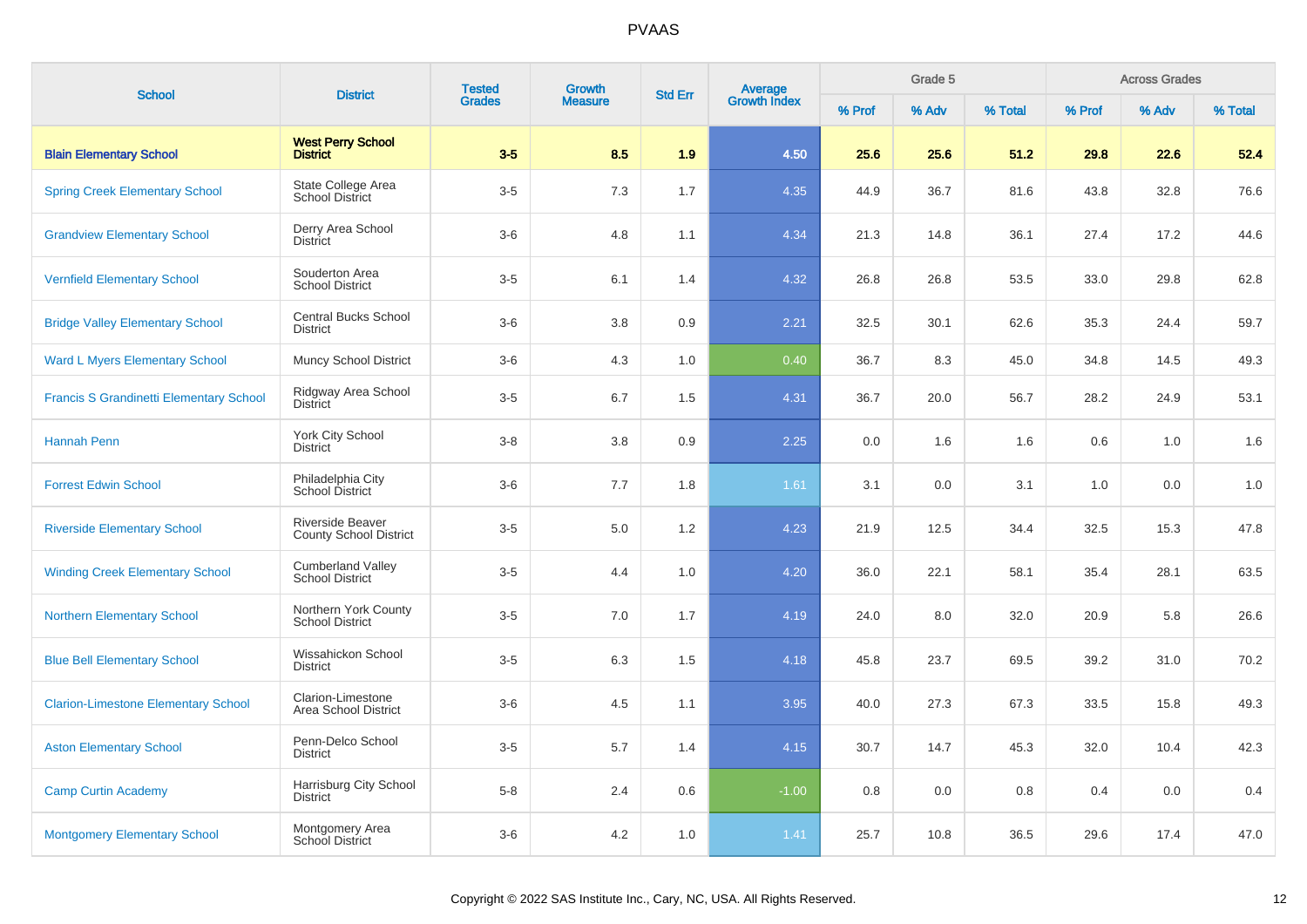# PVAAS

| School | District | Tested Grades | Growth Measure | Std Err | Average Growth Index | Grade 5 | | | Across Grades | | |
|---|---|---|---|---|---|---|---|---|---|---|---|
| | | | | | | % Prof | % Adv | % Total | % Prof | % Adv | % Total |
| **Blain Elementary School** | **West Perry School District** | **3-5** | **8.5** | **1.9** | **4.50** | **25.6** | **25.6** | **51.2** | **29.8** | **22.6** | **52.4** |
| Spring Creek Elementary School | State College Area School District | 3-5 | 7.3 | 1.7 | 4.35 | 44.9 | 36.7 | 81.6 | 43.8 | 32.8 | 76.6 |
| Grandview Elementary School | Derry Area School District | 3-6 | 4.8 | 1.1 | 4.34 | 21.3 | 14.8 | 36.1 | 27.4 | 17.2 | 44.6 |
| Vernfield Elementary School | Souderton Area School District | 3-5 | 6.1 | 1.4 | 4.32 | 26.8 | 26.8 | 53.5 | 33.0 | 29.8 | 62.8 |
| Bridge Valley Elementary School | Central Bucks School District | 3-6 | 3.8 | 0.9 | 2.21 | 32.5 | 30.1 | 62.6 | 35.3 | 24.4 | 59.7 |
| Ward L Myers Elementary School | Muncy School District | 3-6 | 4.3 | 1.0 | 0.40 | 36.7 | 8.3 | 45.0 | 34.8 | 14.5 | 49.3 |
| Francis S Grandinetti Elementary School | Ridgway Area School District | 3-5 | 6.7 | 1.5 | 4.31 | 36.7 | 20.0 | 56.7 | 28.2 | 24.9 | 53.1 |
| Hannah Penn | York City School District | 3-8 | 3.8 | 0.9 | 2.25 | 0.0 | 1.6 | 1.6 | 0.6 | 1.0 | 1.6 |
| Forrest Edwin School | Philadelphia City School District | 3-6 | 7.7 | 1.8 | 1.61 | 3.1 | 0.0 | 3.1 | 1.0 | 0.0 | 1.0 |
| Riverside Elementary School | Riverside Beaver County School District | 3-5 | 5.0 | 1.2 | 4.23 | 21.9 | 12.5 | 34.4 | 32.5 | 15.3 | 47.8 |
| Winding Creek Elementary School | Cumberland Valley School District | 3-5 | 4.4 | 1.0 | 4.20 | 36.0 | 22.1 | 58.1 | 35.4 | 28.1 | 63.5 |
| Northern Elementary School | Northern York County School District | 3-5 | 7.0 | 1.7 | 4.19 | 24.0 | 8.0 | 32.0 | 20.9 | 5.8 | 26.6 |
| Blue Bell Elementary School | Wissahickon School District | 3-5 | 6.3 | 1.5 | 4.18 | 45.8 | 23.7 | 69.5 | 39.2 | 31.0 | 70.2 |
| Clarion-Limestone Elementary School | Clarion-Limestone Area School District | 3-6 | 4.5 | 1.1 | 3.95 | 40.0 | 27.3 | 67.3 | 33.5 | 15.8 | 49.3 |
| Aston Elementary School | Penn-Delco School District | 3-5 | 5.7 | 1.4 | 4.15 | 30.7 | 14.7 | 45.3 | 32.0 | 10.4 | 42.3 |
| Camp Curtin Academy | Harrisburg City School District | 5-8 | 2.4 | 0.6 | -1.00 | 0.8 | 0.0 | 0.8 | 0.4 | 0.0 | 0.4 |
| Montgomery Elementary School | Montgomery Area School District | 3-6 | 4.2 | 1.0 | 1.41 | 25.7 | 10.8 | 36.5 | 29.6 | 17.4 | 47.0 |

Copyright © 2022 SAS Institute Inc., Cary, NC, USA. All Rights Reserved.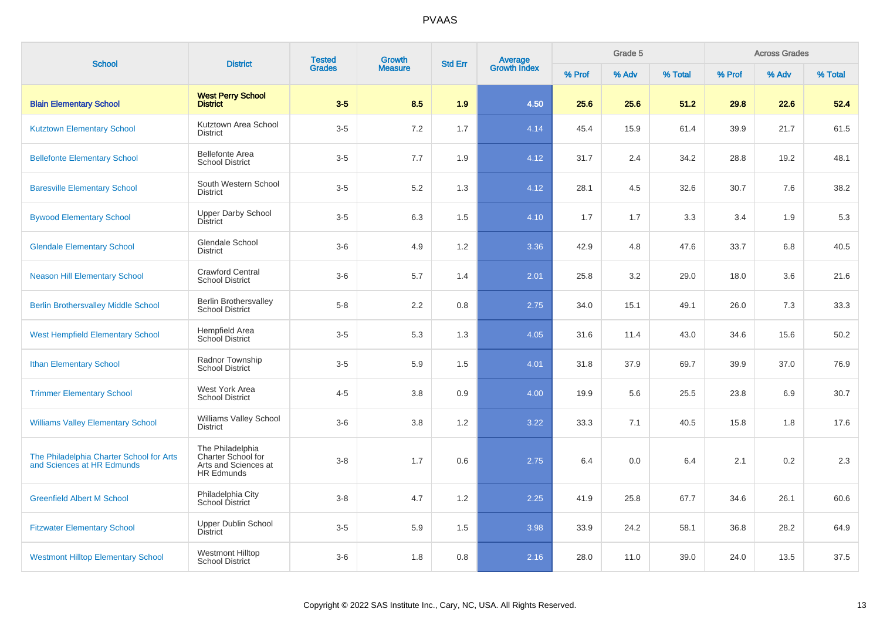| School | District | Tested Grades | Growth Measure | Std Err | Average Growth Index | Grade 5 | | | Across Grades | | |
|---|---|---|---|---|---|---|---|---|---|---|---|
| | | | | | | % Prof | % Adv | % Total | % Prof | % Adv | % Total |
| **Blain Elementary School** | **West Perry School District** | **3-5** | **8.5** | **1.9** | **4.50** | **25.6** | **25.6** | **51.2** | **29.8** | **22.6** | **52.4** |
| Kutztown Elementary School | Kutztown Area School District | 3-5 | 7.2 | 1.7 | 4.14 | 45.4 | 15.9 | 61.4 | 39.9 | 21.7 | 61.5 |
| Bellefonte Elementary School | Bellefonte Area School District | 3-5 | 7.7 | 1.9 | 4.12 | 31.7 | 2.4 | 34.2 | 28.8 | 19.2 | 48.1 |
| Baresville Elementary School | South Western School District | 3-5 | 5.2 | 1.3 | 4.12 | 28.1 | 4.5 | 32.6 | 30.7 | 7.6 | 38.2 |
| Bywood Elementary School | Upper Darby School District | 3-5 | 6.3 | 1.5 | 4.10 | 1.7 | 1.7 | 3.3 | 3.4 | 1.9 | 5.3 |
| Glendale Elementary School | Glendale School District | 3-6 | 4.9 | 1.2 | 3.36 | 42.9 | 4.8 | 47.6 | 33.7 | 6.8 | 40.5 |
| Neason Hill Elementary School | Crawford Central School District | 3-6 | 5.7 | 1.4 | 2.01 | 25.8 | 3.2 | 29.0 | 18.0 | 3.6 | 21.6 |
| Berlin Brothersvalley Middle School | Berlin Brothersvalley School District | 5-8 | 2.2 | 0.8 | 2.75 | 34.0 | 15.1 | 49.1 | 26.0 | 7.3 | 33.3 |
| West Hempfield Elementary School | Hempfield Area School District | 3-5 | 5.3 | 1.3 | 4.05 | 31.6 | 11.4 | 43.0 | 34.6 | 15.6 | 50.2 |
| Ithan Elementary School | Radnor Township School District | 3-5 | 5.9 | 1.5 | 4.01 | 31.8 | 37.9 | 69.7 | 39.9 | 37.0 | 76.9 |
| Trimmer Elementary School | West York Area School District | 4-5 | 3.8 | 0.9 | 4.00 | 19.9 | 5.6 | 25.5 | 23.8 | 6.9 | 30.7 |
| Williams Valley Elementary School | Williams Valley School District | 3-6 | 3.8 | 1.2 | 3.22 | 33.3 | 7.1 | 40.5 | 15.8 | 1.8 | 17.6 |
| The Philadelphia Charter School for Arts and Sciences at HR Edmunds | The Philadelphia Charter School for Arts and Sciences at HR Edmunds | 3-8 | 1.7 | 0.6 | 2.75 | 6.4 | 0.0 | 6.4 | 2.1 | 0.2 | 2.3 |
| Greenfield Albert M School | Philadelphia City School District | 3-8 | 4.7 | 1.2 | 2.25 | 41.9 | 25.8 | 67.7 | 34.6 | 26.1 | 60.6 |
| Fitzwater Elementary School | Upper Dublin School District | 3-5 | 5.9 | 1.5 | 3.98 | 33.9 | 24.2 | 58.1 | 36.8 | 28.2 | 64.9 |
| Westmont Hilltop Elementary School | Westmont Hilltop School District | 3-6 | 1.8 | 0.8 | 2.16 | 28.0 | 11.0 | 39.0 | 24.0 | 13.5 | 37.5 |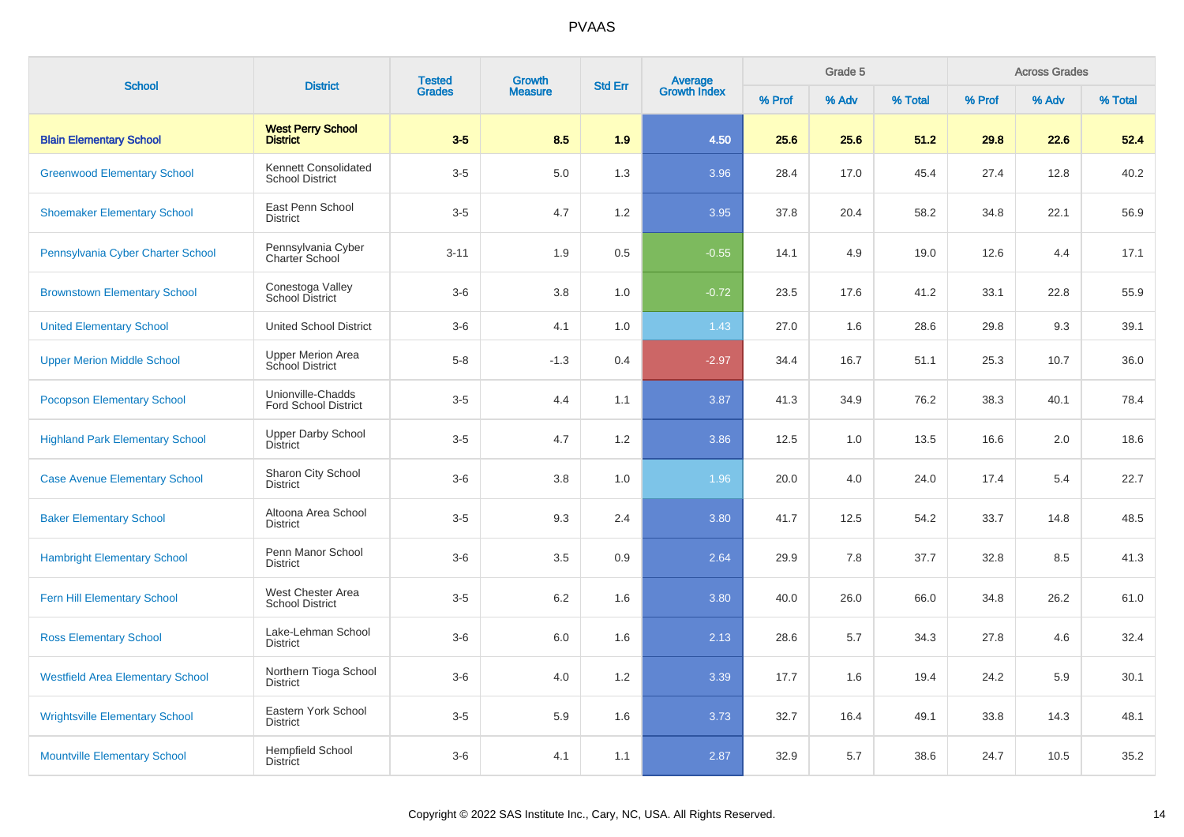# PVAAS

| School | District | Tested Grades | Growth Measure | Std Err | Average Growth Index | Grade 5 | | | Across Grades | | |
|---|---|---|---|---|---|---|---|---|---|---|---|
| | | | | | | % Prof | % Adv | % Total | % Prof | % Adv | % Total |
| **Blain Elementary School** | **West Perry School District** | **3-5** | **8.5** | **1.9** | **4.50** | **25.6** | **25.6** | **51.2** | **29.8** | **22.6** | **52.4** |
| Greenwood Elementary School | Kennett Consolidated School District | 3-5 | 5.0 | 1.3 | 3.96 | 28.4 | 17.0 | 45.4 | 27.4 | 12.8 | 40.2 |
| Shoemaker Elementary School | East Penn School District | 3-5 | 4.7 | 1.2 | 3.95 | 37.8 | 20.4 | 58.2 | 34.8 | 22.1 | 56.9 |
| Pennsylvania Cyber Charter School | Pennsylvania Cyber Charter School | 3-11 | 1.9 | 0.5 | -0.55 | 14.1 | 4.9 | 19.0 | 12.6 | 4.4 | 17.1 |
| Brownstown Elementary School | Conestoga Valley School District | 3-6 | 3.8 | 1.0 | -0.72 | 23.5 | 17.6 | 41.2 | 33.1 | 22.8 | 55.9 |
| United Elementary School | United School District | 3-6 | 4.1 | 1.0 | 1.43 | 27.0 | 1.6 | 28.6 | 29.8 | 9.3 | 39.1 |
| Upper Merion Middle School | Upper Merion Area School District | 5-8 | -1.3 | 0.4 | -2.97 | 34.4 | 16.7 | 51.1 | 25.3 | 10.7 | 36.0 |
| Pocopson Elementary School | Unionville-Chadds Ford School District | 3-5 | 4.4 | 1.1 | 3.87 | 41.3 | 34.9 | 76.2 | 38.3 | 40.1 | 78.4 |
| Highland Park Elementary School | Upper Darby School District | 3-5 | 4.7 | 1.2 | 3.86 | 12.5 | 1.0 | 13.5 | 16.6 | 2.0 | 18.6 |
| Case Avenue Elementary School | Sharon City School District | 3-6 | 3.8 | 1.0 | 1.96 | 20.0 | 4.0 | 24.0 | 17.4 | 5.4 | 22.7 |
| Baker Elementary School | Altoona Area School District | 3-5 | 9.3 | 2.4 | 3.80 | 41.7 | 12.5 | 54.2 | 33.7 | 14.8 | 48.5 |
| Hambright Elementary School | Penn Manor School District | 3-6 | 3.5 | 0.9 | 2.64 | 29.9 | 7.8 | 37.7 | 32.8 | 8.5 | 41.3 |
| Fern Hill Elementary School | West Chester Area School District | 3-5 | 6.2 | 1.6 | 3.80 | 40.0 | 26.0 | 66.0 | 34.8 | 26.2 | 61.0 |
| Ross Elementary School | Lake-Lehman School District | 3-6 | 6.0 | 1.6 | 2.13 | 28.6 | 5.7 | 34.3 | 27.8 | 4.6 | 32.4 |
| Westfield Area Elementary School | Northern Tioga School District | 3-6 | 4.0 | 1.2 | 3.39 | 17.7 | 1.6 | 19.4 | 24.2 | 5.9 | 30.1 |
| Wrightsville Elementary School | Eastern York School District | 3-5 | 5.9 | 1.6 | 3.73 | 32.7 | 16.4 | 49.1 | 33.8 | 14.3 | 48.1 |
| Mountville Elementary School | Hempfield School District | 3-6 | 4.1 | 1.1 | 2.87 | 32.9 | 5.7 | 38.6 | 24.7 | 10.5 | 35.2 |

Copyright © 2022 SAS Institute Inc., Cary, NC, USA. All Rights Reserved.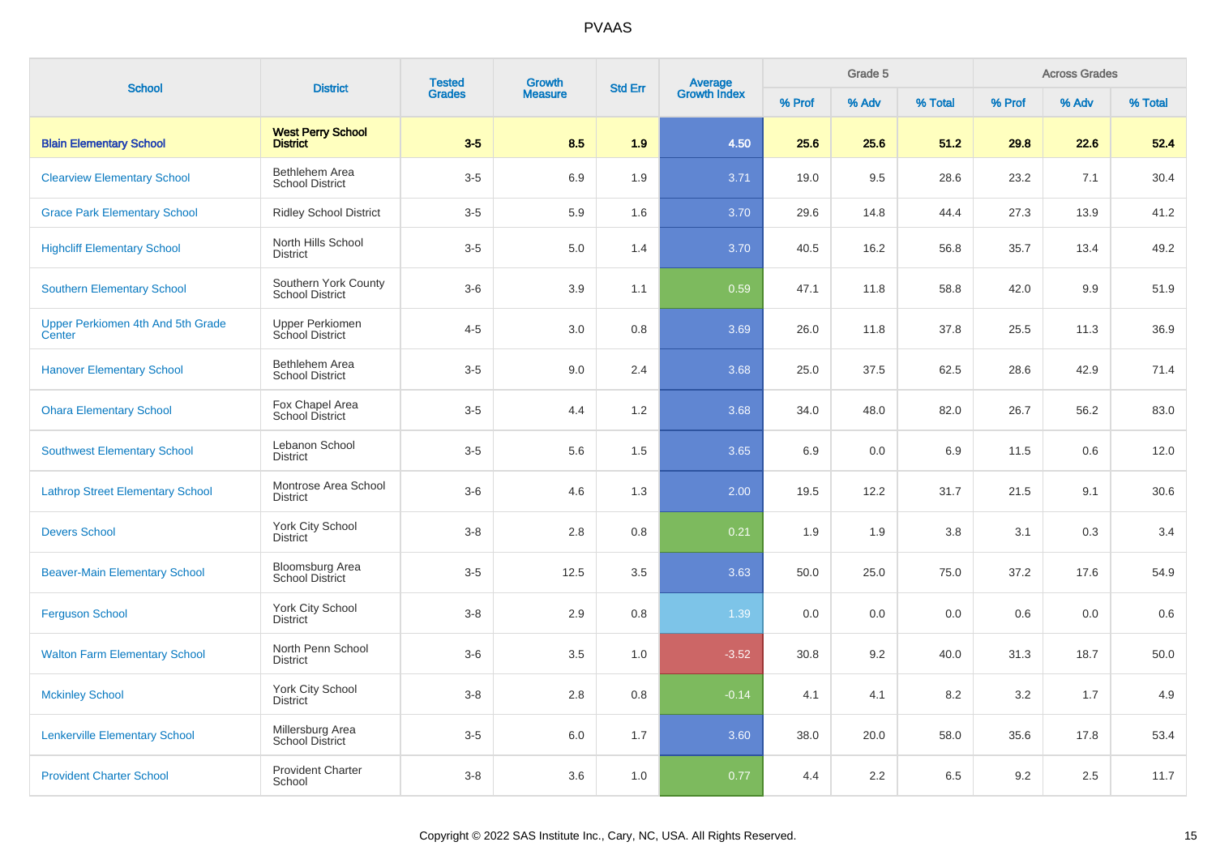# PVAAS

| School | District | Tested Grades | Growth Measure | Std Err | Average Growth Index | Grade 5 | | | Across Grades | | |
|---|---|---|---|---|---|---|---|---|---|---|---|
| | | | | | | % Prof | % Adv | % Total | % Prof | % Adv | % Total |
| **Blain Elementary School** | **West Perry School District** | **3-5** | **8.5** | **1.9** | **4.50** | **25.6** | **25.6** | **51.2** | **29.8** | **22.6** | **52.4** |
| Clearview Elementary School | Bethlehem Area School District | 3-5 | 6.9 | 1.9 | 3.71 | 19.0 | 9.5 | 28.6 | 23.2 | 7.1 | 30.4 |
| Grace Park Elementary School | Ridley School District | 3-5 | 5.9 | 1.6 | 3.70 | 29.6 | 14.8 | 44.4 | 27.3 | 13.9 | 41.2 |
| Highcliff Elementary School | North Hills School District | 3-5 | 5.0 | 1.4 | 3.70 | 40.5 | 16.2 | 56.8 | 35.7 | 13.4 | 49.2 |
| Southern Elementary School | Southern York County School District | 3-6 | 3.9 | 1.1 | 0.59 | 47.1 | 11.8 | 58.8 | 42.0 | 9.9 | 51.9 |
| Upper Perkiomen 4th And 5th Grade Center | Upper Perkiomen School District | 4-5 | 3.0 | 0.8 | 3.69 | 26.0 | 11.8 | 37.8 | 25.5 | 11.3 | 36.9 |
| Hanover Elementary School | Bethlehem Area School District | 3-5 | 9.0 | 2.4 | 3.68 | 25.0 | 37.5 | 62.5 | 28.6 | 42.9 | 71.4 |
| Ohara Elementary School | Fox Chapel Area School District | 3-5 | 4.4 | 1.2 | 3.68 | 34.0 | 48.0 | 82.0 | 26.7 | 56.2 | 83.0 |
| Southwest Elementary School | Lebanon School District | 3-5 | 5.6 | 1.5 | 3.65 | 6.9 | 0.0 | 6.9 | 11.5 | 0.6 | 12.0 |
| Lathrop Street Elementary School | Montrose Area School District | 3-6 | 4.6 | 1.3 | 2.00 | 19.5 | 12.2 | 31.7 | 21.5 | 9.1 | 30.6 |
| Devers School | York City School District | 3-8 | 2.8 | 0.8 | 0.21 | 1.9 | 1.9 | 3.8 | 3.1 | 0.3 | 3.4 |
| Beaver-Main Elementary School | Bloomsburg Area School District | 3-5 | 12.5 | 3.5 | 3.63 | 50.0 | 25.0 | 75.0 | 37.2 | 17.6 | 54.9 |
| Ferguson School | York City School District | 3-8 | 2.9 | 0.8 | 1.39 | 0.0 | 0.0 | 0.0 | 0.6 | 0.0 | 0.6 |
| Walton Farm Elementary School | North Penn School District | 3-6 | 3.5 | 1.0 | -3.52 | 30.8 | 9.2 | 40.0 | 31.3 | 18.7 | 50.0 |
| Mckinley School | York City School District | 3-8 | 2.8 | 0.8 | -0.14 | 4.1 | 4.1 | 8.2 | 3.2 | 1.7 | 4.9 |
| Lenkerville Elementary School | Millersburg Area School District | 3-5 | 6.0 | 1.7 | 3.60 | 38.0 | 20.0 | 58.0 | 35.6 | 17.8 | 53.4 |
| Provident Charter School | Provident Charter School | 3-8 | 3.6 | 1.0 | 0.77 | 4.4 | 2.2 | 6.5 | 9.2 | 2.5 | 11.7 |

Copyright © 2022 SAS Institute Inc., Cary, NC, USA. All Rights Reserved.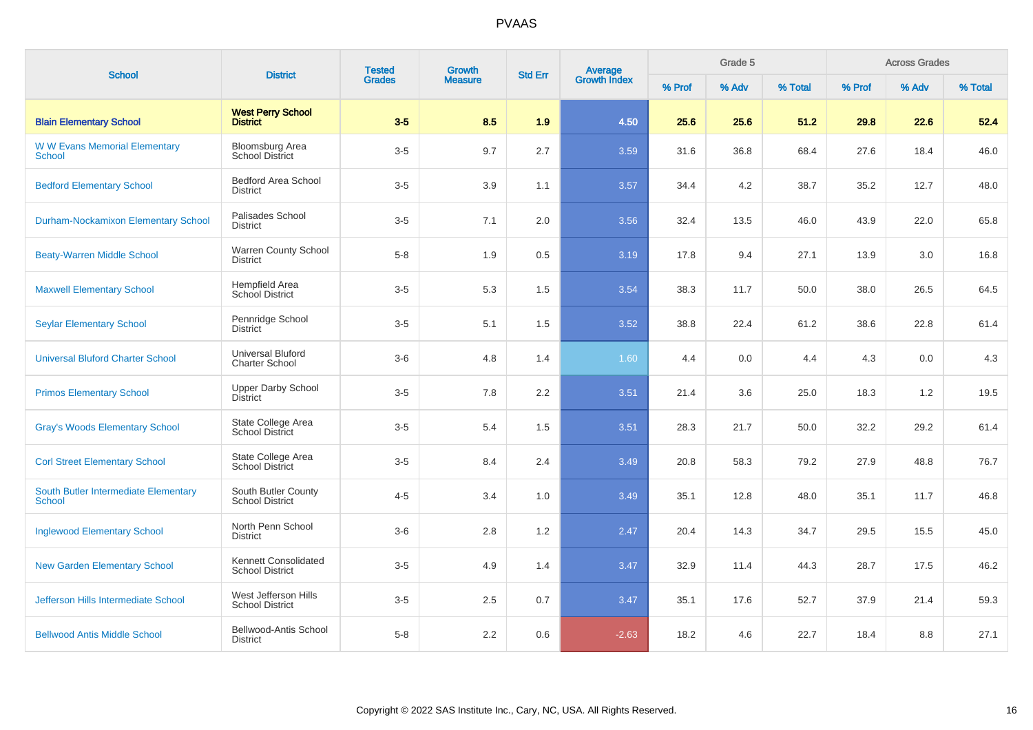# PVAAS

| School | District | Tested Grades | Growth Measure | Std Err | Average Growth Index | Grade 5 | | | Across Grades | | |
|---|---|---|---|---|---|---|---|---|---|---|---|
| | | | | | | % Prof | % Adv | % Total | % Prof | % Adv | % Total |
| **Blain Elementary School** | **West Perry School District** | **3-5** | **8.5** | **1.9** | **4.50** | **25.6** | **25.6** | **51.2** | **29.8** | **22.6** | **52.4** |
| W W Evans Memorial Elementary School | Bloomsburg Area School District | 3-5 | 9.7 | 2.7 | 3.59 | 31.6 | 36.8 | 68.4 | 27.6 | 18.4 | 46.0 |
| Bedford Elementary School | Bedford Area School District | 3-5 | 3.9 | 1.1 | 3.57 | 34.4 | 4.2 | 38.7 | 35.2 | 12.7 | 48.0 |
| Durham-Nockamixon Elementary School | Palisades School District | 3-5 | 7.1 | 2.0 | 3.56 | 32.4 | 13.5 | 46.0 | 43.9 | 22.0 | 65.8 |
| Beaty-Warren Middle School | Warren County School District | 5-8 | 1.9 | 0.5 | 3.19 | 17.8 | 9.4 | 27.1 | 13.9 | 3.0 | 16.8 |
| Maxwell Elementary School | Hempfield Area School District | 3-5 | 5.3 | 1.5 | 3.54 | 38.3 | 11.7 | 50.0 | 38.0 | 26.5 | 64.5 |
| Seylar Elementary School | Pennridge School District | 3-5 | 5.1 | 1.5 | 3.52 | 38.8 | 22.4 | 61.2 | 38.6 | 22.8 | 61.4 |
| Universal Bluford Charter School | Universal Bluford Charter School | 3-6 | 4.8 | 1.4 | 1.60 | 4.4 | 0.0 | 4.4 | 4.3 | 0.0 | 4.3 |
| Primos Elementary School | Upper Darby School District | 3-5 | 7.8 | 2.2 | 3.51 | 21.4 | 3.6 | 25.0 | 18.3 | 1.2 | 19.5 |
| Gray's Woods Elementary School | State College Area School District | 3-5 | 5.4 | 1.5 | 3.51 | 28.3 | 21.7 | 50.0 | 32.2 | 29.2 | 61.4 |
| Corl Street Elementary School | State College Area School District | 3-5 | 8.4 | 2.4 | 3.49 | 20.8 | 58.3 | 79.2 | 27.9 | 48.8 | 76.7 |
| South Butler Intermediate Elementary School | South Butler County School District | 4-5 | 3.4 | 1.0 | 3.49 | 35.1 | 12.8 | 48.0 | 35.1 | 11.7 | 46.8 |
| Inglewood Elementary School | North Penn School District | 3-6 | 2.8 | 1.2 | 2.47 | 20.4 | 14.3 | 34.7 | 29.5 | 15.5 | 45.0 |
| New Garden Elementary School | Kennett Consolidated School District | 3-5 | 4.9 | 1.4 | 3.47 | 32.9 | 11.4 | 44.3 | 28.7 | 17.5 | 46.2 |
| Jefferson Hills Intermediate School | West Jefferson Hills School District | 3-5 | 2.5 | 0.7 | 3.47 | 35.1 | 17.6 | 52.7 | 37.9 | 21.4 | 59.3 |
| Bellwood Antis Middle School | Bellwood-Antis School District | 5-8 | 2.2 | 0.6 | -2.63 | 18.2 | 4.6 | 22.7 | 18.4 | 8.8 | 27.1 |

Copyright © 2022 SAS Institute Inc., Cary, NC, USA. All Rights Reserved.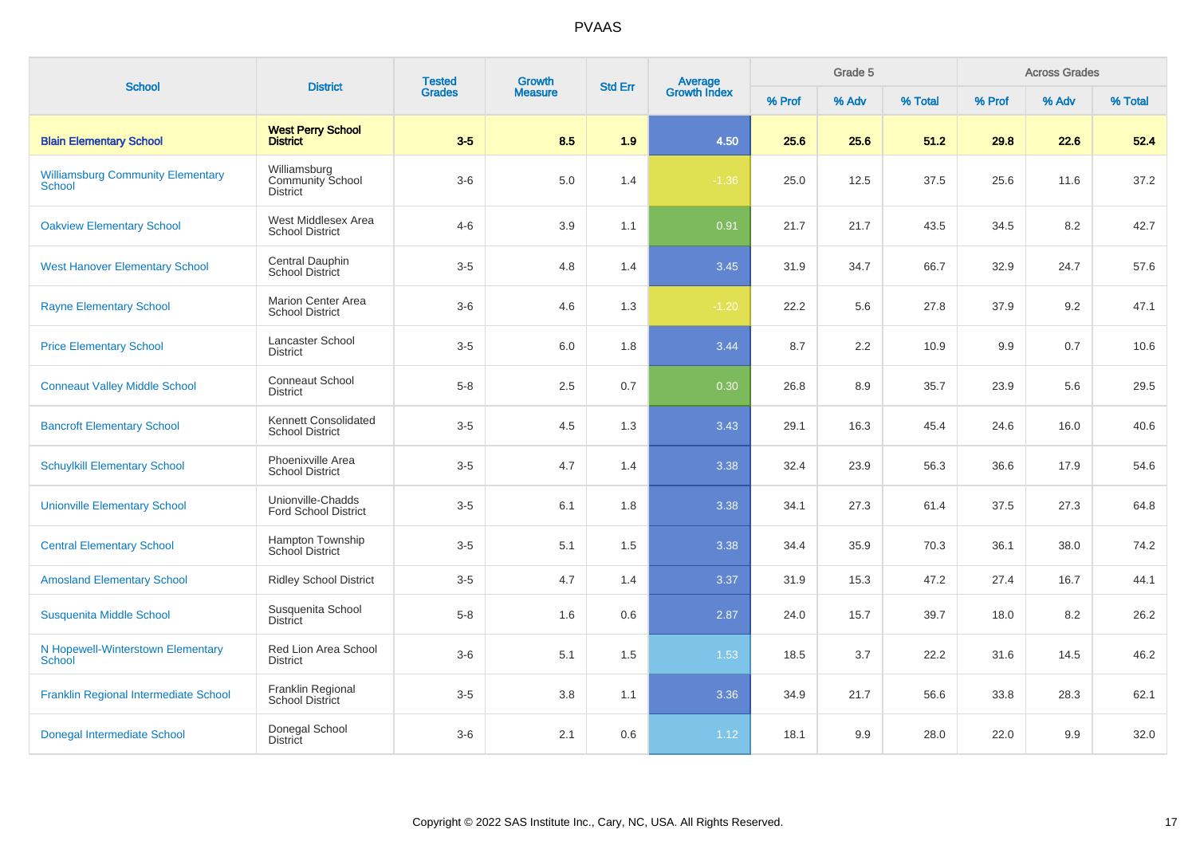# PVAAS

| School | District | Tested Grades | Growth Measure | Std Err | Average Growth Index | Grade 5 | | | Across Grades | | |
|---|---|---|---|---|---|---|---|---|---|---|---|
| | | | | | | % Prof | % Adv | % Total | % Prof | % Adv | % Total |
| **Blain Elementary School** | **West Perry School District** | **3-5** | **8.5** | **1.9** | **4.50** | **25.6** | **25.6** | **51.2** | **29.8** | **22.6** | **52.4** |
| Williamsburg Community Elementary School | Williamsburg Community School District | 3-6 | 5.0 | 1.4 | -1.36 | 25.0 | 12.5 | 37.5 | 25.6 | 11.6 | 37.2 |
| Oakview Elementary School | West Middlesex Area School District | 4-6 | 3.9 | 1.1 | 0.91 | 21.7 | 21.7 | 43.5 | 34.5 | 8.2 | 42.7 |
| West Hanover Elementary School | Central Dauphin School District | 3-5 | 4.8 | 1.4 | 3.45 | 31.9 | 34.7 | 66.7 | 32.9 | 24.7 | 57.6 |
| Rayne Elementary School | Marion Center Area School District | 3-6 | 4.6 | 1.3 | -1.20 | 22.2 | 5.6 | 27.8 | 37.9 | 9.2 | 47.1 |
| Price Elementary School | Lancaster School District | 3-5 | 6.0 | 1.8 | 3.44 | 8.7 | 2.2 | 10.9 | 9.9 | 0.7 | 10.6 |
| Conneaut Valley Middle School | Conneaut School District | 5-8 | 2.5 | 0.7 | 0.30 | 26.8 | 8.9 | 35.7 | 23.9 | 5.6 | 29.5 |
| Bancroft Elementary School | Kennett Consolidated School District | 3-5 | 4.5 | 1.3 | 3.43 | 29.1 | 16.3 | 45.4 | 24.6 | 16.0 | 40.6 |
| Schuylkill Elementary School | Phoenixville Area School District | 3-5 | 4.7 | 1.4 | 3.38 | 32.4 | 23.9 | 56.3 | 36.6 | 17.9 | 54.6 |
| Unionville Elementary School | Unionville-Chadds Ford School District | 3-5 | 6.1 | 1.8 | 3.38 | 34.1 | 27.3 | 61.4 | 37.5 | 27.3 | 64.8 |
| Central Elementary School | Hampton Township School District | 3-5 | 5.1 | 1.5 | 3.38 | 34.4 | 35.9 | 70.3 | 36.1 | 38.0 | 74.2 |
| Amosland Elementary School | Ridley School District | 3-5 | 4.7 | 1.4 | 3.37 | 31.9 | 15.3 | 47.2 | 27.4 | 16.7 | 44.1 |
| Susquenita Middle School | Susquenita School District | 5-8 | 1.6 | 0.6 | 2.87 | 24.0 | 15.7 | 39.7 | 18.0 | 8.2 | 26.2 |
| N Hopewell-Winterstown Elementary School | Red Lion Area School District | 3-6 | 5.1 | 1.5 | 1.53 | 18.5 | 3.7 | 22.2 | 31.6 | 14.5 | 46.2 |
| Franklin Regional Intermediate School | Franklin Regional School District | 3-5 | 3.8 | 1.1 | 3.36 | 34.9 | 21.7 | 56.6 | 33.8 | 28.3 | 62.1 |
| Donegal Intermediate School | Donegal School District | 3-6 | 2.1 | 0.6 | 1.12 | 18.1 | 9.9 | 28.0 | 22.0 | 9.9 | 32.0 |

Copyright © 2022 SAS Institute Inc., Cary, NC, USA. All Rights Reserved.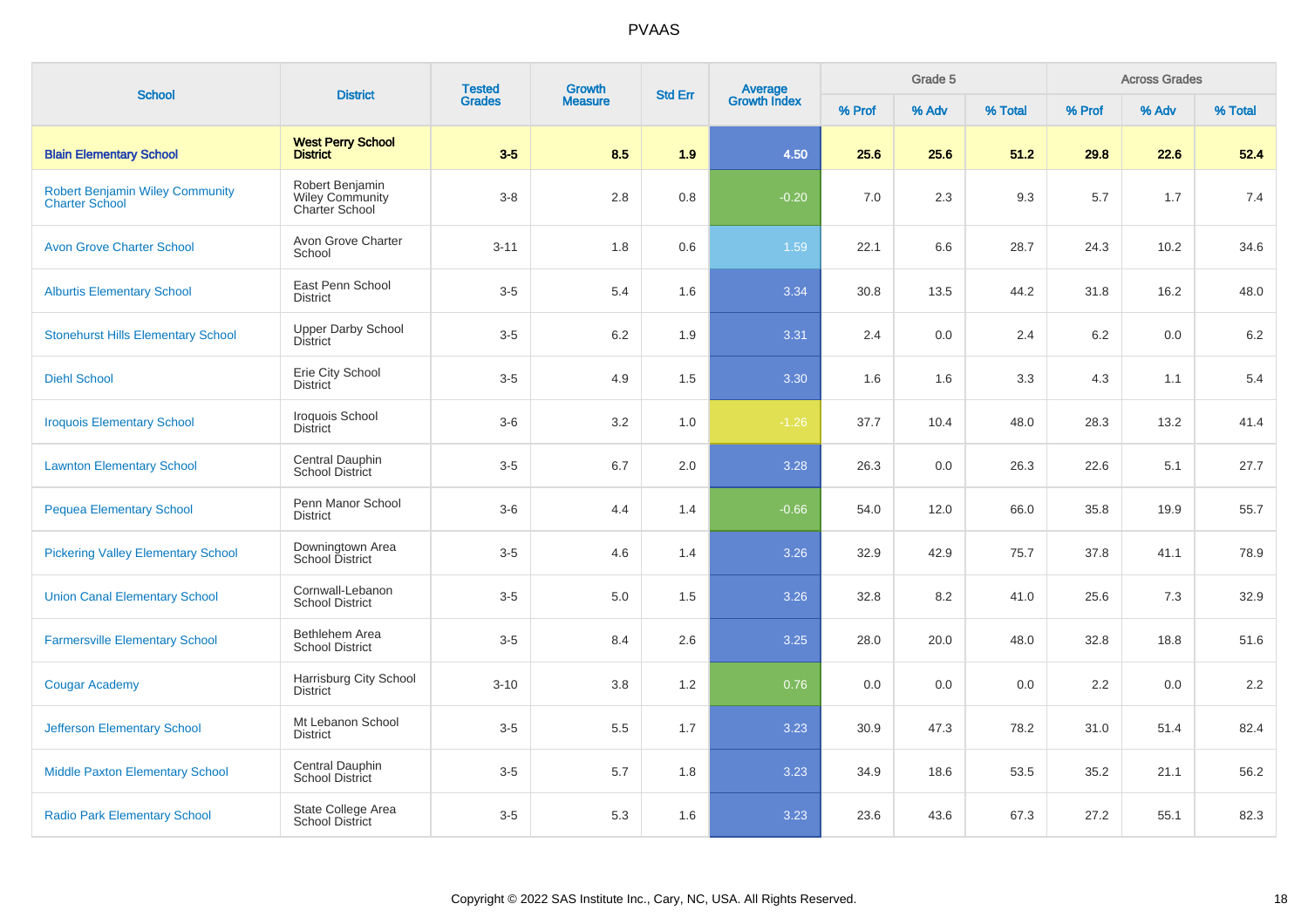# PVAAS

| School | District | Tested Grades | Growth Measure | Std Err | Average Growth Index | Grade 5 | | | Across Grades | | |
|---|---|---|---|---|---|---|---|---|---|---|---|
| | | | | | | % Prof | % Adv | % Total | % Prof | % Adv | % Total |
| **Blain Elementary School** | **West Perry School District** | **3-5** | **8.5** | **1.9** | **4.50** | **25.6** | **25.6** | **51.2** | **29.8** | **22.6** | **52.4** |
| Robert Benjamin Wiley Community Charter School | Robert Benjamin Wiley Community Charter School | 3-8 | 2.8 | 0.8 | -0.20 | 7.0 | 2.3 | 9.3 | 5.7 | 1.7 | 7.4 |
| Avon Grove Charter School | Avon Grove Charter School | 3-11 | 1.8 | 0.6 | 1.59 | 22.1 | 6.6 | 28.7 | 24.3 | 10.2 | 34.6 |
| Alburtis Elementary School | East Penn School District | 3-5 | 5.4 | 1.6 | 3.34 | 30.8 | 13.5 | 44.2 | 31.8 | 16.2 | 48.0 |
| Stonehurst Hills Elementary School | Upper Darby School District | 3-5 | 6.2 | 1.9 | 3.31 | 2.4 | 0.0 | 2.4 | 6.2 | 0.0 | 6.2 |
| Diehl School | Erie City School District | 3-5 | 4.9 | 1.5 | 3.30 | 1.6 | 1.6 | 3.3 | 4.3 | 1.1 | 5.4 |
| Iroquois Elementary School | Iroquois School District | 3-6 | 3.2 | 1.0 | -1.26 | 37.7 | 10.4 | 48.0 | 28.3 | 13.2 | 41.4 |
| Lawnton Elementary School | Central Dauphin School District | 3-5 | 6.7 | 2.0 | 3.28 | 26.3 | 0.0 | 26.3 | 22.6 | 5.1 | 27.7 |
| Pequea Elementary School | Penn Manor School District | 3-6 | 4.4 | 1.4 | -0.66 | 54.0 | 12.0 | 66.0 | 35.8 | 19.9 | 55.7 |
| Pickering Valley Elementary School | Downingtown Area School District | 3-5 | 4.6 | 1.4 | 3.26 | 32.9 | 42.9 | 75.7 | 37.8 | 41.1 | 78.9 |
| Union Canal Elementary School | Cornwall-Lebanon School District | 3-5 | 5.0 | 1.5 | 3.26 | 32.8 | 8.2 | 41.0 | 25.6 | 7.3 | 32.9 |
| Farmersville Elementary School | Bethlehem Area School District | 3-5 | 8.4 | 2.6 | 3.25 | 28.0 | 20.0 | 48.0 | 32.8 | 18.8 | 51.6 |
| Cougar Academy | Harrisburg City School District | 3-10 | 3.8 | 1.2 | 0.76 | 0.0 | 0.0 | 0.0 | 2.2 | 0.0 | 2.2 |
| Jefferson Elementary School | Mt Lebanon School District | 3-5 | 5.5 | 1.7 | 3.23 | 30.9 | 47.3 | 78.2 | 31.0 | 51.4 | 82.4 |
| Middle Paxton Elementary School | Central Dauphin School District | 3-5 | 5.7 | 1.8 | 3.23 | 34.9 | 18.6 | 53.5 | 35.2 | 21.1 | 56.2 |
| Radio Park Elementary School | State College Area School District | 3-5 | 5.3 | 1.6 | 3.23 | 23.6 | 43.6 | 67.3 | 27.2 | 55.1 | 82.3 |

Copyright © 2022 SAS Institute Inc., Cary, NC, USA. All Rights Reserved.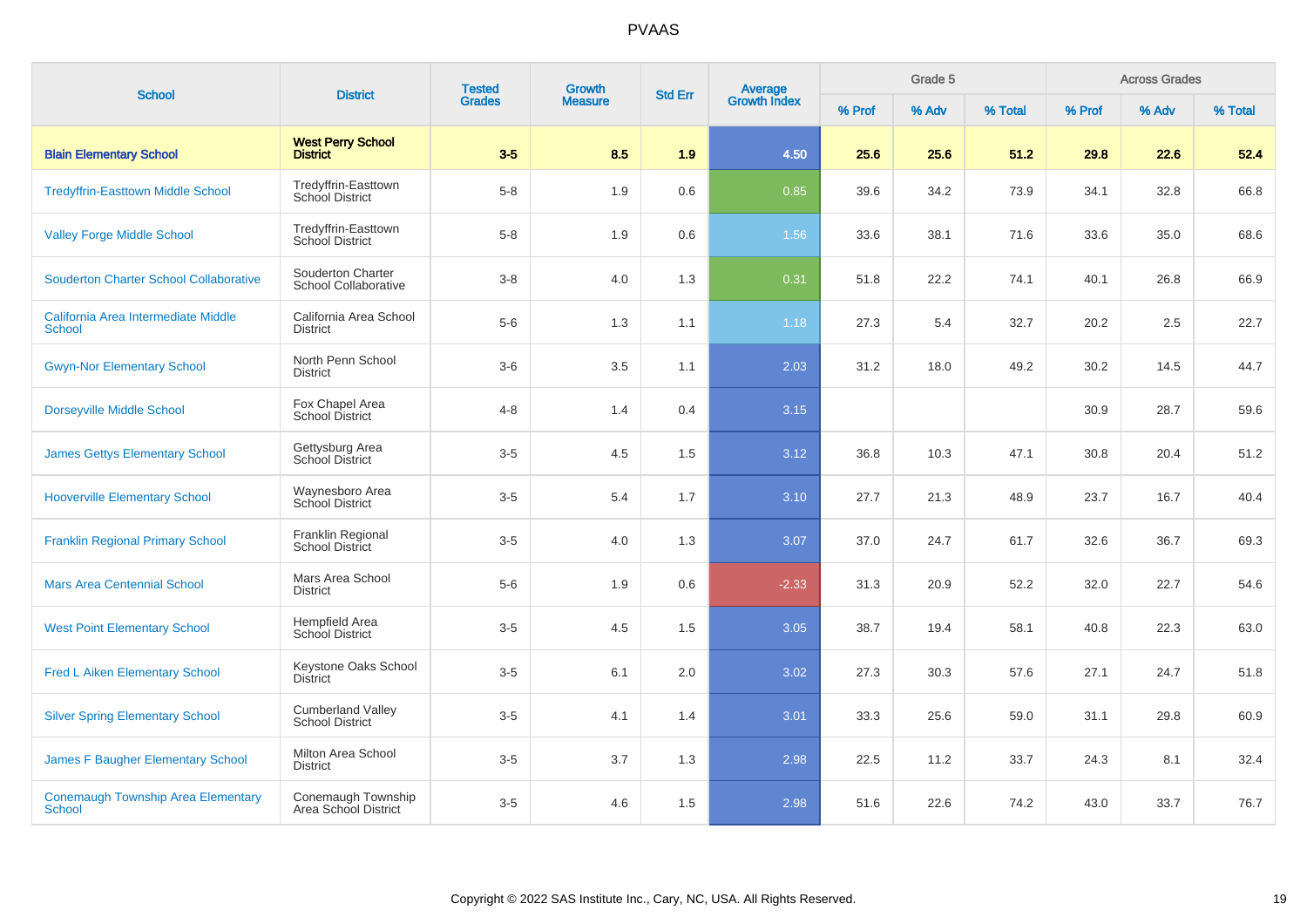# PVAAS

| School | District | Tested Grades | Growth Measure | Std Err | Average Growth Index | Grade 5 | | | Across Grades | | |
|---|---|---|---|---|---|---|---|---|---|---|---|
| | | | | | | % Prof | % Adv | % Total | % Prof | % Adv | % Total |
| **Blain Elementary School** | **West Perry School District** | **3-5** | **8.5** | **1.9** | **4.50** | **25.6** | **25.6** | **51.2** | **29.8** | **22.6** | **52.4** |
| Tredyffrin-Easttown Middle School | Tredyffrin-Easttown School District | 5-8 | 1.9 | 0.6 | 0.85 | 39.6 | 34.2 | 73.9 | 34.1 | 32.8 | 66.8 |
| Valley Forge Middle School | Tredyffrin-Easttown School District | 5-8 | 1.9 | 0.6 | 1.56 | 33.6 | 38.1 | 71.6 | 33.6 | 35.0 | 68.6 |
| Souderton Charter School Collaborative | Souderton Charter School Collaborative | 3-8 | 4.0 | 1.3 | 0.31 | 51.8 | 22.2 | 74.1 | 40.1 | 26.8 | 66.9 |
| California Area Intermediate Middle School | California Area School District | 5-6 | 1.3 | 1.1 | 1.18 | 27.3 | 5.4 | 32.7 | 20.2 | 2.5 | 22.7 |
| Gwyn-Nor Elementary School | North Penn School District | 3-6 | 3.5 | 1.1 | 2.03 | 31.2 | 18.0 | 49.2 | 30.2 | 14.5 | 44.7 |
| Dorseyville Middle School | Fox Chapel Area School District | 4-8 | 1.4 | 0.4 | 3.15 | | | | 30.9 | 28.7 | 59.6 |
| James Gettys Elementary School | Gettysburg Area School District | 3-5 | 4.5 | 1.5 | 3.12 | 36.8 | 10.3 | 47.1 | 30.8 | 20.4 | 51.2 |
| Hooverville Elementary School | Waynesboro Area School District | 3-5 | 5.4 | 1.7 | 3.10 | 27.7 | 21.3 | 48.9 | 23.7 | 16.7 | 40.4 |
| Franklin Regional Primary School | Franklin Regional School District | 3-5 | 4.0 | 1.3 | 3.07 | 37.0 | 24.7 | 61.7 | 32.6 | 36.7 | 69.3 |
| Mars Area Centennial School | Mars Area School District | 5-6 | 1.9 | 0.6 | -2.33 | 31.3 | 20.9 | 52.2 | 32.0 | 22.7 | 54.6 |
| West Point Elementary School | Hempfield Area School District | 3-5 | 4.5 | 1.5 | 3.05 | 38.7 | 19.4 | 58.1 | 40.8 | 22.3 | 63.0 |
| Fred L Aiken Elementary School | Keystone Oaks School District | 3-5 | 6.1 | 2.0 | 3.02 | 27.3 | 30.3 | 57.6 | 27.1 | 24.7 | 51.8 |
| Silver Spring Elementary School | Cumberland Valley School District | 3-5 | 4.1 | 1.4 | 3.01 | 33.3 | 25.6 | 59.0 | 31.1 | 29.8 | 60.9 |
| James F Baugher Elementary School | Milton Area School District | 3-5 | 3.7 | 1.3 | 2.98 | 22.5 | 11.2 | 33.7 | 24.3 | 8.1 | 32.4 |
| Conemaugh Township Area Elementary School | Conemaugh Township Area School District | 3-5 | 4.6 | 1.5 | 2.98 | 51.6 | 22.6 | 74.2 | 43.0 | 33.7 | 76.7 |

Copyright © 2022 SAS Institute Inc., Cary, NC, USA. All Rights Reserved.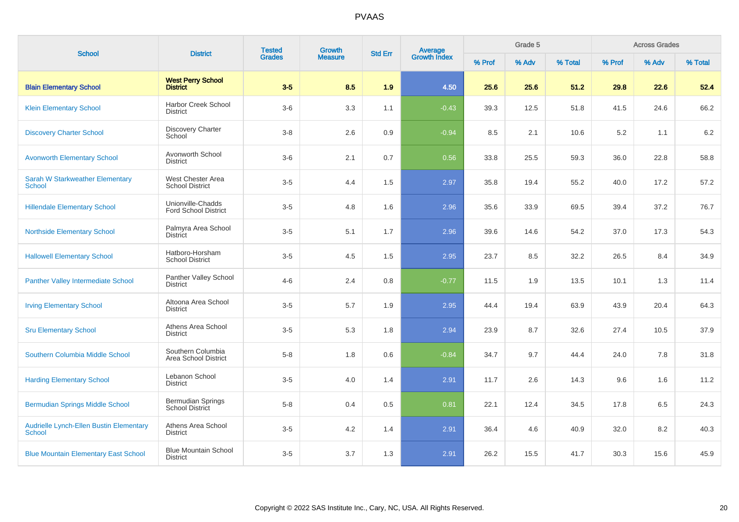# PVAAS

| School | District | Tested Grades | Growth Measure | Std Err | Average Growth Index | Grade 5 | | | Across Grades | | |
|---|---|---|---|---|---|---|---|---|---|---|---|
| | | | | | | % Prof | % Adv | % Total | % Prof | % Adv | % Total |
| **Blain Elementary School** | **West Perry School District** | **3-5** | **8.5** | **1.9** | **4.50** | **25.6** | **25.6** | **51.2** | **29.8** | **22.6** | **52.4** |
| Klein Elementary School | Harbor Creek School District | 3-6 | 3.3 | 1.1 | -0.43 | 39.3 | 12.5 | 51.8 | 41.5 | 24.6 | 66.2 |
| Discovery Charter School | Discovery Charter School | 3-8 | 2.6 | 0.9 | -0.94 | 8.5 | 2.1 | 10.6 | 5.2 | 1.1 | 6.2 |
| Avonworth Elementary School | Avonworth School District | 3-6 | 2.1 | 0.7 | 0.56 | 33.8 | 25.5 | 59.3 | 36.0 | 22.8 | 58.8 |
| Sarah W Starkweather Elementary School | West Chester Area School District | 3-5 | 4.4 | 1.5 | 2.97 | 35.8 | 19.4 | 55.2 | 40.0 | 17.2 | 57.2 |
| Hillendale Elementary School | Unionville-Chadds Ford School District | 3-5 | 4.8 | 1.6 | 2.96 | 35.6 | 33.9 | 69.5 | 39.4 | 37.2 | 76.7 |
| Northside Elementary School | Palmyra Area School District | 3-5 | 5.1 | 1.7 | 2.96 | 39.6 | 14.6 | 54.2 | 37.0 | 17.3 | 54.3 |
| Hallowell Elementary School | Hatboro-Horsham School District | 3-5 | 4.5 | 1.5 | 2.95 | 23.7 | 8.5 | 32.2 | 26.5 | 8.4 | 34.9 |
| Panther Valley Intermediate School | Panther Valley School District | 4-6 | 2.4 | 0.8 | -0.77 | 11.5 | 1.9 | 13.5 | 10.1 | 1.3 | 11.4 |
| Irving Elementary School | Altoona Area School District | 3-5 | 5.7 | 1.9 | 2.95 | 44.4 | 19.4 | 63.9 | 43.9 | 20.4 | 64.3 |
| Sru Elementary School | Athens Area School District | 3-5 | 5.3 | 1.8 | 2.94 | 23.9 | 8.7 | 32.6 | 27.4 | 10.5 | 37.9 |
| Southern Columbia Middle School | Southern Columbia Area School District | 5-8 | 1.8 | 0.6 | -0.84 | 34.7 | 9.7 | 44.4 | 24.0 | 7.8 | 31.8 |
| Harding Elementary School | Lebanon School District | 3-5 | 4.0 | 1.4 | 2.91 | 11.7 | 2.6 | 14.3 | 9.6 | 1.6 | 11.2 |
| Bermudian Springs Middle School | Bermudian Springs School District | 5-8 | 0.4 | 0.5 | 0.81 | 22.1 | 12.4 | 34.5 | 17.8 | 6.5 | 24.3 |
| Audrielle Lynch-Ellen Bustin Elementary School | Athens Area School District | 3-5 | 4.2 | 1.4 | 2.91 | 36.4 | 4.6 | 40.9 | 32.0 | 8.2 | 40.3 |
| Blue Mountain Elementary East School | Blue Mountain School District | 3-5 | 3.7 | 1.3 | 2.91 | 26.2 | 15.5 | 41.7 | 30.3 | 15.6 | 45.9 |

Copyright © 2022 SAS Institute Inc., Cary, NC, USA. All Rights Reserved.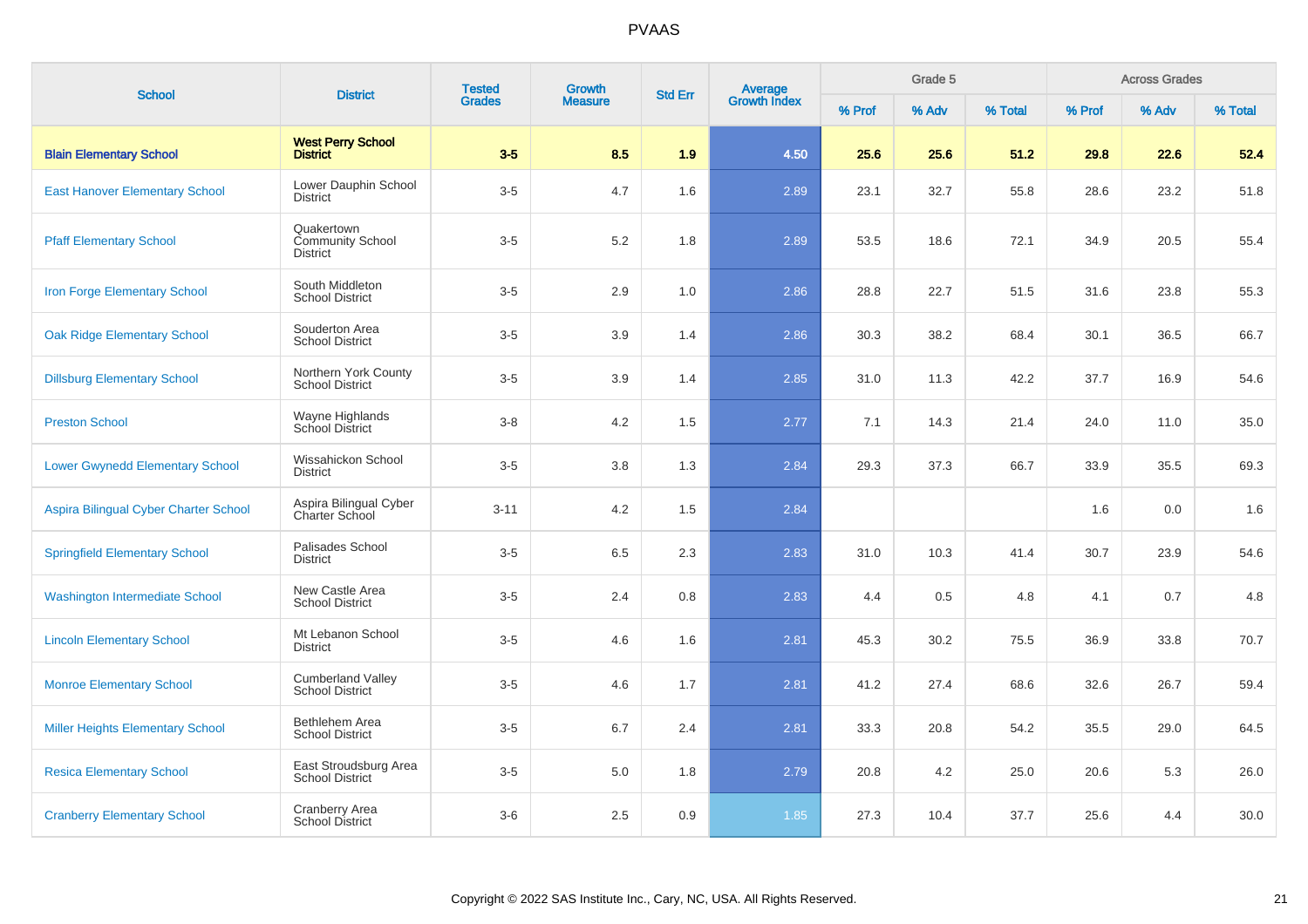# PVAAS

| School | District | Tested Grades | Growth Measure | Std Err | Average Growth Index | Grade 5 | | | Across Grades | | |
|---|---|---|---|---|---|---|---|---|---|---|---|
| | | | | | | % Prof | % Adv | % Total | % Prof | % Adv | % Total |
| **Blain Elementary School** | **West Perry School District** | **3-5** | **8.5** | **1.9** | **4.50** | **25.6** | **25.6** | **51.2** | **29.8** | **22.6** | **52.4** |
| East Hanover Elementary School | Lower Dauphin School District | 3-5 | 4.7 | 1.6 | 2.89 | 23.1 | 32.7 | 55.8 | 28.6 | 23.2 | 51.8 |
| Pfaff Elementary School | Quakertown Community School District | 3-5 | 5.2 | 1.8 | 2.89 | 53.5 | 18.6 | 72.1 | 34.9 | 20.5 | 55.4 |
| Iron Forge Elementary School | South Middleton School District | 3-5 | 2.9 | 1.0 | 2.86 | 28.8 | 22.7 | 51.5 | 31.6 | 23.8 | 55.3 |
| Oak Ridge Elementary School | Souderton Area School District | 3-5 | 3.9 | 1.4 | 2.86 | 30.3 | 38.2 | 68.4 | 30.1 | 36.5 | 66.7 |
| Dillsburg Elementary School | Northern York County School District | 3-5 | 3.9 | 1.4 | 2.85 | 31.0 | 11.3 | 42.2 | 37.7 | 16.9 | 54.6 |
| Preston School | Wayne Highlands School District | 3-8 | 4.2 | 1.5 | 2.77 | 7.1 | 14.3 | 21.4 | 24.0 | 11.0 | 35.0 |
| Lower Gwynedd Elementary School | Wissahickon School District | 3-5 | 3.8 | 1.3 | 2.84 | 29.3 | 37.3 | 66.7 | 33.9 | 35.5 | 69.3 |
| Aspira Bilingual Cyber Charter School | Aspira Bilingual Cyber Charter School | 3-11 | 4.2 | 1.5 | 2.84 | | | | 1.6 | 0.0 | 1.6 |
| Springfield Elementary School | Palisades School District | 3-5 | 6.5 | 2.3 | 2.83 | 31.0 | 10.3 | 41.4 | 30.7 | 23.9 | 54.6 |
| Washington Intermediate School | New Castle Area School District | 3-5 | 2.4 | 0.8 | 2.83 | 4.4 | 0.5 | 4.8 | 4.1 | 0.7 | 4.8 |
| Lincoln Elementary School | Mt Lebanon School District | 3-5 | 4.6 | 1.6 | 2.81 | 45.3 | 30.2 | 75.5 | 36.9 | 33.8 | 70.7 |
| Monroe Elementary School | Cumberland Valley School District | 3-5 | 4.6 | 1.7 | 2.81 | 41.2 | 27.4 | 68.6 | 32.6 | 26.7 | 59.4 |
| Miller Heights Elementary School | Bethlehem Area School District | 3-5 | 6.7 | 2.4 | 2.81 | 33.3 | 20.8 | 54.2 | 35.5 | 29.0 | 64.5 |
| Resica Elementary School | East Stroudsburg Area School District | 3-5 | 5.0 | 1.8 | 2.79 | 20.8 | 4.2 | 25.0 | 20.6 | 5.3 | 26.0 |
| Cranberry Elementary School | Cranberry Area School District | 3-6 | 2.5 | 0.9 | 1.85 | 27.3 | 10.4 | 37.7 | 25.6 | 4.4 | 30.0 |

Copyright © 2022 SAS Institute Inc., Cary, NC, USA. All Rights Reserved.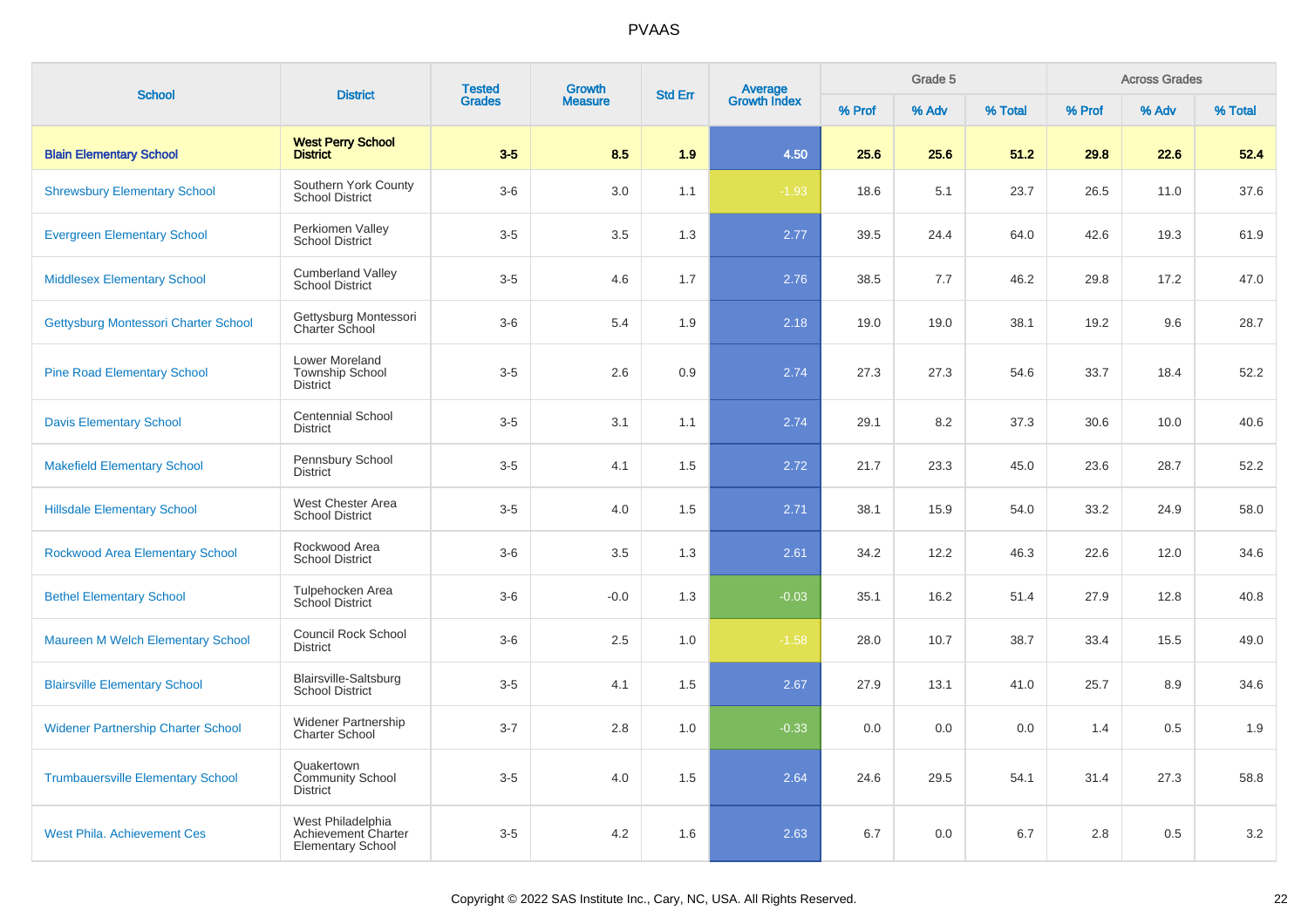# PVAAS

| School | District | Tested Grades | Growth Measure | Std Err | Average Growth Index | Grade 5 | | | Across Grades | | |
|---|---|---|---|---|---|---|---|---|---|---|---|
| | | | | | | % Prof | % Adv | % Total | % Prof | % Adv | % Total |
| **Blain Elementary School** | **West Perry School District** | **3-5** | **8.5** | **1.9** | **4.50** | **25.6** | **25.6** | **51.2** | **29.8** | **22.6** | **52.4** |
| Shrewsbury Elementary School | Southern York County School District | 3-6 | 3.0 | 1.1 | -1.93 | 18.6 | 5.1 | 23.7 | 26.5 | 11.0 | 37.6 |
| Evergreen Elementary School | Perkiomen Valley School District | 3-5 | 3.5 | 1.3 | 2.77 | 39.5 | 24.4 | 64.0 | 42.6 | 19.3 | 61.9 |
| Middlesex Elementary School | Cumberland Valley School District | 3-5 | 4.6 | 1.7 | 2.76 | 38.5 | 7.7 | 46.2 | 29.8 | 17.2 | 47.0 |
| Gettysburg Montessori Charter School | Gettysburg Montessori Charter School | 3-6 | 5.4 | 1.9 | 2.18 | 19.0 | 19.0 | 38.1 | 19.2 | 9.6 | 28.7 |
| Pine Road Elementary School | Lower Moreland Township School District | 3-5 | 2.6 | 0.9 | 2.74 | 27.3 | 27.3 | 54.6 | 33.7 | 18.4 | 52.2 |
| Davis Elementary School | Centennial School District | 3-5 | 3.1 | 1.1 | 2.74 | 29.1 | 8.2 | 37.3 | 30.6 | 10.0 | 40.6 |
| Makefield Elementary School | Pennsbury School District | 3-5 | 4.1 | 1.5 | 2.72 | 21.7 | 23.3 | 45.0 | 23.6 | 28.7 | 52.2 |
| Hillsdale Elementary School | West Chester Area School District | 3-5 | 4.0 | 1.5 | 2.71 | 38.1 | 15.9 | 54.0 | 33.2 | 24.9 | 58.0 |
| Rockwood Area Elementary School | Rockwood Area School District | 3-6 | 3.5 | 1.3 | 2.61 | 34.2 | 12.2 | 46.3 | 22.6 | 12.0 | 34.6 |
| Bethel Elementary School | Tulpehocken Area School District | 3-6 | -0.0 | 1.3 | -0.03 | 35.1 | 16.2 | 51.4 | 27.9 | 12.8 | 40.8 |
| Maureen M Welch Elementary School | Council Rock School District | 3-6 | 2.5 | 1.0 | -1.58 | 28.0 | 10.7 | 38.7 | 33.4 | 15.5 | 49.0 |
| Blairsville Elementary School | Blairsville-Saltsburg School District | 3-5 | 4.1 | 1.5 | 2.67 | 27.9 | 13.1 | 41.0 | 25.7 | 8.9 | 34.6 |
| Widener Partnership Charter School | Widener Partnership Charter School | 3-7 | 2.8 | 1.0 | -0.33 | 0.0 | 0.0 | 0.0 | 1.4 | 0.5 | 1.9 |
| Trumbauersville Elementary School | Quakertown Community School District | 3-5 | 4.0 | 1.5 | 2.64 | 24.6 | 29.5 | 54.1 | 31.4 | 27.3 | 58.8 |
| West Phila. Achievement Ces | West Philadelphia Achievement Charter Elementary School | 3-5 | 4.2 | 1.6 | 2.63 | 6.7 | 0.0 | 6.7 | 2.8 | 0.5 | 3.2 |

Copyright © 2022 SAS Institute Inc., Cary, NC, USA. All Rights Reserved.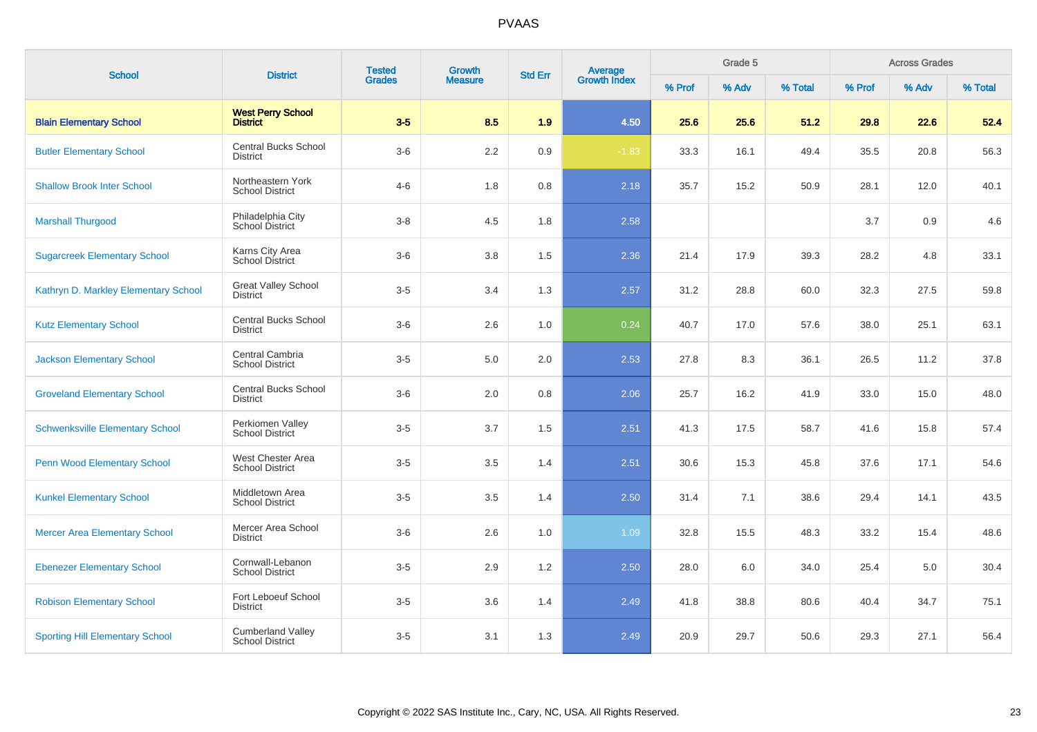# PVAAS

| School | District | Tested Grades | Growth Measure | Std Err | Average Growth Index | Grade 5 | | | Across Grades | | |
|---|---|---|---|---|---|---|---|---|---|---|---|
| | | | | | | % Prof | % Adv | % Total | % Prof | % Adv | % Total |
| **Blain Elementary School** | **West Perry School District** | **3-5** | **8.5** | **1.9** | **4.50** | **25.6** | **25.6** | **51.2** | **29.8** | **22.6** | **52.4** |
| Butler Elementary School | Central Bucks School District | 3-6 | 2.2 | 0.9 | -1.83 | 33.3 | 16.1 | 49.4 | 35.5 | 20.8 | 56.3 |
| Shallow Brook Inter School | Northeastern York School District | 4-6 | 1.8 | 0.8 | 2.18 | 35.7 | 15.2 | 50.9 | 28.1 | 12.0 | 40.1 |
| Marshall Thurgood | Philadelphia City School District | 3-8 | 4.5 | 1.8 | 2.58 | | | | 3.7 | 0.9 | 4.6 |
| Sugarcreek Elementary School | Karns City Area School District | 3-6 | 3.8 | 1.5 | 2.36 | 21.4 | 17.9 | 39.3 | 28.2 | 4.8 | 33.1 |
| Kathryn D. Markley Elementary School | Great Valley School District | 3-5 | 3.4 | 1.3 | 2.57 | 31.2 | 28.8 | 60.0 | 32.3 | 27.5 | 59.8 |
| Kutz Elementary School | Central Bucks School District | 3-6 | 2.6 | 1.0 | 0.24 | 40.7 | 17.0 | 57.6 | 38.0 | 25.1 | 63.1 |
| Jackson Elementary School | Central Cambria School District | 3-5 | 5.0 | 2.0 | 2.53 | 27.8 | 8.3 | 36.1 | 26.5 | 11.2 | 37.8 |
| Groveland Elementary School | Central Bucks School District | 3-6 | 2.0 | 0.8 | 2.06 | 25.7 | 16.2 | 41.9 | 33.0 | 15.0 | 48.0 |
| Schwenksville Elementary School | Perkiomen Valley School District | 3-5 | 3.7 | 1.5 | 2.51 | 41.3 | 17.5 | 58.7 | 41.6 | 15.8 | 57.4 |
| Penn Wood Elementary School | West Chester Area School District | 3-5 | 3.5 | 1.4 | 2.51 | 30.6 | 15.3 | 45.8 | 37.6 | 17.1 | 54.6 |
| Kunkel Elementary School | Middletown Area School District | 3-5 | 3.5 | 1.4 | 2.50 | 31.4 | 7.1 | 38.6 | 29.4 | 14.1 | 43.5 |
| Mercer Area Elementary School | Mercer Area School District | 3-6 | 2.6 | 1.0 | 1.09 | 32.8 | 15.5 | 48.3 | 33.2 | 15.4 | 48.6 |
| Ebenezer Elementary School | Cornwall-Lebanon School District | 3-5 | 2.9 | 1.2 | 2.50 | 28.0 | 6.0 | 34.0 | 25.4 | 5.0 | 30.4 |
| Robison Elementary School | Fort Leboeuf School District | 3-5 | 3.6 | 1.4 | 2.49 | 41.8 | 38.8 | 80.6 | 40.4 | 34.7 | 75.1 |
| Sporting Hill Elementary School | Cumberland Valley School District | 3-5 | 3.1 | 1.3 | 2.49 | 20.9 | 29.7 | 50.6 | 29.3 | 27.1 | 56.4 |

Copyright © 2022 SAS Institute Inc., Cary, NC, USA. All Rights Reserved.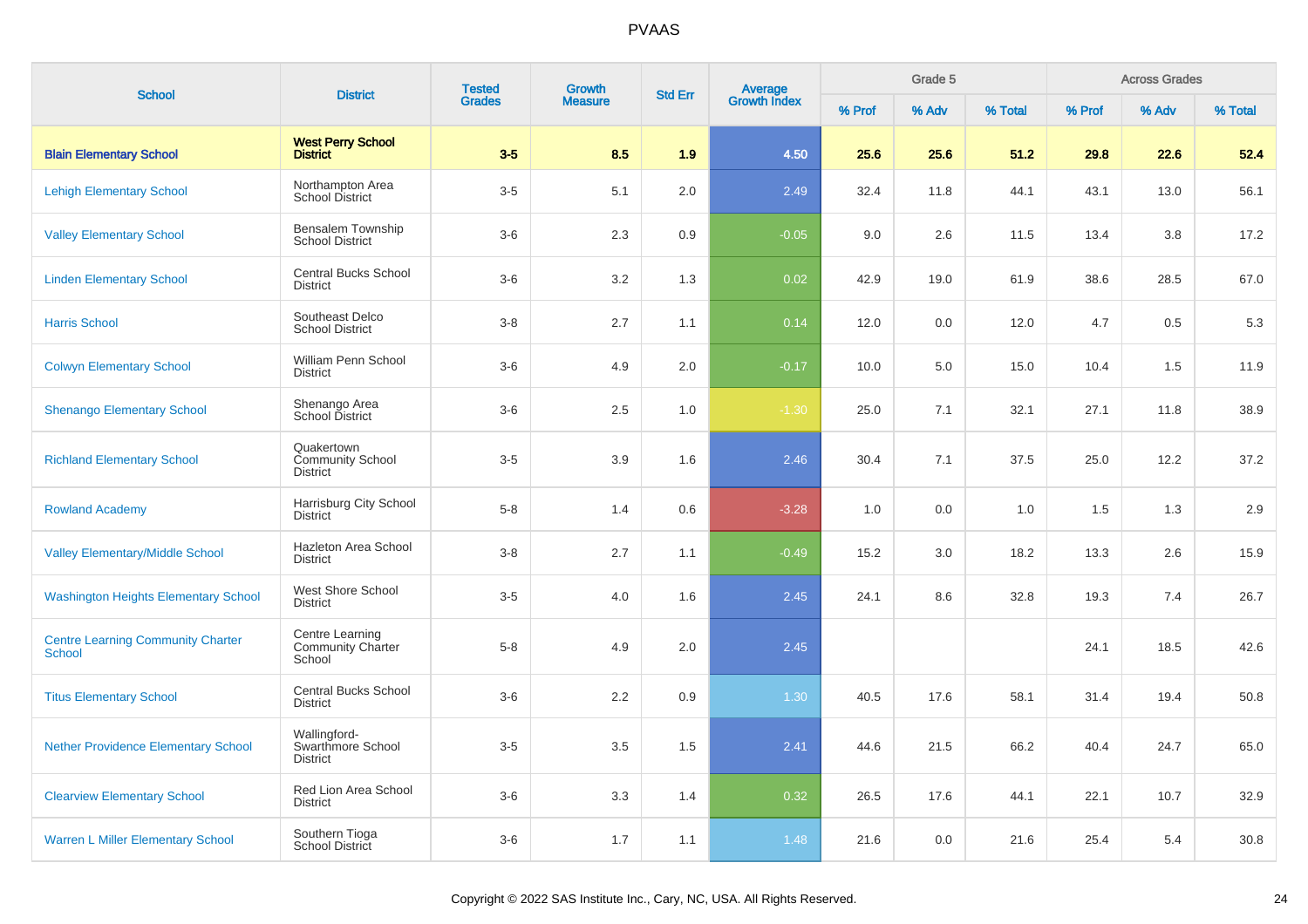| School | District | Tested Grades | Growth Measure | Std Err | Average Growth Index | Grade 5 | | | Across Grades | | |
|---|---|---|---|---|---|---|---|---|---|---|---|
| | | | | | | % Prof | % Adv | % Total | % Prof | % Adv | % Total |
| **Blain Elementary School** | **West Perry School District** | **3-5** | **8.5** | **1.9** | **4.50** | **25.6** | **25.6** | **51.2** | **29.8** | **22.6** | **52.4** |
| Lehigh Elementary School | Northampton Area School District | 3-5 | 5.1 | 2.0 | 2.49 | 32.4 | 11.8 | 44.1 | 43.1 | 13.0 | 56.1 |
| Valley Elementary School | Bensalem Township School District | 3-6 | 2.3 | 0.9 | -0.05 | 9.0 | 2.6 | 11.5 | 13.4 | 3.8 | 17.2 |
| Linden Elementary School | Central Bucks School District | 3-6 | 3.2 | 1.3 | 0.02 | 42.9 | 19.0 | 61.9 | 38.6 | 28.5 | 67.0 |
| Harris School | Southeast Delco School District | 3-8 | 2.7 | 1.1 | 0.14 | 12.0 | 0.0 | 12.0 | 4.7 | 0.5 | 5.3 |
| Colwyn Elementary School | William Penn School District | 3-6 | 4.9 | 2.0 | -0.17 | 10.0 | 5.0 | 15.0 | 10.4 | 1.5 | 11.9 |
| Shenango Elementary School | Shenango Area School District | 3-6 | 2.5 | 1.0 | -1.30 | 25.0 | 7.1 | 32.1 | 27.1 | 11.8 | 38.9 |
| Richland Elementary School | Quakertown Community School District | 3-5 | 3.9 | 1.6 | 2.46 | 30.4 | 7.1 | 37.5 | 25.0 | 12.2 | 37.2 |
| Rowland Academy | Harrisburg City School District | 5-8 | 1.4 | 0.6 | -3.28 | 1.0 | 0.0 | 1.0 | 1.5 | 1.3 | 2.9 |
| Valley Elementary/Middle School | Hazleton Area School District | 3-8 | 2.7 | 1.1 | -0.49 | 15.2 | 3.0 | 18.2 | 13.3 | 2.6 | 15.9 |
| Washington Heights Elementary School | West Shore School District | 3-5 | 4.0 | 1.6 | 2.45 | 24.1 | 8.6 | 32.8 | 19.3 | 7.4 | 26.7 |
| Centre Learning Community Charter School | Centre Learning Community Charter School | 5-8 | 4.9 | 2.0 | 2.45 | | | | 24.1 | 18.5 | 42.6 |
| Titus Elementary School | Central Bucks School District | 3-6 | 2.2 | 0.9 | 1.30 | 40.5 | 17.6 | 58.1 | 31.4 | 19.4 | 50.8 |
| Nether Providence Elementary School | Wallingford-Swarthmore School District | 3-5 | 3.5 | 1.5 | 2.41 | 44.6 | 21.5 | 66.2 | 40.4 | 24.7 | 65.0 |
| Clearview Elementary School | Red Lion Area School District | 3-6 | 3.3 | 1.4 | 0.32 | 26.5 | 17.6 | 44.1 | 22.1 | 10.7 | 32.9 |
| Warren L Miller Elementary School | Southern Tioga School District | 3-6 | 1.7 | 1.1 | 1.48 | 21.6 | 0.0 | 21.6 | 25.4 | 5.4 | 30.8 |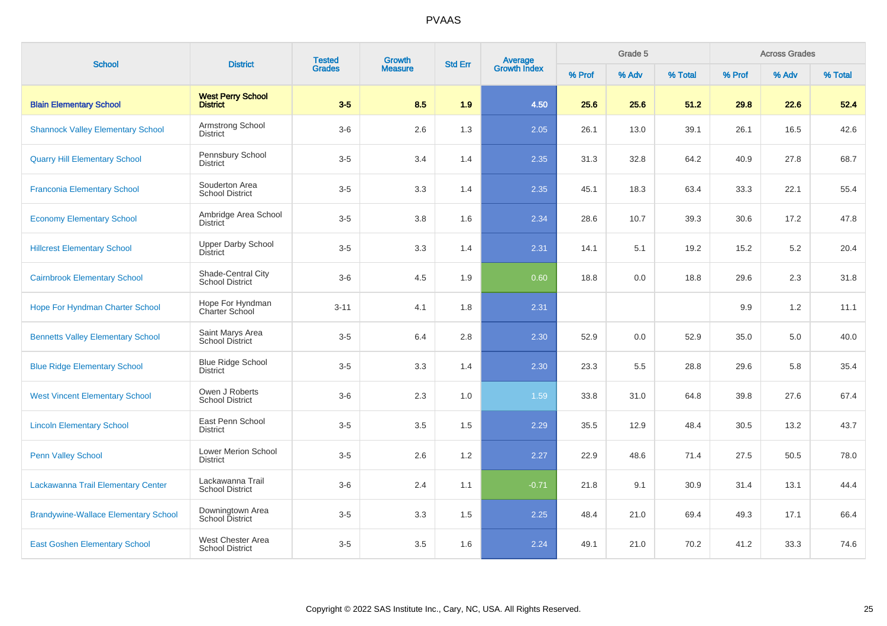# PVAAS

| School | District | Tested Grades | Growth Measure | Std Err | Average Growth Index | Grade 5 | | | Across Grades | | |
|---|---|---|---|---|---|---|---|---|---|---|---|
| | | | | | | % Prof | % Adv | % Total | % Prof | % Adv | % Total |
| **Blain Elementary School** | **West Perry School District** | **3-5** | **8.5** | **1.9** | **4.50** | **25.6** | **25.6** | **51.2** | **29.8** | **22.6** | **52.4** |
| Shannock Valley Elementary School | Armstrong School District | 3-6 | 2.6 | 1.3 | 2.05 | 26.1 | 13.0 | 39.1 | 26.1 | 16.5 | 42.6 |
| Quarry Hill Elementary School | Pennsbury School District | 3-5 | 3.4 | 1.4 | 2.35 | 31.3 | 32.8 | 64.2 | 40.9 | 27.8 | 68.7 |
| Franconia Elementary School | Souderton Area School District | 3-5 | 3.3 | 1.4 | 2.35 | 45.1 | 18.3 | 63.4 | 33.3 | 22.1 | 55.4 |
| Economy Elementary School | Ambridge Area School District | 3-5 | 3.8 | 1.6 | 2.34 | 28.6 | 10.7 | 39.3 | 30.6 | 17.2 | 47.8 |
| Hillcrest Elementary School | Upper Darby School District | 3-5 | 3.3 | 1.4 | 2.31 | 14.1 | 5.1 | 19.2 | 15.2 | 5.2 | 20.4 |
| Cairnbrook Elementary School | Shade-Central City School District | 3-6 | 4.5 | 1.9 | 0.60 | 18.8 | 0.0 | 18.8 | 29.6 | 2.3 | 31.8 |
| Hope For Hyndman Charter School | Hope For Hyndman Charter School | 3-11 | 4.1 | 1.8 | 2.31 | | | | 9.9 | 1.2 | 11.1 |
| Bennetts Valley Elementary School | Saint Marys Area School District | 3-5 | 6.4 | 2.8 | 2.30 | 52.9 | 0.0 | 52.9 | 35.0 | 5.0 | 40.0 |
| Blue Ridge Elementary School | Blue Ridge School District | 3-5 | 3.3 | 1.4 | 2.30 | 23.3 | 5.5 | 28.8 | 29.6 | 5.8 | 35.4 |
| West Vincent Elementary School | Owen J Roberts School District | 3-6 | 2.3 | 1.0 | 1.59 | 33.8 | 31.0 | 64.8 | 39.8 | 27.6 | 67.4 |
| Lincoln Elementary School | East Penn School District | 3-5 | 3.5 | 1.5 | 2.29 | 35.5 | 12.9 | 48.4 | 30.5 | 13.2 | 43.7 |
| Penn Valley School | Lower Merion School District | 3-5 | 2.6 | 1.2 | 2.27 | 22.9 | 48.6 | 71.4 | 27.5 | 50.5 | 78.0 |
| Lackawanna Trail Elementary Center | Lackawanna Trail School District | 3-6 | 2.4 | 1.1 | -0.71 | 21.8 | 9.1 | 30.9 | 31.4 | 13.1 | 44.4 |
| Brandywine-Wallace Elementary School | Downingtown Area School District | 3-5 | 3.3 | 1.5 | 2.25 | 48.4 | 21.0 | 69.4 | 49.3 | 17.1 | 66.4 |
| East Goshen Elementary School | West Chester Area School District | 3-5 | 3.5 | 1.6 | 2.24 | 49.1 | 21.0 | 70.2 | 41.2 | 33.3 | 74.6 |

Copyright © 2022 SAS Institute Inc., Cary, NC, USA. All Rights Reserved.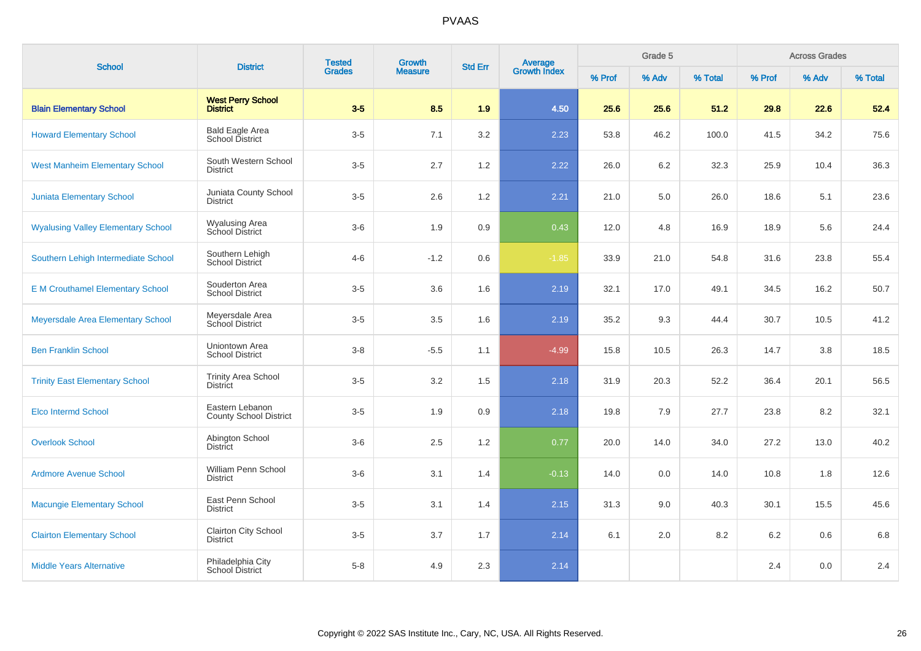# PVAAS

| School | District | Tested Grades | Growth Measure | Std Err | Average Growth Index | Grade 5 | | | Across Grades | | |
|---|---|---|---|---|---|---|---|---|---|---|---|
| | | | | | | % Prof | % Adv | % Total | % Prof | % Adv | % Total |
| **Blain Elementary School** | **West Perry School District** | **3-5** | **8.5** | **1.9** | **4.50** | **25.6** | **25.6** | **51.2** | **29.8** | **22.6** | **52.4** |
| Howard Elementary School | Bald Eagle Area School District | 3-5 | 7.1 | 3.2 | 2.23 | 53.8 | 46.2 | 100.0 | 41.5 | 34.2 | 75.6 |
| West Manheim Elementary School | South Western School District | 3-5 | 2.7 | 1.2 | 2.22 | 26.0 | 6.2 | 32.3 | 25.9 | 10.4 | 36.3 |
| Juniata Elementary School | Juniata County School District | 3-5 | 2.6 | 1.2 | 2.21 | 21.0 | 5.0 | 26.0 | 18.6 | 5.1 | 23.6 |
| Wyalusing Valley Elementary School | Wyalusing Area School District | 3-6 | 1.9 | 0.9 | 0.43 | 12.0 | 4.8 | 16.9 | 18.9 | 5.6 | 24.4 |
| Southern Lehigh Intermediate School | Southern Lehigh School District | 4-6 | -1.2 | 0.6 | -1.85 | 33.9 | 21.0 | 54.8 | 31.6 | 23.8 | 55.4 |
| E M Crouthamel Elementary School | Souderton Area School District | 3-5 | 3.6 | 1.6 | 2.19 | 32.1 | 17.0 | 49.1 | 34.5 | 16.2 | 50.7 |
| Meyersdale Area Elementary School | Meyersdale Area School District | 3-5 | 3.5 | 1.6 | 2.19 | 35.2 | 9.3 | 44.4 | 30.7 | 10.5 | 41.2 |
| Ben Franklin School | Uniontown Area School District | 3-8 | -5.5 | 1.1 | -4.99 | 15.8 | 10.5 | 26.3 | 14.7 | 3.8 | 18.5 |
| Trinity East Elementary School | Trinity Area School District | 3-5 | 3.2 | 1.5 | 2.18 | 31.9 | 20.3 | 52.2 | 36.4 | 20.1 | 56.5 |
| Elco Intermd School | Eastern Lebanon County School District | 3-5 | 1.9 | 0.9 | 2.18 | 19.8 | 7.9 | 27.7 | 23.8 | 8.2 | 32.1 |
| Overlook School | Abington School District | 3-6 | 2.5 | 1.2 | 0.77 | 20.0 | 14.0 | 34.0 | 27.2 | 13.0 | 40.2 |
| Ardmore Avenue School | William Penn School District | 3-6 | 3.1 | 1.4 | -0.13 | 14.0 | 0.0 | 14.0 | 10.8 | 1.8 | 12.6 |
| Macungie Elementary School | East Penn School District | 3-5 | 3.1 | 1.4 | 2.15 | 31.3 | 9.0 | 40.3 | 30.1 | 15.5 | 45.6 |
| Clairton Elementary School | Clairton City School District | 3-5 | 3.7 | 1.7 | 2.14 | 6.1 | 2.0 | 8.2 | 6.2 | 0.6 | 6.8 |
| Middle Years Alternative | Philadelphia City School District | 5-8 | 4.9 | 2.3 | 2.14 | | | | 2.4 | 0.0 | 2.4 |

Copyright © 2022 SAS Institute Inc., Cary, NC, USA. All Rights Reserved.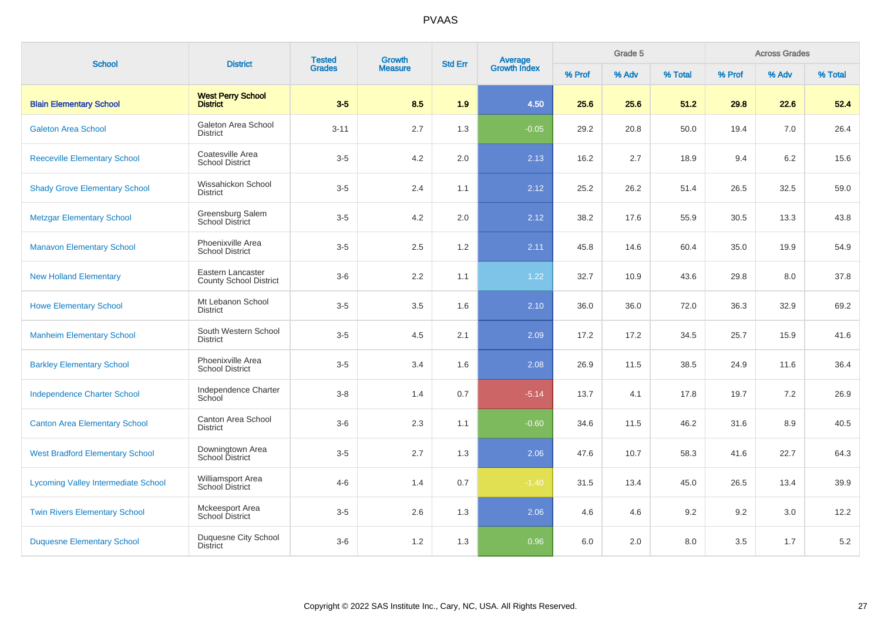# PVAAS

| School | District | Tested Grades | Growth Measure | Std Err | Average Growth Index | Grade 5 | | | Across Grades | | |
|---|---|---|---|---|---|---|---|---|---|---|---|
| | | | | | | % Prof | % Adv | % Total | % Prof | % Adv | % Total |
| **Blain Elementary School** | **West Perry School District** | **3-5** | **8.5** | **1.9** | **4.50** | **25.6** | **25.6** | **51.2** | **29.8** | **22.6** | **52.4** |
| Galeton Area School | Galeton Area School District | 3-11 | 2.7 | 1.3 | -0.05 | 29.2 | 20.8 | 50.0 | 19.4 | 7.0 | 26.4 |
| Reeceville Elementary School | Coatesville Area School District | 3-5 | 4.2 | 2.0 | 2.13 | 16.2 | 2.7 | 18.9 | 9.4 | 6.2 | 15.6 |
| Shady Grove Elementary School | Wissahickon School District | 3-5 | 2.4 | 1.1 | 2.12 | 25.2 | 26.2 | 51.4 | 26.5 | 32.5 | 59.0 |
| Metzgar Elementary School | Greensburg Salem School District | 3-5 | 4.2 | 2.0 | 2.12 | 38.2 | 17.6 | 55.9 | 30.5 | 13.3 | 43.8 |
| Manavon Elementary School | Phoenixville Area School District | 3-5 | 2.5 | 1.2 | 2.11 | 45.8 | 14.6 | 60.4 | 35.0 | 19.9 | 54.9 |
| New Holland Elementary | Eastern Lancaster County School District | 3-6 | 2.2 | 1.1 | 1.22 | 32.7 | 10.9 | 43.6 | 29.8 | 8.0 | 37.8 |
| Howe Elementary School | Mt Lebanon School District | 3-5 | 3.5 | 1.6 | 2.10 | 36.0 | 36.0 | 72.0 | 36.3 | 32.9 | 69.2 |
| Manheim Elementary School | South Western School District | 3-5 | 4.5 | 2.1 | 2.09 | 17.2 | 17.2 | 34.5 | 25.7 | 15.9 | 41.6 |
| Barkley Elementary School | Phoenixville Area School District | 3-5 | 3.4 | 1.6 | 2.08 | 26.9 | 11.5 | 38.5 | 24.9 | 11.6 | 36.4 |
| Independence Charter School | Independence Charter School | 3-8 | 1.4 | 0.7 | -5.14 | 13.7 | 4.1 | 17.8 | 19.7 | 7.2 | 26.9 |
| Canton Area Elementary School | Canton Area School District | 3-6 | 2.3 | 1.1 | -0.60 | 34.6 | 11.5 | 46.2 | 31.6 | 8.9 | 40.5 |
| West Bradford Elementary School | Downingtown Area School District | 3-5 | 2.7 | 1.3 | 2.06 | 47.6 | 10.7 | 58.3 | 41.6 | 22.7 | 64.3 |
| Lycoming Valley Intermediate School | Williamsport Area School District | 4-6 | 1.4 | 0.7 | -1.40 | 31.5 | 13.4 | 45.0 | 26.5 | 13.4 | 39.9 |
| Twin Rivers Elementary School | Mckeesport Area School District | 3-5 | 2.6 | 1.3 | 2.06 | 4.6 | 4.6 | 9.2 | 9.2 | 3.0 | 12.2 |
| Duquesne Elementary School | Duquesne City School District | 3-6 | 1.2 | 1.3 | 0.96 | 6.0 | 2.0 | 8.0 | 3.5 | 1.7 | 5.2 |

Copyright © 2022 SAS Institute Inc., Cary, NC, USA. All Rights Reserved.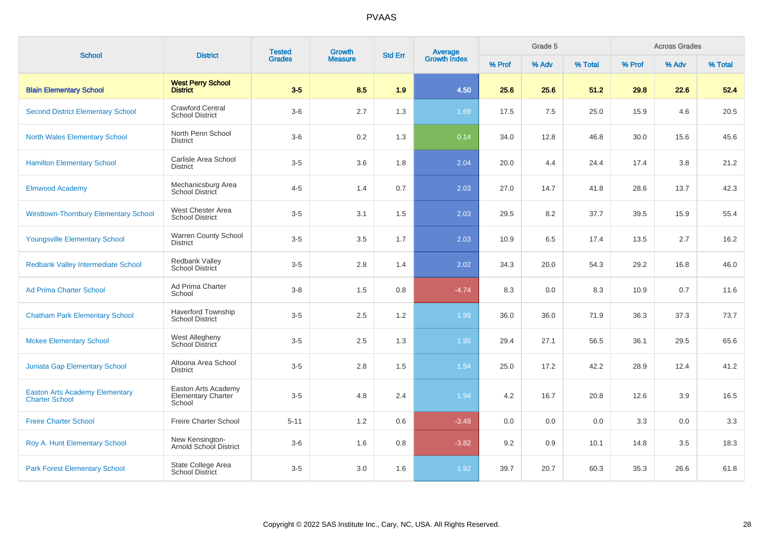# PVAAS

| School | District | Tested Grades | Growth Measure | Std Err | Average Growth Index | Grade 5 | | | Across Grades | | |
|---|---|---|---|---|---|---|---|---|---|---|---|
| | | | | | | % Prof | % Adv | % Total | % Prof | % Adv | % Total |
| **Blain Elementary School** | **West Perry School District** | **3-5** | **8.5** | **1.9** | **4.50** | **25.6** | **25.6** | **51.2** | **29.8** | **22.6** | **52.4** |
| Second District Elementary School | Crawford Central School District | 3-6 | 2.7 | 1.3 | 1.69 | 17.5 | 7.5 | 25.0 | 15.9 | 4.6 | 20.5 |
| North Wales Elementary School | North Penn School District | 3-6 | 0.2 | 1.3 | 0.14 | 34.0 | 12.8 | 46.8 | 30.0 | 15.6 | 45.6 |
| Hamilton Elementary School | Carlisle Area School District | 3-5 | 3.6 | 1.8 | 2.04 | 20.0 | 4.4 | 24.4 | 17.4 | 3.8 | 21.2 |
| Elmwood Academy | Mechanicsburg Area School District | 4-5 | 1.4 | 0.7 | 2.03 | 27.0 | 14.7 | 41.8 | 28.6 | 13.7 | 42.3 |
| Westtown-Thornbury Elementary School | West Chester Area School District | 3-5 | 3.1 | 1.5 | 2.03 | 29.5 | 8.2 | 37.7 | 39.5 | 15.9 | 55.4 |
| Youngsville Elementary School | Warren County School District | 3-5 | 3.5 | 1.7 | 2.03 | 10.9 | 6.5 | 17.4 | 13.5 | 2.7 | 16.2 |
| Redbank Valley Intermediate School | Redbank Valley School District | 3-5 | 2.8 | 1.4 | 2.02 | 34.3 | 20.0 | 54.3 | 29.2 | 16.8 | 46.0 |
| Ad Prima Charter School | Ad Prima Charter School | 3-8 | 1.5 | 0.8 | -4.74 | 8.3 | 0.0 | 8.3 | 10.9 | 0.7 | 11.6 |
| Chatham Park Elementary School | Haverford Township School District | 3-5 | 2.5 | 1.2 | 1.99 | 36.0 | 36.0 | 71.9 | 36.3 | 37.3 | 73.7 |
| Mckee Elementary School | West Allegheny School District | 3-5 | 2.5 | 1.3 | 1.95 | 29.4 | 27.1 | 56.5 | 36.1 | 29.5 | 65.6 |
| Juniata Gap Elementary School | Altoona Area School District | 3-5 | 2.8 | 1.5 | 1.94 | 25.0 | 17.2 | 42.2 | 28.9 | 12.4 | 41.2 |
| Easton Arts Academy Elementary Charter School | Easton Arts Academy Elementary Charter School | 3-5 | 4.8 | 2.4 | 1.94 | 4.2 | 16.7 | 20.8 | 12.6 | 3.9 | 16.5 |
| Freire Charter School | Freire Charter School | 5-11 | 1.2 | 0.6 | -3.49 | 0.0 | 0.0 | 0.0 | 3.3 | 0.0 | 3.3 |
| Roy A. Hunt Elementary School | New Kensington-Arnold School District | 3-6 | 1.6 | 0.8 | -3.82 | 9.2 | 0.9 | 10.1 | 14.8 | 3.5 | 18.3 |
| Park Forest Elementary School | State College Area School District | 3-5 | 3.0 | 1.6 | 1.92 | 39.7 | 20.7 | 60.3 | 35.3 | 26.6 | 61.8 |

Copyright © 2022 SAS Institute Inc., Cary, NC, USA. All Rights Reserved.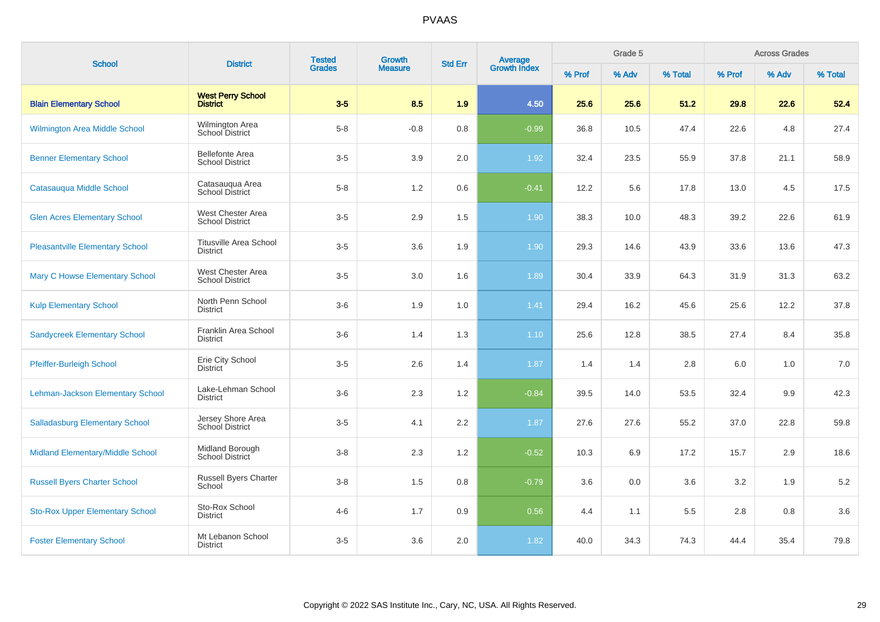| School | District | Tested Grades | Growth Measure | Std Err | Average Growth Index | Grade 5 | | | Across Grades | | |
|---|---|---|---|---|---|---|---|---|---|---|---|
| | | | | | | % Prof | % Adv | % Total | % Prof | % Adv | % Total |
| **Blain Elementary School** | **West Perry School District** | **3-5** | **8.5** | **1.9** | **4.50** | **25.6** | **25.6** | **51.2** | **29.8** | **22.6** | **52.4** |
| Wilmington Area Middle School | Wilmington Area School District | 5-8 | -0.8 | 0.8 | -0.99 | 36.8 | 10.5 | 47.4 | 22.6 | 4.8 | 27.4 |
| Benner Elementary School | Bellefonte Area School District | 3-5 | 3.9 | 2.0 | 1.92 | 32.4 | 23.5 | 55.9 | 37.8 | 21.1 | 58.9 |
| Catasauqua Middle School | Catasauqua Area School District | 5-8 | 1.2 | 0.6 | -0.41 | 12.2 | 5.6 | 17.8 | 13.0 | 4.5 | 17.5 |
| Glen Acres Elementary School | West Chester Area School District | 3-5 | 2.9 | 1.5 | 1.90 | 38.3 | 10.0 | 48.3 | 39.2 | 22.6 | 61.9 |
| Pleasantville Elementary School | Titusville Area School District | 3-5 | 3.6 | 1.9 | 1.90 | 29.3 | 14.6 | 43.9 | 33.6 | 13.6 | 47.3 |
| Mary C Howse Elementary School | West Chester Area School District | 3-5 | 3.0 | 1.6 | 1.89 | 30.4 | 33.9 | 64.3 | 31.9 | 31.3 | 63.2 |
| Kulp Elementary School | North Penn School District | 3-6 | 1.9 | 1.0 | 1.41 | 29.4 | 16.2 | 45.6 | 25.6 | 12.2 | 37.8 |
| Sandycreek Elementary School | Franklin Area School District | 3-6 | 1.4 | 1.3 | 1.10 | 25.6 | 12.8 | 38.5 | 27.4 | 8.4 | 35.8 |
| Pfeiffer-Burleigh School | Erie City School District | 3-5 | 2.6 | 1.4 | 1.87 | 1.4 | 1.4 | 2.8 | 6.0 | 1.0 | 7.0 |
| Lehman-Jackson Elementary School | Lake-Lehman School District | 3-6 | 2.3 | 1.2 | -0.84 | 39.5 | 14.0 | 53.5 | 32.4 | 9.9 | 42.3 |
| Salladasburg Elementary School | Jersey Shore Area School District | 3-5 | 4.1 | 2.2 | 1.87 | 27.6 | 27.6 | 55.2 | 37.0 | 22.8 | 59.8 |
| Midland Elementary/Middle School | Midland Borough School District | 3-8 | 2.3 | 1.2 | -0.52 | 10.3 | 6.9 | 17.2 | 15.7 | 2.9 | 18.6 |
| Russell Byers Charter School | Russell Byers Charter School | 3-8 | 1.5 | 0.8 | -0.79 | 3.6 | 0.0 | 3.6 | 3.2 | 1.9 | 5.2 |
| Sto-Rox Upper Elementary School | Sto-Rox School District | 4-6 | 1.7 | 0.9 | 0.56 | 4.4 | 1.1 | 5.5 | 2.8 | 0.8 | 3.6 |
| Foster Elementary School | Mt Lebanon School District | 3-5 | 3.6 | 2.0 | 1.82 | 40.0 | 34.3 | 74.3 | 44.4 | 35.4 | 79.8 |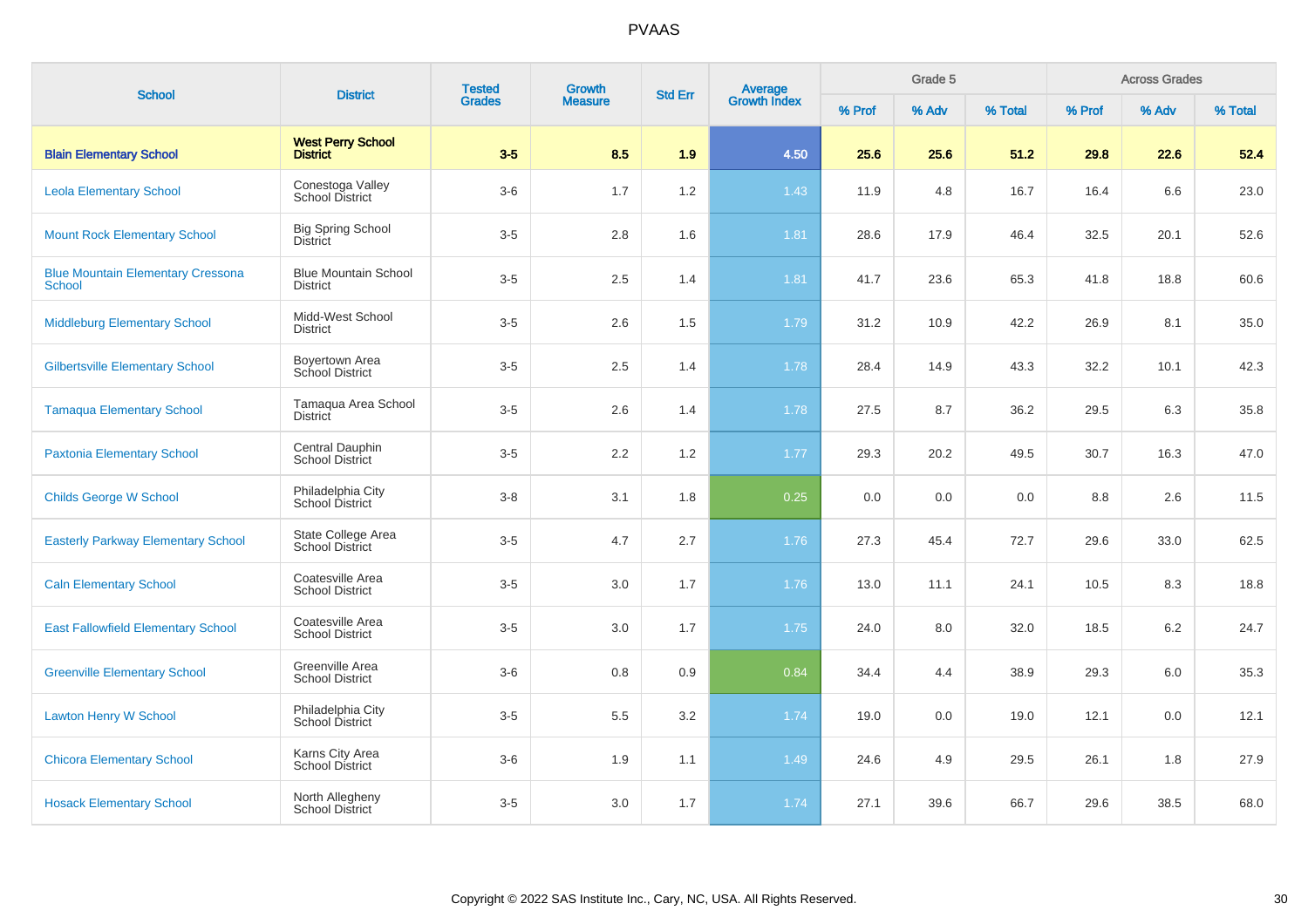# PVAAS

| School | District | Tested Grades | Growth Measure | Std Err | Average Growth Index | Grade 5 | | | Across Grades | | |
|---|---|---|---|---|---|---|---|---|---|---|---|
| | | | | | | % Prof | % Adv | % Total | % Prof | % Adv | % Total |
| **Blain Elementary School** | **West Perry School District** | **3-5** | **8.5** | **1.9** | **4.50** | **25.6** | **25.6** | **51.2** | **29.8** | **22.6** | **52.4** |
| Leola Elementary School | Conestoga Valley School District | 3-6 | 1.7 | 1.2 | 1.43 | 11.9 | 4.8 | 16.7 | 16.4 | 6.6 | 23.0 |
| Mount Rock Elementary School | Big Spring School District | 3-5 | 2.8 | 1.6 | 1.81 | 28.6 | 17.9 | 46.4 | 32.5 | 20.1 | 52.6 |
| Blue Mountain Elementary Cressona School | Blue Mountain School District | 3-5 | 2.5 | 1.4 | 1.81 | 41.7 | 23.6 | 65.3 | 41.8 | 18.8 | 60.6 |
| Middleburg Elementary School | Midd-West School District | 3-5 | 2.6 | 1.5 | 1.79 | 31.2 | 10.9 | 42.2 | 26.9 | 8.1 | 35.0 |
| Gilbertsville Elementary School | Boyertown Area School District | 3-5 | 2.5 | 1.4 | 1.78 | 28.4 | 14.9 | 43.3 | 32.2 | 10.1 | 42.3 |
| Tamaqua Elementary School | Tamaqua Area School District | 3-5 | 2.6 | 1.4 | 1.78 | 27.5 | 8.7 | 36.2 | 29.5 | 6.3 | 35.8 |
| Paxtonia Elementary School | Central Dauphin School District | 3-5 | 2.2 | 1.2 | 1.77 | 29.3 | 20.2 | 49.5 | 30.7 | 16.3 | 47.0 |
| Childs George W School | Philadelphia City School District | 3-8 | 3.1 | 1.8 | 0.25 | 0.0 | 0.0 | 0.0 | 8.8 | 2.6 | 11.5 |
| Easterly Parkway Elementary School | State College Area School District | 3-5 | 4.7 | 2.7 | 1.76 | 27.3 | 45.4 | 72.7 | 29.6 | 33.0 | 62.5 |
| Caln Elementary School | Coatesville Area School District | 3-5 | 3.0 | 1.7 | 1.76 | 13.0 | 11.1 | 24.1 | 10.5 | 8.3 | 18.8 |
| East Fallowfield Elementary School | Coatesville Area School District | 3-5 | 3.0 | 1.7 | 1.75 | 24.0 | 8.0 | 32.0 | 18.5 | 6.2 | 24.7 |
| Greenville Elementary School | Greenville Area School District | 3-6 | 0.8 | 0.9 | 0.84 | 34.4 | 4.4 | 38.9 | 29.3 | 6.0 | 35.3 |
| Lawton Henry W School | Philadelphia City School District | 3-5 | 5.5 | 3.2 | 1.74 | 19.0 | 0.0 | 19.0 | 12.1 | 0.0 | 12.1 |
| Chicora Elementary School | Karns City Area School District | 3-6 | 1.9 | 1.1 | 1.49 | 24.6 | 4.9 | 29.5 | 26.1 | 1.8 | 27.9 |
| Hosack Elementary School | North Allegheny School District | 3-5 | 3.0 | 1.7 | 1.74 | 27.1 | 39.6 | 66.7 | 29.6 | 38.5 | 68.0 |

Copyright © 2022 SAS Institute Inc., Cary, NC, USA. All Rights Reserved.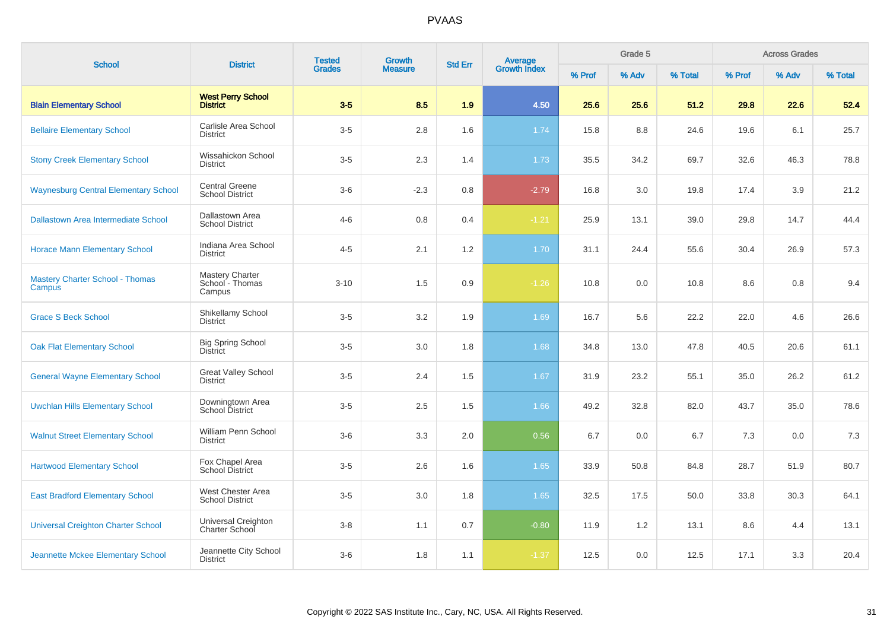# PVAAS

| School | District | Tested Grades | Growth Measure | Std Err | Average Growth Index | Grade 5 | | | Across Grades | | |
|---|---|---|---|---|---|---|---|---|---|---|---|
| | | | | | | % Prof | % Adv | % Total | % Prof | % Adv | % Total |
| **Blain Elementary School** | **West Perry School District** | **3-5** | **8.5** | **1.9** | **4.50** | **25.6** | **25.6** | **51.2** | **29.8** | **22.6** | **52.4** |
| Bellaire Elementary School | Carlisle Area School District | 3-5 | 2.8 | 1.6 | 1.74 | 15.8 | 8.8 | 24.6 | 19.6 | 6.1 | 25.7 |
| Stony Creek Elementary School | Wissahickon School District | 3-5 | 2.3 | 1.4 | 1.73 | 35.5 | 34.2 | 69.7 | 32.6 | 46.3 | 78.8 |
| Waynesburg Central Elementary School | Central Greene School District | 3-6 | -2.3 | 0.8 | -2.79 | 16.8 | 3.0 | 19.8 | 17.4 | 3.9 | 21.2 |
| Dallastown Area Intermediate School | Dallastown Area School District | 4-6 | 0.8 | 0.4 | -1.21 | 25.9 | 13.1 | 39.0 | 29.8 | 14.7 | 44.4 |
| Horace Mann Elementary School | Indiana Area School District | 4-5 | 2.1 | 1.2 | 1.70 | 31.1 | 24.4 | 55.6 | 30.4 | 26.9 | 57.3 |
| Mastery Charter School - Thomas Campus | Mastery Charter School - Thomas Campus | 3-10 | 1.5 | 0.9 | -1.26 | 10.8 | 0.0 | 10.8 | 8.6 | 0.8 | 9.4 |
| Grace S Beck School | Shikellamy School District | 3-5 | 3.2 | 1.9 | 1.69 | 16.7 | 5.6 | 22.2 | 22.0 | 4.6 | 26.6 |
| Oak Flat Elementary School | Big Spring School District | 3-5 | 3.0 | 1.8 | 1.68 | 34.8 | 13.0 | 47.8 | 40.5 | 20.6 | 61.1 |
| General Wayne Elementary School | Great Valley School District | 3-5 | 2.4 | 1.5 | 1.67 | 31.9 | 23.2 | 55.1 | 35.0 | 26.2 | 61.2 |
| Uwchlan Hills Elementary School | Downingtown Area School District | 3-5 | 2.5 | 1.5 | 1.66 | 49.2 | 32.8 | 82.0 | 43.7 | 35.0 | 78.6 |
| Walnut Street Elementary School | William Penn School District | 3-6 | 3.3 | 2.0 | 0.56 | 6.7 | 0.0 | 6.7 | 7.3 | 0.0 | 7.3 |
| Hartwood Elementary School | Fox Chapel Area School District | 3-5 | 2.6 | 1.6 | 1.65 | 33.9 | 50.8 | 84.8 | 28.7 | 51.9 | 80.7 |
| East Bradford Elementary School | West Chester Area School District | 3-5 | 3.0 | 1.8 | 1.65 | 32.5 | 17.5 | 50.0 | 33.8 | 30.3 | 64.1 |
| Universal Creighton Charter School | Universal Creighton Charter School | 3-8 | 1.1 | 0.7 | -0.80 | 11.9 | 1.2 | 13.1 | 8.6 | 4.4 | 13.1 |
| Jeannette Mckee Elementary School | Jeannette City School District | 3-6 | 1.8 | 1.1 | -1.37 | 12.5 | 0.0 | 12.5 | 17.1 | 3.3 | 20.4 |

Copyright © 2022 SAS Institute Inc., Cary, NC, USA. All Rights Reserved.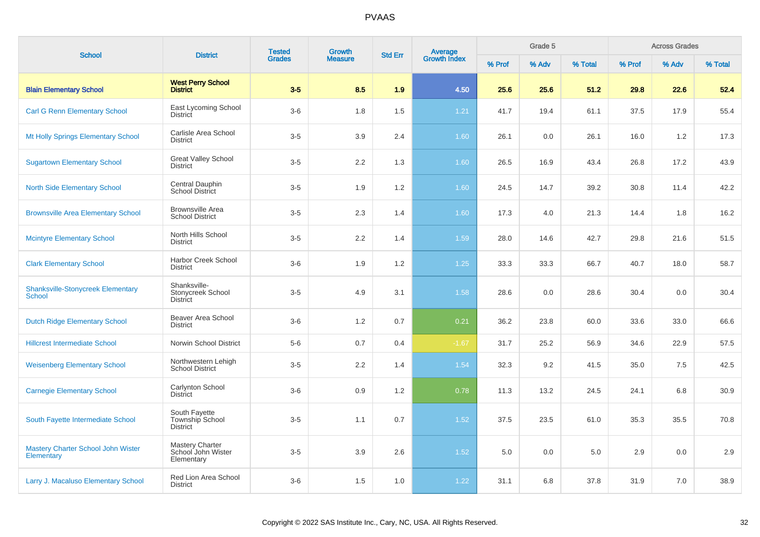# PVAAS

| School | District | Tested Grades | Growth Measure | Std Err | Average Growth Index | Grade 5 | | | Across Grades | | |
|---|---|---|---|---|---|---|---|---|---|---|---|
| | | | | | | % Prof | % Adv | % Total | % Prof | % Adv | % Total |
| **Blain Elementary School** | **West Perry School District** | **3-5** | **8.5** | **1.9** | **4.50** | **25.6** | **25.6** | **51.2** | **29.8** | **22.6** | **52.4** |
| Carl G Renn Elementary School | East Lycoming School District | 3-6 | 1.8 | 1.5 | 1.21 | 41.7 | 19.4 | 61.1 | 37.5 | 17.9 | 55.4 |
| Mt Holly Springs Elementary School | Carlisle Area School District | 3-5 | 3.9 | 2.4 | 1.60 | 26.1 | 0.0 | 26.1 | 16.0 | 1.2 | 17.3 |
| Sugartown Elementary School | Great Valley School District | 3-5 | 2.2 | 1.3 | 1.60 | 26.5 | 16.9 | 43.4 | 26.8 | 17.2 | 43.9 |
| North Side Elementary School | Central Dauphin School District | 3-5 | 1.9 | 1.2 | 1.60 | 24.5 | 14.7 | 39.2 | 30.8 | 11.4 | 42.2 |
| Brownsville Area Elementary School | Brownsville Area School District | 3-5 | 2.3 | 1.4 | 1.60 | 17.3 | 4.0 | 21.3 | 14.4 | 1.8 | 16.2 |
| Mcintyre Elementary School | North Hills School District | 3-5 | 2.2 | 1.4 | 1.59 | 28.0 | 14.6 | 42.7 | 29.8 | 21.6 | 51.5 |
| Clark Elementary School | Harbor Creek School District | 3-6 | 1.9 | 1.2 | 1.25 | 33.3 | 33.3 | 66.7 | 40.7 | 18.0 | 58.7 |
| Shanksville-Stonycreek Elementary School | Shanksville-Stonycreek School District | 3-5 | 4.9 | 3.1 | 1.58 | 28.6 | 0.0 | 28.6 | 30.4 | 0.0 | 30.4 |
| Dutch Ridge Elementary School | Beaver Area School District | 3-6 | 1.2 | 0.7 | 0.21 | 36.2 | 23.8 | 60.0 | 33.6 | 33.0 | 66.6 |
| Hillcrest Intermediate School | Norwin School District | 5-6 | 0.7 | 0.4 | -1.67 | 31.7 | 25.2 | 56.9 | 34.6 | 22.9 | 57.5 |
| Weisenberg Elementary School | Northwestern Lehigh School District | 3-5 | 2.2 | 1.4 | 1.54 | 32.3 | 9.2 | 41.5 | 35.0 | 7.5 | 42.5 |
| Carnegie Elementary School | Carlynton School District | 3-6 | 0.9 | 1.2 | 0.78 | 11.3 | 13.2 | 24.5 | 24.1 | 6.8 | 30.9 |
| South Fayette Intermediate School | South Fayette Township School District | 3-5 | 1.1 | 0.7 | 1.52 | 37.5 | 23.5 | 61.0 | 35.3 | 35.5 | 70.8 |
| Mastery Charter School John Wister Elementary | Mastery Charter School John Wister Elementary | 3-5 | 3.9 | 2.6 | 1.52 | 5.0 | 0.0 | 5.0 | 2.9 | 0.0 | 2.9 |
| Larry J. Macaluso Elementary School | Red Lion Area School District | 3-6 | 1.5 | 1.0 | 1.22 | 31.1 | 6.8 | 37.8 | 31.9 | 7.0 | 38.9 |

Copyright © 2022 SAS Institute Inc., Cary, NC, USA. All Rights Reserved.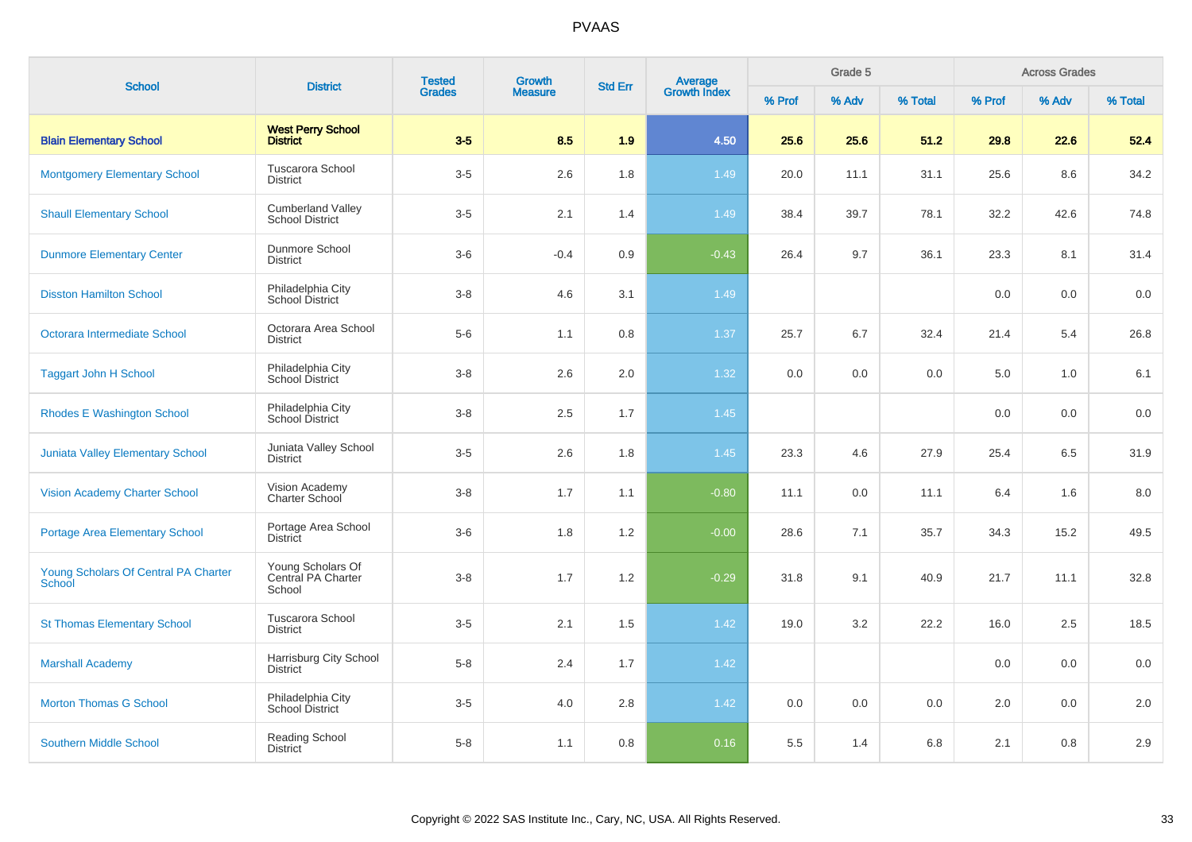# PVAAS

| School | District | Tested Grades | Growth Measure | Std Err | Average Growth Index | Grade 5 | | | Across Grades | | |
|---|---|---|---|---|---|---|---|---|---|---|---|
| | | | | | | % Prof | % Adv | % Total | % Prof | % Adv | % Total |
| **Blain Elementary School** | **West Perry School District** | **3-5** | **8.5** | **1.9** | **4.50** | **25.6** | **25.6** | **51.2** | **29.8** | **22.6** | **52.4** |
| Montgomery Elementary School | Tuscarora School District | 3-5 | 2.6 | 1.8 | 1.49 | 20.0 | 11.1 | 31.1 | 25.6 | 8.6 | 34.2 |
| Shaull Elementary School | Cumberland Valley School District | 3-5 | 2.1 | 1.4 | 1.49 | 38.4 | 39.7 | 78.1 | 32.2 | 42.6 | 74.8 |
| Dunmore Elementary Center | Dunmore School District | 3-6 | -0.4 | 0.9 | -0.43 | 26.4 | 9.7 | 36.1 | 23.3 | 8.1 | 31.4 |
| Disston Hamilton School | Philadelphia City School District | 3-8 | 4.6 | 3.1 | 1.49 | | | | 0.0 | 0.0 | 0.0 |
| Octorara Intermediate School | Octorara Area School District | 5-6 | 1.1 | 0.8 | 1.37 | 25.7 | 6.7 | 32.4 | 21.4 | 5.4 | 26.8 |
| Taggart John H School | Philadelphia City School District | 3-8 | 2.6 | 2.0 | 1.32 | 0.0 | 0.0 | 0.0 | 5.0 | 1.0 | 6.1 |
| Rhodes E Washington School | Philadelphia City School District | 3-8 | 2.5 | 1.7 | 1.45 | | | | 0.0 | 0.0 | 0.0 |
| Juniata Valley Elementary School | Juniata Valley School District | 3-5 | 2.6 | 1.8 | 1.45 | 23.3 | 4.6 | 27.9 | 25.4 | 6.5 | 31.9 |
| Vision Academy Charter School | Vision Academy Charter School | 3-8 | 1.7 | 1.1 | -0.80 | 11.1 | 0.0 | 11.1 | 6.4 | 1.6 | 8.0 |
| Portage Area Elementary School | Portage Area School District | 3-6 | 1.8 | 1.2 | -0.00 | 28.6 | 7.1 | 35.7 | 34.3 | 15.2 | 49.5 |
| Young Scholars Of Central PA Charter School | Young Scholars Of Central PA Charter School | 3-8 | 1.7 | 1.2 | -0.29 | 31.8 | 9.1 | 40.9 | 21.7 | 11.1 | 32.8 |
| St Thomas Elementary School | Tuscarora School District | 3-5 | 2.1 | 1.5 | 1.42 | 19.0 | 3.2 | 22.2 | 16.0 | 2.5 | 18.5 |
| Marshall Academy | Harrisburg City School District | 5-8 | 2.4 | 1.7 | 1.42 | | | | 0.0 | 0.0 | 0.0 |
| Morton Thomas G School | Philadelphia City School District | 3-5 | 4.0 | 2.8 | 1.42 | 0.0 | 0.0 | 0.0 | 2.0 | 0.0 | 2.0 |
| Southern Middle School | Reading School District | 5-8 | 1.1 | 0.8 | 0.16 | 5.5 | 1.4 | 6.8 | 2.1 | 0.8 | 2.9 |

Copyright © 2022 SAS Institute Inc., Cary, NC, USA. All Rights Reserved.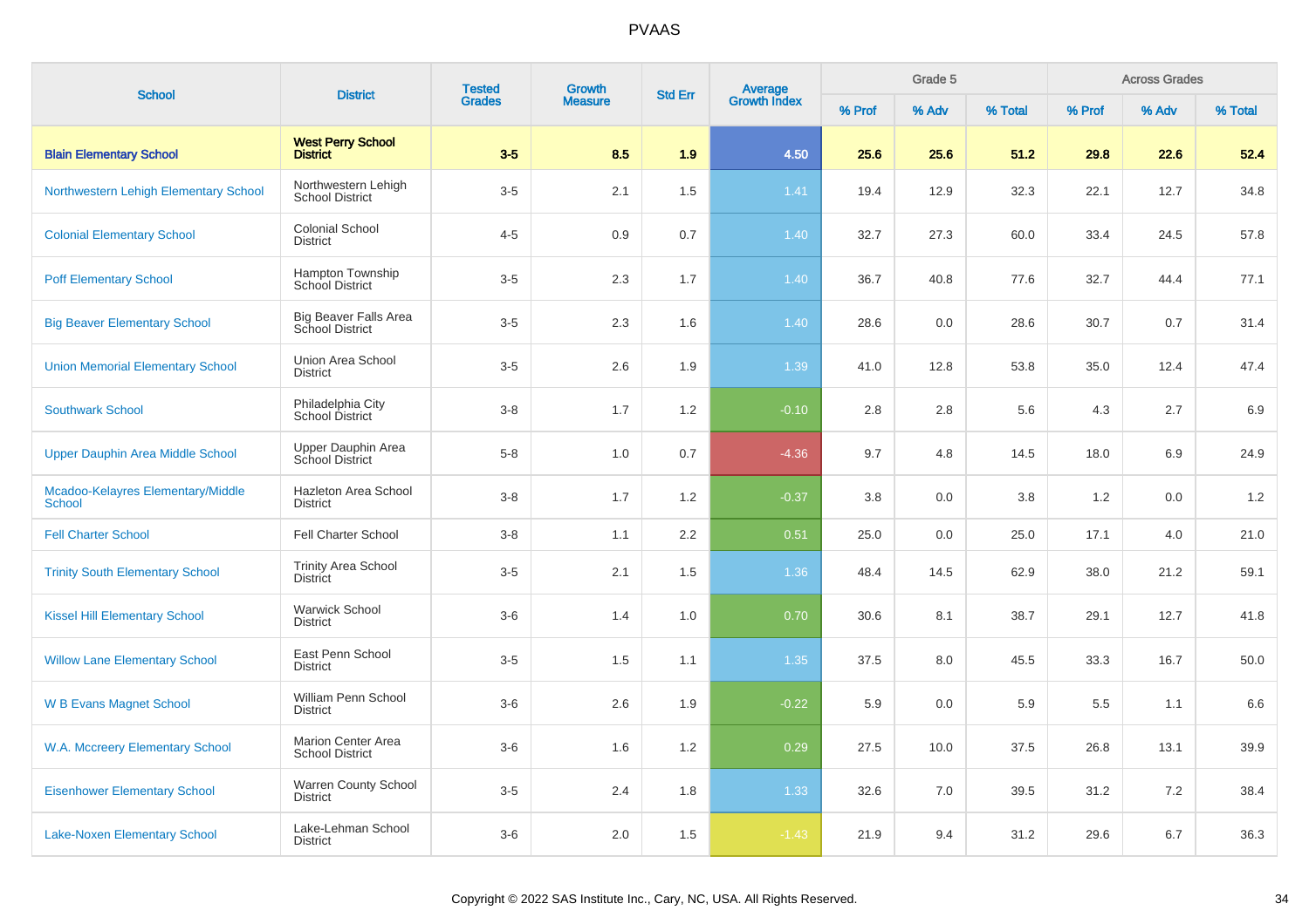# PVAAS

| School | District | Tested Grades | Growth Measure | Std Err | Average Growth Index | Grade 5 | | | Across Grades | | |
|---|---|---|---|---|---|---|---|---|---|---|---|
| | | | | | | % Prof | % Adv | % Total | % Prof | % Adv | % Total |
| **Blain Elementary School** | **West Perry School District** | **3-5** | **8.5** | **1.9** | **4.50** | **25.6** | **25.6** | **51.2** | **29.8** | **22.6** | **52.4** |
| Northwestern Lehigh Elementary School | Northwestern Lehigh School District | 3-5 | 2.1 | 1.5 | 1.41 | 19.4 | 12.9 | 32.3 | 22.1 | 12.7 | 34.8 |
| Colonial Elementary School | Colonial School District | 4-5 | 0.9 | 0.7 | 1.40 | 32.7 | 27.3 | 60.0 | 33.4 | 24.5 | 57.8 |
| Poff Elementary School | Hampton Township School District | 3-5 | 2.3 | 1.7 | 1.40 | 36.7 | 40.8 | 77.6 | 32.7 | 44.4 | 77.1 |
| Big Beaver Elementary School | Big Beaver Falls Area School District | 3-5 | 2.3 | 1.6 | 1.40 | 28.6 | 0.0 | 28.6 | 30.7 | 0.7 | 31.4 |
| Union Memorial Elementary School | Union Area School District | 3-5 | 2.6 | 1.9 | 1.39 | 41.0 | 12.8 | 53.8 | 35.0 | 12.4 | 47.4 |
| Southwark School | Philadelphia City School District | 3-8 | 1.7 | 1.2 | -0.10 | 2.8 | 2.8 | 5.6 | 4.3 | 2.7 | 6.9 |
| Upper Dauphin Area Middle School | Upper Dauphin Area School District | 5-8 | 1.0 | 0.7 | -4.36 | 9.7 | 4.8 | 14.5 | 18.0 | 6.9 | 24.9 |
| Mcadoo-Kelayres Elementary/Middle School | Hazleton Area School District | 3-8 | 1.7 | 1.2 | -0.37 | 3.8 | 0.0 | 3.8 | 1.2 | 0.0 | 1.2 |
| Fell Charter School | Fell Charter School | 3-8 | 1.1 | 2.2 | 0.51 | 25.0 | 0.0 | 25.0 | 17.1 | 4.0 | 21.0 |
| Trinity South Elementary School | Trinity Area School District | 3-5 | 2.1 | 1.5 | 1.36 | 48.4 | 14.5 | 62.9 | 38.0 | 21.2 | 59.1 |
| Kissel Hill Elementary School | Warwick School District | 3-6 | 1.4 | 1.0 | 0.70 | 30.6 | 8.1 | 38.7 | 29.1 | 12.7 | 41.8 |
| Willow Lane Elementary School | East Penn School District | 3-5 | 1.5 | 1.1 | 1.35 | 37.5 | 8.0 | 45.5 | 33.3 | 16.7 | 50.0 |
| W B Evans Magnet School | William Penn School District | 3-6 | 2.6 | 1.9 | -0.22 | 5.9 | 0.0 | 5.9 | 5.5 | 1.1 | 6.6 |
| W.A. Mccreery Elementary School | Marion Center Area School District | 3-6 | 1.6 | 1.2 | 0.29 | 27.5 | 10.0 | 37.5 | 26.8 | 13.1 | 39.9 |
| Eisenhower Elementary School | Warren County School District | 3-5 | 2.4 | 1.8 | 1.33 | 32.6 | 7.0 | 39.5 | 31.2 | 7.2 | 38.4 |
| Lake-Noxen Elementary School | Lake-Lehman School District | 3-6 | 2.0 | 1.5 | -1.43 | 21.9 | 9.4 | 31.2 | 29.6 | 6.7 | 36.3 |

Copyright © 2022 SAS Institute Inc., Cary, NC, USA. All Rights Reserved.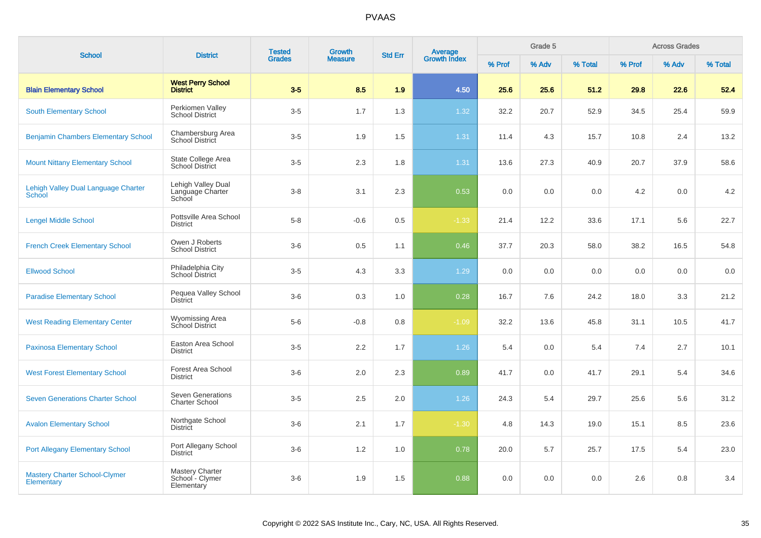| School | District | Tested Grades | Growth Measure | Std Err | Average Growth Index | Grade 5 | | | Across Grades | | |
|---|---|---|---|---|---|---|---|---|---|---|---|
| | | | | | | % Prof | % Adv | % Total | % Prof | % Adv | % Total |
| **Blain Elementary School** | **West Perry School District** | **3-5** | **8.5** | **1.9** | **4.50** | **25.6** | **25.6** | **51.2** | **29.8** | **22.6** | **52.4** |
| South Elementary School | Perkiomen Valley School District | 3-5 | 1.7 | 1.3 | 1.32 | 32.2 | 20.7 | 52.9 | 34.5 | 25.4 | 59.9 |
| Benjamin Chambers Elementary School | Chambersburg Area School District | 3-5 | 1.9 | 1.5 | 1.31 | 11.4 | 4.3 | 15.7 | 10.8 | 2.4 | 13.2 |
| Mount Nittany Elementary School | State College Area School District | 3-5 | 2.3 | 1.8 | 1.31 | 13.6 | 27.3 | 40.9 | 20.7 | 37.9 | 58.6 |
| Lehigh Valley Dual Language Charter School | Lehigh Valley Dual Language Charter School | 3-8 | 3.1 | 2.3 | 0.53 | 0.0 | 0.0 | 0.0 | 4.2 | 0.0 | 4.2 |
| Lengel Middle School | Pottsville Area School District | 5-8 | -0.6 | 0.5 | -1.33 | 21.4 | 12.2 | 33.6 | 17.1 | 5.6 | 22.7 |
| French Creek Elementary School | Owen J Roberts School District | 3-6 | 0.5 | 1.1 | 0.46 | 37.7 | 20.3 | 58.0 | 38.2 | 16.5 | 54.8 |
| Ellwood School | Philadelphia City School District | 3-5 | 4.3 | 3.3 | 1.29 | 0.0 | 0.0 | 0.0 | 0.0 | 0.0 | 0.0 |
| Paradise Elementary School | Pequea Valley School District | 3-6 | 0.3 | 1.0 | 0.28 | 16.7 | 7.6 | 24.2 | 18.0 | 3.3 | 21.2 |
| West Reading Elementary Center | Wyomissing Area School District | 5-6 | -0.8 | 0.8 | -1.09 | 32.2 | 13.6 | 45.8 | 31.1 | 10.5 | 41.7 |
| Paxinosa Elementary School | Easton Area School District | 3-5 | 2.2 | 1.7 | 1.26 | 5.4 | 0.0 | 5.4 | 7.4 | 2.7 | 10.1 |
| West Forest Elementary School | Forest Area School District | 3-6 | 2.0 | 2.3 | 0.89 | 41.7 | 0.0 | 41.7 | 29.1 | 5.4 | 34.6 |
| Seven Generations Charter School | Seven Generations Charter School | 3-5 | 2.5 | 2.0 | 1.26 | 24.3 | 5.4 | 29.7 | 25.6 | 5.6 | 31.2 |
| Avalon Elementary School | Northgate School District | 3-6 | 2.1 | 1.7 | -1.30 | 4.8 | 14.3 | 19.0 | 15.1 | 8.5 | 23.6 |
| Port Allegany Elementary School | Port Allegany School District | 3-6 | 1.2 | 1.0 | 0.78 | 20.0 | 5.7 | 25.7 | 17.5 | 5.4 | 23.0 |
| Mastery Charter School-Clymer Elementary | Mastery Charter School - Clymer Elementary | 3-6 | 1.9 | 1.5 | 0.88 | 0.0 | 0.0 | 0.0 | 2.6 | 0.8 | 3.4 |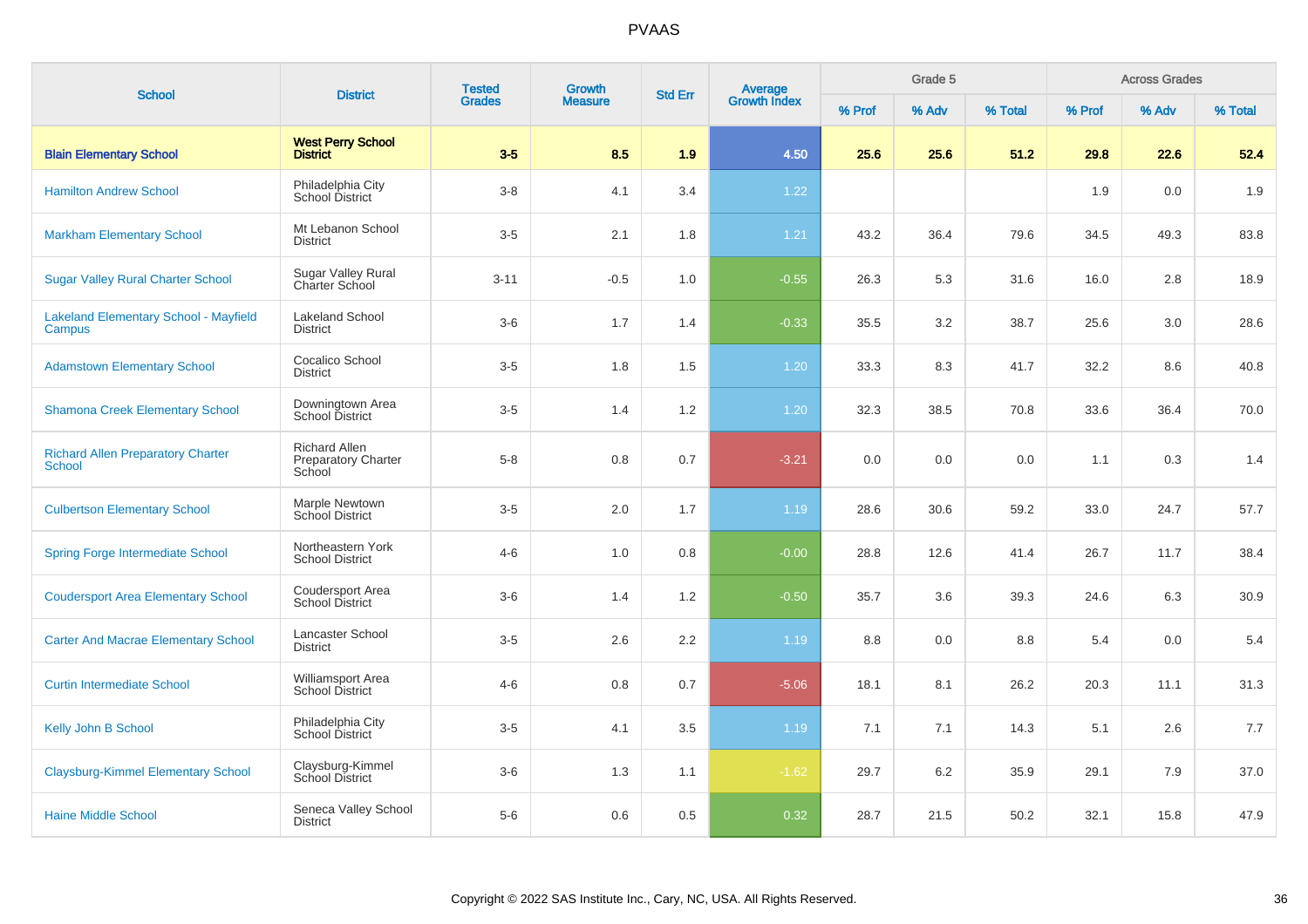| School | District | Tested Grades | Growth Measure | Std Err | Average Growth Index | Grade 5 | | | Across Grades | | |
|---|---|---|---|---|---|---|---|---|---|---|---|
| | | | | | | % Prof | % Adv | % Total | % Prof | % Adv | % Total |
| **Blain Elementary School** | **West Perry School District** | **3-5** | **8.5** | **1.9** | **4.50** | **25.6** | **25.6** | **51.2** | **29.8** | **22.6** | **52.4** |
| Hamilton Andrew School | Philadelphia City School District | 3-8 | 4.1 | 3.4 | 1.22 | | | | 1.9 | 0.0 | 1.9 |
| Markham Elementary School | Mt Lebanon School District | 3-5 | 2.1 | 1.8 | 1.21 | 43.2 | 36.4 | 79.6 | 34.5 | 49.3 | 83.8 |
| Sugar Valley Rural Charter School | Sugar Valley Rural Charter School | 3-11 | -0.5 | 1.0 | -0.55 | 26.3 | 5.3 | 31.6 | 16.0 | 2.8 | 18.9 |
| Lakeland Elementary School - Mayfield Campus | Lakeland School District | 3-6 | 1.7 | 1.4 | -0.33 | 35.5 | 3.2 | 38.7 | 25.6 | 3.0 | 28.6 |
| Adamstown Elementary School | Cocalico School District | 3-5 | 1.8 | 1.5 | 1.20 | 33.3 | 8.3 | 41.7 | 32.2 | 8.6 | 40.8 |
| Shamona Creek Elementary School | Downingtown Area School District | 3-5 | 1.4 | 1.2 | 1.20 | 32.3 | 38.5 | 70.8 | 33.6 | 36.4 | 70.0 |
| Richard Allen Preparatory Charter School | Richard Allen Preparatory Charter School | 5-8 | 0.8 | 0.7 | -3.21 | 0.0 | 0.0 | 0.0 | 1.1 | 0.3 | 1.4 |
| Culbertson Elementary School | Marple Newtown School District | 3-5 | 2.0 | 1.7 | 1.19 | 28.6 | 30.6 | 59.2 | 33.0 | 24.7 | 57.7 |
| Spring Forge Intermediate School | Northeastern York School District | 4-6 | 1.0 | 0.8 | -0.00 | 28.8 | 12.6 | 41.4 | 26.7 | 11.7 | 38.4 |
| Coudersport Area Elementary School | Coudersport Area School District | 3-6 | 1.4 | 1.2 | -0.50 | 35.7 | 3.6 | 39.3 | 24.6 | 6.3 | 30.9 |
| Carter And Macrae Elementary School | Lancaster School District | 3-5 | 2.6 | 2.2 | 1.19 | 8.8 | 0.0 | 8.8 | 5.4 | 0.0 | 5.4 |
| Curtin Intermediate School | Williamsport Area School District | 4-6 | 0.8 | 0.7 | -5.06 | 18.1 | 8.1 | 26.2 | 20.3 | 11.1 | 31.3 |
| Kelly John B School | Philadelphia City School District | 3-5 | 4.1 | 3.5 | 1.19 | 7.1 | 7.1 | 14.3 | 5.1 | 2.6 | 7.7 |
| Claysburg-Kimmel Elementary School | Claysburg-Kimmel School District | 3-6 | 1.3 | 1.1 | -1.62 | 29.7 | 6.2 | 35.9 | 29.1 | 7.9 | 37.0 |
| Haine Middle School | Seneca Valley School District | 5-6 | 0.6 | 0.5 | 0.32 | 28.7 | 21.5 | 50.2 | 32.1 | 15.8 | 47.9 |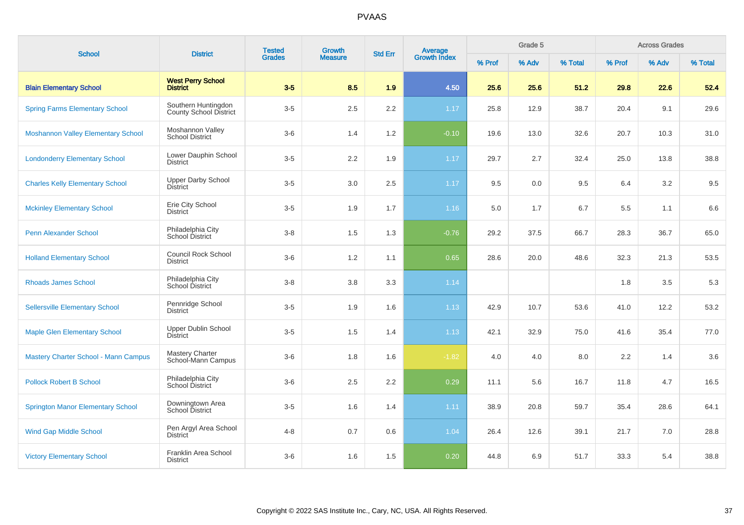| School | District | Tested Grades | Growth Measure | Std Err | Average Growth Index | Grade 5 | | | Across Grades | | |
|---|---|---|---|---|---|---|---|---|---|---|---|
| | | | | | | % Prof | % Adv | % Total | % Prof | % Adv | % Total |
| **Blain Elementary School** | **West Perry School District** | **3-5** | **8.5** | **1.9** | **4.50** | **25.6** | **25.6** | **51.2** | **29.8** | **22.6** | **52.4** |
| Spring Farms Elementary School | Southern Huntingdon County School District | 3-5 | 2.5 | 2.2 | 1.17 | 25.8 | 12.9 | 38.7 | 20.4 | 9.1 | 29.6 |
| Moshannon Valley Elementary School | Moshannon Valley School District | 3-6 | 1.4 | 1.2 | -0.10 | 19.6 | 13.0 | 32.6 | 20.7 | 10.3 | 31.0 |
| Londonderry Elementary School | Lower Dauphin School District | 3-5 | 2.2 | 1.9 | 1.17 | 29.7 | 2.7 | 32.4 | 25.0 | 13.8 | 38.8 |
| Charles Kelly Elementary School | Upper Darby School District | 3-5 | 3.0 | 2.5 | 1.17 | 9.5 | 0.0 | 9.5 | 6.4 | 3.2 | 9.5 |
| Mckinley Elementary School | Erie City School District | 3-5 | 1.9 | 1.7 | 1.16 | 5.0 | 1.7 | 6.7 | 5.5 | 1.1 | 6.6 |
| Penn Alexander School | Philadelphia City School District | 3-8 | 1.5 | 1.3 | -0.76 | 29.2 | 37.5 | 66.7 | 28.3 | 36.7 | 65.0 |
| Holland Elementary School | Council Rock School District | 3-6 | 1.2 | 1.1 | 0.65 | 28.6 | 20.0 | 48.6 | 32.3 | 21.3 | 53.5 |
| Rhoads James School | Philadelphia City School District | 3-8 | 3.8 | 3.3 | 1.14 | | | | 1.8 | 3.5 | 5.3 |
| Sellersville Elementary School | Pennridge School District | 3-5 | 1.9 | 1.6 | 1.13 | 42.9 | 10.7 | 53.6 | 41.0 | 12.2 | 53.2 |
| Maple Glen Elementary School | Upper Dublin School District | 3-5 | 1.5 | 1.4 | 1.13 | 42.1 | 32.9 | 75.0 | 41.6 | 35.4 | 77.0 |
| Mastery Charter School - Mann Campus | Mastery Charter School-Mann Campus | 3-6 | 1.8 | 1.6 | -1.82 | 4.0 | 4.0 | 8.0 | 2.2 | 1.4 | 3.6 |
| Pollock Robert B School | Philadelphia City School District | 3-6 | 2.5 | 2.2 | 0.29 | 11.1 | 5.6 | 16.7 | 11.8 | 4.7 | 16.5 |
| Springton Manor Elementary School | Downingtown Area School District | 3-5 | 1.6 | 1.4 | 1.11 | 38.9 | 20.8 | 59.7 | 35.4 | 28.6 | 64.1 |
| Wind Gap Middle School | Pen Argyl Area School District | 4-8 | 0.7 | 0.6 | 1.04 | 26.4 | 12.6 | 39.1 | 21.7 | 7.0 | 28.8 |
| Victory Elementary School | Franklin Area School District | 3-6 | 1.6 | 1.5 | 0.20 | 44.8 | 6.9 | 51.7 | 33.3 | 5.4 | 38.8 |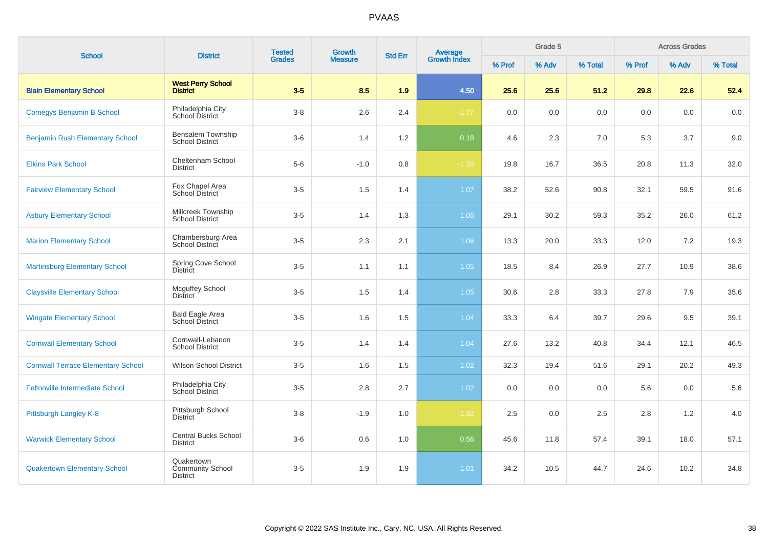# PVAAS

| School | District | Tested Grades | Growth Measure | Std Err | Average Growth Index | Grade 5 | | | Across Grades | | |
|---|---|---|---|---|---|---|---|---|---|---|---|
| | | | | | | % Prof | % Adv | % Total | % Prof | % Adv | % Total |
| **Blain Elementary School** | **West Perry School District** | **3-5** | **8.5** | **1.9** | **4.50** | **25.6** | **25.6** | **51.2** | **29.8** | **22.6** | **52.4** |
| Comegys Benjamin B School | Philadelphia City School District | 3-8 | 2.6 | 2.4 | -1.77 | 0.0 | 0.0 | 0.0 | 0.0 | 0.0 | 0.0 |
| Benjamin Rush Elementary School | Bensalem Township School District | 3-6 | 1.4 | 1.2 | 0.18 | 4.6 | 2.3 | 7.0 | 5.3 | 3.7 | 9.0 |
| Elkins Park School | Cheltenham School District | 5-6 | -1.0 | 0.8 | -1.20 | 19.8 | 16.7 | 36.5 | 20.8 | 11.3 | 32.0 |
| Fairview Elementary School | Fox Chapel Area School District | 3-5 | 1.5 | 1.4 | 1.07 | 38.2 | 52.6 | 90.8 | 32.1 | 59.5 | 91.6 |
| Asbury Elementary School | Millcreek Township School District | 3-5 | 1.4 | 1.3 | 1.06 | 29.1 | 30.2 | 59.3 | 35.2 | 26.0 | 61.2 |
| Marion Elementary School | Chambersburg Area School District | 3-5 | 2.3 | 2.1 | 1.06 | 13.3 | 20.0 | 33.3 | 12.0 | 7.2 | 19.3 |
| Martinsburg Elementary School | Spring Cove School District | 3-5 | 1.1 | 1.1 | 1.05 | 18.5 | 8.4 | 26.9 | 27.7 | 10.9 | 38.6 |
| Claysville Elementary School | Mcguffey School District | 3-5 | 1.5 | 1.4 | 1.05 | 30.6 | 2.8 | 33.3 | 27.8 | 7.9 | 35.6 |
| Wingate Elementary School | Bald Eagle Area School District | 3-5 | 1.6 | 1.5 | 1.04 | 33.3 | 6.4 | 39.7 | 29.6 | 9.5 | 39.1 |
| Cornwall Elementary School | Cornwall-Lebanon School District | 3-5 | 1.4 | 1.4 | 1.04 | 27.6 | 13.2 | 40.8 | 34.4 | 12.1 | 46.5 |
| Cornwall Terrace Elementary School | Wilson School District | 3-5 | 1.6 | 1.5 | 1.02 | 32.3 | 19.4 | 51.6 | 29.1 | 20.2 | 49.3 |
| Feltonville Intermediate School | Philadelphia City School District | 3-5 | 2.8 | 2.7 | 1.02 | 0.0 | 0.0 | 0.0 | 5.6 | 0.0 | 5.6 |
| Pittsburgh Langley K-8 | Pittsburgh School District | 3-8 | -1.9 | 1.0 | -1.92 | 2.5 | 0.0 | 2.5 | 2.8 | 1.2 | 4.0 |
| Warwick Elementary School | Central Bucks School District | 3-6 | 0.6 | 1.0 | 0.56 | 45.6 | 11.8 | 57.4 | 39.1 | 18.0 | 57.1 |
| Quakertown Elementary School | Quakertown Community School District | 3-5 | 1.9 | 1.9 | 1.01 | 34.2 | 10.5 | 44.7 | 24.6 | 10.2 | 34.8 |

Copyright © 2022 SAS Institute Inc., Cary, NC, USA. All Rights Reserved.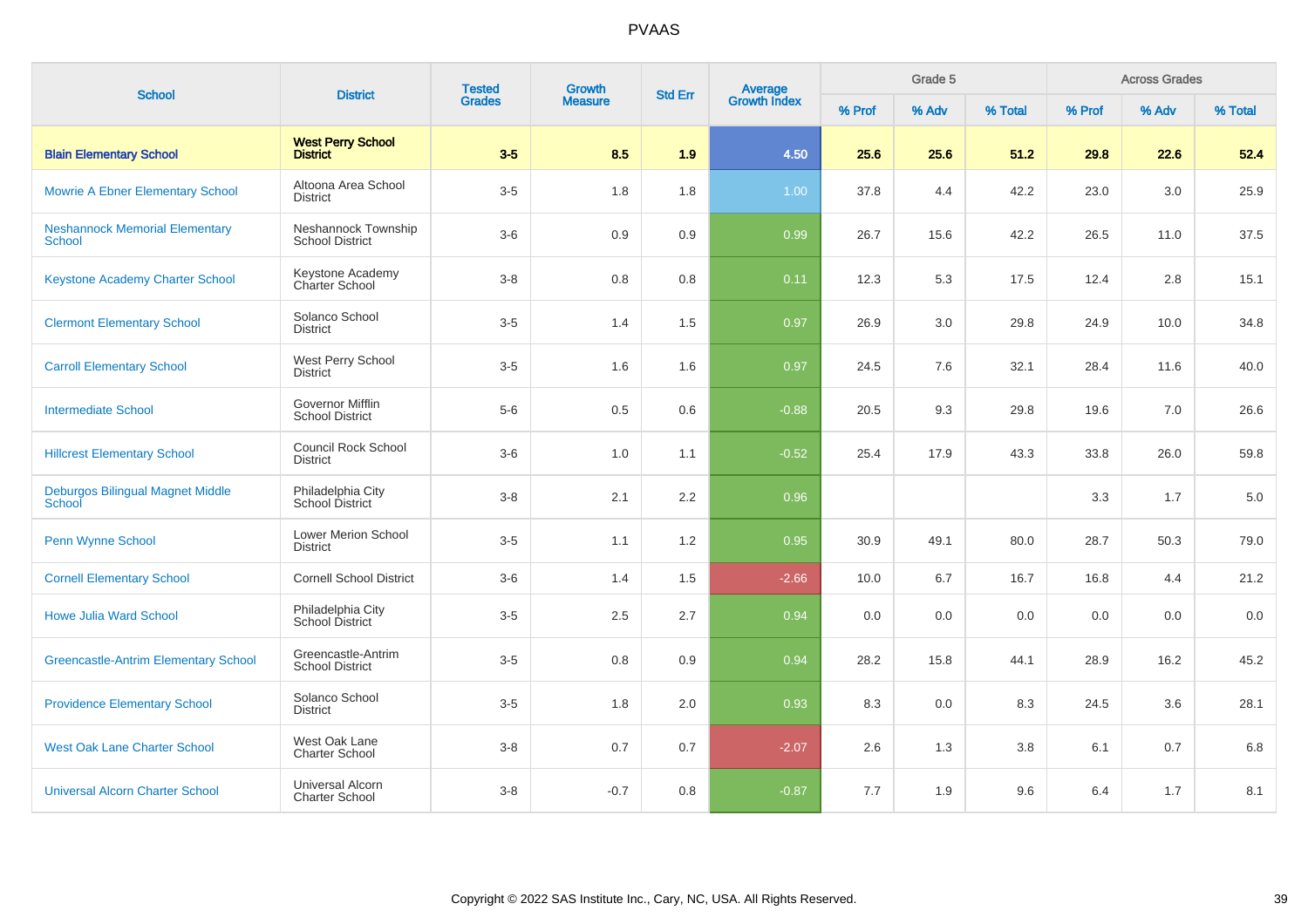# PVAAS

| School | District | Tested Grades | Growth Measure | Std Err | Average Growth Index | Grade 5 | | | Across Grades | | |
|---|---|---|---|---|---|---|---|---|---|---|---|
| | | | | | | % Prof | % Adv | % Total | % Prof | % Adv | % Total |
| **Blain Elementary School** | **West Perry School District** | **3-5** | **8.5** | **1.9** | **4.50** | **25.6** | **25.6** | **51.2** | **29.8** | **22.6** | **52.4** |
| Mowrie A Ebner Elementary School | Altoona Area School District | 3-5 | 1.8 | 1.8 | 1.00 | 37.8 | 4.4 | 42.2 | 23.0 | 3.0 | 25.9 |
| Neshannock Memorial Elementary School | Neshannock Township School District | 3-6 | 0.9 | 0.9 | 0.99 | 26.7 | 15.6 | 42.2 | 26.5 | 11.0 | 37.5 |
| Keystone Academy Charter School | Keystone Academy Charter School | 3-8 | 0.8 | 0.8 | 0.11 | 12.3 | 5.3 | 17.5 | 12.4 | 2.8 | 15.1 |
| Clermont Elementary School | Solanco School District | 3-5 | 1.4 | 1.5 | 0.97 | 26.9 | 3.0 | 29.8 | 24.9 | 10.0 | 34.8 |
| Carroll Elementary School | West Perry School District | 3-5 | 1.6 | 1.6 | 0.97 | 24.5 | 7.6 | 32.1 | 28.4 | 11.6 | 40.0 |
| Intermediate School | Governor Mifflin School District | 5-6 | 0.5 | 0.6 | -0.88 | 20.5 | 9.3 | 29.8 | 19.6 | 7.0 | 26.6 |
| Hillcrest Elementary School | Council Rock School District | 3-6 | 1.0 | 1.1 | -0.52 | 25.4 | 17.9 | 43.3 | 33.8 | 26.0 | 59.8 |
| Deburgos Bilingual Magnet Middle School | Philadelphia City School District | 3-8 | 2.1 | 2.2 | 0.96 | | | | 3.3 | 1.7 | 5.0 |
| Penn Wynne School | Lower Merion School District | 3-5 | 1.1 | 1.2 | 0.95 | 30.9 | 49.1 | 80.0 | 28.7 | 50.3 | 79.0 |
| Cornell Elementary School | Cornell School District | 3-6 | 1.4 | 1.5 | -2.66 | 10.0 | 6.7 | 16.7 | 16.8 | 4.4 | 21.2 |
| Howe Julia Ward School | Philadelphia City School District | 3-5 | 2.5 | 2.7 | 0.94 | 0.0 | 0.0 | 0.0 | 0.0 | 0.0 | 0.0 |
| Greencastle-Antrim Elementary School | Greencastle-Antrim School District | 3-5 | 0.8 | 0.9 | 0.94 | 28.2 | 15.8 | 44.1 | 28.9 | 16.2 | 45.2 |
| Providence Elementary School | Solanco School District | 3-5 | 1.8 | 2.0 | 0.93 | 8.3 | 0.0 | 8.3 | 24.5 | 3.6 | 28.1 |
| West Oak Lane Charter School | West Oak Lane Charter School | 3-8 | 0.7 | 0.7 | -2.07 | 2.6 | 1.3 | 3.8 | 6.1 | 0.7 | 6.8 |
| Universal Alcorn Charter School | Universal Alcorn Charter School | 3-8 | -0.7 | 0.8 | -0.87 | 7.7 | 1.9 | 9.6 | 6.4 | 1.7 | 8.1 |

Copyright © 2022 SAS Institute Inc., Cary, NC, USA. All Rights Reserved.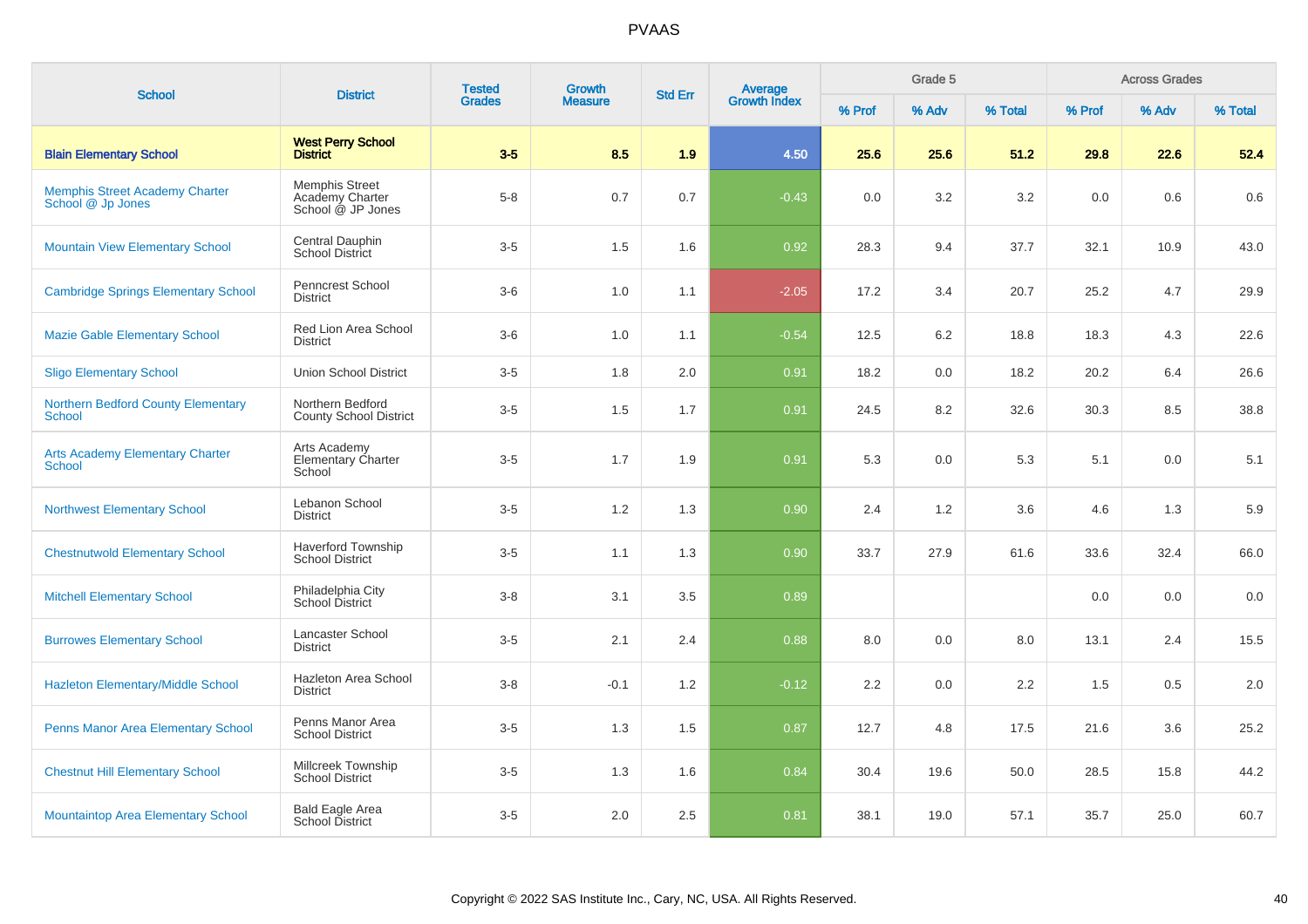# PVAAS

| School | District | Tested Grades | Growth Measure | Std Err | Average Growth Index | Grade 5 | | | Across Grades | | |
|---|---|---|---|---|---|---|---|---|---|---|---|
| | | | | | | % Prof | % Adv | % Total | % Prof | % Adv | % Total |
| **Blain Elementary School** | **West Perry School District** | **3-5** | **8.5** | **1.9** | **4.50** | **25.6** | **25.6** | **51.2** | **29.8** | **22.6** | **52.4** |
| Memphis Street Academy Charter School @ Jp Jones | Memphis Street Academy Charter School @ JP Jones | 5-8 | 0.7 | 0.7 | -0.43 | 0.0 | 3.2 | 3.2 | 0.0 | 0.6 | 0.6 |
| Mountain View Elementary School | Central Dauphin School District | 3-5 | 1.5 | 1.6 | 0.92 | 28.3 | 9.4 | 37.7 | 32.1 | 10.9 | 43.0 |
| Cambridge Springs Elementary School | Penncrest School District | 3-6 | 1.0 | 1.1 | -2.05 | 17.2 | 3.4 | 20.7 | 25.2 | 4.7 | 29.9 |
| Mazie Gable Elementary School | Red Lion Area School District | 3-6 | 1.0 | 1.1 | -0.54 | 12.5 | 6.2 | 18.8 | 18.3 | 4.3 | 22.6 |
| Sligo Elementary School | Union School District | 3-5 | 1.8 | 2.0 | 0.91 | 18.2 | 0.0 | 18.2 | 20.2 | 6.4 | 26.6 |
| Northern Bedford County Elementary School | Northern Bedford County School District | 3-5 | 1.5 | 1.7 | 0.91 | 24.5 | 8.2 | 32.6 | 30.3 | 8.5 | 38.8 |
| Arts Academy Elementary Charter School | Arts Academy Elementary Charter School | 3-5 | 1.7 | 1.9 | 0.91 | 5.3 | 0.0 | 5.3 | 5.1 | 0.0 | 5.1 |
| Northwest Elementary School | Lebanon School District | 3-5 | 1.2 | 1.3 | 0.90 | 2.4 | 1.2 | 3.6 | 4.6 | 1.3 | 5.9 |
| Chestnutwold Elementary School | Haverford Township School District | 3-5 | 1.1 | 1.3 | 0.90 | 33.7 | 27.9 | 61.6 | 33.6 | 32.4 | 66.0 |
| Mitchell Elementary School | Philadelphia City School District | 3-8 | 3.1 | 3.5 | 0.89 | | | | 0.0 | 0.0 | 0.0 |
| Burrowes Elementary School | Lancaster School District | 3-5 | 2.1 | 2.4 | 0.88 | 8.0 | 0.0 | 8.0 | 13.1 | 2.4 | 15.5 |
| Hazleton Elementary/Middle School | Hazleton Area School District | 3-8 | -0.1 | 1.2 | -0.12 | 2.2 | 0.0 | 2.2 | 1.5 | 0.5 | 2.0 |
| Penns Manor Area Elementary School | Penns Manor Area School District | 3-5 | 1.3 | 1.5 | 0.87 | 12.7 | 4.8 | 17.5 | 21.6 | 3.6 | 25.2 |
| Chestnut Hill Elementary School | Millcreek Township School District | 3-5 | 1.3 | 1.6 | 0.84 | 30.4 | 19.6 | 50.0 | 28.5 | 15.8 | 44.2 |
| Mountaintop Area Elementary School | Bald Eagle Area School District | 3-5 | 2.0 | 2.5 | 0.81 | 38.1 | 19.0 | 57.1 | 35.7 | 25.0 | 60.7 |

Copyright © 2022 SAS Institute Inc., Cary, NC, USA. All Rights Reserved.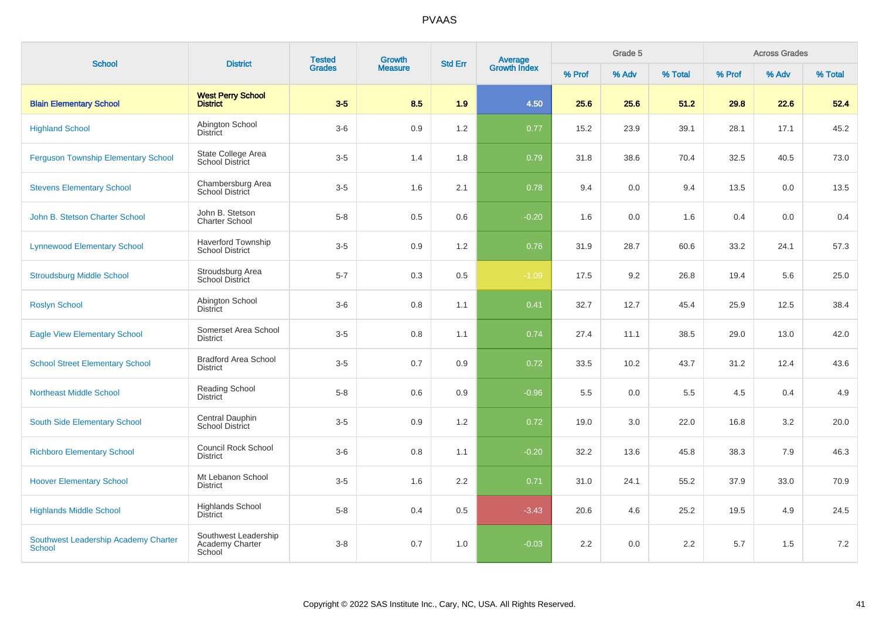# PVAAS

| School | District | Tested Grades | Growth Measure | Std Err | Average Growth Index | Grade 5 | | | Across Grades | | |
|---|---|---|---|---|---|---|---|---|---|---|---|
| | | | | | | % Prof | % Adv | % Total | % Prof | % Adv | % Total |
| **Blain Elementary School** | **West Perry School District** | **3-5** | **8.5** | **1.9** | **4.50** | **25.6** | **25.6** | **51.2** | **29.8** | **22.6** | **52.4** |
| Highland School | Abington School District | 3-6 | 0.9 | 1.2 | 0.77 | 15.2 | 23.9 | 39.1 | 28.1 | 17.1 | 45.2 |
| Ferguson Township Elementary School | State College Area School District | 3-5 | 1.4 | 1.8 | 0.79 | 31.8 | 38.6 | 70.4 | 32.5 | 40.5 | 73.0 |
| Stevens Elementary School | Chambersburg Area School District | 3-5 | 1.6 | 2.1 | 0.78 | 9.4 | 0.0 | 9.4 | 13.5 | 0.0 | 13.5 |
| John B. Stetson Charter School | John B. Stetson Charter School | 5-8 | 0.5 | 0.6 | -0.20 | 1.6 | 0.0 | 1.6 | 0.4 | 0.0 | 0.4 |
| Lynnewood Elementary School | Haverford Township School District | 3-5 | 0.9 | 1.2 | 0.76 | 31.9 | 28.7 | 60.6 | 33.2 | 24.1 | 57.3 |
| Stroudsburg Middle School | Stroudsburg Area School District | 5-7 | 0.3 | 0.5 | -1.09 | 17.5 | 9.2 | 26.8 | 19.4 | 5.6 | 25.0 |
| Roslyn School | Abington School District | 3-6 | 0.8 | 1.1 | 0.41 | 32.7 | 12.7 | 45.4 | 25.9 | 12.5 | 38.4 |
| Eagle View Elementary School | Somerset Area School District | 3-5 | 0.8 | 1.1 | 0.74 | 27.4 | 11.1 | 38.5 | 29.0 | 13.0 | 42.0 |
| School Street Elementary School | Bradford Area School District | 3-5 | 0.7 | 0.9 | 0.72 | 33.5 | 10.2 | 43.7 | 31.2 | 12.4 | 43.6 |
| Northeast Middle School | Reading School District | 5-8 | 0.6 | 0.9 | -0.96 | 5.5 | 0.0 | 5.5 | 4.5 | 0.4 | 4.9 |
| South Side Elementary School | Central Dauphin School District | 3-5 | 0.9 | 1.2 | 0.72 | 19.0 | 3.0 | 22.0 | 16.8 | 3.2 | 20.0 |
| Richboro Elementary School | Council Rock School District | 3-6 | 0.8 | 1.1 | -0.20 | 32.2 | 13.6 | 45.8 | 38.3 | 7.9 | 46.3 |
| Hoover Elementary School | Mt Lebanon School District | 3-5 | 1.6 | 2.2 | 0.71 | 31.0 | 24.1 | 55.2 | 37.9 | 33.0 | 70.9 |
| Highlands Middle School | Highlands School District | 5-8 | 0.4 | 0.5 | -3.43 | 20.6 | 4.6 | 25.2 | 19.5 | 4.9 | 24.5 |
| Southwest Leadership Academy Charter School | Southwest Leadership Academy Charter School | 3-8 | 0.7 | 1.0 | -0.03 | 2.2 | 0.0 | 2.2 | 5.7 | 1.5 | 7.2 |

Copyright © 2022 SAS Institute Inc., Cary, NC, USA. All Rights Reserved.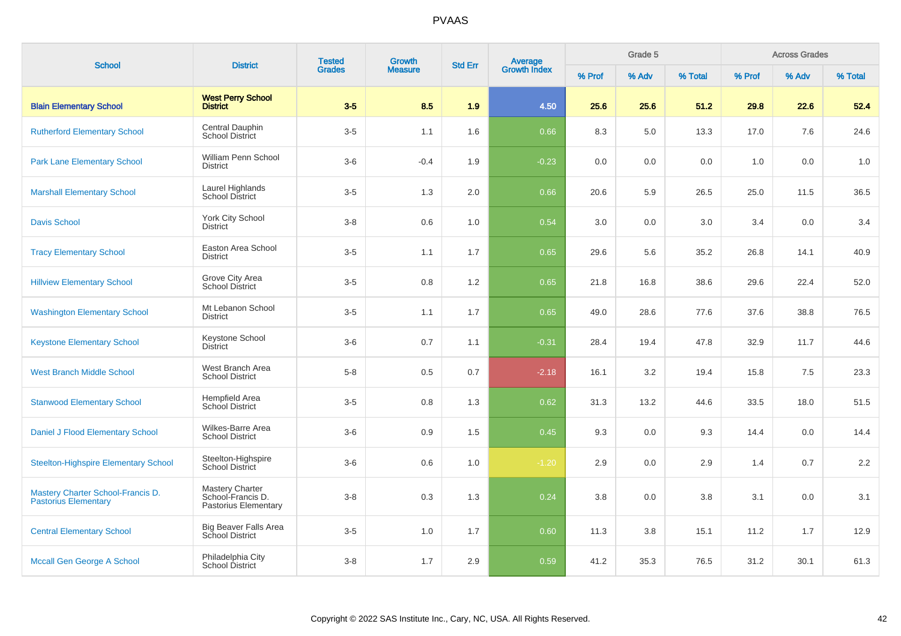# PVAAS

| School | District | Tested Grades | Growth Measure | Std Err | Average Growth Index | Grade 5 | | | Across Grades | | |
|---|---|---|---|---|---|---|---|---|---|---|---|
| | | | | | | % Prof | % Adv | % Total | % Prof | % Adv | % Total |
| **Blain Elementary School** | **West Perry School District** | **3-5** | **8.5** | **1.9** | **4.50** | **25.6** | **25.6** | **51.2** | **29.8** | **22.6** | **52.4** |
| Rutherford Elementary School | Central Dauphin School District | 3-5 | 1.1 | 1.6 | 0.66 | 8.3 | 5.0 | 13.3 | 17.0 | 7.6 | 24.6 |
| Park Lane Elementary School | William Penn School District | 3-6 | -0.4 | 1.9 | -0.23 | 0.0 | 0.0 | 0.0 | 1.0 | 0.0 | 1.0 |
| Marshall Elementary School | Laurel Highlands School District | 3-5 | 1.3 | 2.0 | 0.66 | 20.6 | 5.9 | 26.5 | 25.0 | 11.5 | 36.5 |
| Davis School | York City School District | 3-8 | 0.6 | 1.0 | 0.54 | 3.0 | 0.0 | 3.0 | 3.4 | 0.0 | 3.4 |
| Tracy Elementary School | Easton Area School District | 3-5 | 1.1 | 1.7 | 0.65 | 29.6 | 5.6 | 35.2 | 26.8 | 14.1 | 40.9 |
| Hillview Elementary School | Grove City Area School District | 3-5 | 0.8 | 1.2 | 0.65 | 21.8 | 16.8 | 38.6 | 29.6 | 22.4 | 52.0 |
| Washington Elementary School | Mt Lebanon School District | 3-5 | 1.1 | 1.7 | 0.65 | 49.0 | 28.6 | 77.6 | 37.6 | 38.8 | 76.5 |
| Keystone Elementary School | Keystone School District | 3-6 | 0.7 | 1.1 | -0.31 | 28.4 | 19.4 | 47.8 | 32.9 | 11.7 | 44.6 |
| West Branch Middle School | West Branch Area School District | 5-8 | 0.5 | 0.7 | -2.18 | 16.1 | 3.2 | 19.4 | 15.8 | 7.5 | 23.3 |
| Stanwood Elementary School | Hempfield Area School District | 3-5 | 0.8 | 1.3 | 0.62 | 31.3 | 13.2 | 44.6 | 33.5 | 18.0 | 51.5 |
| Daniel J Flood Elementary School | Wilkes-Barre Area School District | 3-6 | 0.9 | 1.5 | 0.45 | 9.3 | 0.0 | 9.3 | 14.4 | 0.0 | 14.4 |
| Steelton-Highspire Elementary School | Steelton-Highspire School District | 3-6 | 0.6 | 1.0 | -1.20 | 2.9 | 0.0 | 2.9 | 1.4 | 0.7 | 2.2 |
| Mastery Charter School-Francis D. Pastorius Elementary | Mastery Charter School-Francis D. Pastorius Elementary | 3-8 | 0.3 | 1.3 | 0.24 | 3.8 | 0.0 | 3.8 | 3.1 | 0.0 | 3.1 |
| Central Elementary School | Big Beaver Falls Area School District | 3-5 | 1.0 | 1.7 | 0.60 | 11.3 | 3.8 | 15.1 | 11.2 | 1.7 | 12.9 |
| Mccall Gen George A School | Philadelphia City School District | 3-8 | 1.7 | 2.9 | 0.59 | 41.2 | 35.3 | 76.5 | 31.2 | 30.1 | 61.3 |

Copyright © 2022 SAS Institute Inc., Cary, NC, USA. All Rights Reserved.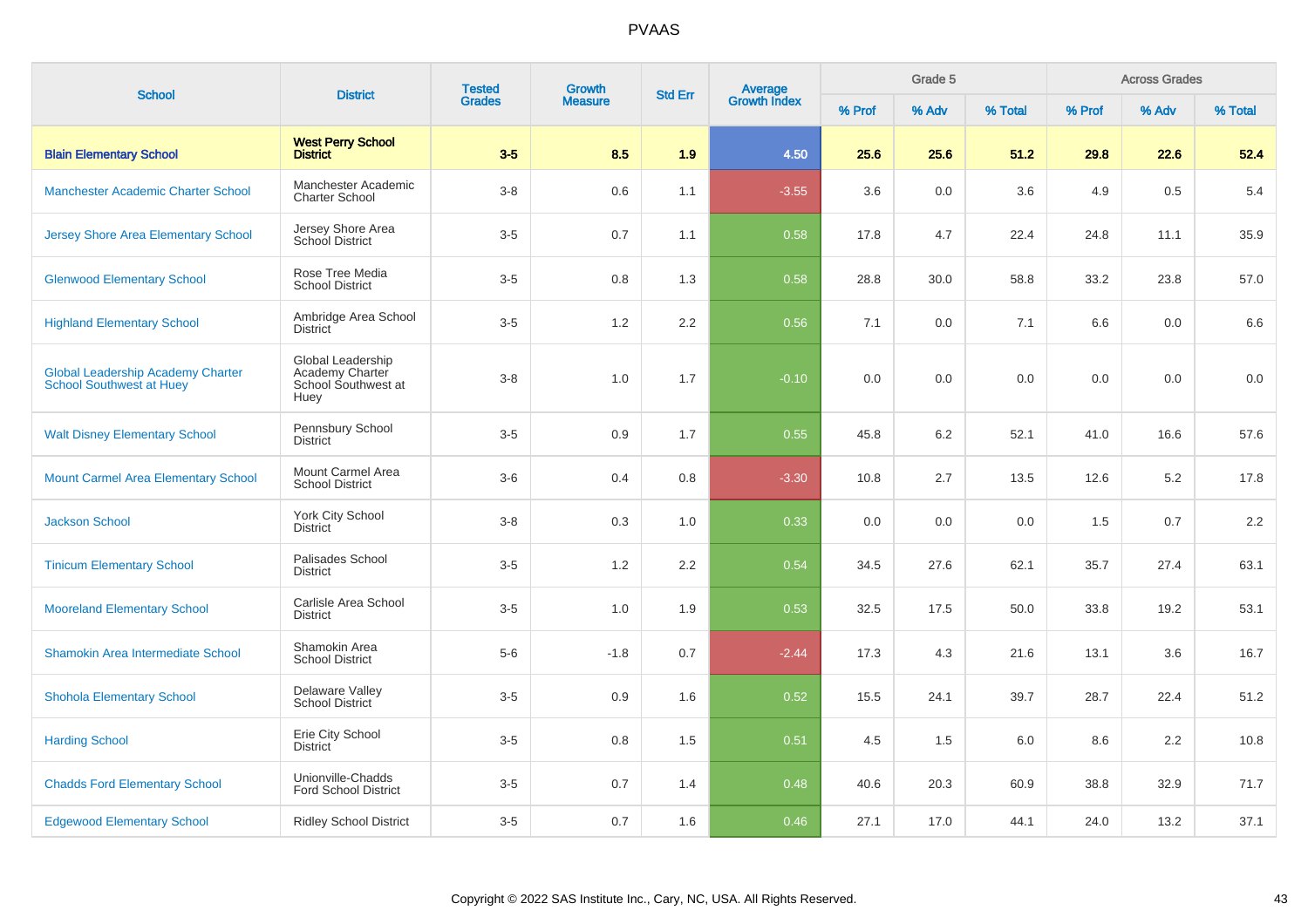# PVAAS

| School | District | Tested Grades | Growth Measure | Std Err | Average Growth Index | Grade 5 | | | Across Grades | | |
|---|---|---|---|---|---|---|---|---|---|---|---|
| | | | | | | % Prof | % Adv | % Total | % Prof | % Adv | % Total |
| **Blain Elementary School** | **West Perry School District** | **3-5** | **8.5** | **1.9** | **4.50** | **25.6** | **25.6** | **51.2** | **29.8** | **22.6** | **52.4** |
| Manchester Academic Charter School | Manchester Academic Charter School | 3-8 | 0.6 | 1.1 | -3.55 | 3.6 | 0.0 | 3.6 | 4.9 | 0.5 | 5.4 |
| Jersey Shore Area Elementary School | Jersey Shore Area School District | 3-5 | 0.7 | 1.1 | 0.58 | 17.8 | 4.7 | 22.4 | 24.8 | 11.1 | 35.9 |
| Glenwood Elementary School | Rose Tree Media School District | 3-5 | 0.8 | 1.3 | 0.58 | 28.8 | 30.0 | 58.8 | 33.2 | 23.8 | 57.0 |
| Highland Elementary School | Ambridge Area School District | 3-5 | 1.2 | 2.2 | 0.56 | 7.1 | 0.0 | 7.1 | 6.6 | 0.0 | 6.6 |
| Global Leadership Academy Charter School Southwest at Huey | Global Leadership Academy Charter School Southwest at Huey | 3-8 | 1.0 | 1.7 | -0.10 | 0.0 | 0.0 | 0.0 | 0.0 | 0.0 | 0.0 |
| Walt Disney Elementary School | Pennsbury School District | 3-5 | 0.9 | 1.7 | 0.55 | 45.8 | 6.2 | 52.1 | 41.0 | 16.6 | 57.6 |
| Mount Carmel Area Elementary School | Mount Carmel Area School District | 3-6 | 0.4 | 0.8 | -3.30 | 10.8 | 2.7 | 13.5 | 12.6 | 5.2 | 17.8 |
| Jackson School | York City School District | 3-8 | 0.3 | 1.0 | 0.33 | 0.0 | 0.0 | 0.0 | 1.5 | 0.7 | 2.2 |
| Tinicum Elementary School | Palisades School District | 3-5 | 1.2 | 2.2 | 0.54 | 34.5 | 27.6 | 62.1 | 35.7 | 27.4 | 63.1 |
| Mooreland Elementary School | Carlisle Area School District | 3-5 | 1.0 | 1.9 | 0.53 | 32.5 | 17.5 | 50.0 | 33.8 | 19.2 | 53.1 |
| Shamokin Area Intermediate School | Shamokin Area School District | 5-6 | -1.8 | 0.7 | -2.44 | 17.3 | 4.3 | 21.6 | 13.1 | 3.6 | 16.7 |
| Shohola Elementary School | Delaware Valley School District | 3-5 | 0.9 | 1.6 | 0.52 | 15.5 | 24.1 | 39.7 | 28.7 | 22.4 | 51.2 |
| Harding School | Erie City School District | 3-5 | 0.8 | 1.5 | 0.51 | 4.5 | 1.5 | 6.0 | 8.6 | 2.2 | 10.8 |
| Chadds Ford Elementary School | Unionville-Chadds Ford School District | 3-5 | 0.7 | 1.4 | 0.48 | 40.6 | 20.3 | 60.9 | 38.8 | 32.9 | 71.7 |
| Edgewood Elementary School | Ridley School District | 3-5 | 0.7 | 1.6 | 0.46 | 27.1 | 17.0 | 44.1 | 24.0 | 13.2 | 37.1 |

Copyright © 2022 SAS Institute Inc., Cary, NC, USA. All Rights Reserved.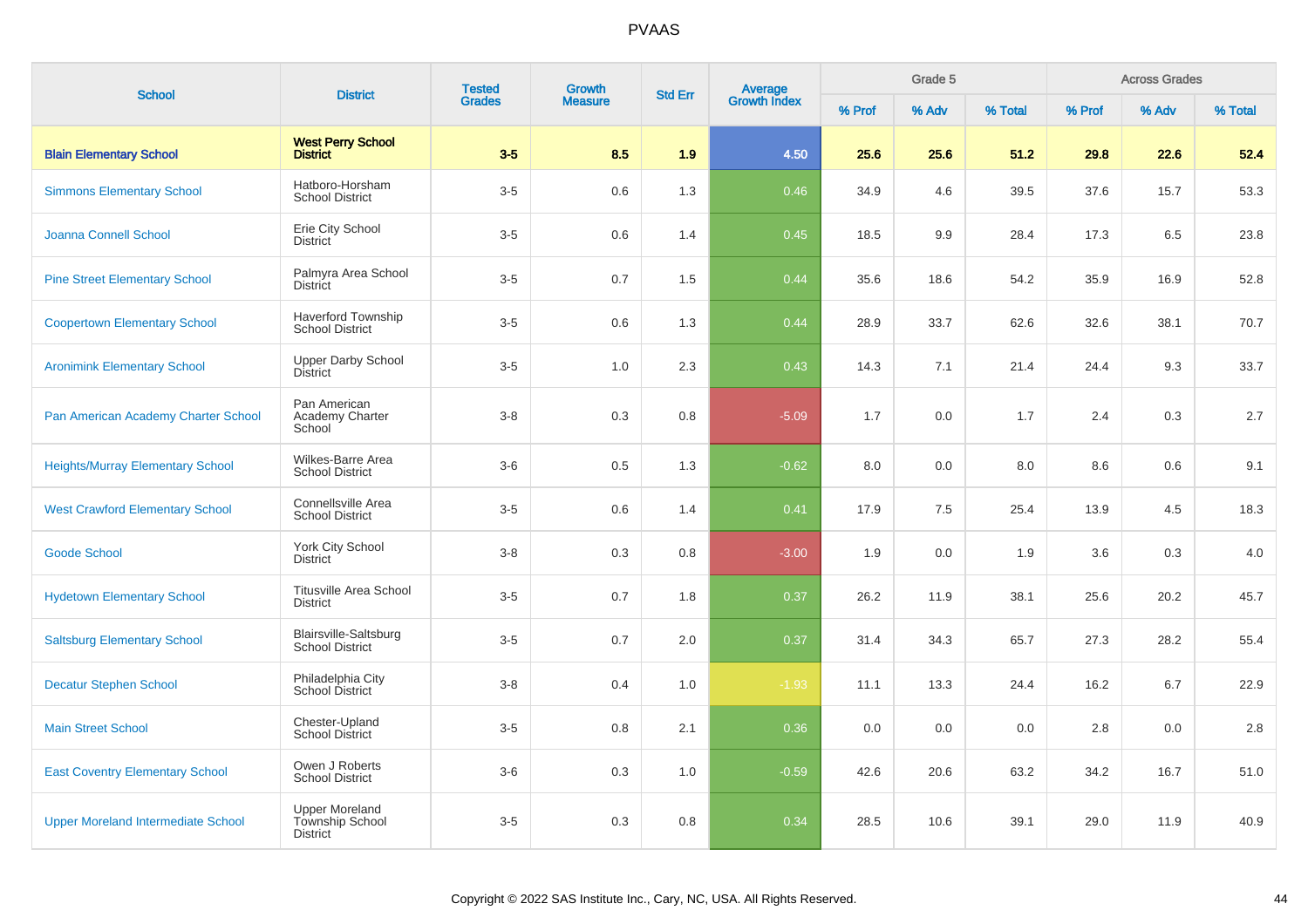# PVAAS

| School | District | Tested Grades | Growth Measure | Std Err | Average Growth Index | Grade 5 | | | Across Grades | | |
|---|---|---|---|---|---|---|---|---|---|---|---|
| | | | | | | % Prof | % Adv | % Total | % Prof | % Adv | % Total |
| **Blain Elementary School** | **West Perry School District** | **3-5** | **8.5** | **1.9** | **4.50** | **25.6** | **25.6** | **51.2** | **29.8** | **22.6** | **52.4** |
| Simmons Elementary School | Hatboro-Horsham School District | 3-5 | 0.6 | 1.3 | 0.46 | 34.9 | 4.6 | 39.5 | 37.6 | 15.7 | 53.3 |
| Joanna Connell School | Erie City School District | 3-5 | 0.6 | 1.4 | 0.45 | 18.5 | 9.9 | 28.4 | 17.3 | 6.5 | 23.8 |
| Pine Street Elementary School | Palmyra Area School District | 3-5 | 0.7 | 1.5 | 0.44 | 35.6 | 18.6 | 54.2 | 35.9 | 16.9 | 52.8 |
| Coopertown Elementary School | Haverford Township School District | 3-5 | 0.6 | 1.3 | 0.44 | 28.9 | 33.7 | 62.6 | 32.6 | 38.1 | 70.7 |
| Aronimink Elementary School | Upper Darby School District | 3-5 | 1.0 | 2.3 | 0.43 | 14.3 | 7.1 | 21.4 | 24.4 | 9.3 | 33.7 |
| Pan American Academy Charter School | Pan American Academy Charter School | 3-8 | 0.3 | 0.8 | -5.09 | 1.7 | 0.0 | 1.7 | 2.4 | 0.3 | 2.7 |
| Heights/Murray Elementary School | Wilkes-Barre Area School District | 3-6 | 0.5 | 1.3 | -0.62 | 8.0 | 0.0 | 8.0 | 8.6 | 0.6 | 9.1 |
| West Crawford Elementary School | Connellsville Area School District | 3-5 | 0.6 | 1.4 | 0.41 | 17.9 | 7.5 | 25.4 | 13.9 | 4.5 | 18.3 |
| Goode School | York City School District | 3-8 | 0.3 | 0.8 | -3.00 | 1.9 | 0.0 | 1.9 | 3.6 | 0.3 | 4.0 |
| Hydetown Elementary School | Titusville Area School District | 3-5 | 0.7 | 1.8 | 0.37 | 26.2 | 11.9 | 38.1 | 25.6 | 20.2 | 45.7 |
| Saltsburg Elementary School | Blairsville-Saltsburg School District | 3-5 | 0.7 | 2.0 | 0.37 | 31.4 | 34.3 | 65.7 | 27.3 | 28.2 | 55.4 |
| Decatur Stephen School | Philadelphia City School District | 3-8 | 0.4 | 1.0 | -1.93 | 11.1 | 13.3 | 24.4 | 16.2 | 6.7 | 22.9 |
| Main Street School | Chester-Upland School District | 3-5 | 0.8 | 2.1 | 0.36 | 0.0 | 0.0 | 0.0 | 2.8 | 0.0 | 2.8 |
| East Coventry Elementary School | Owen J Roberts School District | 3-6 | 0.3 | 1.0 | -0.59 | 42.6 | 20.6 | 63.2 | 34.2 | 16.7 | 51.0 |
| Upper Moreland Intermediate School | Upper Moreland Township School District | 3-5 | 0.3 | 0.8 | 0.34 | 28.5 | 10.6 | 39.1 | 29.0 | 11.9 | 40.9 |

Copyright © 2022 SAS Institute Inc., Cary, NC, USA. All Rights Reserved.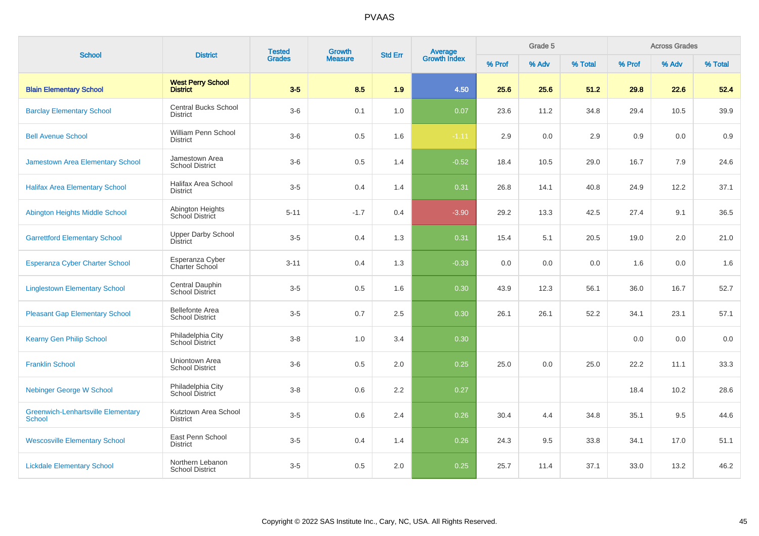# PVAAS

| School | District | Tested Grades | Growth Measure | Std Err | Average Growth Index | Grade 5 | | | Across Grades | | |
|---|---|---|---|---|---|---|---|---|---|---|---|
| | | | | | | % Prof | % Adv | % Total | % Prof | % Adv | % Total |
| **Blain Elementary School** | **West Perry School District** | **3-5** | **8.5** | **1.9** | **4.50** | **25.6** | **25.6** | **51.2** | **29.8** | **22.6** | **52.4** |
| Barclay Elementary School | Central Bucks School District | 3-6 | 0.1 | 1.0 | 0.07 | 23.6 | 11.2 | 34.8 | 29.4 | 10.5 | 39.9 |
| Bell Avenue School | William Penn School District | 3-6 | 0.5 | 1.6 | -1.11 | 2.9 | 0.0 | 2.9 | 0.9 | 0.0 | 0.9 |
| Jamestown Area Elementary School | Jamestown Area School District | 3-6 | 0.5 | 1.4 | -0.52 | 18.4 | 10.5 | 29.0 | 16.7 | 7.9 | 24.6 |
| Halifax Area Elementary School | Halifax Area School District | 3-5 | 0.4 | 1.4 | 0.31 | 26.8 | 14.1 | 40.8 | 24.9 | 12.2 | 37.1 |
| Abington Heights Middle School | Abington Heights School District | 5-11 | -1.7 | 0.4 | -3.90 | 29.2 | 13.3 | 42.5 | 27.4 | 9.1 | 36.5 |
| Garrettford Elementary School | Upper Darby School District | 3-5 | 0.4 | 1.3 | 0.31 | 15.4 | 5.1 | 20.5 | 19.0 | 2.0 | 21.0 |
| Esperanza Cyber Charter School | Esperanza Cyber Charter School | 3-11 | 0.4 | 1.3 | -0.33 | 0.0 | 0.0 | 0.0 | 1.6 | 0.0 | 1.6 |
| Linglestown Elementary School | Central Dauphin School District | 3-5 | 0.5 | 1.6 | 0.30 | 43.9 | 12.3 | 56.1 | 36.0 | 16.7 | 52.7 |
| Pleasant Gap Elementary School | Bellefonte Area School District | 3-5 | 0.7 | 2.5 | 0.30 | 26.1 | 26.1 | 52.2 | 34.1 | 23.1 | 57.1 |
| Kearny Gen Philip School | Philadelphia City School District | 3-8 | 1.0 | 3.4 | 0.30 | | | | 0.0 | 0.0 | 0.0 |
| Franklin School | Uniontown Area School District | 3-6 | 0.5 | 2.0 | 0.25 | 25.0 | 0.0 | 25.0 | 22.2 | 11.1 | 33.3 |
| Nebinger George W School | Philadelphia City School District | 3-8 | 0.6 | 2.2 | 0.27 | | | | 18.4 | 10.2 | 28.6 |
| Greenwich-Lenhartsville Elementary School | Kutztown Area School District | 3-5 | 0.6 | 2.4 | 0.26 | 30.4 | 4.4 | 34.8 | 35.1 | 9.5 | 44.6 |
| Wescosville Elementary School | East Penn School District | 3-5 | 0.4 | 1.4 | 0.26 | 24.3 | 9.5 | 33.8 | 34.1 | 17.0 | 51.1 |
| Lickdale Elementary School | Northern Lebanon School District | 3-5 | 0.5 | 2.0 | 0.25 | 25.7 | 11.4 | 37.1 | 33.0 | 13.2 | 46.2 |

Copyright © 2022 SAS Institute Inc., Cary, NC, USA. All Rights Reserved.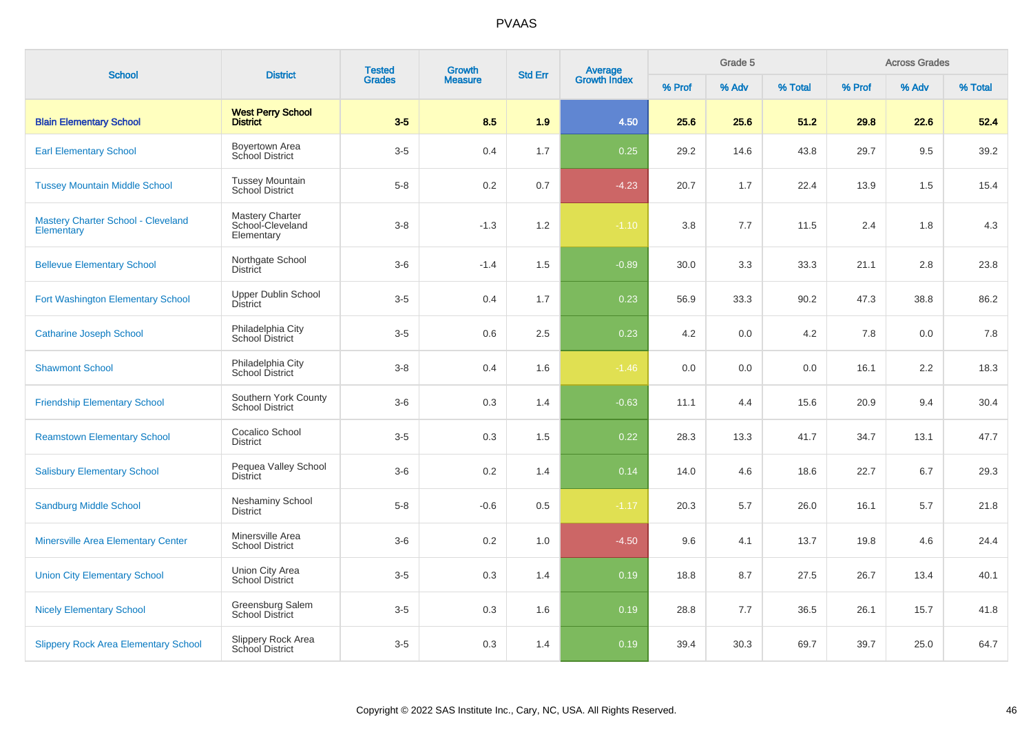| School | District | Tested Grades | Growth Measure | Std Err | Average Growth Index | Grade 5 | | | Across Grades | | |
|---|---|---|---|---|---|---|---|---|---|---|---|
| | | | | | | % Prof | % Adv | % Total | % Prof | % Adv | % Total |
| **Blain Elementary School** | **West Perry School District** | **3-5** | **8.5** | **1.9** | **4.50** | **25.6** | **25.6** | **51.2** | **29.8** | **22.6** | **52.4** |
| Earl Elementary School | Boyertown Area School District | 3-5 | 0.4 | 1.7 | 0.25 | 29.2 | 14.6 | 43.8 | 29.7 | 9.5 | 39.2 |
| Tussey Mountain Middle School | Tussey Mountain School District | 5-8 | 0.2 | 0.7 | -4.23 | 20.7 | 1.7 | 22.4 | 13.9 | 1.5 | 15.4 |
| Mastery Charter School - Cleveland Elementary | Mastery Charter School-Cleveland Elementary | 3-8 | -1.3 | 1.2 | -1.10 | 3.8 | 7.7 | 11.5 | 2.4 | 1.8 | 4.3 |
| Bellevue Elementary School | Northgate School District | 3-6 | -1.4 | 1.5 | -0.89 | 30.0 | 3.3 | 33.3 | 21.1 | 2.8 | 23.8 |
| Fort Washington Elementary School | Upper Dublin School District | 3-5 | 0.4 | 1.7 | 0.23 | 56.9 | 33.3 | 90.2 | 47.3 | 38.8 | 86.2 |
| Catharine Joseph School | Philadelphia City School District | 3-5 | 0.6 | 2.5 | 0.23 | 4.2 | 0.0 | 4.2 | 7.8 | 0.0 | 7.8 |
| Shawmont School | Philadelphia City School District | 3-8 | 0.4 | 1.6 | -1.46 | 0.0 | 0.0 | 0.0 | 16.1 | 2.2 | 18.3 |
| Friendship Elementary School | Southern York County School District | 3-6 | 0.3 | 1.4 | -0.63 | 11.1 | 4.4 | 15.6 | 20.9 | 9.4 | 30.4 |
| Reamstown Elementary School | Cocalico School District | 3-5 | 0.3 | 1.5 | 0.22 | 28.3 | 13.3 | 41.7 | 34.7 | 13.1 | 47.7 |
| Salisbury Elementary School | Pequea Valley School District | 3-6 | 0.2 | 1.4 | 0.14 | 14.0 | 4.6 | 18.6 | 22.7 | 6.7 | 29.3 |
| Sandburg Middle School | Neshaminy School District | 5-8 | -0.6 | 0.5 | -1.17 | 20.3 | 5.7 | 26.0 | 16.1 | 5.7 | 21.8 |
| Minersville Area Elementary Center | Minersville Area School District | 3-6 | 0.2 | 1.0 | -4.50 | 9.6 | 4.1 | 13.7 | 19.8 | 4.6 | 24.4 |
| Union City Elementary School | Union City Area School District | 3-5 | 0.3 | 1.4 | 0.19 | 18.8 | 8.7 | 27.5 | 26.7 | 13.4 | 40.1 |
| Nicely Elementary School | Greensburg Salem School District | 3-5 | 0.3 | 1.6 | 0.19 | 28.8 | 7.7 | 36.5 | 26.1 | 15.7 | 41.8 |
| Slippery Rock Area Elementary School | Slippery Rock Area School District | 3-5 | 0.3 | 1.4 | 0.19 | 39.4 | 30.3 | 69.7 | 39.7 | 25.0 | 64.7 |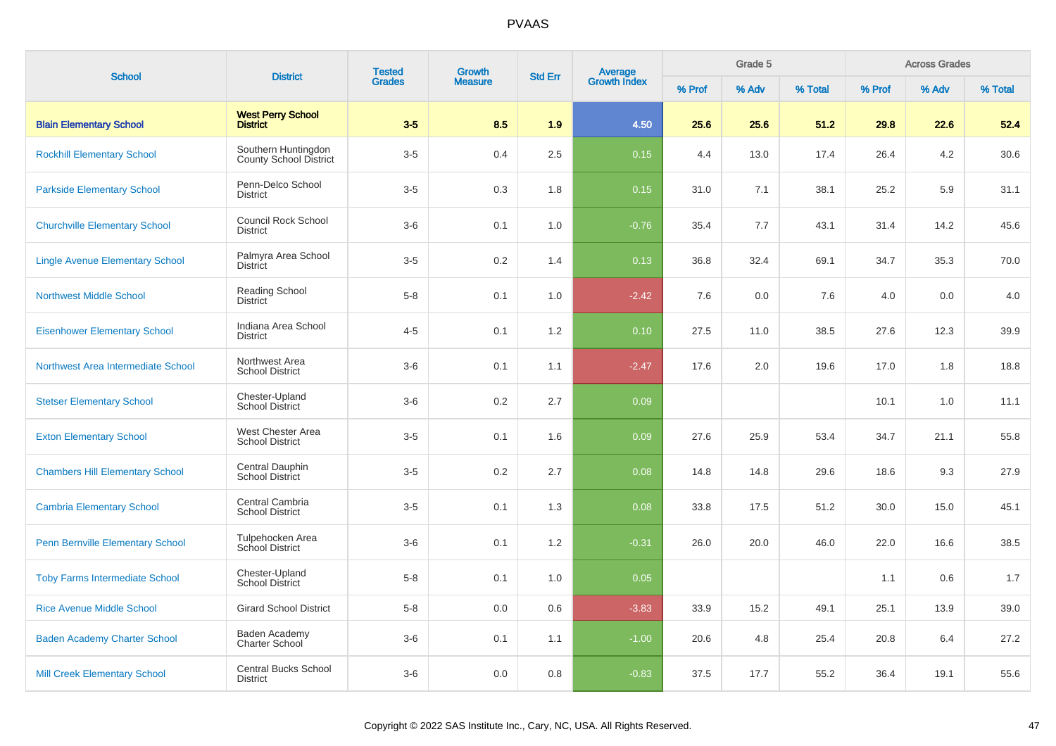# PVAAS

| School | District | Tested Grades | Growth Measure | Std Err | Average Growth Index | Grade 5 | | | Across Grades | | |
|---|---|---|---|---|---|---|---|---|---|---|---|
| | | | | | | % Prof | % Adv | % Total | % Prof | % Adv | % Total |
| **Blain Elementary School** | **West Perry School District** | **3-5** | **8.5** | **1.9** | **4.50** | **25.6** | **25.6** | **51.2** | **29.8** | **22.6** | **52.4** |
| Rockhill Elementary School | Southern Huntingdon County School District | 3-5 | 0.4 | 2.5 | 0.15 | 4.4 | 13.0 | 17.4 | 26.4 | 4.2 | 30.6 |
| Parkside Elementary School | Penn-Delco School District | 3-5 | 0.3 | 1.8 | 0.15 | 31.0 | 7.1 | 38.1 | 25.2 | 5.9 | 31.1 |
| Churchville Elementary School | Council Rock School District | 3-6 | 0.1 | 1.0 | -0.76 | 35.4 | 7.7 | 43.1 | 31.4 | 14.2 | 45.6 |
| Lingle Avenue Elementary School | Palmyra Area School District | 3-5 | 0.2 | 1.4 | 0.13 | 36.8 | 32.4 | 69.1 | 34.7 | 35.3 | 70.0 |
| Northwest Middle School | Reading School District | 5-8 | 0.1 | 1.0 | -2.42 | 7.6 | 0.0 | 7.6 | 4.0 | 0.0 | 4.0 |
| Eisenhower Elementary School | Indiana Area School District | 4-5 | 0.1 | 1.2 | 0.10 | 27.5 | 11.0 | 38.5 | 27.6 | 12.3 | 39.9 |
| Northwest Area Intermediate School | Northwest Area School District | 3-6 | 0.1 | 1.1 | -2.47 | 17.6 | 2.0 | 19.6 | 17.0 | 1.8 | 18.8 |
| Stetser Elementary School | Chester-Upland School District | 3-6 | 0.2 | 2.7 | 0.09 | | | | 10.1 | 1.0 | 11.1 |
| Exton Elementary School | West Chester Area School District | 3-5 | 0.1 | 1.6 | 0.09 | 27.6 | 25.9 | 53.4 | 34.7 | 21.1 | 55.8 |
| Chambers Hill Elementary School | Central Dauphin School District | 3-5 | 0.2 | 2.7 | 0.08 | 14.8 | 14.8 | 29.6 | 18.6 | 9.3 | 27.9 |
| Cambria Elementary School | Central Cambria School District | 3-5 | 0.1 | 1.3 | 0.08 | 33.8 | 17.5 | 51.2 | 30.0 | 15.0 | 45.1 |
| Penn Bernville Elementary School | Tulpehocken Area School District | 3-6 | 0.1 | 1.2 | -0.31 | 26.0 | 20.0 | 46.0 | 22.0 | 16.6 | 38.5 |
| Toby Farms Intermediate School | Chester-Upland School District | 5-8 | 0.1 | 1.0 | 0.05 | | | | 1.1 | 0.6 | 1.7 |
| Rice Avenue Middle School | Girard School District | 5-8 | 0.0 | 0.6 | -3.83 | 33.9 | 15.2 | 49.1 | 25.1 | 13.9 | 39.0 |
| Baden Academy Charter School | Baden Academy Charter School | 3-6 | 0.1 | 1.1 | -1.00 | 20.6 | 4.8 | 25.4 | 20.8 | 6.4 | 27.2 |
| Mill Creek Elementary School | Central Bucks School District | 3-6 | 0.0 | 0.8 | -0.83 | 37.5 | 17.7 | 55.2 | 36.4 | 19.1 | 55.6 |

Copyright © 2022 SAS Institute Inc., Cary, NC, USA. All Rights Reserved.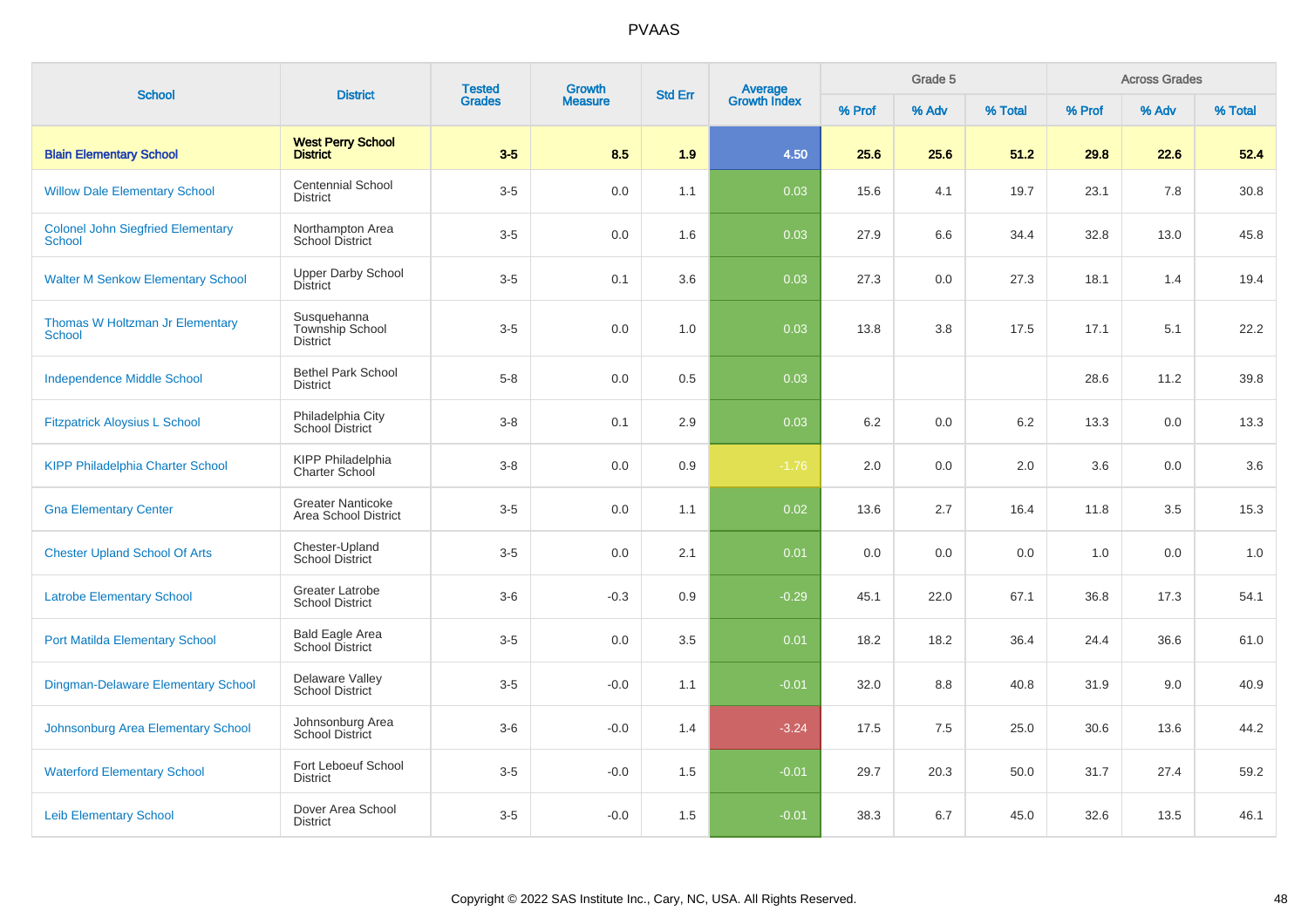| School | District | Tested Grades | Growth Measure | Std Err | Average Growth Index | Grade 5 | | | Across Grades | | |
|---|---|---|---|---|---|---|---|---|---|---|---|
| | | | | | | % Prof | % Adv | % Total | % Prof | % Adv | % Total |
| **Blain Elementary School** | **West Perry School District** | **3-5** | **8.5** | **1.9** | **4.50** | **25.6** | **25.6** | **51.2** | **29.8** | **22.6** | **52.4** |
| Willow Dale Elementary School | Centennial School District | 3-5 | 0.0 | 1.1 | 0.03 | 15.6 | 4.1 | 19.7 | 23.1 | 7.8 | 30.8 |
| Colonel John Siegfried Elementary School | Northampton Area School District | 3-5 | 0.0 | 1.6 | 0.03 | 27.9 | 6.6 | 34.4 | 32.8 | 13.0 | 45.8 |
| Walter M Senkow Elementary School | Upper Darby School District | 3-5 | 0.1 | 3.6 | 0.03 | 27.3 | 0.0 | 27.3 | 18.1 | 1.4 | 19.4 |
| Thomas W Holtzman Jr Elementary School | Susquehanna Township School District | 3-5 | 0.0 | 1.0 | 0.03 | 13.8 | 3.8 | 17.5 | 17.1 | 5.1 | 22.2 |
| Independence Middle School | Bethel Park School District | 5-8 | 0.0 | 0.5 | 0.03 | | | | 28.6 | 11.2 | 39.8 |
| Fitzpatrick Aloysius L School | Philadelphia City School District | 3-8 | 0.1 | 2.9 | 0.03 | 6.2 | 0.0 | 6.2 | 13.3 | 0.0 | 13.3 |
| KIPP Philadelphia Charter School | KIPP Philadelphia Charter School | 3-8 | 0.0 | 0.9 | -1.76 | 2.0 | 0.0 | 2.0 | 3.6 | 0.0 | 3.6 |
| Gna Elementary Center | Greater Nanticoke Area School District | 3-5 | 0.0 | 1.1 | 0.02 | 13.6 | 2.7 | 16.4 | 11.8 | 3.5 | 15.3 |
| Chester Upland School Of Arts | Chester-Upland School District | 3-5 | 0.0 | 2.1 | 0.01 | 0.0 | 0.0 | 0.0 | 1.0 | 0.0 | 1.0 |
| Latrobe Elementary School | Greater Latrobe School District | 3-6 | -0.3 | 0.9 | -0.29 | 45.1 | 22.0 | 67.1 | 36.8 | 17.3 | 54.1 |
| Port Matilda Elementary School | Bald Eagle Area School District | 3-5 | 0.0 | 3.5 | 0.01 | 18.2 | 18.2 | 36.4 | 24.4 | 36.6 | 61.0 |
| Dingman-Delaware Elementary School | Delaware Valley School District | 3-5 | -0.0 | 1.1 | -0.01 | 32.0 | 8.8 | 40.8 | 31.9 | 9.0 | 40.9 |
| Johnsonburg Area Elementary School | Johnsonburg Area School District | 3-6 | -0.0 | 1.4 | -3.24 | 17.5 | 7.5 | 25.0 | 30.6 | 13.6 | 44.2 |
| Waterford Elementary School | Fort Leboeuf School District | 3-5 | -0.0 | 1.5 | -0.01 | 29.7 | 20.3 | 50.0 | 31.7 | 27.4 | 59.2 |
| Leib Elementary School | Dover Area School District | 3-5 | -0.0 | 1.5 | -0.01 | 38.3 | 6.7 | 45.0 | 32.6 | 13.5 | 46.1 |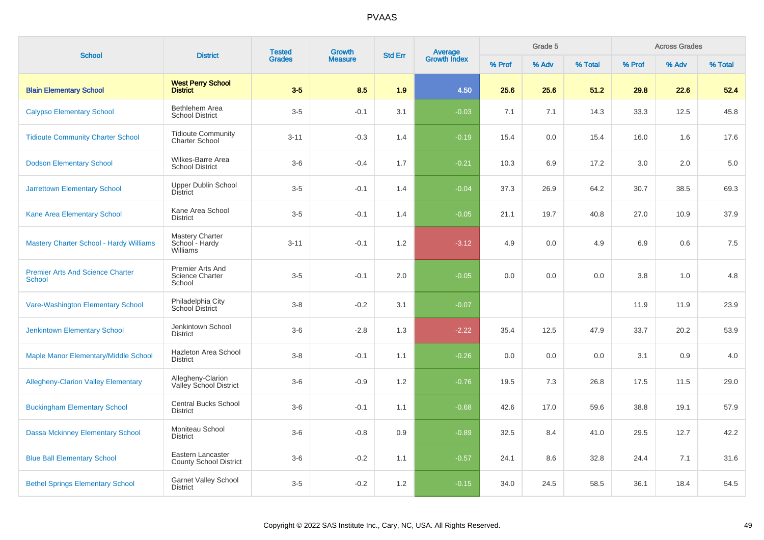| School | District | Tested Grades | Growth Measure | Std Err | Average Growth Index | Grade 5 | | | Across Grades | | |
|---|---|---|---|---|---|---|---|---|---|---|---|
| | | | | | | % Prof | % Adv | % Total | % Prof | % Adv | % Total |
| **Blain Elementary School** | **West Perry School District** | **3-5** | **8.5** | **1.9** | **4.50** | **25.6** | **25.6** | **51.2** | **29.8** | **22.6** | **52.4** |
| Calypso Elementary School | Bethlehem Area School District | 3-5 | -0.1 | 3.1 | -0.03 | 7.1 | 7.1 | 14.3 | 33.3 | 12.5 | 45.8 |
| Tidioute Community Charter School | Tidioute Community Charter School | 3-11 | -0.3 | 1.4 | -0.19 | 15.4 | 0.0 | 15.4 | 16.0 | 1.6 | 17.6 |
| Dodson Elementary School | Wilkes-Barre Area School District | 3-6 | -0.4 | 1.7 | -0.21 | 10.3 | 6.9 | 17.2 | 3.0 | 2.0 | 5.0 |
| Jarrettown Elementary School | Upper Dublin School District | 3-5 | -0.1 | 1.4 | -0.04 | 37.3 | 26.9 | 64.2 | 30.7 | 38.5 | 69.3 |
| Kane Area Elementary School | Kane Area School District | 3-5 | -0.1 | 1.4 | -0.05 | 21.1 | 19.7 | 40.8 | 27.0 | 10.9 | 37.9 |
| Mastery Charter School - Hardy Williams | Mastery Charter School - Hardy Williams | 3-11 | -0.1 | 1.2 | -3.12 | 4.9 | 0.0 | 4.9 | 6.9 | 0.6 | 7.5 |
| Premier Arts And Science Charter School | Premier Arts And Science Charter School | 3-5 | -0.1 | 2.0 | -0.05 | 0.0 | 0.0 | 0.0 | 3.8 | 1.0 | 4.8 |
| Vare-Washington Elementary School | Philadelphia City School District | 3-8 | -0.2 | 3.1 | -0.07 | | | | 11.9 | 11.9 | 23.9 |
| Jenkintown Elementary School | Jenkintown School District | 3-6 | -2.8 | 1.3 | -2.22 | 35.4 | 12.5 | 47.9 | 33.7 | 20.2 | 53.9 |
| Maple Manor Elementary/Middle School | Hazleton Area School District | 3-8 | -0.1 | 1.1 | -0.26 | 0.0 | 0.0 | 0.0 | 3.1 | 0.9 | 4.0 |
| Allegheny-Clarion Valley Elementary | Allegheny-Clarion Valley School District | 3-6 | -0.9 | 1.2 | -0.76 | 19.5 | 7.3 | 26.8 | 17.5 | 11.5 | 29.0 |
| Buckingham Elementary School | Central Bucks School District | 3-6 | -0.1 | 1.1 | -0.68 | 42.6 | 17.0 | 59.6 | 38.8 | 19.1 | 57.9 |
| Dassa Mckinney Elementary School | Moniteau School District | 3-6 | -0.8 | 0.9 | -0.89 | 32.5 | 8.4 | 41.0 | 29.5 | 12.7 | 42.2 |
| Blue Ball Elementary School | Eastern Lancaster County School District | 3-6 | -0.2 | 1.1 | -0.57 | 24.1 | 8.6 | 32.8 | 24.4 | 7.1 | 31.6 |
| Bethel Springs Elementary School | Garnet Valley School District | 3-5 | -0.2 | 1.2 | -0.15 | 34.0 | 24.5 | 58.5 | 36.1 | 18.4 | 54.5 |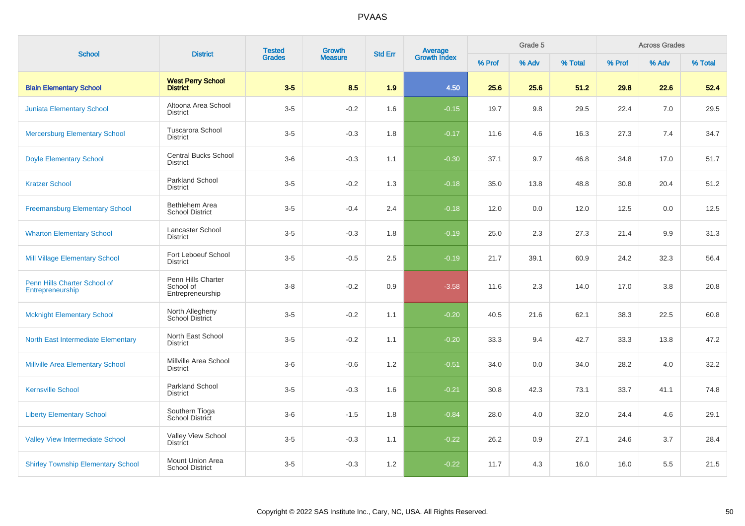# PVAAS

| School | District | Tested Grades | Growth Measure | Std Err | Average Growth Index | Grade 5 | | | Across Grades | | |
|---|---|---|---|---|---|---|---|---|---|---|---|
| | | | | | | % Prof | % Adv | % Total | % Prof | % Adv | % Total |
| **Blain Elementary School** | **West Perry School District** | **3-5** | **8.5** | **1.9** | **4.50** | **25.6** | **25.6** | **51.2** | **29.8** | **22.6** | **52.4** |
| Juniata Elementary School | Altoona Area School District | 3-5 | -0.2 | 1.6 | -0.15 | 19.7 | 9.8 | 29.5 | 22.4 | 7.0 | 29.5 |
| Mercersburg Elementary School | Tuscarora School District | 3-5 | -0.3 | 1.8 | -0.17 | 11.6 | 4.6 | 16.3 | 27.3 | 7.4 | 34.7 |
| Doyle Elementary School | Central Bucks School District | 3-6 | -0.3 | 1.1 | -0.30 | 37.1 | 9.7 | 46.8 | 34.8 | 17.0 | 51.7 |
| Kratzer School | Parkland School District | 3-5 | -0.2 | 1.3 | -0.18 | 35.0 | 13.8 | 48.8 | 30.8 | 20.4 | 51.2 |
| Freemansburg Elementary School | Bethlehem Area School District | 3-5 | -0.4 | 2.4 | -0.18 | 12.0 | 0.0 | 12.0 | 12.5 | 0.0 | 12.5 |
| Wharton Elementary School | Lancaster School District | 3-5 | -0.3 | 1.8 | -0.19 | 25.0 | 2.3 | 27.3 | 21.4 | 9.9 | 31.3 |
| Mill Village Elementary School | Fort Leboeuf School District | 3-5 | -0.5 | 2.5 | -0.19 | 21.7 | 39.1 | 60.9 | 24.2 | 32.3 | 56.4 |
| Penn Hills Charter School of Entrepreneurship | Penn Hills Charter School of Entrepreneurship | 3-8 | -0.2 | 0.9 | -3.58 | 11.6 | 2.3 | 14.0 | 17.0 | 3.8 | 20.8 |
| Mcknight Elementary School | North Allegheny School District | 3-5 | -0.2 | 1.1 | -0.20 | 40.5 | 21.6 | 62.1 | 38.3 | 22.5 | 60.8 |
| North East Intermediate Elementary | North East School District | 3-5 | -0.2 | 1.1 | -0.20 | 33.3 | 9.4 | 42.7 | 33.3 | 13.8 | 47.2 |
| Millville Area Elementary School | Millville Area School District | 3-6 | -0.6 | 1.2 | -0.51 | 34.0 | 0.0 | 34.0 | 28.2 | 4.0 | 32.2 |
| Kernsville School | Parkland School District | 3-5 | -0.3 | 1.6 | -0.21 | 30.8 | 42.3 | 73.1 | 33.7 | 41.1 | 74.8 |
| Liberty Elementary School | Southern Tioga School District | 3-6 | -1.5 | 1.8 | -0.84 | 28.0 | 4.0 | 32.0 | 24.4 | 4.6 | 29.1 |
| Valley View Intermediate School | Valley View School District | 3-5 | -0.3 | 1.1 | -0.22 | 26.2 | 0.9 | 27.1 | 24.6 | 3.7 | 28.4 |
| Shirley Township Elementary School | Mount Union Area School District | 3-5 | -0.3 | 1.2 | -0.22 | 11.7 | 4.3 | 16.0 | 16.0 | 5.5 | 21.5 |

Copyright © 2022 SAS Institute Inc., Cary, NC, USA. All Rights Reserved.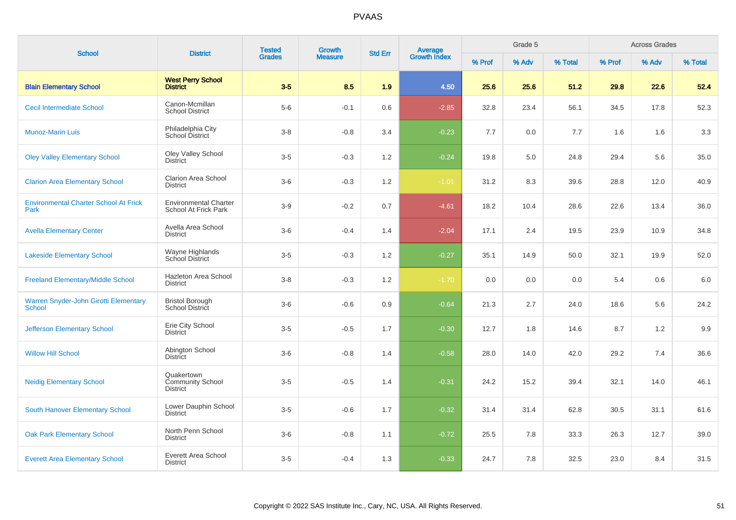PVAAS

| School | District | Tested Grades | Growth Measure | Std Err | Average Growth Index | Grade 5 | | | Across Grades | | |
|---|---|---|---|---|---|---|---|---|---|---|---|
| | | | | | | % Prof | % Adv | % Total | % Prof | % Adv | % Total |
| **Blain Elementary School** | **West Perry School District** | **3-5** | **8.5** | **1.9** | **4.50** | **25.6** | **25.6** | **51.2** | **29.8** | **22.6** | **52.4** |
| Cecil Intermediate School | Canon-Mcmillan School District | 5-6 | -0.1 | 0.6 | -2.85 | 32.8 | 23.4 | 56.1 | 34.5 | 17.8 | 52.3 |
| Munoz-Marin Luis | Philadelphia City School District | 3-8 | -0.8 | 3.4 | -0.23 | 7.7 | 0.0 | 7.7 | 1.6 | 1.6 | 3.3 |
| Oley Valley Elementary School | Oley Valley School District | 3-5 | -0.3 | 1.2 | -0.24 | 19.8 | 5.0 | 24.8 | 29.4 | 5.6 | 35.0 |
| Clarion Area Elementary School | Clarion Area School District | 3-6 | -0.3 | 1.2 | -1.01 | 31.2 | 8.3 | 39.6 | 28.8 | 12.0 | 40.9 |
| Environmental Charter School At Frick Park | Environmental Charter School At Frick Park | 3-9 | -0.2 | 0.7 | -4.61 | 18.2 | 10.4 | 28.6 | 22.6 | 13.4 | 36.0 |
| Avella Elementary Center | Avella Area School District | 3-6 | -0.4 | 1.4 | -2.04 | 17.1 | 2.4 | 19.5 | 23.9 | 10.9 | 34.8 |
| Lakeside Elementary School | Wayne Highlands School District | 3-5 | -0.3 | 1.2 | -0.27 | 35.1 | 14.9 | 50.0 | 32.1 | 19.9 | 52.0 |
| Freeland Elementary/Middle School | Hazleton Area School District | 3-8 | -0.3 | 1.2 | -1.70 | 0.0 | 0.0 | 0.0 | 5.4 | 0.6 | 6.0 |
| Warren Snyder-John Girotti Elementary School | Bristol Borough School District | 3-6 | -0.6 | 0.9 | -0.64 | 21.3 | 2.7 | 24.0 | 18.6 | 5.6 | 24.2 |
| Jefferson Elementary School | Erie City School District | 3-5 | -0.5 | 1.7 | -0.30 | 12.7 | 1.8 | 14.6 | 8.7 | 1.2 | 9.9 |
| Willow Hill School | Abington School District | 3-6 | -0.8 | 1.4 | -0.58 | 28.0 | 14.0 | 42.0 | 29.2 | 7.4 | 36.6 |
| Neidig Elementary School | Quakertown Community School District | 3-5 | -0.5 | 1.4 | -0.31 | 24.2 | 15.2 | 39.4 | 32.1 | 14.0 | 46.1 |
| South Hanover Elementary School | Lower Dauphin School District | 3-5 | -0.6 | 1.7 | -0.32 | 31.4 | 31.4 | 62.8 | 30.5 | 31.1 | 61.6 |
| Oak Park Elementary School | North Penn School District | 3-6 | -0.8 | 1.1 | -0.72 | 25.5 | 7.8 | 33.3 | 26.3 | 12.7 | 39.0 |
| Everett Area Elementary School | Everett Area School District | 3-5 | -0.4 | 1.3 | -0.33 | 24.7 | 7.8 | 32.5 | 23.0 | 8.4 | 31.5 |

Copyright © 2022 SAS Institute Inc., Cary, NC, USA. All Rights Reserved.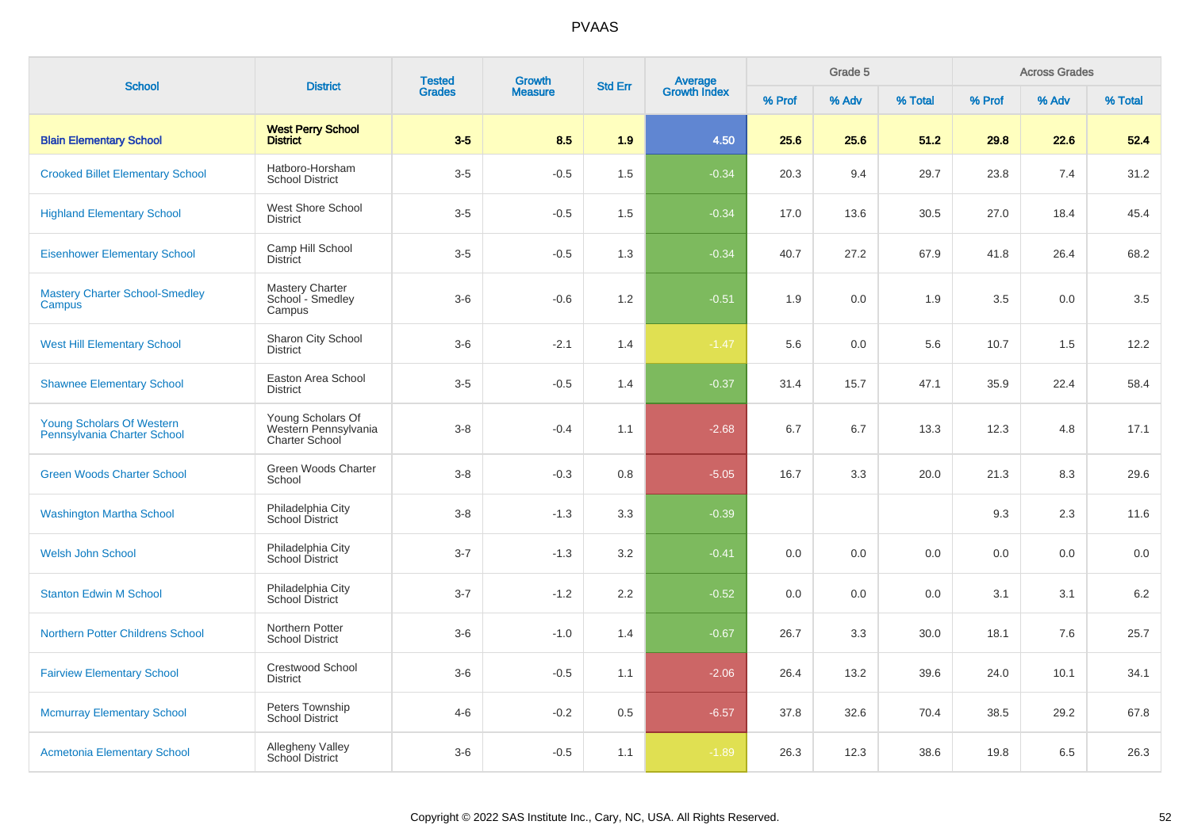| School | District | Tested Grades | Growth Measure | Std Err | Average Growth Index | Grade 5 | | | Across Grades | | |
|---|---|---|---|---|---|---|---|---|---|---|---|
| | | | | | | % Prof | % Adv | % Total | % Prof | % Adv | % Total |
| **Blain Elementary School** | **West Perry School District** | **3-5** | **8.5** | **1.9** | **4.50** | **25.6** | **25.6** | **51.2** | **29.8** | **22.6** | **52.4** |
| Crooked Billet Elementary School | Hatboro-Horsham School District | 3-5 | -0.5 | 1.5 | -0.34 | 20.3 | 9.4 | 29.7 | 23.8 | 7.4 | 31.2 |
| Highland Elementary School | West Shore School District | 3-5 | -0.5 | 1.5 | -0.34 | 17.0 | 13.6 | 30.5 | 27.0 | 18.4 | 45.4 |
| Eisenhower Elementary School | Camp Hill School District | 3-5 | -0.5 | 1.3 | -0.34 | 40.7 | 27.2 | 67.9 | 41.8 | 26.4 | 68.2 |
| Mastery Charter School-Smedley Campus | Mastery Charter School - Smedley Campus | 3-6 | -0.6 | 1.2 | -0.51 | 1.9 | 0.0 | 1.9 | 3.5 | 0.0 | 3.5 |
| West Hill Elementary School | Sharon City School District | 3-6 | -2.1 | 1.4 | -1.47 | 5.6 | 0.0 | 5.6 | 10.7 | 1.5 | 12.2 |
| Shawnee Elementary School | Easton Area School District | 3-5 | -0.5 | 1.4 | -0.37 | 31.4 | 15.7 | 47.1 | 35.9 | 22.4 | 58.4 |
| Young Scholars Of Western Pennsylvania Charter School | Young Scholars Of Western Pennsylvania Charter School | 3-8 | -0.4 | 1.1 | -2.68 | 6.7 | 6.7 | 13.3 | 12.3 | 4.8 | 17.1 |
| Green Woods Charter School | Green Woods Charter School | 3-8 | -0.3 | 0.8 | -5.05 | 16.7 | 3.3 | 20.0 | 21.3 | 8.3 | 29.6 |
| Washington Martha School | Philadelphia City School District | 3-8 | -1.3 | 3.3 | -0.39 | | | | 9.3 | 2.3 | 11.6 |
| Welsh John School | Philadelphia City School District | 3-7 | -1.3 | 3.2 | -0.41 | 0.0 | 0.0 | 0.0 | 0.0 | 0.0 | 0.0 |
| Stanton Edwin M School | Philadelphia City School District | 3-7 | -1.2 | 2.2 | -0.52 | 0.0 | 0.0 | 0.0 | 3.1 | 3.1 | 6.2 |
| Northern Potter Childrens School | Northern Potter School District | 3-6 | -1.0 | 1.4 | -0.67 | 26.7 | 3.3 | 30.0 | 18.1 | 7.6 | 25.7 |
| Fairview Elementary School | Crestwood School District | 3-6 | -0.5 | 1.1 | -2.06 | 26.4 | 13.2 | 39.6 | 24.0 | 10.1 | 34.1 |
| Mcmurray Elementary School | Peters Township School District | 4-6 | -0.2 | 0.5 | -6.57 | 37.8 | 32.6 | 70.4 | 38.5 | 29.2 | 67.8 |
| Acmetonia Elementary School | Allegheny Valley School District | 3-6 | -0.5 | 1.1 | -1.89 | 26.3 | 12.3 | 38.6 | 19.8 | 6.5 | 26.3 |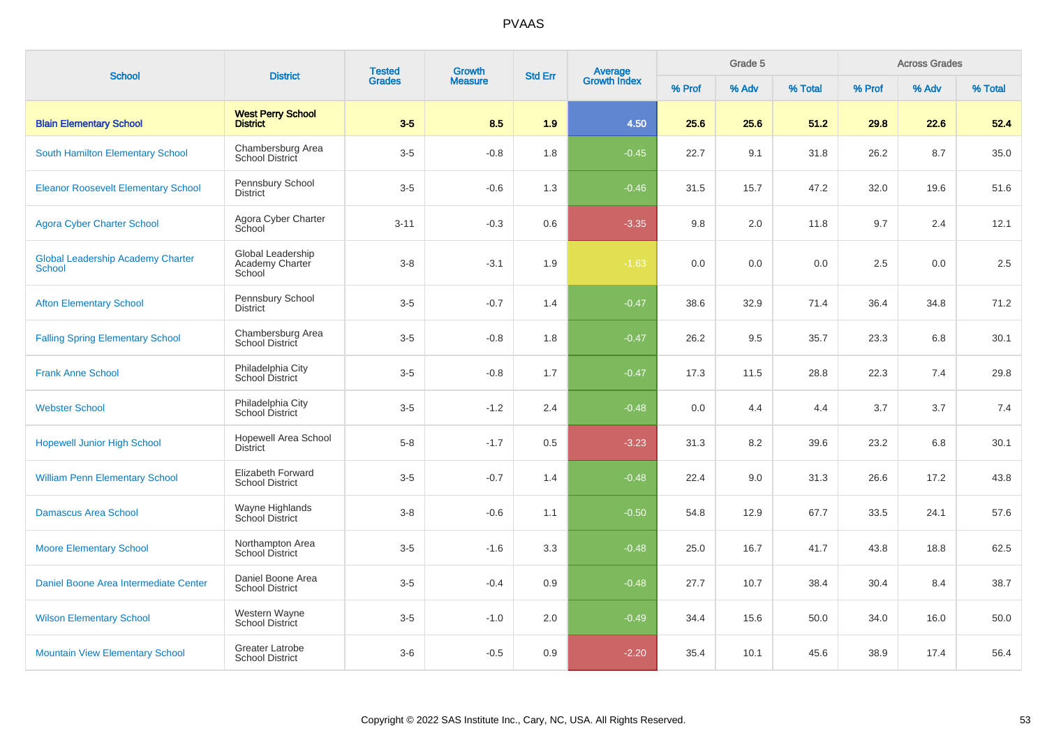# PVAAS

| School | District | Tested Grades | Growth Measure | Std Err | Average Growth Index | Grade 5 | | | Across Grades | | |
|---|---|---|---|---|---|---|---|---|---|---|---|
| | | | | | | % Prof | % Adv | % Total | % Prof | % Adv | % Total |
| **Blain Elementary School** | **West Perry School District** | **3-5** | **8.5** | **1.9** | **4.50** | **25.6** | **25.6** | **51.2** | **29.8** | **22.6** | **52.4** |
| South Hamilton Elementary School | Chambersburg Area School District | 3-5 | -0.8 | 1.8 | -0.45 | 22.7 | 9.1 | 31.8 | 26.2 | 8.7 | 35.0 |
| Eleanor Roosevelt Elementary School | Pennsbury School District | 3-5 | -0.6 | 1.3 | -0.46 | 31.5 | 15.7 | 47.2 | 32.0 | 19.6 | 51.6 |
| Agora Cyber Charter School | Agora Cyber Charter School | 3-11 | -0.3 | 0.6 | -3.35 | 9.8 | 2.0 | 11.8 | 9.7 | 2.4 | 12.1 |
| Global Leadership Academy Charter School | Global Leadership Academy Charter School | 3-8 | -3.1 | 1.9 | -1.63 | 0.0 | 0.0 | 0.0 | 2.5 | 0.0 | 2.5 |
| Afton Elementary School | Pennsbury School District | 3-5 | -0.7 | 1.4 | -0.47 | 38.6 | 32.9 | 71.4 | 36.4 | 34.8 | 71.2 |
| Falling Spring Elementary School | Chambersburg Area School District | 3-5 | -0.8 | 1.8 | -0.47 | 26.2 | 9.5 | 35.7 | 23.3 | 6.8 | 30.1 |
| Frank Anne School | Philadelphia City School District | 3-5 | -0.8 | 1.7 | -0.47 | 17.3 | 11.5 | 28.8 | 22.3 | 7.4 | 29.8 |
| Webster School | Philadelphia City School District | 3-5 | -1.2 | 2.4 | -0.48 | 0.0 | 4.4 | 4.4 | 3.7 | 3.7 | 7.4 |
| Hopewell Junior High School | Hopewell Area School District | 5-8 | -1.7 | 0.5 | -3.23 | 31.3 | 8.2 | 39.6 | 23.2 | 6.8 | 30.1 |
| William Penn Elementary School | Elizabeth Forward School District | 3-5 | -0.7 | 1.4 | -0.48 | 22.4 | 9.0 | 31.3 | 26.6 | 17.2 | 43.8 |
| Damascus Area School | Wayne Highlands School District | 3-8 | -0.6 | 1.1 | -0.50 | 54.8 | 12.9 | 67.7 | 33.5 | 24.1 | 57.6 |
| Moore Elementary School | Northampton Area School District | 3-5 | -1.6 | 3.3 | -0.48 | 25.0 | 16.7 | 41.7 | 43.8 | 18.8 | 62.5 |
| Daniel Boone Area Intermediate Center | Daniel Boone Area School District | 3-5 | -0.4 | 0.9 | -0.48 | 27.7 | 10.7 | 38.4 | 30.4 | 8.4 | 38.7 |
| Wilson Elementary School | Western Wayne School District | 3-5 | -1.0 | 2.0 | -0.49 | 34.4 | 15.6 | 50.0 | 34.0 | 16.0 | 50.0 |
| Mountain View Elementary School | Greater Latrobe School District | 3-6 | -0.5 | 0.9 | -2.20 | 35.4 | 10.1 | 45.6 | 38.9 | 17.4 | 56.4 |

Copyright © 2022 SAS Institute Inc., Cary, NC, USA. All Rights Reserved.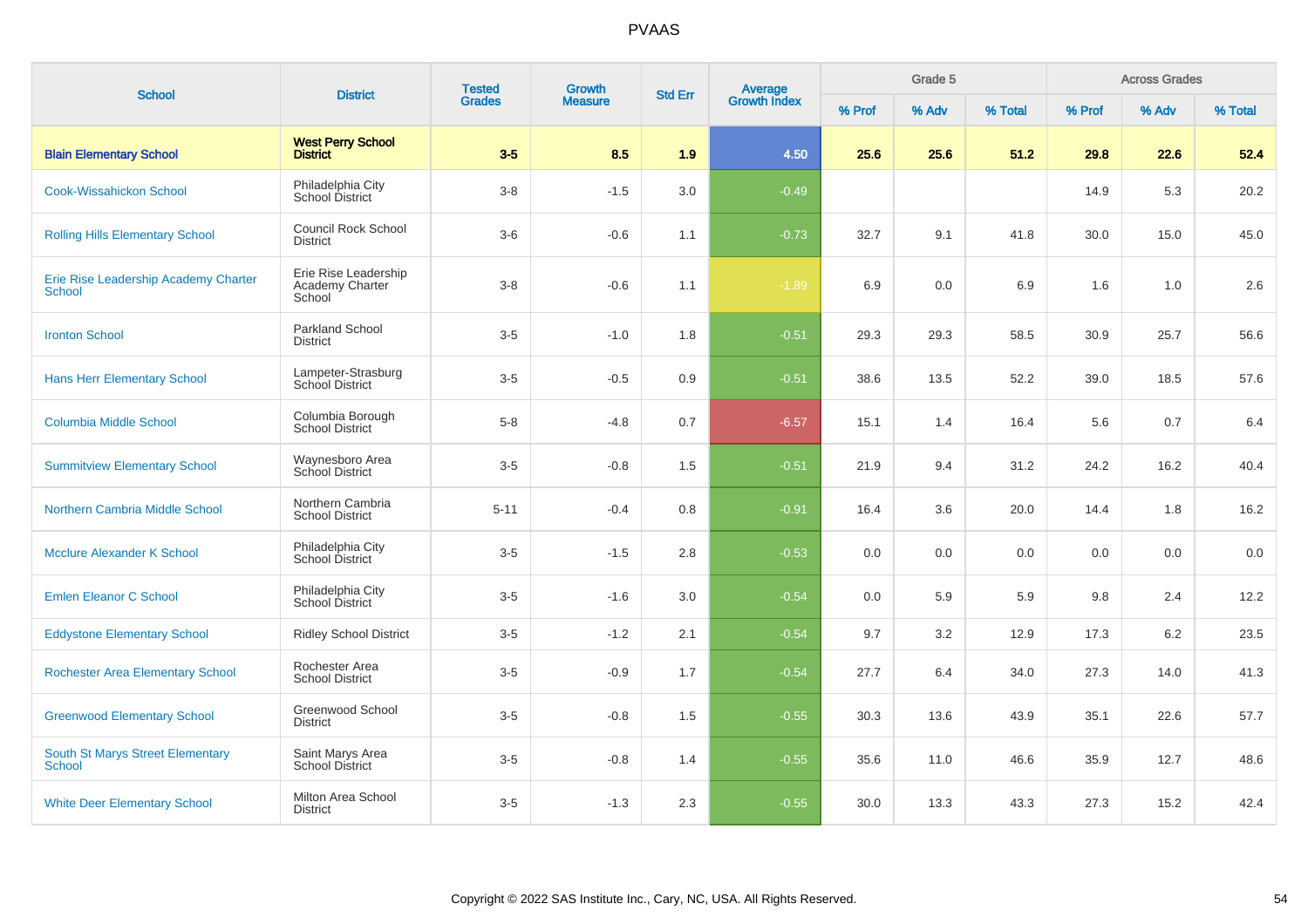# PVAAS

| School | District | Tested Grades | Growth Measure | Std Err | Average Growth Index | Grade 5 | | | Across Grades | | |
|---|---|---|---|---|---|---|---|---|---|---|---|
| | | | | | | % Prof | % Adv | % Total | % Prof | % Adv | % Total |
| **Blain Elementary School** | **West Perry School District** | **3-5** | **8.5** | **1.9** | **4.50** | **25.6** | **25.6** | **51.2** | **29.8** | **22.6** | **52.4** |
| Cook-Wissahickon School | Philadelphia City School District | 3-8 | -1.5 | 3.0 | -0.49 | | | | 14.9 | 5.3 | 20.2 |
| Rolling Hills Elementary School | Council Rock School District | 3-6 | -0.6 | 1.1 | -0.73 | 32.7 | 9.1 | 41.8 | 30.0 | 15.0 | 45.0 |
| Erie Rise Leadership Academy Charter School | Erie Rise Leadership Academy Charter School | 3-8 | -0.6 | 1.1 | -1.89 | 6.9 | 0.0 | 6.9 | 1.6 | 1.0 | 2.6 |
| Ironton School | Parkland School District | 3-5 | -1.0 | 1.8 | -0.51 | 29.3 | 29.3 | 58.5 | 30.9 | 25.7 | 56.6 |
| Hans Herr Elementary School | Lampeter-Strasburg School District | 3-5 | -0.5 | 0.9 | -0.51 | 38.6 | 13.5 | 52.2 | 39.0 | 18.5 | 57.6 |
| Columbia Middle School | Columbia Borough School District | 5-8 | -4.8 | 0.7 | -6.57 | 15.1 | 1.4 | 16.4 | 5.6 | 0.7 | 6.4 |
| Summitview Elementary School | Waynesboro Area School District | 3-5 | -0.8 | 1.5 | -0.51 | 21.9 | 9.4 | 31.2 | 24.2 | 16.2 | 40.4 |
| Northern Cambria Middle School | Northern Cambria School District | 5-11 | -0.4 | 0.8 | -0.91 | 16.4 | 3.6 | 20.0 | 14.4 | 1.8 | 16.2 |
| Mcclure Alexander K School | Philadelphia City School District | 3-5 | -1.5 | 2.8 | -0.53 | 0.0 | 0.0 | 0.0 | 0.0 | 0.0 | 0.0 |
| Emlen Eleanor C School | Philadelphia City School District | 3-5 | -1.6 | 3.0 | -0.54 | 0.0 | 5.9 | 5.9 | 9.8 | 2.4 | 12.2 |
| Eddystone Elementary School | Ridley School District | 3-5 | -1.2 | 2.1 | -0.54 | 9.7 | 3.2 | 12.9 | 17.3 | 6.2 | 23.5 |
| Rochester Area Elementary School | Rochester Area School District | 3-5 | -0.9 | 1.7 | -0.54 | 27.7 | 6.4 | 34.0 | 27.3 | 14.0 | 41.3 |
| Greenwood Elementary School | Greenwood School District | 3-5 | -0.8 | 1.5 | -0.55 | 30.3 | 13.6 | 43.9 | 35.1 | 22.6 | 57.7 |
| South St Marys Street Elementary School | Saint Marys Area School District | 3-5 | -0.8 | 1.4 | -0.55 | 35.6 | 11.0 | 46.6 | 35.9 | 12.7 | 48.6 |
| White Deer Elementary School | Milton Area School District | 3-5 | -1.3 | 2.3 | -0.55 | 30.0 | 13.3 | 43.3 | 27.3 | 15.2 | 42.4 |

Copyright © 2022 SAS Institute Inc., Cary, NC, USA. All Rights Reserved.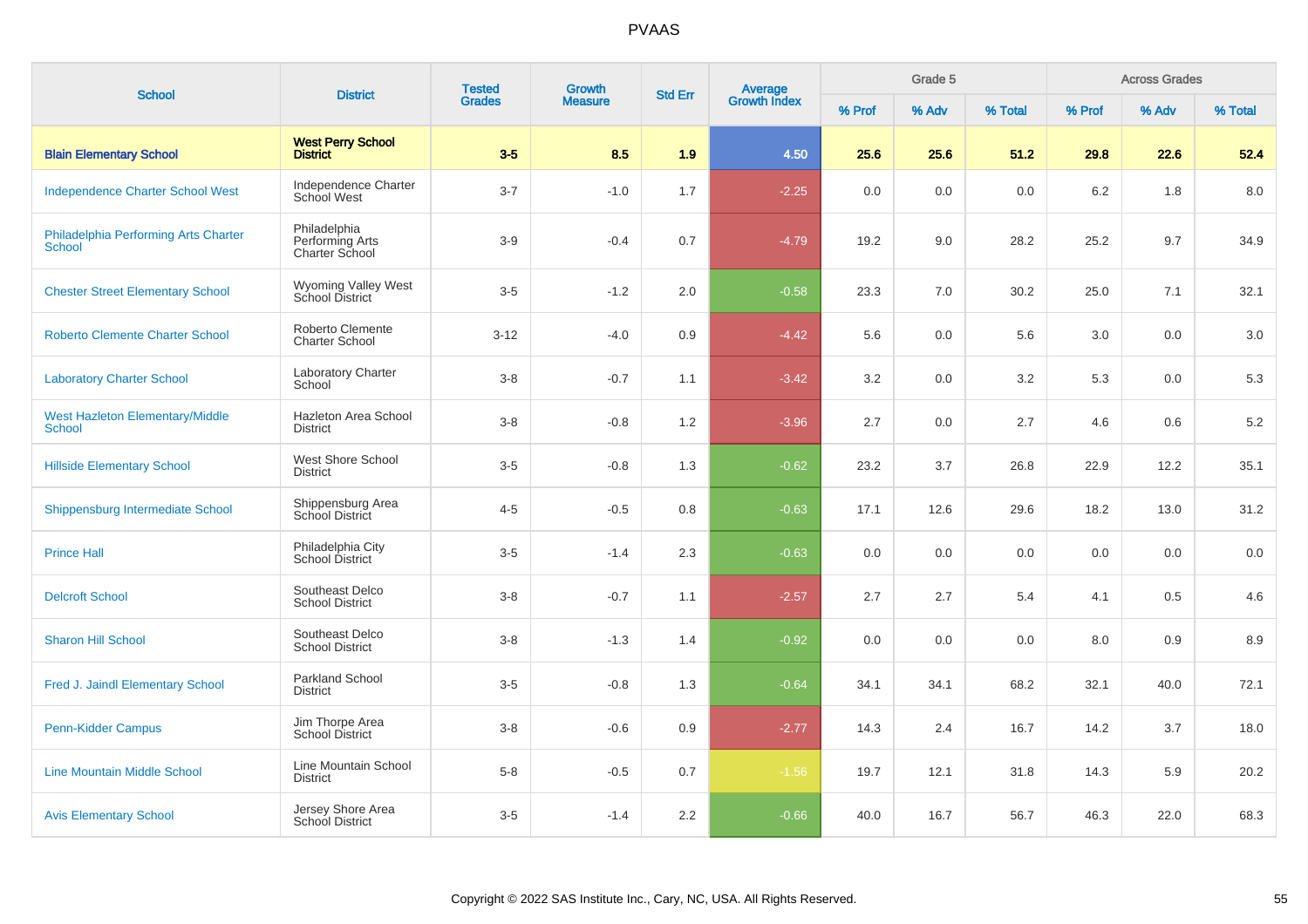# PVAAS

| School | District | Tested Grades | Growth Measure | Std Err | Average Growth Index | Grade 5 | | | Across Grades | | |
|---|---|---|---|---|---|---|---|---|---|---|---|
| | | | | | | % Prof | % Adv | % Total | % Prof | % Adv | % Total |
| **Blain Elementary School** | **West Perry School District** | **3-5** | **8.5** | **1.9** | **4.50** | **25.6** | **25.6** | **51.2** | **29.8** | **22.6** | **52.4** |
| Independence Charter School West | Independence Charter School West | 3-7 | -1.0 | 1.7 | -2.25 | 0.0 | 0.0 | 0.0 | 6.2 | 1.8 | 8.0 |
| Philadelphia Performing Arts Charter School | Philadelphia Performing Arts Charter School | 3-9 | -0.4 | 0.7 | -4.79 | 19.2 | 9.0 | 28.2 | 25.2 | 9.7 | 34.9 |
| Chester Street Elementary School | Wyoming Valley West School District | 3-5 | -1.2 | 2.0 | -0.58 | 23.3 | 7.0 | 30.2 | 25.0 | 7.1 | 32.1 |
| Roberto Clemente Charter School | Roberto Clemente Charter School | 3-12 | -4.0 | 0.9 | -4.42 | 5.6 | 0.0 | 5.6 | 3.0 | 0.0 | 3.0 |
| Laboratory Charter School | Laboratory Charter School | 3-8 | -0.7 | 1.1 | -3.42 | 3.2 | 0.0 | 3.2 | 5.3 | 0.0 | 5.3 |
| West Hazleton Elementary/Middle School | Hazleton Area School District | 3-8 | -0.8 | 1.2 | -3.96 | 2.7 | 0.0 | 2.7 | 4.6 | 0.6 | 5.2 |
| Hillside Elementary School | West Shore School District | 3-5 | -0.8 | 1.3 | -0.62 | 23.2 | 3.7 | 26.8 | 22.9 | 12.2 | 35.1 |
| Shippensburg Intermediate School | Shippensburg Area School District | 4-5 | -0.5 | 0.8 | -0.63 | 17.1 | 12.6 | 29.6 | 18.2 | 13.0 | 31.2 |
| Prince Hall | Philadelphia City School District | 3-5 | -1.4 | 2.3 | -0.63 | 0.0 | 0.0 | 0.0 | 0.0 | 0.0 | 0.0 |
| Delcroft School | Southeast Delco School District | 3-8 | -0.7 | 1.1 | -2.57 | 2.7 | 2.7 | 5.4 | 4.1 | 0.5 | 4.6 |
| Sharon Hill School | Southeast Delco School District | 3-8 | -1.3 | 1.4 | -0.92 | 0.0 | 0.0 | 0.0 | 8.0 | 0.9 | 8.9 |
| Fred J. Jaindl Elementary School | Parkland School District | 3-5 | -0.8 | 1.3 | -0.64 | 34.1 | 34.1 | 68.2 | 32.1 | 40.0 | 72.1 |
| Penn-Kidder Campus | Jim Thorpe Area School District | 3-8 | -0.6 | 0.9 | -2.77 | 14.3 | 2.4 | 16.7 | 14.2 | 3.7 | 18.0 |
| Line Mountain Middle School | Line Mountain School District | 5-8 | -0.5 | 0.7 | -1.56 | 19.7 | 12.1 | 31.8 | 14.3 | 5.9 | 20.2 |
| Avis Elementary School | Jersey Shore Area School District | 3-5 | -1.4 | 2.2 | -0.66 | 40.0 | 16.7 | 56.7 | 46.3 | 22.0 | 68.3 |

Copyright © 2022 SAS Institute Inc., Cary, NC, USA. All Rights Reserved.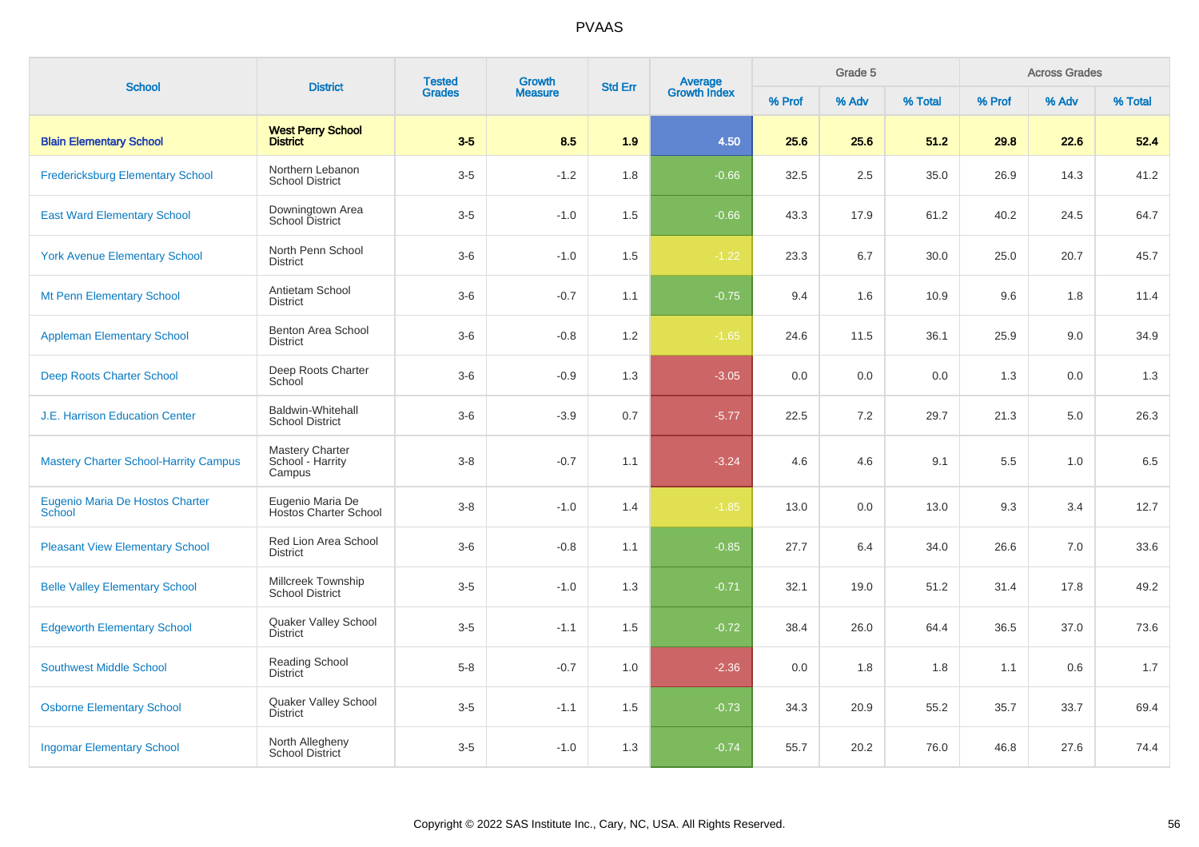PVAAS

| School | District | Tested Grades | Growth Measure | Std Err | Average Growth Index | Grade 5 | | | Across Grades | | |
|---|---|---|---|---|---|---|---|---|---|---|---|
| | | | | | | % Prof | % Adv | % Total | % Prof | % Adv | % Total |
| **Blain Elementary School** | **West Perry School District** | **3-5** | **8.5** | **1.9** | **4.50** | **25.6** | **25.6** | **51.2** | **29.8** | **22.6** | **52.4** |
| Fredericksburg Elementary School | Northern Lebanon School District | 3-5 | -1.2 | 1.8 | -0.66 | 32.5 | 2.5 | 35.0 | 26.9 | 14.3 | 41.2 |
| East Ward Elementary School | Downingtown Area School District | 3-5 | -1.0 | 1.5 | -0.66 | 43.3 | 17.9 | 61.2 | 40.2 | 24.5 | 64.7 |
| York Avenue Elementary School | North Penn School District | 3-6 | -1.0 | 1.5 | -1.22 | 23.3 | 6.7 | 30.0 | 25.0 | 20.7 | 45.7 |
| Mt Penn Elementary School | Antietam School District | 3-6 | -0.7 | 1.1 | -0.75 | 9.4 | 1.6 | 10.9 | 9.6 | 1.8 | 11.4 |
| Appleman Elementary School | Benton Area School District | 3-6 | -0.8 | 1.2 | -1.65 | 24.6 | 11.5 | 36.1 | 25.9 | 9.0 | 34.9 |
| Deep Roots Charter School | Deep Roots Charter School | 3-6 | -0.9 | 1.3 | -3.05 | 0.0 | 0.0 | 0.0 | 1.3 | 0.0 | 1.3 |
| J.E. Harrison Education Center | Baldwin-Whitehall School District | 3-6 | -3.9 | 0.7 | -5.77 | 22.5 | 7.2 | 29.7 | 21.3 | 5.0 | 26.3 |
| Mastery Charter School-Harrity Campus | Mastery Charter School - Harrity Campus | 3-8 | -0.7 | 1.1 | -3.24 | 4.6 | 4.6 | 9.1 | 5.5 | 1.0 | 6.5 |
| Eugenio Maria De Hostos Charter School | Eugenio Maria De Hostos Charter School | 3-8 | -1.0 | 1.4 | -1.85 | 13.0 | 0.0 | 13.0 | 9.3 | 3.4 | 12.7 |
| Pleasant View Elementary School | Red Lion Area School District | 3-6 | -0.8 | 1.1 | -0.85 | 27.7 | 6.4 | 34.0 | 26.6 | 7.0 | 33.6 |
| Belle Valley Elementary School | Millcreek Township School District | 3-5 | -1.0 | 1.3 | -0.71 | 32.1 | 19.0 | 51.2 | 31.4 | 17.8 | 49.2 |
| Edgeworth Elementary School | Quaker Valley School District | 3-5 | -1.1 | 1.5 | -0.72 | 38.4 | 26.0 | 64.4 | 36.5 | 37.0 | 73.6 |
| Southwest Middle School | Reading School District | 5-8 | -0.7 | 1.0 | -2.36 | 0.0 | 1.8 | 1.8 | 1.1 | 0.6 | 1.7 |
| Osborne Elementary School | Quaker Valley School District | 3-5 | -1.1 | 1.5 | -0.73 | 34.3 | 20.9 | 55.2 | 35.7 | 33.7 | 69.4 |
| Ingomar Elementary School | North Allegheny School District | 3-5 | -1.0 | 1.3 | -0.74 | 55.7 | 20.2 | 76.0 | 46.8 | 27.6 | 74.4 |

Copyright © 2022 SAS Institute Inc., Cary, NC, USA. All Rights Reserved.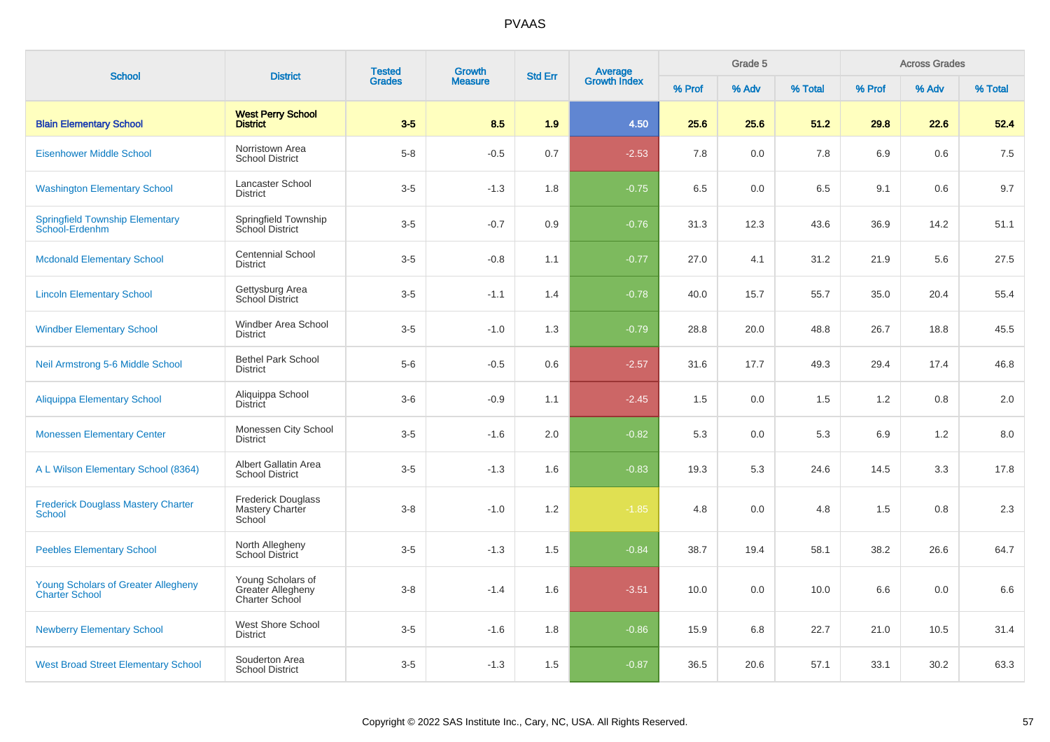# PVAAS

| School | District | Tested Grades | Growth Measure | Std Err | Average Growth Index | Grade 5 | | | Across Grades | | |
|---|---|---|---|---|---|---|---|---|---|---|---|
| | | | | | | % Prof | % Adv | % Total | % Prof | % Adv | % Total |
| **Blain Elementary School** | **West Perry School District** | **3-5** | **8.5** | **1.9** | **4.50** | **25.6** | **25.6** | **51.2** | **29.8** | **22.6** | **52.4** |
| Eisenhower Middle School | Norristown Area School District | 5-8 | -0.5 | 0.7 | -2.53 | 7.8 | 0.0 | 7.8 | 6.9 | 0.6 | 7.5 |
| Washington Elementary School | Lancaster School District | 3-5 | -1.3 | 1.8 | -0.75 | 6.5 | 0.0 | 6.5 | 9.1 | 0.6 | 9.7 |
| Springfield Township Elementary School-Erdenhm | Springfield Township School District | 3-5 | -0.7 | 0.9 | -0.76 | 31.3 | 12.3 | 43.6 | 36.9 | 14.2 | 51.1 |
| Mcdonald Elementary School | Centennial School District | 3-5 | -0.8 | 1.1 | -0.77 | 27.0 | 4.1 | 31.2 | 21.9 | 5.6 | 27.5 |
| Lincoln Elementary School | Gettysburg Area School District | 3-5 | -1.1 | 1.4 | -0.78 | 40.0 | 15.7 | 55.7 | 35.0 | 20.4 | 55.4 |
| Windber Elementary School | Windber Area School District | 3-5 | -1.0 | 1.3 | -0.79 | 28.8 | 20.0 | 48.8 | 26.7 | 18.8 | 45.5 |
| Neil Armstrong 5-6 Middle School | Bethel Park School District | 5-6 | -0.5 | 0.6 | -2.57 | 31.6 | 17.7 | 49.3 | 29.4 | 17.4 | 46.8 |
| Aliquippa Elementary School | Aliquippa School District | 3-6 | -0.9 | 1.1 | -2.45 | 1.5 | 0.0 | 1.5 | 1.2 | 0.8 | 2.0 |
| Monessen Elementary Center | Monessen City School District | 3-5 | -1.6 | 2.0 | -0.82 | 5.3 | 0.0 | 5.3 | 6.9 | 1.2 | 8.0 |
| A L Wilson Elementary School (8364) | Albert Gallatin Area School District | 3-5 | -1.3 | 1.6 | -0.83 | 19.3 | 5.3 | 24.6 | 14.5 | 3.3 | 17.8 |
| Frederick Douglass Mastery Charter School | Frederick Douglass Mastery Charter School | 3-8 | -1.0 | 1.2 | -1.85 | 4.8 | 0.0 | 4.8 | 1.5 | 0.8 | 2.3 |
| Peebles Elementary School | North Allegheny School District | 3-5 | -1.3 | 1.5 | -0.84 | 38.7 | 19.4 | 58.1 | 38.2 | 26.6 | 64.7 |
| Young Scholars of Greater Allegheny Charter School | Young Scholars of Greater Allegheny Charter School | 3-8 | -1.4 | 1.6 | -3.51 | 10.0 | 0.0 | 10.0 | 6.6 | 0.0 | 6.6 |
| Newberry Elementary School | West Shore School District | 3-5 | -1.6 | 1.8 | -0.86 | 15.9 | 6.8 | 22.7 | 21.0 | 10.5 | 31.4 |
| West Broad Street Elementary School | Souderton Area School District | 3-5 | -1.3 | 1.5 | -0.87 | 36.5 | 20.6 | 57.1 | 33.1 | 30.2 | 63.3 |

Copyright © 2022 SAS Institute Inc., Cary, NC, USA. All Rights Reserved.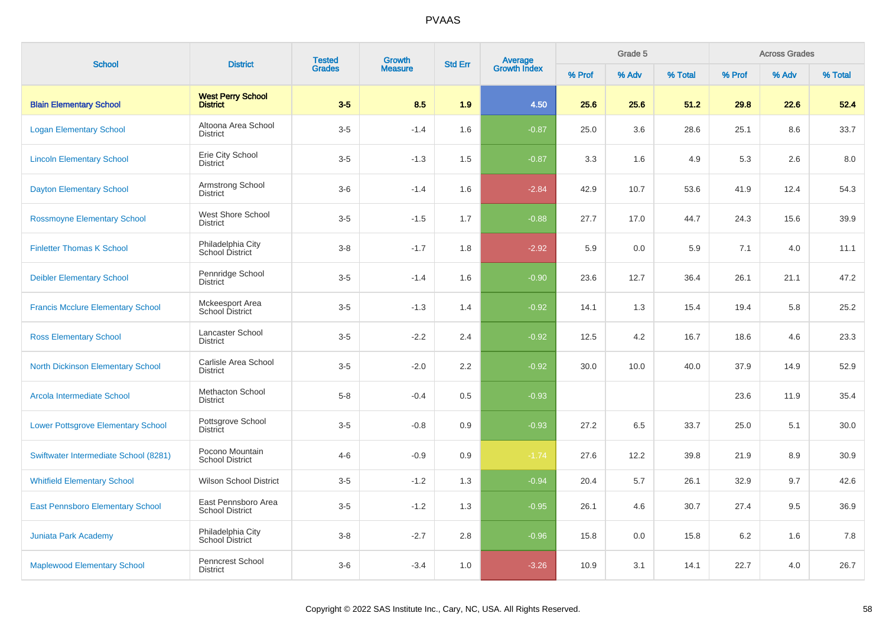# PVAAS

| School | District | Tested Grades | Growth Measure | Std Err | Average Growth Index | Grade 5 | | | Across Grades | | |
|---|---|---|---|---|---|---|---|---|---|---|---|
| | | | | | | % Prof | % Adv | % Total | % Prof | % Adv | % Total |
| **Blain Elementary School** | **West Perry School District** | **3-5** | **8.5** | **1.9** | **4.50** | **25.6** | **25.6** | **51.2** | **29.8** | **22.6** | **52.4** |
| Logan Elementary School | Altoona Area School District | 3-5 | -1.4 | 1.6 | -0.87 | 25.0 | 3.6 | 28.6 | 25.1 | 8.6 | 33.7 |
| Lincoln Elementary School | Erie City School District | 3-5 | -1.3 | 1.5 | -0.87 | 3.3 | 1.6 | 4.9 | 5.3 | 2.6 | 8.0 |
| Dayton Elementary School | Armstrong School District | 3-6 | -1.4 | 1.6 | -2.84 | 42.9 | 10.7 | 53.6 | 41.9 | 12.4 | 54.3 |
| Rossmoyne Elementary School | West Shore School District | 3-5 | -1.5 | 1.7 | -0.88 | 27.7 | 17.0 | 44.7 | 24.3 | 15.6 | 39.9 |
| Finletter Thomas K School | Philadelphia City School District | 3-8 | -1.7 | 1.8 | -2.92 | 5.9 | 0.0 | 5.9 | 7.1 | 4.0 | 11.1 |
| Deibler Elementary School | Pennridge School District | 3-5 | -1.4 | 1.6 | -0.90 | 23.6 | 12.7 | 36.4 | 26.1 | 21.1 | 47.2 |
| Francis Mcclure Elementary School | Mckeesport Area School District | 3-5 | -1.3 | 1.4 | -0.92 | 14.1 | 1.3 | 15.4 | 19.4 | 5.8 | 25.2 |
| Ross Elementary School | Lancaster School District | 3-5 | -2.2 | 2.4 | -0.92 | 12.5 | 4.2 | 16.7 | 18.6 | 4.6 | 23.3 |
| North Dickinson Elementary School | Carlisle Area School District | 3-5 | -2.0 | 2.2 | -0.92 | 30.0 | 10.0 | 40.0 | 37.9 | 14.9 | 52.9 |
| Arcola Intermediate School | Methacton School District | 5-8 | -0.4 | 0.5 | -0.93 | | | | 23.6 | 11.9 | 35.4 |
| Lower Pottsgrove Elementary School | Pottsgrove School District | 3-5 | -0.8 | 0.9 | -0.93 | 27.2 | 6.5 | 33.7 | 25.0 | 5.1 | 30.0 |
| Swiftwater Intermediate School (8281) | Pocono Mountain School District | 4-6 | -0.9 | 0.9 | -1.74 | 27.6 | 12.2 | 39.8 | 21.9 | 8.9 | 30.9 |
| Whitfield Elementary School | Wilson School District | 3-5 | -1.2 | 1.3 | -0.94 | 20.4 | 5.7 | 26.1 | 32.9 | 9.7 | 42.6 |
| East Pennsboro Elementary School | East Pennsboro Area School District | 3-5 | -1.2 | 1.3 | -0.95 | 26.1 | 4.6 | 30.7 | 27.4 | 9.5 | 36.9 |
| Juniata Park Academy | Philadelphia City School District | 3-8 | -2.7 | 2.8 | -0.96 | 15.8 | 0.0 | 15.8 | 6.2 | 1.6 | 7.8 |
| Maplewood Elementary School | Penncrest School District | 3-6 | -3.4 | 1.0 | -3.26 | 10.9 | 3.1 | 14.1 | 22.7 | 4.0 | 26.7 |

Copyright © 2022 SAS Institute Inc., Cary, NC, USA. All Rights Reserved.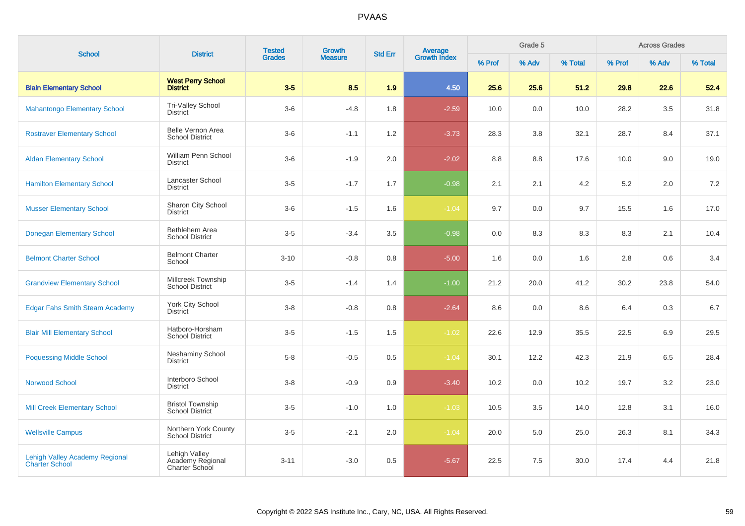# PVAAS

| School | District | Tested Grades | Growth Measure | Std Err | Average Growth Index | Grade 5 | | | Across Grades | | |
|---|---|---|---|---|---|---|---|---|---|---|---|
| | | | | | | % Prof | % Adv | % Total | % Prof | % Adv | % Total |
| **Blain Elementary School** | **West Perry School District** | **3-5** | **8.5** | **1.9** | **4.50** | **25.6** | **25.6** | **51.2** | **29.8** | **22.6** | **52.4** |
| Mahantongo Elementary School | Tri-Valley School District | 3-6 | -4.8 | 1.8 | -2.59 | 10.0 | 0.0 | 10.0 | 28.2 | 3.5 | 31.8 |
| Rostraver Elementary School | Belle Vernon Area School District | 3-6 | -1.1 | 1.2 | -3.73 | 28.3 | 3.8 | 32.1 | 28.7 | 8.4 | 37.1 |
| Aldan Elementary School | William Penn School District | 3-6 | -1.9 | 2.0 | -2.02 | 8.8 | 8.8 | 17.6 | 10.0 | 9.0 | 19.0 |
| Hamilton Elementary School | Lancaster School District | 3-5 | -1.7 | 1.7 | -0.98 | 2.1 | 2.1 | 4.2 | 5.2 | 2.0 | 7.2 |
| Musser Elementary School | Sharon City School District | 3-6 | -1.5 | 1.6 | -1.04 | 9.7 | 0.0 | 9.7 | 15.5 | 1.6 | 17.0 |
| Donegan Elementary School | Bethlehem Area School District | 3-5 | -3.4 | 3.5 | -0.98 | 0.0 | 8.3 | 8.3 | 8.3 | 2.1 | 10.4 |
| Belmont Charter School | Belmont Charter School | 3-10 | -0.8 | 0.8 | -5.00 | 1.6 | 0.0 | 1.6 | 2.8 | 0.6 | 3.4 |
| Grandview Elementary School | Millcreek Township School District | 3-5 | -1.4 | 1.4 | -1.00 | 21.2 | 20.0 | 41.2 | 30.2 | 23.8 | 54.0 |
| Edgar Fahs Smith Steam Academy | York City School District | 3-8 | -0.8 | 0.8 | -2.64 | 8.6 | 0.0 | 8.6 | 6.4 | 0.3 | 6.7 |
| Blair Mill Elementary School | Hatboro-Horsham School District | 3-5 | -1.5 | 1.5 | -1.02 | 22.6 | 12.9 | 35.5 | 22.5 | 6.9 | 29.5 |
| Poquessing Middle School | Neshaminy School District | 5-8 | -0.5 | 0.5 | -1.04 | 30.1 | 12.2 | 42.3 | 21.9 | 6.5 | 28.4 |
| Norwood School | Interboro School District | 3-8 | -0.9 | 0.9 | -3.40 | 10.2 | 0.0 | 10.2 | 19.7 | 3.2 | 23.0 |
| Mill Creek Elementary School | Bristol Township School District | 3-5 | -1.0 | 1.0 | -1.03 | 10.5 | 3.5 | 14.0 | 12.8 | 3.1 | 16.0 |
| Wellsville Campus | Northern York County School District | 3-5 | -2.1 | 2.0 | -1.04 | 20.0 | 5.0 | 25.0 | 26.3 | 8.1 | 34.3 |
| Lehigh Valley Academy Regional Charter School | Lehigh Valley Academy Regional Charter School | 3-11 | -3.0 | 0.5 | -5.67 | 22.5 | 7.5 | 30.0 | 17.4 | 4.4 | 21.8 |

Copyright © 2022 SAS Institute Inc., Cary, NC, USA. All Rights Reserved.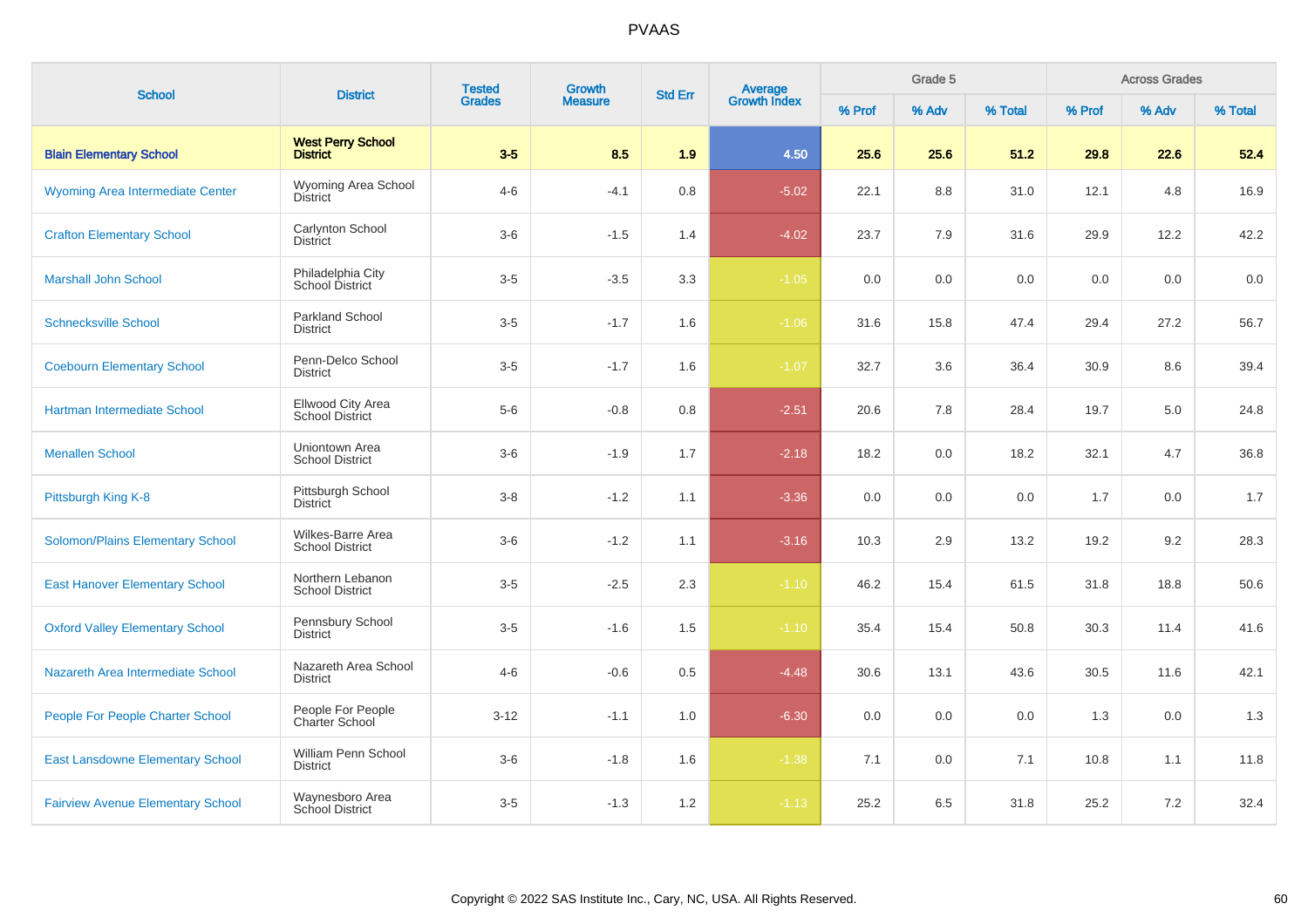# PVAAS

| School | District | Tested Grades | Growth Measure | Std Err | Average Growth Index | Grade 5 | | | Across Grades | | |
|---|---|---|---|---|---|---|---|---|---|---|---|
| | | | | | | % Prof | % Adv | % Total | % Prof | % Adv | % Total |
| **Blain Elementary School** | **West Perry School District** | **3-5** | **8.5** | **1.9** | **4.50** | **25.6** | **25.6** | **51.2** | **29.8** | **22.6** | **52.4** |
| Wyoming Area Intermediate Center | Wyoming Area School District | 4-6 | -4.1 | 0.8 | -5.02 | 22.1 | 8.8 | 31.0 | 12.1 | 4.8 | 16.9 |
| Crafton Elementary School | Carlynton School District | 3-6 | -1.5 | 1.4 | -4.02 | 23.7 | 7.9 | 31.6 | 29.9 | 12.2 | 42.2 |
| Marshall John School | Philadelphia City School District | 3-5 | -3.5 | 3.3 | -1.05 | 0.0 | 0.0 | 0.0 | 0.0 | 0.0 | 0.0 |
| Schnecksville School | Parkland School District | 3-5 | -1.7 | 1.6 | -1.06 | 31.6 | 15.8 | 47.4 | 29.4 | 27.2 | 56.7 |
| Coebourn Elementary School | Penn-Delco School District | 3-5 | -1.7 | 1.6 | -1.07 | 32.7 | 3.6 | 36.4 | 30.9 | 8.6 | 39.4 |
| Hartman Intermediate School | Ellwood City Area School District | 5-6 | -0.8 | 0.8 | -2.51 | 20.6 | 7.8 | 28.4 | 19.7 | 5.0 | 24.8 |
| Menallen School | Uniontown Area School District | 3-6 | -1.9 | 1.7 | -2.18 | 18.2 | 0.0 | 18.2 | 32.1 | 4.7 | 36.8 |
| Pittsburgh King K-8 | Pittsburgh School District | 3-8 | -1.2 | 1.1 | -3.36 | 0.0 | 0.0 | 0.0 | 1.7 | 0.0 | 1.7 |
| Solomon/Plains Elementary School | Wilkes-Barre Area School District | 3-6 | -1.2 | 1.1 | -3.16 | 10.3 | 2.9 | 13.2 | 19.2 | 9.2 | 28.3 |
| East Hanover Elementary School | Northern Lebanon School District | 3-5 | -2.5 | 2.3 | -1.10 | 46.2 | 15.4 | 61.5 | 31.8 | 18.8 | 50.6 |
| Oxford Valley Elementary School | Pennsbury School District | 3-5 | -1.6 | 1.5 | -1.10 | 35.4 | 15.4 | 50.8 | 30.3 | 11.4 | 41.6 |
| Nazareth Area Intermediate School | Nazareth Area School District | 4-6 | -0.6 | 0.5 | -4.48 | 30.6 | 13.1 | 43.6 | 30.5 | 11.6 | 42.1 |
| People For People Charter School | People For People Charter School | 3-12 | -1.1 | 1.0 | -6.30 | 0.0 | 0.0 | 0.0 | 1.3 | 0.0 | 1.3 |
| East Lansdowne Elementary School | William Penn School District | 3-6 | -1.8 | 1.6 | -1.38 | 7.1 | 0.0 | 7.1 | 10.8 | 1.1 | 11.8 |
| Fairview Avenue Elementary School | Waynesboro Area School District | 3-5 | -1.3 | 1.2 | -1.13 | 25.2 | 6.5 | 31.8 | 25.2 | 7.2 | 32.4 |

Copyright © 2022 SAS Institute Inc., Cary, NC, USA. All Rights Reserved.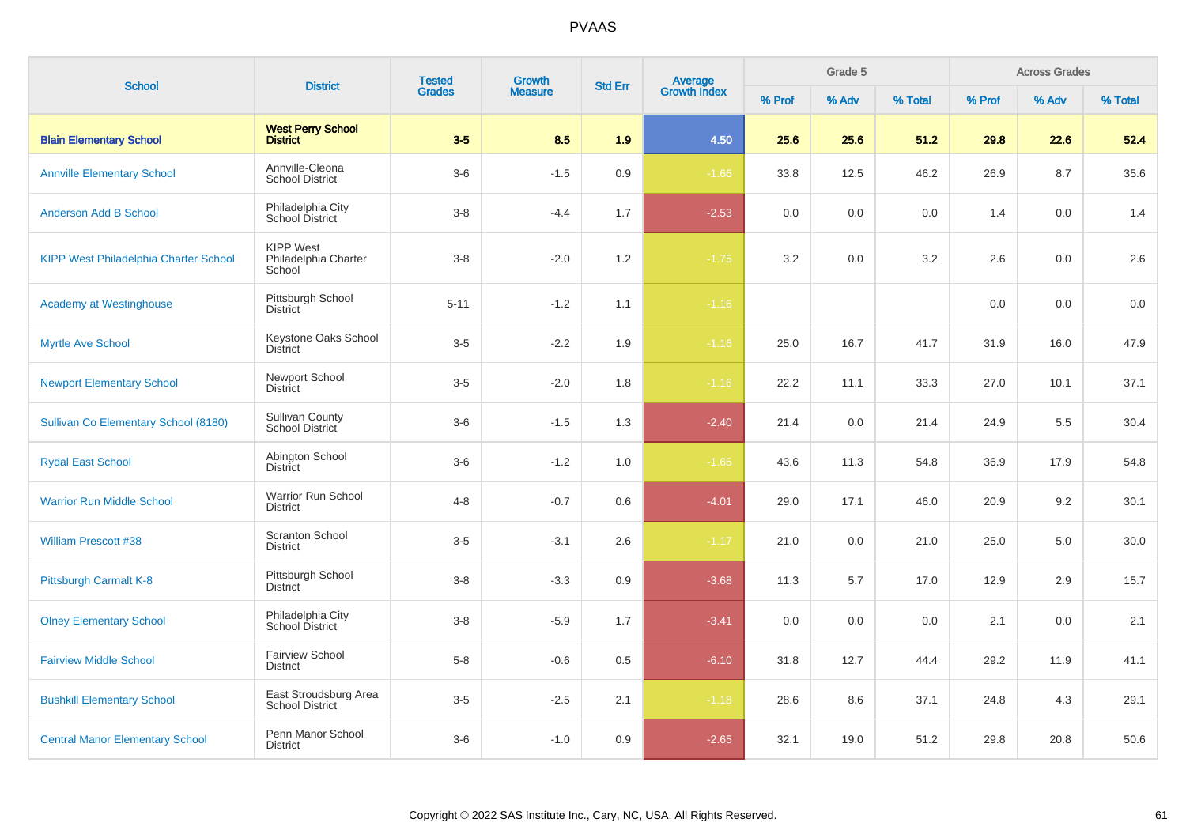# PVAAS

| School | District | Tested Grades | Growth Measure | Std Err | Average Growth Index | Grade 5 | | | Across Grades | | |
|---|---|---|---|---|---|---|---|---|---|---|---|
| | | | | | | % Prof | % Adv | % Total | % Prof | % Adv | % Total |
| **Blain Elementary School** | **West Perry School District** | **3-5** | **8.5** | **1.9** | **4.50** | **25.6** | **25.6** | **51.2** | **29.8** | **22.6** | **52.4** |
| Annville Elementary School | Annville-Cleona School District | 3-6 | -1.5 | 0.9 | -1.66 | 33.8 | 12.5 | 46.2 | 26.9 | 8.7 | 35.6 |
| Anderson Add B School | Philadelphia City School District | 3-8 | -4.4 | 1.7 | -2.53 | 0.0 | 0.0 | 0.0 | 1.4 | 0.0 | 1.4 |
| KIPP West Philadelphia Charter School | KIPP West Philadelphia Charter School | 3-8 | -2.0 | 1.2 | -1.75 | 3.2 | 0.0 | 3.2 | 2.6 | 0.0 | 2.6 |
| Academy at Westinghouse | Pittsburgh School District | 5-11 | -1.2 | 1.1 | -1.16 | | | | 0.0 | 0.0 | 0.0 |
| Myrtle Ave School | Keystone Oaks School District | 3-5 | -2.2 | 1.9 | -1.16 | 25.0 | 16.7 | 41.7 | 31.9 | 16.0 | 47.9 |
| Newport Elementary School | Newport School District | 3-5 | -2.0 | 1.8 | -1.16 | 22.2 | 11.1 | 33.3 | 27.0 | 10.1 | 37.1 |
| Sullivan Co Elementary School (8180) | Sullivan County School District | 3-6 | -1.5 | 1.3 | -2.40 | 21.4 | 0.0 | 21.4 | 24.9 | 5.5 | 30.4 |
| Rydal East School | Abington School District | 3-6 | -1.2 | 1.0 | -1.65 | 43.6 | 11.3 | 54.8 | 36.9 | 17.9 | 54.8 |
| Warrior Run Middle School | Warrior Run School District | 4-8 | -0.7 | 0.6 | -4.01 | 29.0 | 17.1 | 46.0 | 20.9 | 9.2 | 30.1 |
| William Prescott #38 | Scranton School District | 3-5 | -3.1 | 2.6 | -1.17 | 21.0 | 0.0 | 21.0 | 25.0 | 5.0 | 30.0 |
| Pittsburgh Carmalt K-8 | Pittsburgh School District | 3-8 | -3.3 | 0.9 | -3.68 | 11.3 | 5.7 | 17.0 | 12.9 | 2.9 | 15.7 |
| Olney Elementary School | Philadelphia City School District | 3-8 | -5.9 | 1.7 | -3.41 | 0.0 | 0.0 | 0.0 | 2.1 | 0.0 | 2.1 |
| Fairview Middle School | Fairview School District | 5-8 | -0.6 | 0.5 | -6.10 | 31.8 | 12.7 | 44.4 | 29.2 | 11.9 | 41.1 |
| Bushkill Elementary School | East Stroudsburg Area School District | 3-5 | -2.5 | 2.1 | -1.18 | 28.6 | 8.6 | 37.1 | 24.8 | 4.3 | 29.1 |
| Central Manor Elementary School | Penn Manor School District | 3-6 | -1.0 | 0.9 | -2.65 | 32.1 | 19.0 | 51.2 | 29.8 | 20.8 | 50.6 |

Copyright © 2022 SAS Institute Inc., Cary, NC, USA. All Rights Reserved.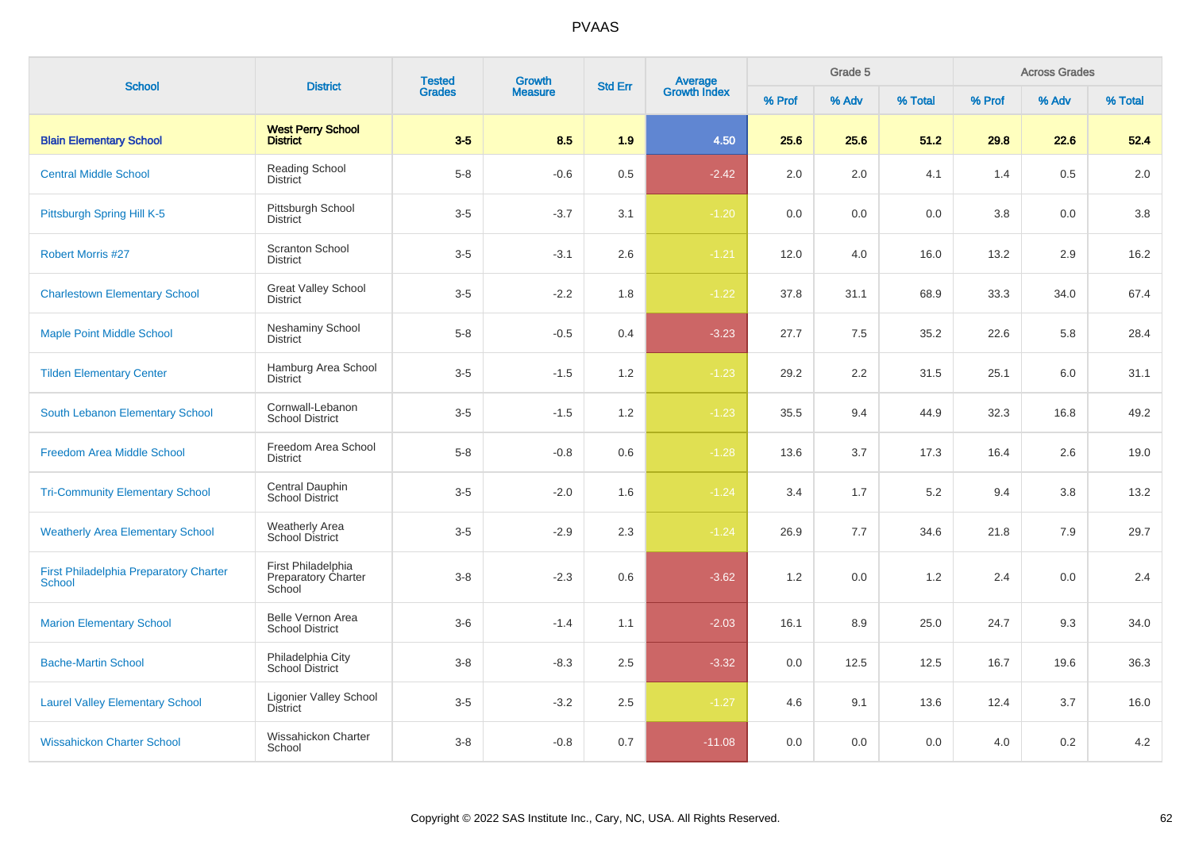# PVAAS

| School | District | Tested Grades | Growth Measure | Std Err | Average Growth Index | Grade 5 | | | Across Grades | | |
|---|---|---|---|---|---|---|---|---|---|---|---|
| | | | | | | % Prof | % Adv | % Total | % Prof | % Adv | % Total |
| **Blain Elementary School** | **West Perry School District** | **3-5** | **8.5** | **1.9** | **4.50** | **25.6** | **25.6** | **51.2** | **29.8** | **22.6** | **52.4** |
| Central Middle School | Reading School District | 5-8 | -0.6 | 0.5 | -2.42 | 2.0 | 2.0 | 4.1 | 1.4 | 0.5 | 2.0 |
| Pittsburgh Spring Hill K-5 | Pittsburgh School District | 3-5 | -3.7 | 3.1 | -1.20 | 0.0 | 0.0 | 0.0 | 3.8 | 0.0 | 3.8 |
| Robert Morris #27 | Scranton School District | 3-5 | -3.1 | 2.6 | -1.21 | 12.0 | 4.0 | 16.0 | 13.2 | 2.9 | 16.2 |
| Charlestown Elementary School | Great Valley School District | 3-5 | -2.2 | 1.8 | -1.22 | 37.8 | 31.1 | 68.9 | 33.3 | 34.0 | 67.4 |
| Maple Point Middle School | Neshaminy School District | 5-8 | -0.5 | 0.4 | -3.23 | 27.7 | 7.5 | 35.2 | 22.6 | 5.8 | 28.4 |
| Tilden Elementary Center | Hamburg Area School District | 3-5 | -1.5 | 1.2 | -1.23 | 29.2 | 2.2 | 31.5 | 25.1 | 6.0 | 31.1 |
| South Lebanon Elementary School | Cornwall-Lebanon School District | 3-5 | -1.5 | 1.2 | -1.23 | 35.5 | 9.4 | 44.9 | 32.3 | 16.8 | 49.2 |
| Freedom Area Middle School | Freedom Area School District | 5-8 | -0.8 | 0.6 | -1.28 | 13.6 | 3.7 | 17.3 | 16.4 | 2.6 | 19.0 |
| Tri-Community Elementary School | Central Dauphin School District | 3-5 | -2.0 | 1.6 | -1.24 | 3.4 | 1.7 | 5.2 | 9.4 | 3.8 | 13.2 |
| Weatherly Area Elementary School | Weatherly Area School District | 3-5 | -2.9 | 2.3 | -1.24 | 26.9 | 7.7 | 34.6 | 21.8 | 7.9 | 29.7 |
| First Philadelphia Preparatory Charter School | First Philadelphia Preparatory Charter School | 3-8 | -2.3 | 0.6 | -3.62 | 1.2 | 0.0 | 1.2 | 2.4 | 0.0 | 2.4 |
| Marion Elementary School | Belle Vernon Area School District | 3-6 | -1.4 | 1.1 | -2.03 | 16.1 | 8.9 | 25.0 | 24.7 | 9.3 | 34.0 |
| Bache-Martin School | Philadelphia City School District | 3-8 | -8.3 | 2.5 | -3.32 | 0.0 | 12.5 | 12.5 | 16.7 | 19.6 | 36.3 |
| Laurel Valley Elementary School | Ligonier Valley School District | 3-5 | -3.2 | 2.5 | -1.27 | 4.6 | 9.1 | 13.6 | 12.4 | 3.7 | 16.0 |
| Wissahickon Charter School | Wissahickon Charter School | 3-8 | -0.8 | 0.7 | -11.08 | 0.0 | 0.0 | 0.0 | 4.0 | 0.2 | 4.2 |

Copyright © 2022 SAS Institute Inc., Cary, NC, USA. All Rights Reserved.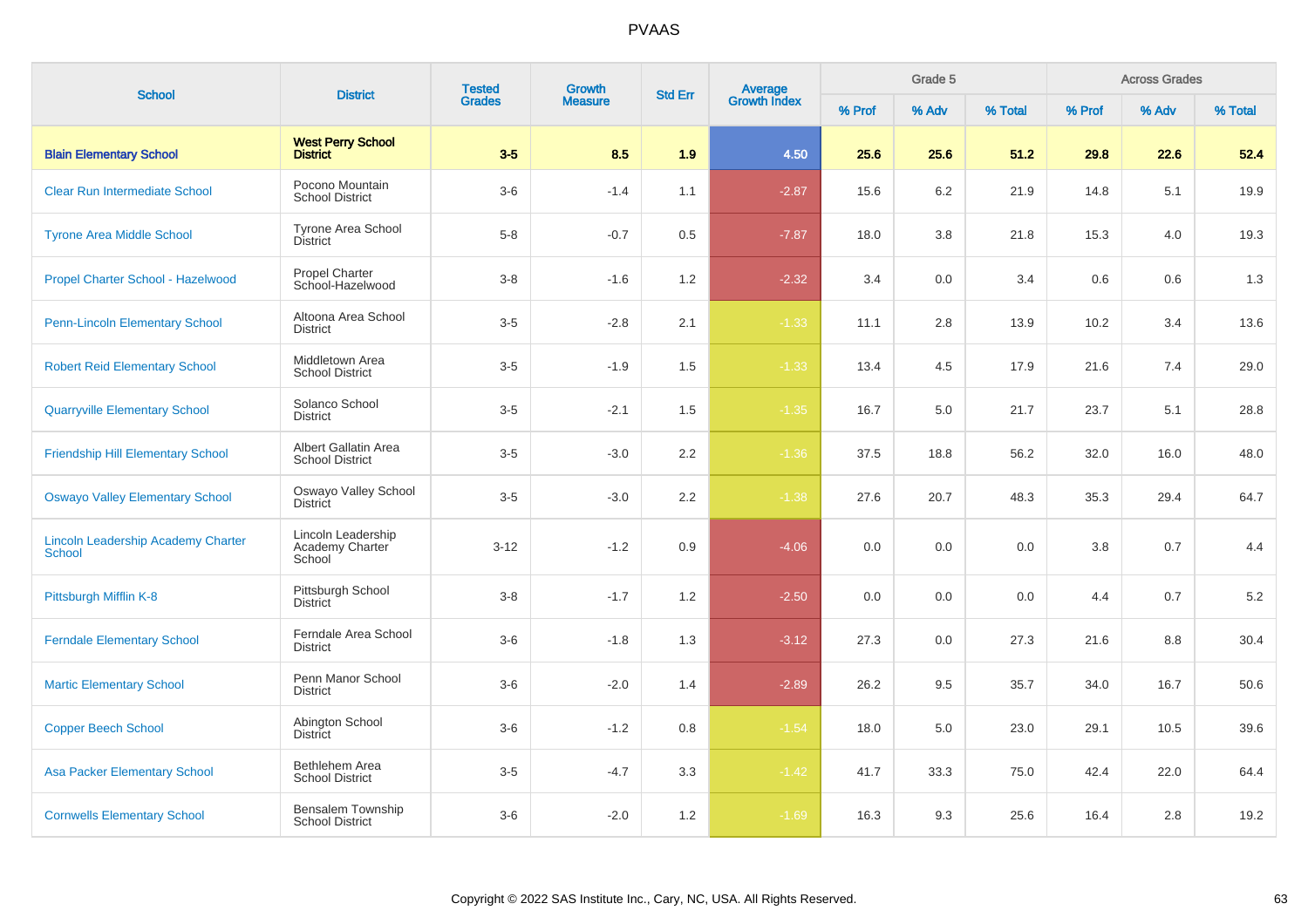# PVAAS

| School | District | Tested Grades | Growth Measure | Std Err | Average Growth Index | Grade 5 | | | Across Grades | | |
|---|---|---|---|---|---|---|---|---|---|---|---|
| | | | | | | % Prof | % Adv | % Total | % Prof | % Adv | % Total |
| **Blain Elementary School** | **West Perry School District** | **3-5** | **8.5** | **1.9** | **4.50** | **25.6** | **25.6** | **51.2** | **29.8** | **22.6** | **52.4** |
| Clear Run Intermediate School | Pocono Mountain School District | 3-6 | -1.4 | 1.1 | -2.87 | 15.6 | 6.2 | 21.9 | 14.8 | 5.1 | 19.9 |
| Tyrone Area Middle School | Tyrone Area School District | 5-8 | -0.7 | 0.5 | -7.87 | 18.0 | 3.8 | 21.8 | 15.3 | 4.0 | 19.3 |
| Propel Charter School - Hazelwood | Propel Charter School-Hazelwood | 3-8 | -1.6 | 1.2 | -2.32 | 3.4 | 0.0 | 3.4 | 0.6 | 0.6 | 1.3 |
| Penn-Lincoln Elementary School | Altoona Area School District | 3-5 | -2.8 | 2.1 | -1.33 | 11.1 | 2.8 | 13.9 | 10.2 | 3.4 | 13.6 |
| Robert Reid Elementary School | Middletown Area School District | 3-5 | -1.9 | 1.5 | -1.33 | 13.4 | 4.5 | 17.9 | 21.6 | 7.4 | 29.0 |
| Quarryville Elementary School | Solanco School District | 3-5 | -2.1 | 1.5 | -1.35 | 16.7 | 5.0 | 21.7 | 23.7 | 5.1 | 28.8 |
| Friendship Hill Elementary School | Albert Gallatin Area School District | 3-5 | -3.0 | 2.2 | -1.36 | 37.5 | 18.8 | 56.2 | 32.0 | 16.0 | 48.0 |
| Oswayo Valley Elementary School | Oswayo Valley School District | 3-5 | -3.0 | 2.2 | -1.38 | 27.6 | 20.7 | 48.3 | 35.3 | 29.4 | 64.7 |
| Lincoln Leadership Academy Charter School | Lincoln Leadership Academy Charter School | 3-12 | -1.2 | 0.9 | -4.06 | 0.0 | 0.0 | 0.0 | 3.8 | 0.7 | 4.4 |
| Pittsburgh Mifflin K-8 | Pittsburgh School District | 3-8 | -1.7 | 1.2 | -2.50 | 0.0 | 0.0 | 0.0 | 4.4 | 0.7 | 5.2 |
| Ferndale Elementary School | Ferndale Area School District | 3-6 | -1.8 | 1.3 | -3.12 | 27.3 | 0.0 | 27.3 | 21.6 | 8.8 | 30.4 |
| Martic Elementary School | Penn Manor School District | 3-6 | -2.0 | 1.4 | -2.89 | 26.2 | 9.5 | 35.7 | 34.0 | 16.7 | 50.6 |
| Copper Beech School | Abington School District | 3-6 | -1.2 | 0.8 | -1.54 | 18.0 | 5.0 | 23.0 | 29.1 | 10.5 | 39.6 |
| Asa Packer Elementary School | Bethlehem Area School District | 3-5 | -4.7 | 3.3 | -1.42 | 41.7 | 33.3 | 75.0 | 42.4 | 22.0 | 64.4 |
| Cornwells Elementary School | Bensalem Township School District | 3-6 | -2.0 | 1.2 | -1.69 | 16.3 | 9.3 | 25.6 | 16.4 | 2.8 | 19.2 |

Copyright © 2022 SAS Institute Inc., Cary, NC, USA. All Rights Reserved.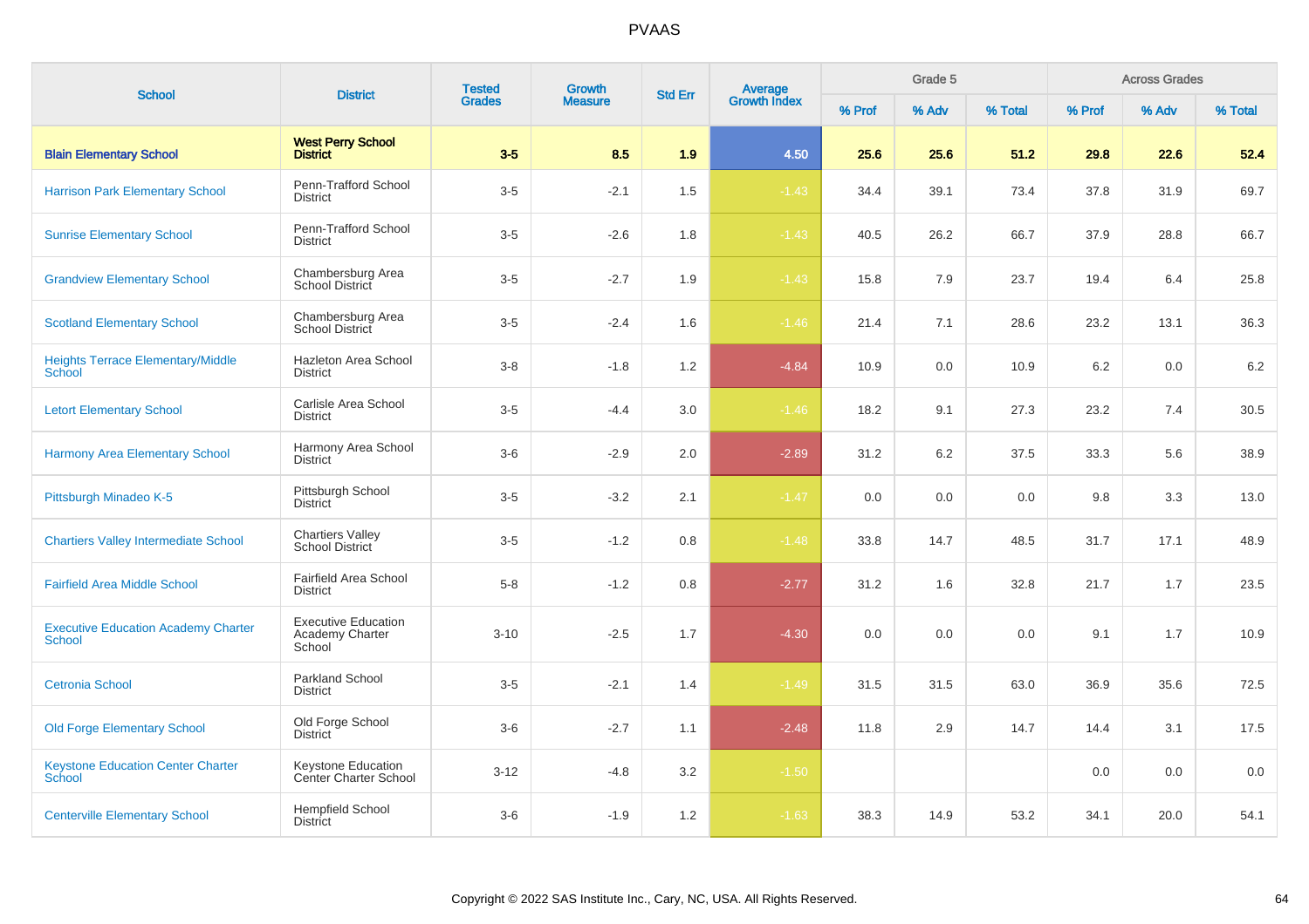| School | District | Tested Grades | Growth Measure | Std Err | Average Growth Index | Grade 5 | | | Across Grades | | |
|---|---|---|---|---|---|---|---|---|---|---|---|
| | | | | | | % Prof | % Adv | % Total | % Prof | % Adv | % Total |
| **Blain Elementary School** | **West Perry School District** | **3-5** | **8.5** | **1.9** | **4.50** | **25.6** | **25.6** | **51.2** | **29.8** | **22.6** | **52.4** |
| Harrison Park Elementary School | Penn-Trafford School District | 3-5 | -2.1 | 1.5 | -1.43 | 34.4 | 39.1 | 73.4 | 37.8 | 31.9 | 69.7 |
| Sunrise Elementary School | Penn-Trafford School District | 3-5 | -2.6 | 1.8 | -1.43 | 40.5 | 26.2 | 66.7 | 37.9 | 28.8 | 66.7 |
| Grandview Elementary School | Chambersburg Area School District | 3-5 | -2.7 | 1.9 | -1.43 | 15.8 | 7.9 | 23.7 | 19.4 | 6.4 | 25.8 |
| Scotland Elementary School | Chambersburg Area School District | 3-5 | -2.4 | 1.6 | -1.46 | 21.4 | 7.1 | 28.6 | 23.2 | 13.1 | 36.3 |
| Heights Terrace Elementary/Middle School | Hazleton Area School District | 3-8 | -1.8 | 1.2 | -4.84 | 10.9 | 0.0 | 10.9 | 6.2 | 0.0 | 6.2 |
| Letort Elementary School | Carlisle Area School District | 3-5 | -4.4 | 3.0 | -1.46 | 18.2 | 9.1 | 27.3 | 23.2 | 7.4 | 30.5 |
| Harmony Area Elementary School | Harmony Area School District | 3-6 | -2.9 | 2.0 | -2.89 | 31.2 | 6.2 | 37.5 | 33.3 | 5.6 | 38.9 |
| Pittsburgh Minadeo K-5 | Pittsburgh School District | 3-5 | -3.2 | 2.1 | -1.47 | 0.0 | 0.0 | 0.0 | 9.8 | 3.3 | 13.0 |
| Chartiers Valley Intermediate School | Chartiers Valley School District | 3-5 | -1.2 | 0.8 | -1.48 | 33.8 | 14.7 | 48.5 | 31.7 | 17.1 | 48.9 |
| Fairfield Area Middle School | Fairfield Area School District | 5-8 | -1.2 | 0.8 | -2.77 | 31.2 | 1.6 | 32.8 | 21.7 | 1.7 | 23.5 |
| Executive Education Academy Charter School | Executive Education Academy Charter School | 3-10 | -2.5 | 1.7 | -4.30 | 0.0 | 0.0 | 0.0 | 9.1 | 1.7 | 10.9 |
| Cetronia School | Parkland School District | 3-5 | -2.1 | 1.4 | -1.49 | 31.5 | 31.5 | 63.0 | 36.9 | 35.6 | 72.5 |
| Old Forge Elementary School | Old Forge School District | 3-6 | -2.7 | 1.1 | -2.48 | 11.8 | 2.9 | 14.7 | 14.4 | 3.1 | 17.5 |
| Keystone Education Center Charter School | Keystone Education Center Charter School | 3-12 | -4.8 | 3.2 | -1.50 | | | | 0.0 | 0.0 | 0.0 |
| Centerville Elementary School | Hempfield School District | 3-6 | -1.9 | 1.2 | -1.63 | 38.3 | 14.9 | 53.2 | 34.1 | 20.0 | 54.1 |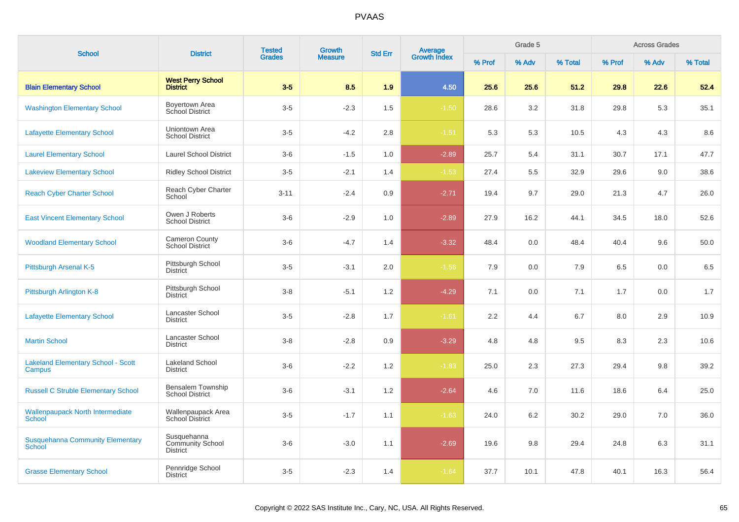# PVAAS

| School | District | Tested Grades | Growth Measure | Std Err | Average Growth Index | Grade 5 | | | Across Grades | | |
|---|---|---|---|---|---|---|---|---|---|---|---|
| | | | | | | % Prof | % Adv | % Total | % Prof | % Adv | % Total |
| **Blain Elementary School** | **West Perry School District** | **3-5** | **8.5** | **1.9** | **4.50** | **25.6** | **25.6** | **51.2** | **29.8** | **22.6** | **52.4** |
| Washington Elementary School | Boyertown Area School District | 3-5 | -2.3 | 1.5 | -1.50 | 28.6 | 3.2 | 31.8 | 29.8 | 5.3 | 35.1 |
| Lafayette Elementary School | Uniontown Area School District | 3-5 | -4.2 | 2.8 | -1.51 | 5.3 | 5.3 | 10.5 | 4.3 | 4.3 | 8.6 |
| Laurel Elementary School | Laurel School District | 3-6 | -1.5 | 1.0 | -2.89 | 25.7 | 5.4 | 31.1 | 30.7 | 17.1 | 47.7 |
| Lakeview Elementary School | Ridley School District | 3-5 | -2.1 | 1.4 | -1.53 | 27.4 | 5.5 | 32.9 | 29.6 | 9.0 | 38.6 |
| Reach Cyber Charter School | Reach Cyber Charter School | 3-11 | -2.4 | 0.9 | -2.71 | 19.4 | 9.7 | 29.0 | 21.3 | 4.7 | 26.0 |
| East Vincent Elementary School | Owen J Roberts School District | 3-6 | -2.9 | 1.0 | -2.89 | 27.9 | 16.2 | 44.1 | 34.5 | 18.0 | 52.6 |
| Woodland Elementary School | Cameron County School District | 3-6 | -4.7 | 1.4 | -3.32 | 48.4 | 0.0 | 48.4 | 40.4 | 9.6 | 50.0 |
| Pittsburgh Arsenal K-5 | Pittsburgh School District | 3-5 | -3.1 | 2.0 | -1.56 | 7.9 | 0.0 | 7.9 | 6.5 | 0.0 | 6.5 |
| Pittsburgh Arlington K-8 | Pittsburgh School District | 3-8 | -5.1 | 1.2 | -4.29 | 7.1 | 0.0 | 7.1 | 1.7 | 0.0 | 1.7 |
| Lafayette Elementary School | Lancaster School District | 3-5 | -2.8 | 1.7 | -1.61 | 2.2 | 4.4 | 6.7 | 8.0 | 2.9 | 10.9 |
| Martin School | Lancaster School District | 3-8 | -2.8 | 0.9 | -3.29 | 4.8 | 4.8 | 9.5 | 8.3 | 2.3 | 10.6 |
| Lakeland Elementary School - Scott Campus | Lakeland School District | 3-6 | -2.2 | 1.2 | -1.83 | 25.0 | 2.3 | 27.3 | 29.4 | 9.8 | 39.2 |
| Russell C Struble Elementary School | Bensalem Township School District | 3-6 | -3.1 | 1.2 | -2.64 | 4.6 | 7.0 | 11.6 | 18.6 | 6.4 | 25.0 |
| Wallenpaupack North Intermediate School | Wallenpaupack Area School District | 3-5 | -1.7 | 1.1 | -1.63 | 24.0 | 6.2 | 30.2 | 29.0 | 7.0 | 36.0 |
| Susquehanna Community Elementary School | Susquehanna Community School District | 3-6 | -3.0 | 1.1 | -2.69 | 19.6 | 9.8 | 29.4 | 24.8 | 6.3 | 31.1 |
| Grasse Elementary School | Pennridge School District | 3-5 | -2.3 | 1.4 | -1.64 | 37.7 | 10.1 | 47.8 | 40.1 | 16.3 | 56.4 |

Copyright © 2022 SAS Institute Inc., Cary, NC, USA. All Rights Reserved.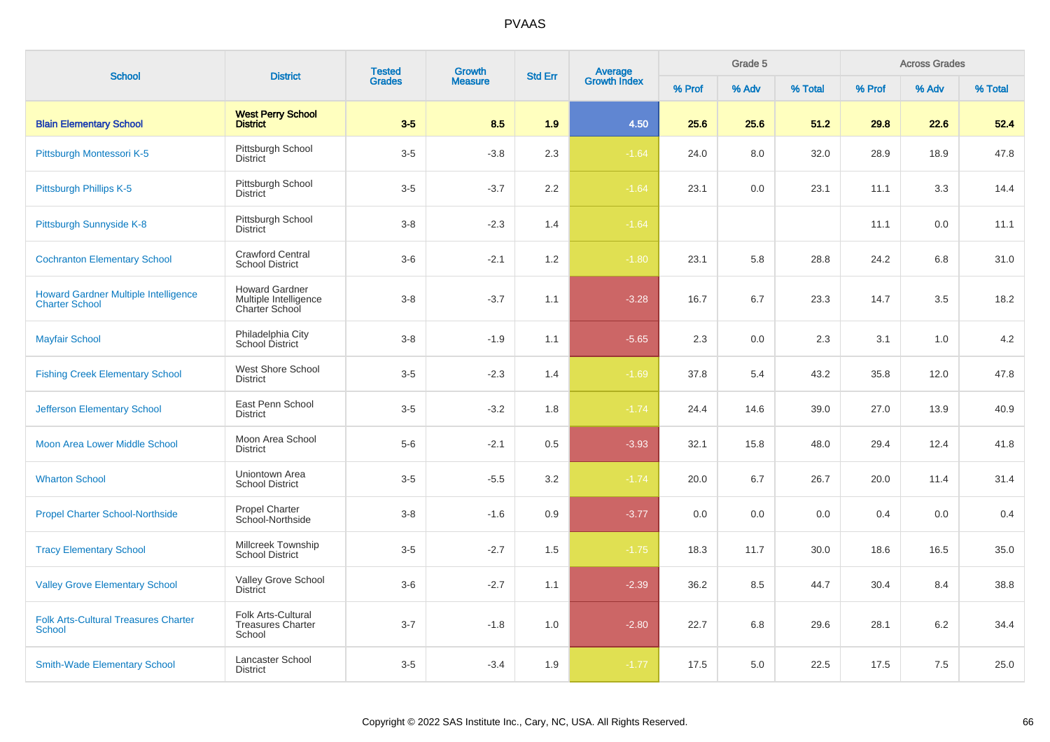# PVAAS

| School | District | Tested Grades | Growth Measure | Std Err | Average Growth Index | Grade 5 | | | Across Grades | | |
|---|---|---|---|---|---|---|---|---|---|---|---|
| | | | | | | % Prof | % Adv | % Total | % Prof | % Adv | % Total |
| **Blain Elementary School** | **West Perry School District** | **3-5** | **8.5** | **1.9** | **4.50** | **25.6** | **25.6** | **51.2** | **29.8** | **22.6** | **52.4** |
| Pittsburgh Montessori K-5 | Pittsburgh School District | 3-5 | -3.8 | 2.3 | -1.64 | 24.0 | 8.0 | 32.0 | 28.9 | 18.9 | 47.8 |
| Pittsburgh Phillips K-5 | Pittsburgh School District | 3-5 | -3.7 | 2.2 | -1.64 | 23.1 | 0.0 | 23.1 | 11.1 | 3.3 | 14.4 |
| Pittsburgh Sunnyside K-8 | Pittsburgh School District | 3-8 | -2.3 | 1.4 | -1.64 | | | | 11.1 | 0.0 | 11.1 |
| Cochranton Elementary School | Crawford Central School District | 3-6 | -2.1 | 1.2 | -1.80 | 23.1 | 5.8 | 28.8 | 24.2 | 6.8 | 31.0 |
| Howard Gardner Multiple Intelligence Charter School | Howard Gardner Multiple Intelligence Charter School | 3-8 | -3.7 | 1.1 | -3.28 | 16.7 | 6.7 | 23.3 | 14.7 | 3.5 | 18.2 |
| Mayfair School | Philadelphia City School District | 3-8 | -1.9 | 1.1 | -5.65 | 2.3 | 0.0 | 2.3 | 3.1 | 1.0 | 4.2 |
| Fishing Creek Elementary School | West Shore School District | 3-5 | -2.3 | 1.4 | -1.69 | 37.8 | 5.4 | 43.2 | 35.8 | 12.0 | 47.8 |
| Jefferson Elementary School | East Penn School District | 3-5 | -3.2 | 1.8 | -1.74 | 24.4 | 14.6 | 39.0 | 27.0 | 13.9 | 40.9 |
| Moon Area Lower Middle School | Moon Area School District | 5-6 | -2.1 | 0.5 | -3.93 | 32.1 | 15.8 | 48.0 | 29.4 | 12.4 | 41.8 |
| Wharton School | Uniontown Area School District | 3-5 | -5.5 | 3.2 | -1.74 | 20.0 | 6.7 | 26.7 | 20.0 | 11.4 | 31.4 |
| Propel Charter School-Northside | Propel Charter School-Northside | 3-8 | -1.6 | 0.9 | -3.77 | 0.0 | 0.0 | 0.0 | 0.4 | 0.0 | 0.4 |
| Tracy Elementary School | Millcreek Township School District | 3-5 | -2.7 | 1.5 | -1.75 | 18.3 | 11.7 | 30.0 | 18.6 | 16.5 | 35.0 |
| Valley Grove Elementary School | Valley Grove School District | 3-6 | -2.7 | 1.1 | -2.39 | 36.2 | 8.5 | 44.7 | 30.4 | 8.4 | 38.8 |
| Folk Arts-Cultural Treasures Charter School | Folk Arts-Cultural Treasures Charter School | 3-7 | -1.8 | 1.0 | -2.80 | 22.7 | 6.8 | 29.6 | 28.1 | 6.2 | 34.4 |
| Smith-Wade Elementary School | Lancaster School District | 3-5 | -3.4 | 1.9 | -1.77 | 17.5 | 5.0 | 22.5 | 17.5 | 7.5 | 25.0 |

Copyright © 2022 SAS Institute Inc., Cary, NC, USA. All Rights Reserved.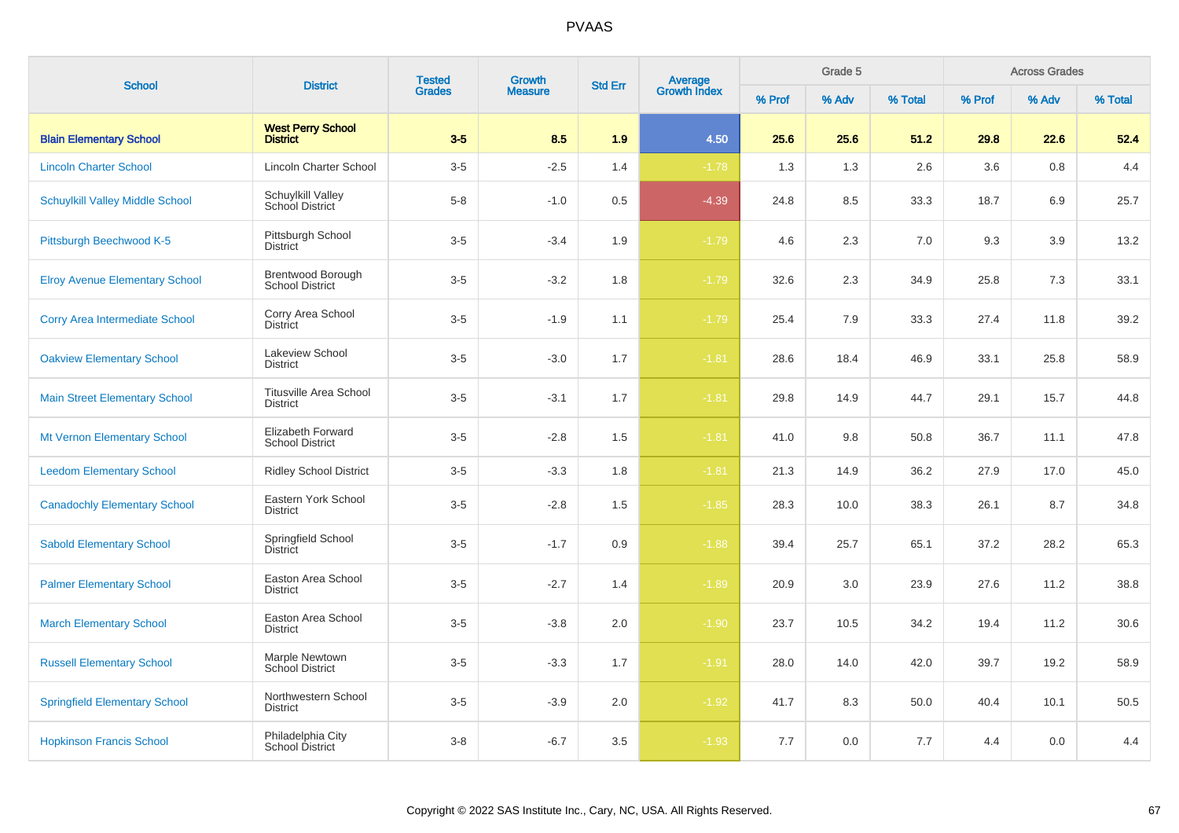# PVAAS

| School | District | Tested Grades | Growth Measure | Std Err | Average Growth Index | Grade 5 | | | Across Grades | | |
|---|---|---|---|---|---|---|---|---|---|---|---|
| | | | | | | % Prof | % Adv | % Total | % Prof | % Adv | % Total |
| **Blain Elementary School** | **West Perry School District** | **3-5** | **8.5** | **1.9** | **4.50** | **25.6** | **25.6** | **51.2** | **29.8** | **22.6** | **52.4** |
| Lincoln Charter School | Lincoln Charter School | 3-5 | -2.5 | 1.4 | -1.78 | 1.3 | 1.3 | 2.6 | 3.6 | 0.8 | 4.4 |
| Schuylkill Valley Middle School | Schuylkill Valley School District | 5-8 | -1.0 | 0.5 | -4.39 | 24.8 | 8.5 | 33.3 | 18.7 | 6.9 | 25.7 |
| Pittsburgh Beechwood K-5 | Pittsburgh School District | 3-5 | -3.4 | 1.9 | -1.79 | 4.6 | 2.3 | 7.0 | 9.3 | 3.9 | 13.2 |
| Elroy Avenue Elementary School | Brentwood Borough School District | 3-5 | -3.2 | 1.8 | -1.79 | 32.6 | 2.3 | 34.9 | 25.8 | 7.3 | 33.1 |
| Corry Area Intermediate School | Corry Area School District | 3-5 | -1.9 | 1.1 | -1.79 | 25.4 | 7.9 | 33.3 | 27.4 | 11.8 | 39.2 |
| Oakview Elementary School | Lakeview School District | 3-5 | -3.0 | 1.7 | -1.81 | 28.6 | 18.4 | 46.9 | 33.1 | 25.8 | 58.9 |
| Main Street Elementary School | Titusville Area School District | 3-5 | -3.1 | 1.7 | -1.81 | 29.8 | 14.9 | 44.7 | 29.1 | 15.7 | 44.8 |
| Mt Vernon Elementary School | Elizabeth Forward School District | 3-5 | -2.8 | 1.5 | -1.81 | 41.0 | 9.8 | 50.8 | 36.7 | 11.1 | 47.8 |
| Leedom Elementary School | Ridley School District | 3-5 | -3.3 | 1.8 | -1.81 | 21.3 | 14.9 | 36.2 | 27.9 | 17.0 | 45.0 |
| Canadochly Elementary School | Eastern York School District | 3-5 | -2.8 | 1.5 | -1.85 | 28.3 | 10.0 | 38.3 | 26.1 | 8.7 | 34.8 |
| Sabold Elementary School | Springfield School District | 3-5 | -1.7 | 0.9 | -1.88 | 39.4 | 25.7 | 65.1 | 37.2 | 28.2 | 65.3 |
| Palmer Elementary School | Easton Area School District | 3-5 | -2.7 | 1.4 | -1.89 | 20.9 | 3.0 | 23.9 | 27.6 | 11.2 | 38.8 |
| March Elementary School | Easton Area School District | 3-5 | -3.8 | 2.0 | -1.90 | 23.7 | 10.5 | 34.2 | 19.4 | 11.2 | 30.6 |
| Russell Elementary School | Marple Newtown School District | 3-5 | -3.3 | 1.7 | -1.91 | 28.0 | 14.0 | 42.0 | 39.7 | 19.2 | 58.9 |
| Springfield Elementary School | Northwestern School District | 3-5 | -3.9 | 2.0 | -1.92 | 41.7 | 8.3 | 50.0 | 40.4 | 10.1 | 50.5 |
| Hopkinson Francis School | Philadelphia City School District | 3-8 | -6.7 | 3.5 | -1.93 | 7.7 | 0.0 | 7.7 | 4.4 | 0.0 | 4.4 |

Copyright © 2022 SAS Institute Inc., Cary, NC, USA. All Rights Reserved.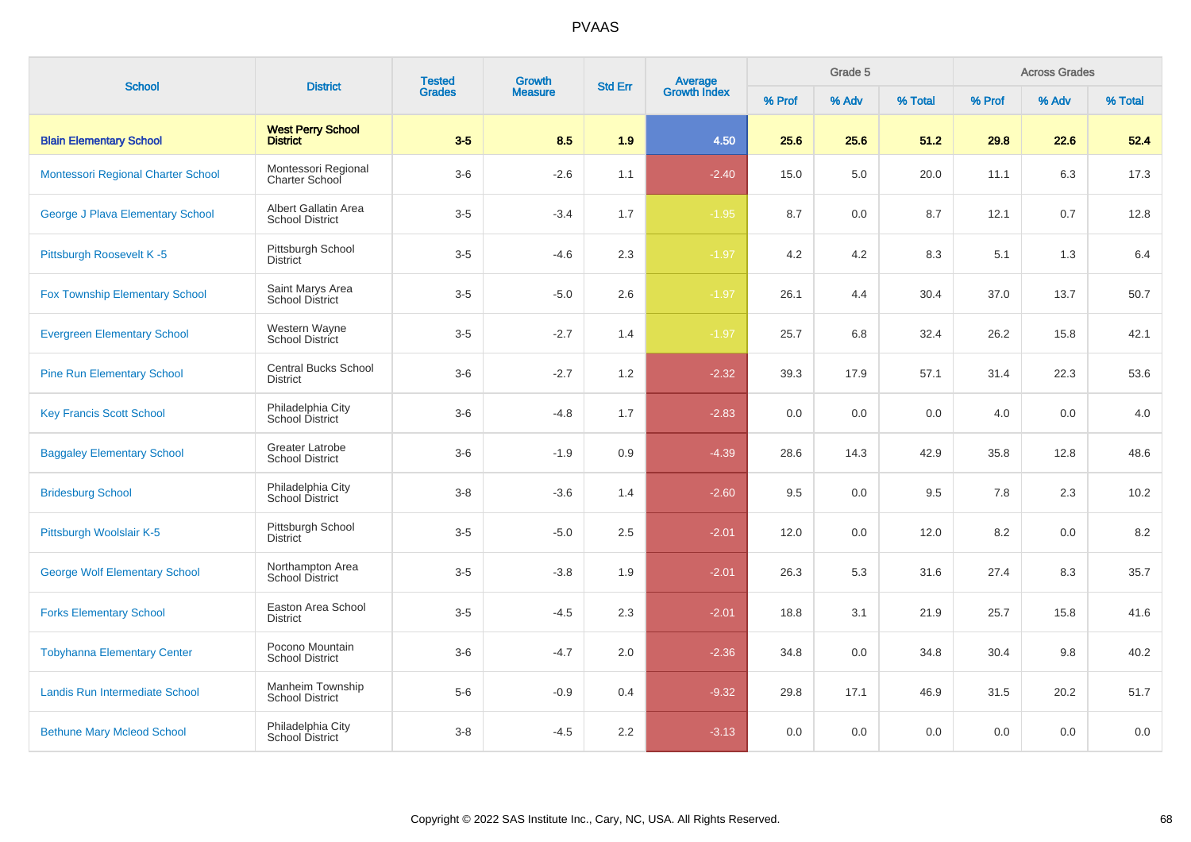# PVAAS

| School | District | Tested Grades | Growth Measure | Std Err | Average Growth Index | Grade 5 | | | Across Grades | | |
|---|---|---|---|---|---|---|---|---|---|---|---|
| | | | | | | % Prof | % Adv | % Total | % Prof | % Adv | % Total |
| **Blain Elementary School** | **West Perry School District** | **3-5** | **8.5** | **1.9** | **4.50** | **25.6** | **25.6** | **51.2** | **29.8** | **22.6** | **52.4** |
| Montessori Regional Charter School | Montessori Regional Charter School | 3-6 | -2.6 | 1.1 | -2.40 | 15.0 | 5.0 | 20.0 | 11.1 | 6.3 | 17.3 |
| George J Plava Elementary School | Albert Gallatin Area School District | 3-5 | -3.4 | 1.7 | -1.95 | 8.7 | 0.0 | 8.7 | 12.1 | 0.7 | 12.8 |
| Pittsburgh Roosevelt K -5 | Pittsburgh School District | 3-5 | -4.6 | 2.3 | -1.97 | 4.2 | 4.2 | 8.3 | 5.1 | 1.3 | 6.4 |
| Fox Township Elementary School | Saint Marys Area School District | 3-5 | -5.0 | 2.6 | -1.97 | 26.1 | 4.4 | 30.4 | 37.0 | 13.7 | 50.7 |
| Evergreen Elementary School | Western Wayne School District | 3-5 | -2.7 | 1.4 | -1.97 | 25.7 | 6.8 | 32.4 | 26.2 | 15.8 | 42.1 |
| Pine Run Elementary School | Central Bucks School District | 3-6 | -2.7 | 1.2 | -2.32 | 39.3 | 17.9 | 57.1 | 31.4 | 22.3 | 53.6 |
| Key Francis Scott School | Philadelphia City School District | 3-6 | -4.8 | 1.7 | -2.83 | 0.0 | 0.0 | 0.0 | 4.0 | 0.0 | 4.0 |
| Baggaley Elementary School | Greater Latrobe School District | 3-6 | -1.9 | 0.9 | -4.39 | 28.6 | 14.3 | 42.9 | 35.8 | 12.8 | 48.6 |
| Bridesburg School | Philadelphia City School District | 3-8 | -3.6 | 1.4 | -2.60 | 9.5 | 0.0 | 9.5 | 7.8 | 2.3 | 10.2 |
| Pittsburgh Woolslair K-5 | Pittsburgh School District | 3-5 | -5.0 | 2.5 | -2.01 | 12.0 | 0.0 | 12.0 | 8.2 | 0.0 | 8.2 |
| George Wolf Elementary School | Northampton Area School District | 3-5 | -3.8 | 1.9 | -2.01 | 26.3 | 5.3 | 31.6 | 27.4 | 8.3 | 35.7 |
| Forks Elementary School | Easton Area School District | 3-5 | -4.5 | 2.3 | -2.01 | 18.8 | 3.1 | 21.9 | 25.7 | 15.8 | 41.6 |
| Tobyhanna Elementary Center | Pocono Mountain School District | 3-6 | -4.7 | 2.0 | -2.36 | 34.8 | 0.0 | 34.8 | 30.4 | 9.8 | 40.2 |
| Landis Run Intermediate School | Manheim Township School District | 5-6 | -0.9 | 0.4 | -9.32 | 29.8 | 17.1 | 46.9 | 31.5 | 20.2 | 51.7 |
| Bethune Mary Mcleod School | Philadelphia City School District | 3-8 | -4.5 | 2.2 | -3.13 | 0.0 | 0.0 | 0.0 | 0.0 | 0.0 | 0.0 |

Copyright © 2022 SAS Institute Inc., Cary, NC, USA. All Rights Reserved.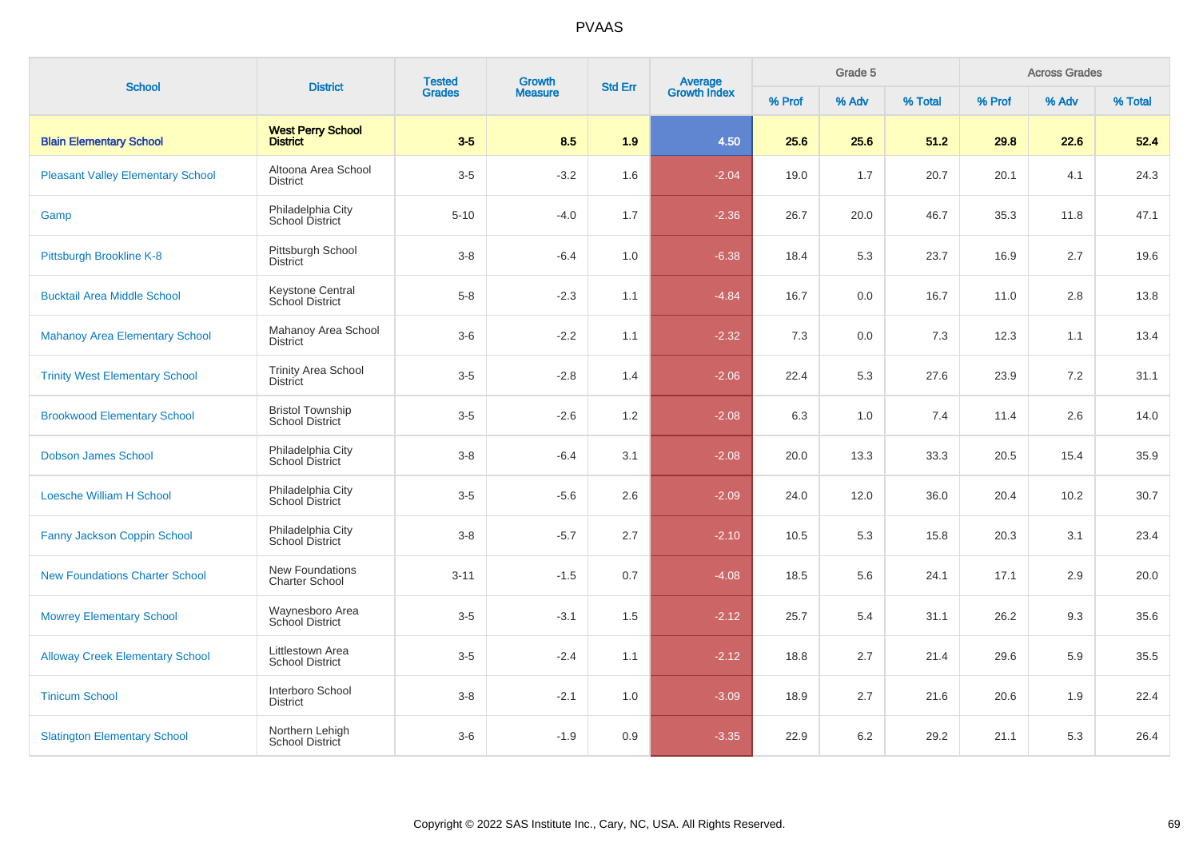# PVAAS

| School | District | Tested Grades | Growth Measure | Std Err | Average Growth Index | Grade 5 | | | Across Grades | | |
|---|---|---|---|---|---|---|---|---|---|---|---|
| | | | | | | % Prof | % Adv | % Total | % Prof | % Adv | % Total |
| **Blain Elementary School** | **West Perry School District** | **3-5** | **8.5** | **1.9** | **4.50** | **25.6** | **25.6** | **51.2** | **29.8** | **22.6** | **52.4** |
| Pleasant Valley Elementary School | Altoona Area School District | 3-5 | -3.2 | 1.6 | -2.04 | 19.0 | 1.7 | 20.7 | 20.1 | 4.1 | 24.3 |
| Gamp | Philadelphia City School District | 5-10 | -4.0 | 1.7 | -2.36 | 26.7 | 20.0 | 46.7 | 35.3 | 11.8 | 47.1 |
| Pittsburgh Brookline K-8 | Pittsburgh School District | 3-8 | -6.4 | 1.0 | -6.38 | 18.4 | 5.3 | 23.7 | 16.9 | 2.7 | 19.6 |
| Bucktail Area Middle School | Keystone Central School District | 5-8 | -2.3 | 1.1 | -4.84 | 16.7 | 0.0 | 16.7 | 11.0 | 2.8 | 13.8 |
| Mahanoy Area Elementary School | Mahanoy Area School District | 3-6 | -2.2 | 1.1 | -2.32 | 7.3 | 0.0 | 7.3 | 12.3 | 1.1 | 13.4 |
| Trinity West Elementary School | Trinity Area School District | 3-5 | -2.8 | 1.4 | -2.06 | 22.4 | 5.3 | 27.6 | 23.9 | 7.2 | 31.1 |
| Brookwood Elementary School | Bristol Township School District | 3-5 | -2.6 | 1.2 | -2.08 | 6.3 | 1.0 | 7.4 | 11.4 | 2.6 | 14.0 |
| Dobson James School | Philadelphia City School District | 3-8 | -6.4 | 3.1 | -2.08 | 20.0 | 13.3 | 33.3 | 20.5 | 15.4 | 35.9 |
| Loesche William H School | Philadelphia City School District | 3-5 | -5.6 | 2.6 | -2.09 | 24.0 | 12.0 | 36.0 | 20.4 | 10.2 | 30.7 |
| Fanny Jackson Coppin School | Philadelphia City School District | 3-8 | -5.7 | 2.7 | -2.10 | 10.5 | 5.3 | 15.8 | 20.3 | 3.1 | 23.4 |
| New Foundations Charter School | New Foundations Charter School | 3-11 | -1.5 | 0.7 | -4.08 | 18.5 | 5.6 | 24.1 | 17.1 | 2.9 | 20.0 |
| Mowrey Elementary School | Waynesboro Area School District | 3-5 | -3.1 | 1.5 | -2.12 | 25.7 | 5.4 | 31.1 | 26.2 | 9.3 | 35.6 |
| Alloway Creek Elementary School | Littlestown Area School District | 3-5 | -2.4 | 1.1 | -2.12 | 18.8 | 2.7 | 21.4 | 29.6 | 5.9 | 35.5 |
| Tinicum School | Interboro School District | 3-8 | -2.1 | 1.0 | -3.09 | 18.9 | 2.7 | 21.6 | 20.6 | 1.9 | 22.4 |
| Slatington Elementary School | Northern Lehigh School District | 3-6 | -1.9 | 0.9 | -3.35 | 22.9 | 6.2 | 29.2 | 21.1 | 5.3 | 26.4 |

Copyright © 2022 SAS Institute Inc., Cary, NC, USA. All Rights Reserved.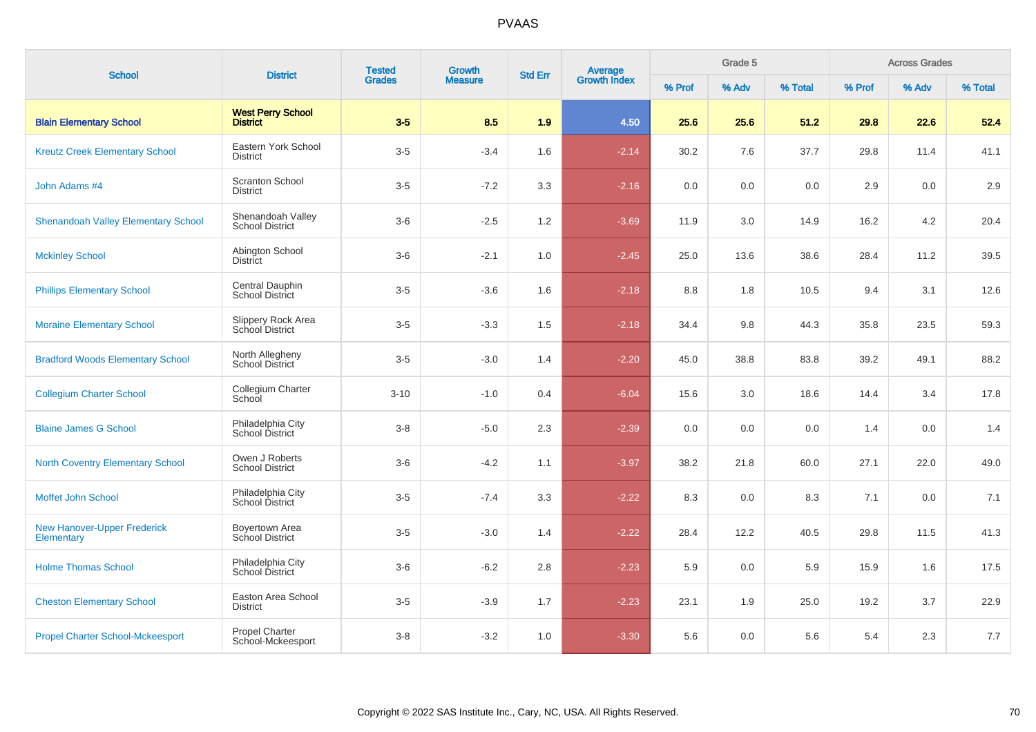| School | District | Tested Grades | Growth Measure | Std Err | Average Growth Index | Grade 5 | | | Across Grades | | |
|---|---|---|---|---|---|---|---|---|---|---|---|
| | | | | | | % Prof | % Adv | % Total | % Prof | % Adv | % Total |
| **Blain Elementary School** | **West Perry School District** | **3-5** | **8.5** | **1.9** | **4.50** | **25.6** | **25.6** | **51.2** | **29.8** | **22.6** | **52.4** |
| Kreutz Creek Elementary School | Eastern York School District | 3-5 | -3.4 | 1.6 | -2.14 | 30.2 | 7.6 | 37.7 | 29.8 | 11.4 | 41.1 |
| John Adams #4 | Scranton School District | 3-5 | -7.2 | 3.3 | -2.16 | 0.0 | 0.0 | 0.0 | 2.9 | 0.0 | 2.9 |
| Shenandoah Valley Elementary School | Shenandoah Valley School District | 3-6 | -2.5 | 1.2 | -3.69 | 11.9 | 3.0 | 14.9 | 16.2 | 4.2 | 20.4 |
| Mckinley School | Abington School District | 3-6 | -2.1 | 1.0 | -2.45 | 25.0 | 13.6 | 38.6 | 28.4 | 11.2 | 39.5 |
| Phillips Elementary School | Central Dauphin School District | 3-5 | -3.6 | 1.6 | -2.18 | 8.8 | 1.8 | 10.5 | 9.4 | 3.1 | 12.6 |
| Moraine Elementary School | Slippery Rock Area School District | 3-5 | -3.3 | 1.5 | -2.18 | 34.4 | 9.8 | 44.3 | 35.8 | 23.5 | 59.3 |
| Bradford Woods Elementary School | North Allegheny School District | 3-5 | -3.0 | 1.4 | -2.20 | 45.0 | 38.8 | 83.8 | 39.2 | 49.1 | 88.2 |
| Collegium Charter School | Collegium Charter School | 3-10 | -1.0 | 0.4 | -6.04 | 15.6 | 3.0 | 18.6 | 14.4 | 3.4 | 17.8 |
| Blaine James G School | Philadelphia City School District | 3-8 | -5.0 | 2.3 | -2.39 | 0.0 | 0.0 | 0.0 | 1.4 | 0.0 | 1.4 |
| North Coventry Elementary School | Owen J Roberts School District | 3-6 | -4.2 | 1.1 | -3.97 | 38.2 | 21.8 | 60.0 | 27.1 | 22.0 | 49.0 |
| Moffet John School | Philadelphia City School District | 3-5 | -7.4 | 3.3 | -2.22 | 8.3 | 0.0 | 8.3 | 7.1 | 0.0 | 7.1 |
| New Hanover-Upper Frederick Elementary | Boyertown Area School District | 3-5 | -3.0 | 1.4 | -2.22 | 28.4 | 12.2 | 40.5 | 29.8 | 11.5 | 41.3 |
| Holme Thomas School | Philadelphia City School District | 3-6 | -6.2 | 2.8 | -2.23 | 5.9 | 0.0 | 5.9 | 15.9 | 1.6 | 17.5 |
| Cheston Elementary School | Easton Area School District | 3-5 | -3.9 | 1.7 | -2.23 | 23.1 | 1.9 | 25.0 | 19.2 | 3.7 | 22.9 |
| Propel Charter School-Mckeesport | Propel Charter School-Mckeesport | 3-8 | -3.2 | 1.0 | -3.30 | 5.6 | 0.0 | 5.6 | 5.4 | 2.3 | 7.7 |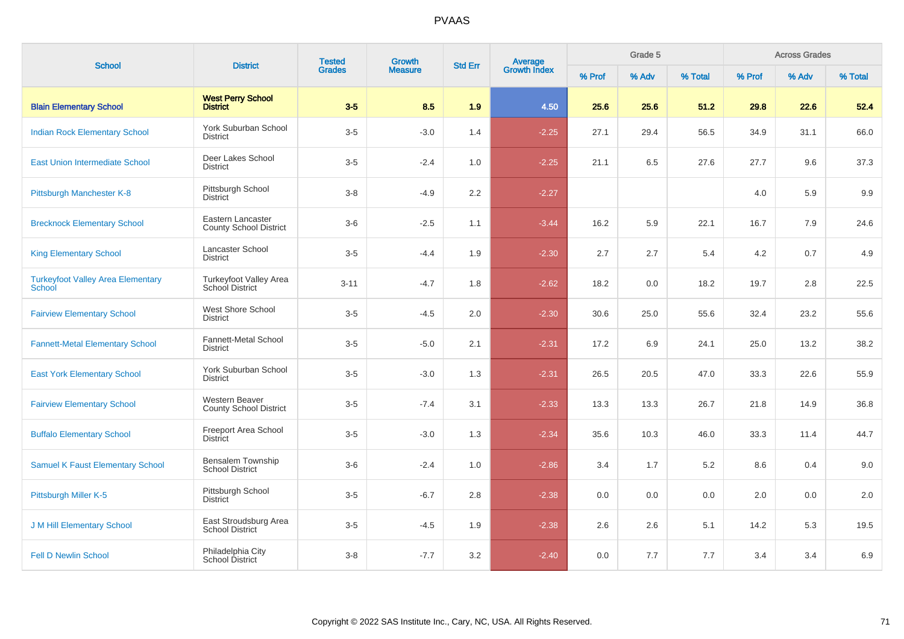| School | District | Tested Grades | Growth Measure | Std Err | Average Growth Index | Grade 5 | | | Across Grades | | |
|---|---|---|---|---|---|---|---|---|---|---|---|
| | | | | | | % Prof | % Adv | % Total | % Prof | % Adv | % Total |
| **Blain Elementary School** | **West Perry School District** | **3-5** | **8.5** | **1.9** | **4.50** | **25.6** | **25.6** | **51.2** | **29.8** | **22.6** | **52.4** |
| Indian Rock Elementary School | York Suburban School District | 3-5 | -3.0 | 1.4 | -2.25 | 27.1 | 29.4 | 56.5 | 34.9 | 31.1 | 66.0 |
| East Union Intermediate School | Deer Lakes School District | 3-5 | -2.4 | 1.0 | -2.25 | 21.1 | 6.5 | 27.6 | 27.7 | 9.6 | 37.3 |
| Pittsburgh Manchester K-8 | Pittsburgh School District | 3-8 | -4.9 | 2.2 | -2.27 | | | | 4.0 | 5.9 | 9.9 |
| Brecknock Elementary School | Eastern Lancaster County School District | 3-6 | -2.5 | 1.1 | -3.44 | 16.2 | 5.9 | 22.1 | 16.7 | 7.9 | 24.6 |
| King Elementary School | Lancaster School District | 3-5 | -4.4 | 1.9 | -2.30 | 2.7 | 2.7 | 5.4 | 4.2 | 0.7 | 4.9 |
| Turkeyfoot Valley Area Elementary School | Turkeyfoot Valley Area School District | 3-11 | -4.7 | 1.8 | -2.62 | 18.2 | 0.0 | 18.2 | 19.7 | 2.8 | 22.5 |
| Fairview Elementary School | West Shore School District | 3-5 | -4.5 | 2.0 | -2.30 | 30.6 | 25.0 | 55.6 | 32.4 | 23.2 | 55.6 |
| Fannett-Metal Elementary School | Fannett-Metal School District | 3-5 | -5.0 | 2.1 | -2.31 | 17.2 | 6.9 | 24.1 | 25.0 | 13.2 | 38.2 |
| East York Elementary School | York Suburban School District | 3-5 | -3.0 | 1.3 | -2.31 | 26.5 | 20.5 | 47.0 | 33.3 | 22.6 | 55.9 |
| Fairview Elementary School | Western Beaver County School District | 3-5 | -7.4 | 3.1 | -2.33 | 13.3 | 13.3 | 26.7 | 21.8 | 14.9 | 36.8 |
| Buffalo Elementary School | Freeport Area School District | 3-5 | -3.0 | 1.3 | -2.34 | 35.6 | 10.3 | 46.0 | 33.3 | 11.4 | 44.7 |
| Samuel K Faust Elementary School | Bensalem Township School District | 3-6 | -2.4 | 1.0 | -2.86 | 3.4 | 1.7 | 5.2 | 8.6 | 0.4 | 9.0 |
| Pittsburgh Miller K-5 | Pittsburgh School District | 3-5 | -6.7 | 2.8 | -2.38 | 0.0 | 0.0 | 0.0 | 2.0 | 0.0 | 2.0 |
| J M Hill Elementary School | East Stroudsburg Area School District | 3-5 | -4.5 | 1.9 | -2.38 | 2.6 | 2.6 | 5.1 | 14.2 | 5.3 | 19.5 |
| Fell D Newlin School | Philadelphia City School District | 3-8 | -7.7 | 3.2 | -2.40 | 0.0 | 7.7 | 7.7 | 3.4 | 3.4 | 6.9 |

Copyright © 2022 SAS Institute Inc., Cary, NC, USA. All Rights Reserved.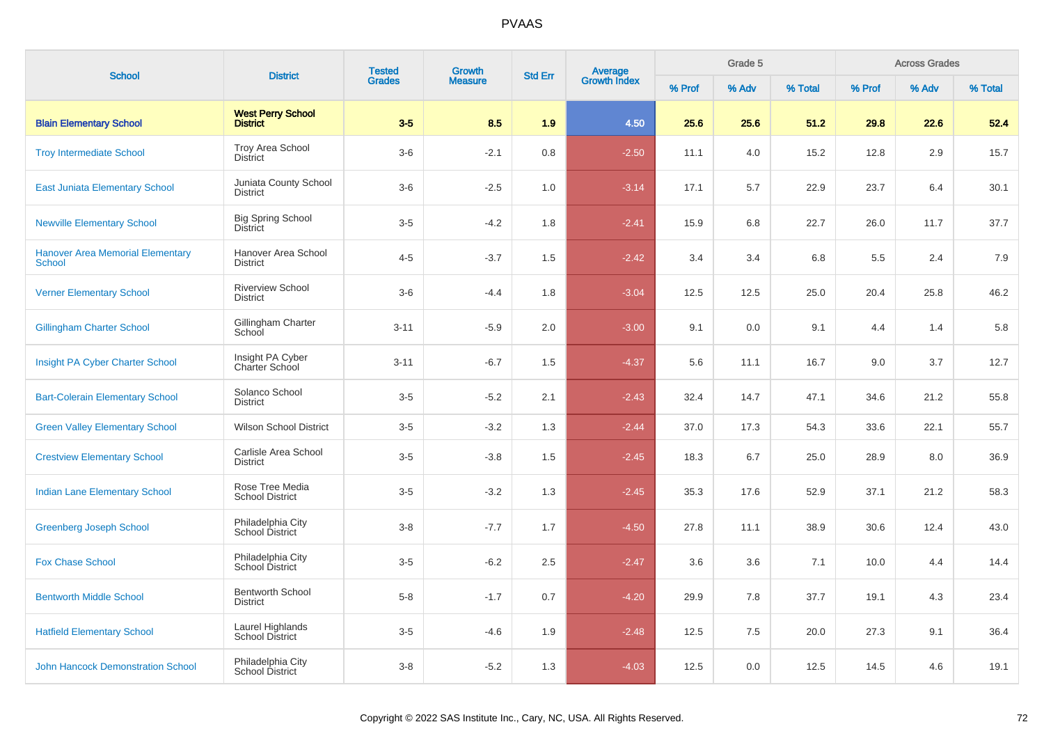# PVAAS

| School | District | Tested Grades | Growth Measure | Std Err | Average Growth Index | Grade 5 | | | Across Grades | | |
|---|---|---|---|---|---|---|---|---|---|---|---|
| | | | | | | % Prof | % Adv | % Total | % Prof | % Adv | % Total |
| **Blain Elementary School** | **West Perry School District** | **3-5** | **8.5** | **1.9** | **4.50** | **25.6** | **25.6** | **51.2** | **29.8** | **22.6** | **52.4** |
| Troy Intermediate School | Troy Area School District | 3-6 | -2.1 | 0.8 | -2.50 | 11.1 | 4.0 | 15.2 | 12.8 | 2.9 | 15.7 |
| East Juniata Elementary School | Juniata County School District | 3-6 | -2.5 | 1.0 | -3.14 | 17.1 | 5.7 | 22.9 | 23.7 | 6.4 | 30.1 |
| Newville Elementary School | Big Spring School District | 3-5 | -4.2 | 1.8 | -2.41 | 15.9 | 6.8 | 22.7 | 26.0 | 11.7 | 37.7 |
| Hanover Area Memorial Elementary School | Hanover Area School District | 4-5 | -3.7 | 1.5 | -2.42 | 3.4 | 3.4 | 6.8 | 5.5 | 2.4 | 7.9 |
| Verner Elementary School | Riverview School District | 3-6 | -4.4 | 1.8 | -3.04 | 12.5 | 12.5 | 25.0 | 20.4 | 25.8 | 46.2 |
| Gillingham Charter School | Gillingham Charter School | 3-11 | -5.9 | 2.0 | -3.00 | 9.1 | 0.0 | 9.1 | 4.4 | 1.4 | 5.8 |
| Insight PA Cyber Charter School | Insight PA Cyber Charter School | 3-11 | -6.7 | 1.5 | -4.37 | 5.6 | 11.1 | 16.7 | 9.0 | 3.7 | 12.7 |
| Bart-Colerain Elementary School | Solanco School District | 3-5 | -5.2 | 2.1 | -2.43 | 32.4 | 14.7 | 47.1 | 34.6 | 21.2 | 55.8 |
| Green Valley Elementary School | Wilson School District | 3-5 | -3.2 | 1.3 | -2.44 | 37.0 | 17.3 | 54.3 | 33.6 | 22.1 | 55.7 |
| Crestview Elementary School | Carlisle Area School District | 3-5 | -3.8 | 1.5 | -2.45 | 18.3 | 6.7 | 25.0 | 28.9 | 8.0 | 36.9 |
| Indian Lane Elementary School | Rose Tree Media School District | 3-5 | -3.2 | 1.3 | -2.45 | 35.3 | 17.6 | 52.9 | 37.1 | 21.2 | 58.3 |
| Greenberg Joseph School | Philadelphia City School District | 3-8 | -7.7 | 1.7 | -4.50 | 27.8 | 11.1 | 38.9 | 30.6 | 12.4 | 43.0 |
| Fox Chase School | Philadelphia City School District | 3-5 | -6.2 | 2.5 | -2.47 | 3.6 | 3.6 | 7.1 | 10.0 | 4.4 | 14.4 |
| Bentworth Middle School | Bentworth School District | 5-8 | -1.7 | 0.7 | -4.20 | 29.9 | 7.8 | 37.7 | 19.1 | 4.3 | 23.4 |
| Hatfield Elementary School | Laurel Highlands School District | 3-5 | -4.6 | 1.9 | -2.48 | 12.5 | 7.5 | 20.0 | 27.3 | 9.1 | 36.4 |
| John Hancock Demonstration School | Philadelphia City School District | 3-8 | -5.2 | 1.3 | -4.03 | 12.5 | 0.0 | 12.5 | 14.5 | 4.6 | 19.1 |

Copyright © 2022 SAS Institute Inc., Cary, NC, USA. All Rights Reserved.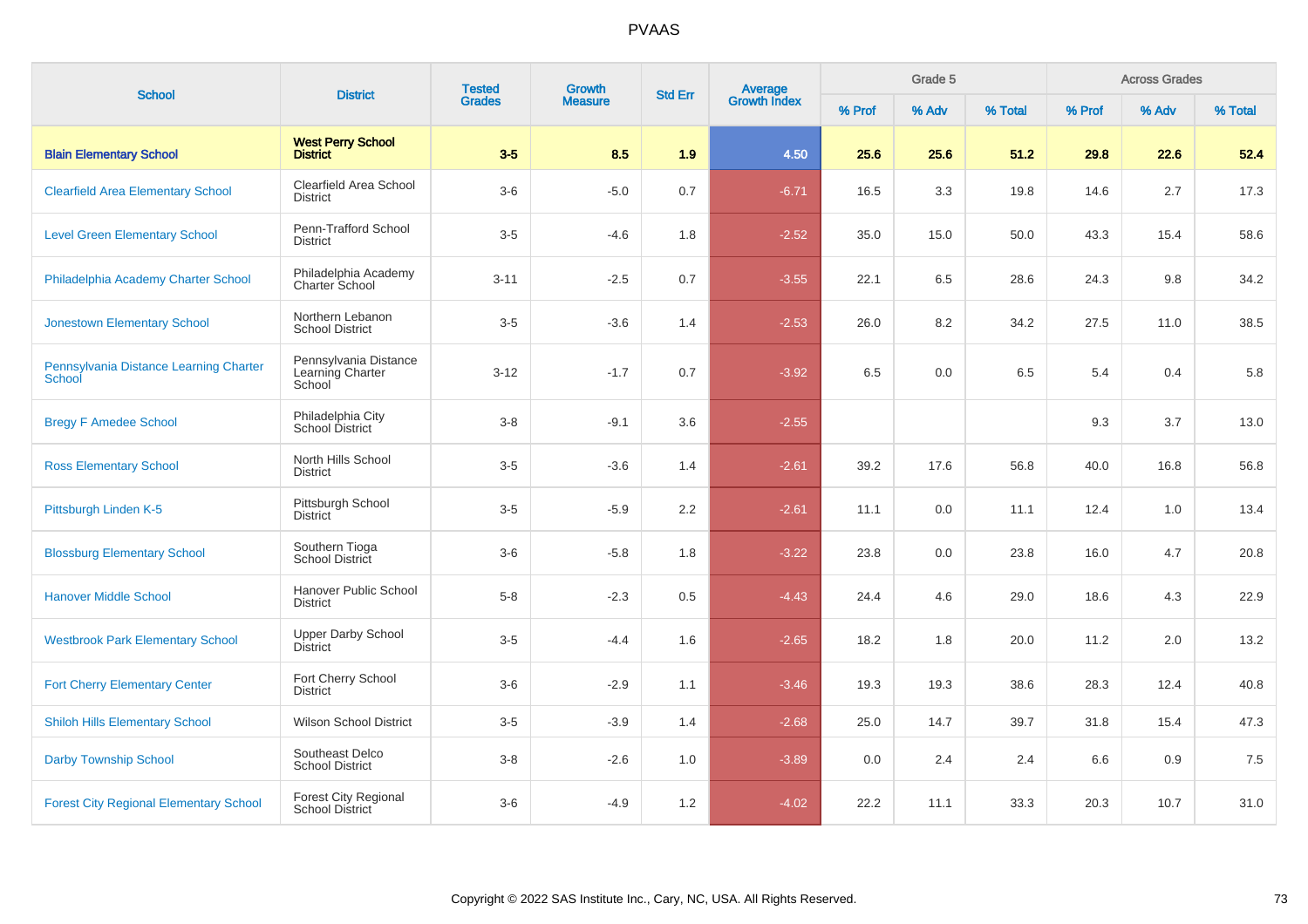# PVAAS

| School | District | Tested Grades | Growth Measure | Std Err | Average Growth Index | Grade 5 | | | Across Grades | | |
|---|---|---|---|---|---|---|---|---|---|---|---|
| | | | | | | % Prof | % Adv | % Total | % Prof | % Adv | % Total |
| **Blain Elementary School** | **West Perry School District** | **3-5** | **8.5** | **1.9** | **4.50** | **25.6** | **25.6** | **51.2** | **29.8** | **22.6** | **52.4** |
| Clearfield Area Elementary School | Clearfield Area School District | 3-6 | -5.0 | 0.7 | -6.71 | 16.5 | 3.3 | 19.8 | 14.6 | 2.7 | 17.3 |
| Level Green Elementary School | Penn-Trafford School District | 3-5 | -4.6 | 1.8 | -2.52 | 35.0 | 15.0 | 50.0 | 43.3 | 15.4 | 58.6 |
| Philadelphia Academy Charter School | Philadelphia Academy Charter School | 3-11 | -2.5 | 0.7 | -3.55 | 22.1 | 6.5 | 28.6 | 24.3 | 9.8 | 34.2 |
| Jonestown Elementary School | Northern Lebanon School District | 3-5 | -3.6 | 1.4 | -2.53 | 26.0 | 8.2 | 34.2 | 27.5 | 11.0 | 38.5 |
| Pennsylvania Distance Learning Charter School | Pennsylvania Distance Learning Charter School | 3-12 | -1.7 | 0.7 | -3.92 | 6.5 | 0.0 | 6.5 | 5.4 | 0.4 | 5.8 |
| Bregy F Amedee School | Philadelphia City School District | 3-8 | -9.1 | 3.6 | -2.55 | | | | 9.3 | 3.7 | 13.0 |
| Ross Elementary School | North Hills School District | 3-5 | -3.6 | 1.4 | -2.61 | 39.2 | 17.6 | 56.8 | 40.0 | 16.8 | 56.8 |
| Pittsburgh Linden K-5 | Pittsburgh School District | 3-5 | -5.9 | 2.2 | -2.61 | 11.1 | 0.0 | 11.1 | 12.4 | 1.0 | 13.4 |
| Blossburg Elementary School | Southern Tioga School District | 3-6 | -5.8 | 1.8 | -3.22 | 23.8 | 0.0 | 23.8 | 16.0 | 4.7 | 20.8 |
| Hanover Middle School | Hanover Public School District | 5-8 | -2.3 | 0.5 | -4.43 | 24.4 | 4.6 | 29.0 | 18.6 | 4.3 | 22.9 |
| Westbrook Park Elementary School | Upper Darby School District | 3-5 | -4.4 | 1.6 | -2.65 | 18.2 | 1.8 | 20.0 | 11.2 | 2.0 | 13.2 |
| Fort Cherry Elementary Center | Fort Cherry School District | 3-6 | -2.9 | 1.1 | -3.46 | 19.3 | 19.3 | 38.6 | 28.3 | 12.4 | 40.8 |
| Shiloh Hills Elementary School | Wilson School District | 3-5 | -3.9 | 1.4 | -2.68 | 25.0 | 14.7 | 39.7 | 31.8 | 15.4 | 47.3 |
| Darby Township School | Southeast Delco School District | 3-8 | -2.6 | 1.0 | -3.89 | 0.0 | 2.4 | 2.4 | 6.6 | 0.9 | 7.5 |
| Forest City Regional Elementary School | Forest City Regional School District | 3-6 | -4.9 | 1.2 | -4.02 | 22.2 | 11.1 | 33.3 | 20.3 | 10.7 | 31.0 |

Copyright © 2022 SAS Institute Inc., Cary, NC, USA. All Rights Reserved.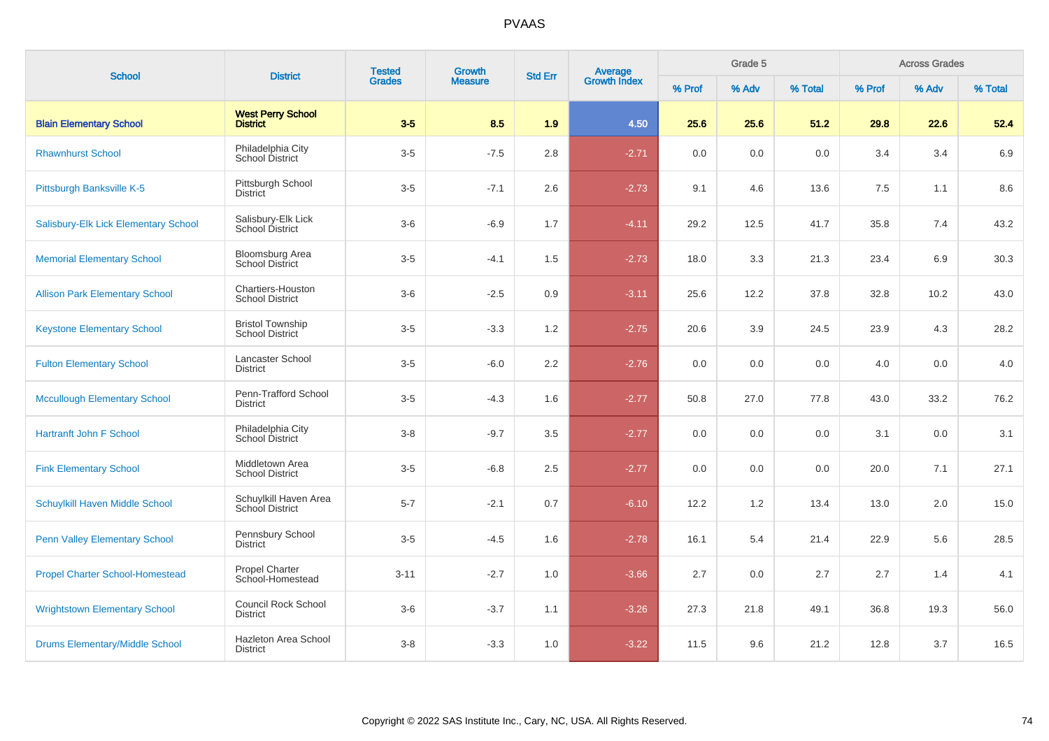# PVAAS

| School | District | Tested Grades | Growth Measure | Std Err | Average Growth Index | Grade 5 | | | Across Grades | | |
|---|---|---|---|---|---|---|---|---|---|---|---|
| | | | | | | % Prof | % Adv | % Total | % Prof | % Adv | % Total |
| **Blain Elementary School** | **West Perry School District** | **3-5** | **8.5** | **1.9** | **4.50** | **25.6** | **25.6** | **51.2** | **29.8** | **22.6** | **52.4** |
| Rhawnhurst School | Philadelphia City School District | 3-5 | -7.5 | 2.8 | -2.71 | 0.0 | 0.0 | 0.0 | 3.4 | 3.4 | 6.9 |
| Pittsburgh Banksville K-5 | Pittsburgh School District | 3-5 | -7.1 | 2.6 | -2.73 | 9.1 | 4.6 | 13.6 | 7.5 | 1.1 | 8.6 |
| Salisbury-Elk Lick Elementary School | Salisbury-Elk Lick School District | 3-6 | -6.9 | 1.7 | -4.11 | 29.2 | 12.5 | 41.7 | 35.8 | 7.4 | 43.2 |
| Memorial Elementary School | Bloomsburg Area School District | 3-5 | -4.1 | 1.5 | -2.73 | 18.0 | 3.3 | 21.3 | 23.4 | 6.9 | 30.3 |
| Allison Park Elementary School | Chartiers-Houston School District | 3-6 | -2.5 | 0.9 | -3.11 | 25.6 | 12.2 | 37.8 | 32.8 | 10.2 | 43.0 |
| Keystone Elementary School | Bristol Township School District | 3-5 | -3.3 | 1.2 | -2.75 | 20.6 | 3.9 | 24.5 | 23.9 | 4.3 | 28.2 |
| Fulton Elementary School | Lancaster School District | 3-5 | -6.0 | 2.2 | -2.76 | 0.0 | 0.0 | 0.0 | 4.0 | 0.0 | 4.0 |
| Mccullough Elementary School | Penn-Trafford School District | 3-5 | -4.3 | 1.6 | -2.77 | 50.8 | 27.0 | 77.8 | 43.0 | 33.2 | 76.2 |
| Hartranft John F School | Philadelphia City School District | 3-8 | -9.7 | 3.5 | -2.77 | 0.0 | 0.0 | 0.0 | 3.1 | 0.0 | 3.1 |
| Fink Elementary School | Middletown Area School District | 3-5 | -6.8 | 2.5 | -2.77 | 0.0 | 0.0 | 0.0 | 20.0 | 7.1 | 27.1 |
| Schuylkill Haven Middle School | Schuylkill Haven Area School District | 5-7 | -2.1 | 0.7 | -6.10 | 12.2 | 1.2 | 13.4 | 13.0 | 2.0 | 15.0 |
| Penn Valley Elementary School | Pennsbury School District | 3-5 | -4.5 | 1.6 | -2.78 | 16.1 | 5.4 | 21.4 | 22.9 | 5.6 | 28.5 |
| Propel Charter School-Homestead | Propel Charter School-Homestead | 3-11 | -2.7 | 1.0 | -3.66 | 2.7 | 0.0 | 2.7 | 2.7 | 1.4 | 4.1 |
| Wrightstown Elementary School | Council Rock School District | 3-6 | -3.7 | 1.1 | -3.26 | 27.3 | 21.8 | 49.1 | 36.8 | 19.3 | 56.0 |
| Drums Elementary/Middle School | Hazleton Area School District | 3-8 | -3.3 | 1.0 | -3.22 | 11.5 | 9.6 | 21.2 | 12.8 | 3.7 | 16.5 |

Copyright © 2022 SAS Institute Inc., Cary, NC, USA. All Rights Reserved.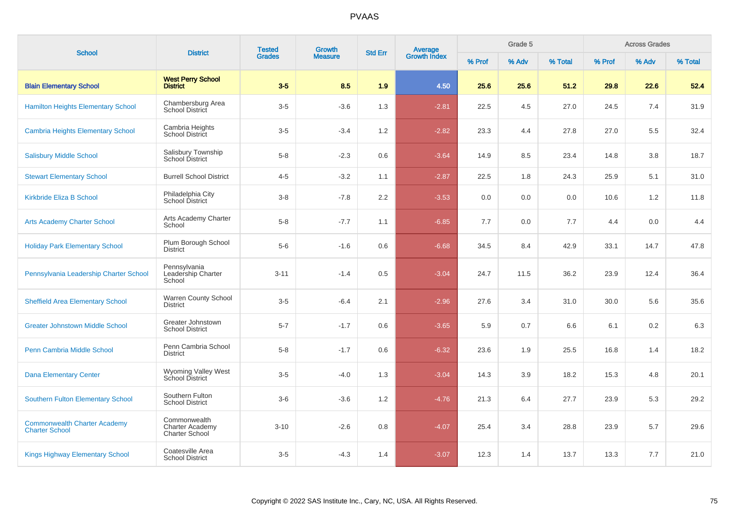# PVAAS

| School | District | Tested Grades | Growth Measure | Std Err | Average Growth Index | Grade 5 | | | Across Grades | | |
|---|---|---|---|---|---|---|---|---|---|---|---|
| | | | | | | % Prof | % Adv | % Total | % Prof | % Adv | % Total |
| **Blain Elementary School** | **West Perry School District** | **3-5** | **8.5** | **1.9** | **4.50** | **25.6** | **25.6** | **51.2** | **29.8** | **22.6** | **52.4** |
| Hamilton Heights Elementary School | Chambersburg Area School District | 3-5 | -3.6 | 1.3 | -2.81 | 22.5 | 4.5 | 27.0 | 24.5 | 7.4 | 31.9 |
| Cambria Heights Elementary School | Cambria Heights School District | 3-5 | -3.4 | 1.2 | -2.82 | 23.3 | 4.4 | 27.8 | 27.0 | 5.5 | 32.4 |
| Salisbury Middle School | Salisbury Township School District | 5-8 | -2.3 | 0.6 | -3.64 | 14.9 | 8.5 | 23.4 | 14.8 | 3.8 | 18.7 |
| Stewart Elementary School | Burrell School District | 4-5 | -3.2 | 1.1 | -2.87 | 22.5 | 1.8 | 24.3 | 25.9 | 5.1 | 31.0 |
| Kirkbride Eliza B School | Philadelphia City School District | 3-8 | -7.8 | 2.2 | -3.53 | 0.0 | 0.0 | 0.0 | 10.6 | 1.2 | 11.8 |
| Arts Academy Charter School | Arts Academy Charter School | 5-8 | -7.7 | 1.1 | -6.85 | 7.7 | 0.0 | 7.7 | 4.4 | 0.0 | 4.4 |
| Holiday Park Elementary School | Plum Borough School District | 5-6 | -1.6 | 0.6 | -6.68 | 34.5 | 8.4 | 42.9 | 33.1 | 14.7 | 47.8 |
| Pennsylvania Leadership Charter School | Pennsylvania Leadership Charter School | 3-11 | -1.4 | 0.5 | -3.04 | 24.7 | 11.5 | 36.2 | 23.9 | 12.4 | 36.4 |
| Sheffield Area Elementary School | Warren County School District | 3-5 | -6.4 | 2.1 | -2.96 | 27.6 | 3.4 | 31.0 | 30.0 | 5.6 | 35.6 |
| Greater Johnstown Middle School | Greater Johnstown School District | 5-7 | -1.7 | 0.6 | -3.65 | 5.9 | 0.7 | 6.6 | 6.1 | 0.2 | 6.3 |
| Penn Cambria Middle School | Penn Cambria School District | 5-8 | -1.7 | 0.6 | -6.32 | 23.6 | 1.9 | 25.5 | 16.8 | 1.4 | 18.2 |
| Dana Elementary Center | Wyoming Valley West School District | 3-5 | -4.0 | 1.3 | -3.04 | 14.3 | 3.9 | 18.2 | 15.3 | 4.8 | 20.1 |
| Southern Fulton Elementary School | Southern Fulton School District | 3-6 | -3.6 | 1.2 | -4.76 | 21.3 | 6.4 | 27.7 | 23.9 | 5.3 | 29.2 |
| Commonwealth Charter Academy Charter School | Commonwealth Charter Academy Charter School | 3-10 | -2.6 | 0.8 | -4.07 | 25.4 | 3.4 | 28.8 | 23.9 | 5.7 | 29.6 |
| Kings Highway Elementary School | Coatesville Area School District | 3-5 | -4.3 | 1.4 | -3.07 | 12.3 | 1.4 | 13.7 | 13.3 | 7.7 | 21.0 |

Copyright © 2022 SAS Institute Inc., Cary, NC, USA. All Rights Reserved.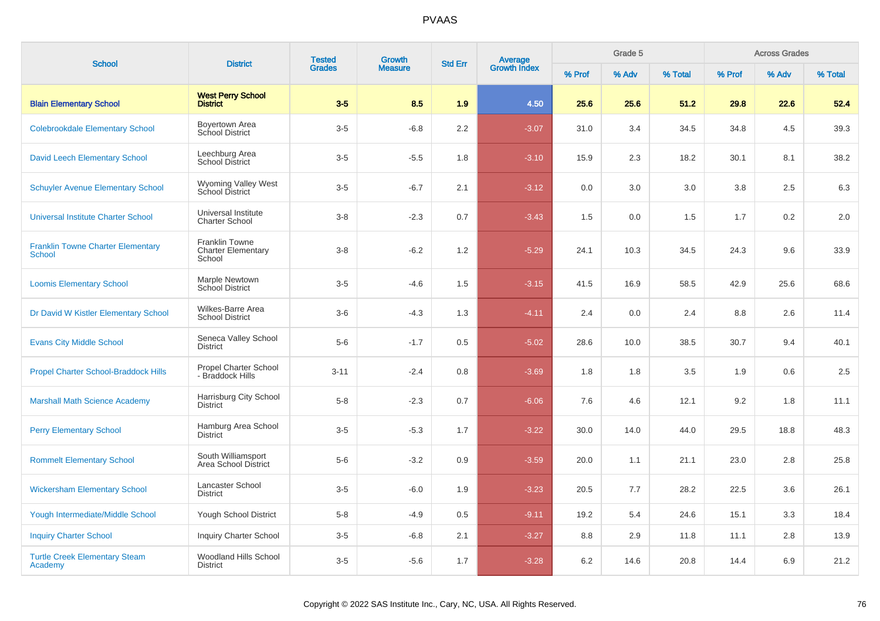# PVAAS

| School | District | Tested Grades | Growth Measure | Std Err | Average Growth Index | Grade 5 | | | Across Grades | | |
|---|---|---|---|---|---|---|---|---|---|---|---|
| | | | | | | % Prof | % Adv | % Total | % Prof | % Adv | % Total |
| **Blain Elementary School** | **West Perry School District** | **3-5** | **8.5** | **1.9** | **4.50** | **25.6** | **25.6** | **51.2** | **29.8** | **22.6** | **52.4** |
| Colebrookdale Elementary School | Boyertown Area School District | 3-5 | -6.8 | 2.2 | -3.07 | 31.0 | 3.4 | 34.5 | 34.8 | 4.5 | 39.3 |
| David Leech Elementary School | Leechburg Area School District | 3-5 | -5.5 | 1.8 | -3.10 | 15.9 | 2.3 | 18.2 | 30.1 | 8.1 | 38.2 |
| Schuyler Avenue Elementary School | Wyoming Valley West School District | 3-5 | -6.7 | 2.1 | -3.12 | 0.0 | 3.0 | 3.0 | 3.8 | 2.5 | 6.3 |
| Universal Institute Charter School | Universal Institute Charter School | 3-8 | -2.3 | 0.7 | -3.43 | 1.5 | 0.0 | 1.5 | 1.7 | 0.2 | 2.0 |
| Franklin Towne Charter Elementary School | Franklin Towne Charter Elementary School | 3-8 | -6.2 | 1.2 | -5.29 | 24.1 | 10.3 | 34.5 | 24.3 | 9.6 | 33.9 |
| Loomis Elementary School | Marple Newtown School District | 3-5 | -4.6 | 1.5 | -3.15 | 41.5 | 16.9 | 58.5 | 42.9 | 25.6 | 68.6 |
| Dr David W Kistler Elementary School | Wilkes-Barre Area School District | 3-6 | -4.3 | 1.3 | -4.11 | 2.4 | 0.0 | 2.4 | 8.8 | 2.6 | 11.4 |
| Evans City Middle School | Seneca Valley School District | 5-6 | -1.7 | 0.5 | -5.02 | 28.6 | 10.0 | 38.5 | 30.7 | 9.4 | 40.1 |
| Propel Charter School-Braddock Hills | Propel Charter School - Braddock Hills | 3-11 | -2.4 | 0.8 | -3.69 | 1.8 | 1.8 | 3.5 | 1.9 | 0.6 | 2.5 |
| Marshall Math Science Academy | Harrisburg City School District | 5-8 | -2.3 | 0.7 | -6.06 | 7.6 | 4.6 | 12.1 | 9.2 | 1.8 | 11.1 |
| Perry Elementary School | Hamburg Area School District | 3-5 | -5.3 | 1.7 | -3.22 | 30.0 | 14.0 | 44.0 | 29.5 | 18.8 | 48.3 |
| Rommelt Elementary School | South Williamsport Area School District | 5-6 | -3.2 | 0.9 | -3.59 | 20.0 | 1.1 | 21.1 | 23.0 | 2.8 | 25.8 |
| Wickersham Elementary School | Lancaster School District | 3-5 | -6.0 | 1.9 | -3.23 | 20.5 | 7.7 | 28.2 | 22.5 | 3.6 | 26.1 |
| Yough Intermediate/Middle School | Yough School District | 5-8 | -4.9 | 0.5 | -9.11 | 19.2 | 5.4 | 24.6 | 15.1 | 3.3 | 18.4 |
| Inquiry Charter School | Inquiry Charter School | 3-5 | -6.8 | 2.1 | -3.27 | 8.8 | 2.9 | 11.8 | 11.1 | 2.8 | 13.9 |
| Turtle Creek Elementary Steam Academy | Woodland Hills School District | 3-5 | -5.6 | 1.7 | -3.28 | 6.2 | 14.6 | 20.8 | 14.4 | 6.9 | 21.2 |

Copyright © 2022 SAS Institute Inc., Cary, NC, USA. All Rights Reserved.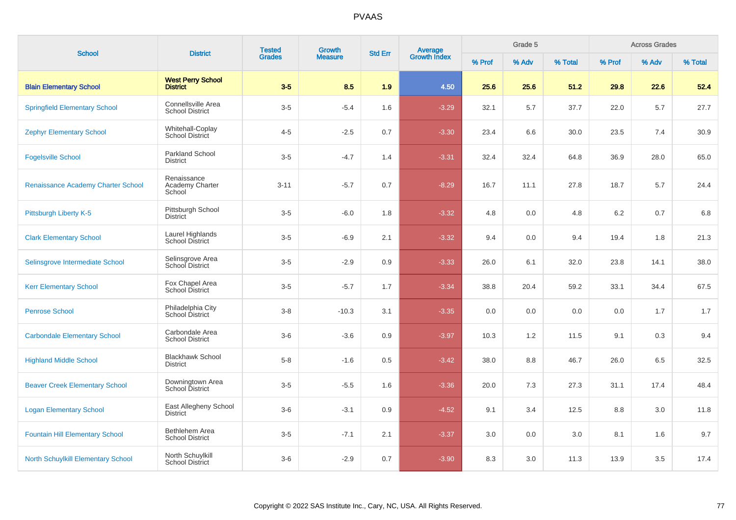# PVAAS

| School | District | Tested Grades | Growth Measure | Std Err | Average Growth Index | Grade 5 | | | Across Grades | | |
|---|---|---|---|---|---|---|---|---|---|---|---|
| | | | | | | % Prof | % Adv | % Total | % Prof | % Adv | % Total |
| **Blain Elementary School** | **West Perry School District** | **3-5** | **8.5** | **1.9** | **4.50** | **25.6** | **25.6** | **51.2** | **29.8** | **22.6** | **52.4** |
| Springfield Elementary School | Connellsville Area School District | 3-5 | -5.4 | 1.6 | -3.29 | 32.1 | 5.7 | 37.7 | 22.0 | 5.7 | 27.7 |
| Zephyr Elementary School | Whitehall-Coplay School District | 4-5 | -2.5 | 0.7 | -3.30 | 23.4 | 6.6 | 30.0 | 23.5 | 7.4 | 30.9 |
| Fogelsville School | Parkland School District | 3-5 | -4.7 | 1.4 | -3.31 | 32.4 | 32.4 | 64.8 | 36.9 | 28.0 | 65.0 |
| Renaissance Academy Charter School | Renaissance Academy Charter School | 3-11 | -5.7 | 0.7 | -8.29 | 16.7 | 11.1 | 27.8 | 18.7 | 5.7 | 24.4 |
| Pittsburgh Liberty K-5 | Pittsburgh School District | 3-5 | -6.0 | 1.8 | -3.32 | 4.8 | 0.0 | 4.8 | 6.2 | 0.7 | 6.8 |
| Clark Elementary School | Laurel Highlands School District | 3-5 | -6.9 | 2.1 | -3.32 | 9.4 | 0.0 | 9.4 | 19.4 | 1.8 | 21.3 |
| Selinsgrove Intermediate School | Selinsgrove Area School District | 3-5 | -2.9 | 0.9 | -3.33 | 26.0 | 6.1 | 32.0 | 23.8 | 14.1 | 38.0 |
| Kerr Elementary School | Fox Chapel Area School District | 3-5 | -5.7 | 1.7 | -3.34 | 38.8 | 20.4 | 59.2 | 33.1 | 34.4 | 67.5 |
| Penrose School | Philadelphia City School District | 3-8 | -10.3 | 3.1 | -3.35 | 0.0 | 0.0 | 0.0 | 0.0 | 1.7 | 1.7 |
| Carbondale Elementary School | Carbondale Area School District | 3-6 | -3.6 | 0.9 | -3.97 | 10.3 | 1.2 | 11.5 | 9.1 | 0.3 | 9.4 |
| Highland Middle School | Blackhawk School District | 5-8 | -1.6 | 0.5 | -3.42 | 38.0 | 8.8 | 46.7 | 26.0 | 6.5 | 32.5 |
| Beaver Creek Elementary School | Downingtown Area School District | 3-5 | -5.5 | 1.6 | -3.36 | 20.0 | 7.3 | 27.3 | 31.1 | 17.4 | 48.4 |
| Logan Elementary School | East Allegheny School District | 3-6 | -3.1 | 0.9 | -4.52 | 9.1 | 3.4 | 12.5 | 8.8 | 3.0 | 11.8 |
| Fountain Hill Elementary School | Bethlehem Area School District | 3-5 | -7.1 | 2.1 | -3.37 | 3.0 | 0.0 | 3.0 | 8.1 | 1.6 | 9.7 |
| North Schuylkill Elementary School | North Schuylkill School District | 3-6 | -2.9 | 0.7 | -3.90 | 8.3 | 3.0 | 11.3 | 13.9 | 3.5 | 17.4 |

Copyright © 2022 SAS Institute Inc., Cary, NC, USA. All Rights Reserved.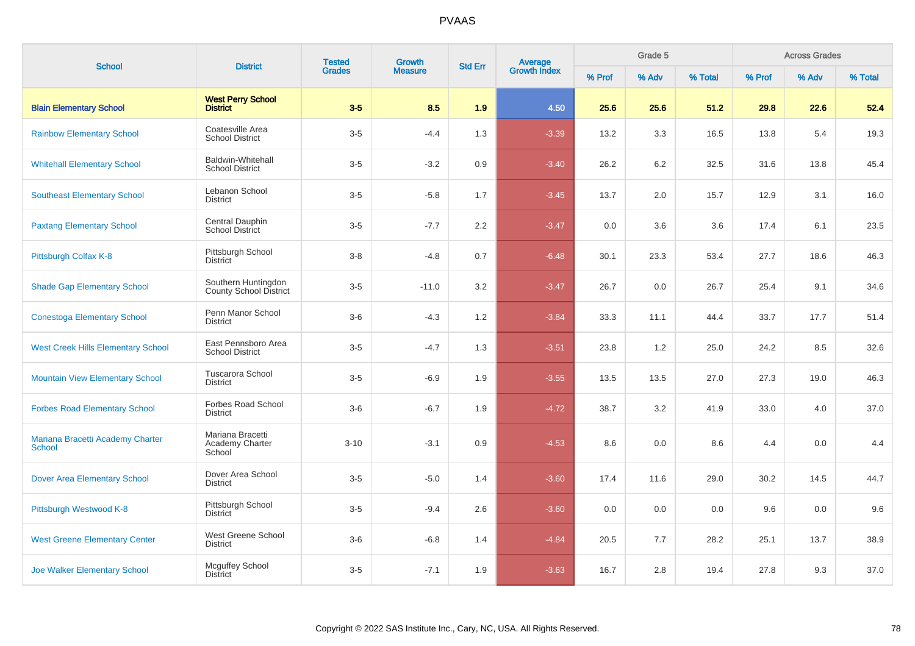# PVAAS

| School | District | Tested Grades | Growth Measure | Std Err | Average Growth Index | Grade 5 | | | Across Grades | | |
|---|---|---|---|---|---|---|---|---|---|---|---|
| | | | | | | % Prof | % Adv | % Total | % Prof | % Adv | % Total |
| **Blain Elementary School** | **West Perry School District** | **3-5** | **8.5** | **1.9** | **4.50** | **25.6** | **25.6** | **51.2** | **29.8** | **22.6** | **52.4** |
| Rainbow Elementary School | Coatesville Area School District | 3-5 | -4.4 | 1.3 | -3.39 | 13.2 | 3.3 | 16.5 | 13.8 | 5.4 | 19.3 |
| Whitehall Elementary School | Baldwin-Whitehall School District | 3-5 | -3.2 | 0.9 | -3.40 | 26.2 | 6.2 | 32.5 | 31.6 | 13.8 | 45.4 |
| Southeast Elementary School | Lebanon School District | 3-5 | -5.8 | 1.7 | -3.45 | 13.7 | 2.0 | 15.7 | 12.9 | 3.1 | 16.0 |
| Paxtang Elementary School | Central Dauphin School District | 3-5 | -7.7 | 2.2 | -3.47 | 0.0 | 3.6 | 3.6 | 17.4 | 6.1 | 23.5 |
| Pittsburgh Colfax K-8 | Pittsburgh School District | 3-8 | -4.8 | 0.7 | -6.48 | 30.1 | 23.3 | 53.4 | 27.7 | 18.6 | 46.3 |
| Shade Gap Elementary School | Southern Huntingdon County School District | 3-5 | -11.0 | 3.2 | -3.47 | 26.7 | 0.0 | 26.7 | 25.4 | 9.1 | 34.6 |
| Conestoga Elementary School | Penn Manor School District | 3-6 | -4.3 | 1.2 | -3.84 | 33.3 | 11.1 | 44.4 | 33.7 | 17.7 | 51.4 |
| West Creek Hills Elementary School | East Pennsboro Area School District | 3-5 | -4.7 | 1.3 | -3.51 | 23.8 | 1.2 | 25.0 | 24.2 | 8.5 | 32.6 |
| Mountain View Elementary School | Tuscarora School District | 3-5 | -6.9 | 1.9 | -3.55 | 13.5 | 13.5 | 27.0 | 27.3 | 19.0 | 46.3 |
| Forbes Road Elementary School | Forbes Road School District | 3-6 | -6.7 | 1.9 | -4.72 | 38.7 | 3.2 | 41.9 | 33.0 | 4.0 | 37.0 |
| Mariana Bracetti Academy Charter School | Mariana Bracetti Academy Charter School | 3-10 | -3.1 | 0.9 | -4.53 | 8.6 | 0.0 | 8.6 | 4.4 | 0.0 | 4.4 |
| Dover Area Elementary School | Dover Area School District | 3-5 | -5.0 | 1.4 | -3.60 | 17.4 | 11.6 | 29.0 | 30.2 | 14.5 | 44.7 |
| Pittsburgh Westwood K-8 | Pittsburgh School District | 3-5 | -9.4 | 2.6 | -3.60 | 0.0 | 0.0 | 0.0 | 9.6 | 0.0 | 9.6 |
| West Greene Elementary Center | West Greene School District | 3-6 | -6.8 | 1.4 | -4.84 | 20.5 | 7.7 | 28.2 | 25.1 | 13.7 | 38.9 |
| Joe Walker Elementary School | Mcguffey School District | 3-5 | -7.1 | 1.9 | -3.63 | 16.7 | 2.8 | 19.4 | 27.8 | 9.3 | 37.0 |

Copyright © 2022 SAS Institute Inc., Cary, NC, USA. All Rights Reserved.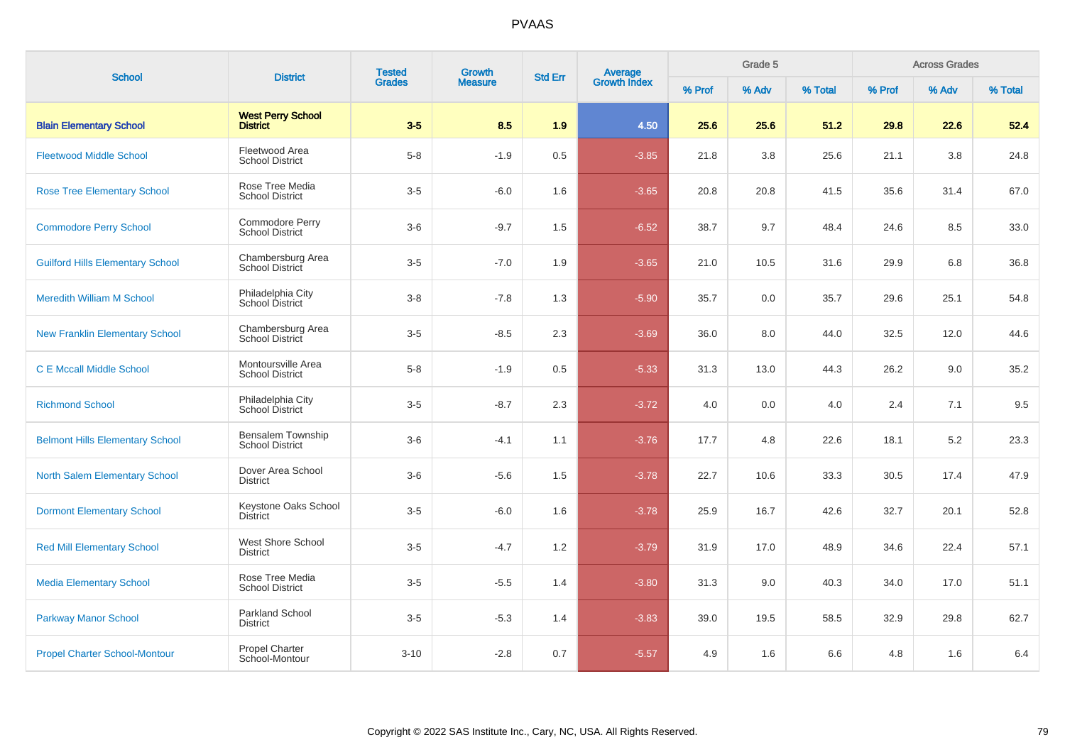# PVAAS

| School | District | Tested Grades | Growth Measure | Std Err | Average Growth Index | Grade 5 | | | Across Grades | | |
|---|---|---|---|---|---|---|---|---|---|---|---|
| | | | | | | % Prof | % Adv | % Total | % Prof | % Adv | % Total |
| **Blain Elementary School** | **West Perry School District** | **3-5** | **8.5** | **1.9** | **4.50** | **25.6** | **25.6** | **51.2** | **29.8** | **22.6** | **52.4** |
| Fleetwood Middle School | Fleetwood Area School District | 5-8 | -1.9 | 0.5 | -3.85 | 21.8 | 3.8 | 25.6 | 21.1 | 3.8 | 24.8 |
| Rose Tree Elementary School | Rose Tree Media School District | 3-5 | -6.0 | 1.6 | -3.65 | 20.8 | 20.8 | 41.5 | 35.6 | 31.4 | 67.0 |
| Commodore Perry School | Commodore Perry School District | 3-6 | -9.7 | 1.5 | -6.52 | 38.7 | 9.7 | 48.4 | 24.6 | 8.5 | 33.0 |
| Guilford Hills Elementary School | Chambersburg Area School District | 3-5 | -7.0 | 1.9 | -3.65 | 21.0 | 10.5 | 31.6 | 29.9 | 6.8 | 36.8 |
| Meredith William M School | Philadelphia City School District | 3-8 | -7.8 | 1.3 | -5.90 | 35.7 | 0.0 | 35.7 | 29.6 | 25.1 | 54.8 |
| New Franklin Elementary School | Chambersburg Area School District | 3-5 | -8.5 | 2.3 | -3.69 | 36.0 | 8.0 | 44.0 | 32.5 | 12.0 | 44.6 |
| C E Mccall Middle School | Montoursville Area School District | 5-8 | -1.9 | 0.5 | -5.33 | 31.3 | 13.0 | 44.3 | 26.2 | 9.0 | 35.2 |
| Richmond School | Philadelphia City School District | 3-5 | -8.7 | 2.3 | -3.72 | 4.0 | 0.0 | 4.0 | 2.4 | 7.1 | 9.5 |
| Belmont Hills Elementary School | Bensalem Township School District | 3-6 | -4.1 | 1.1 | -3.76 | 17.7 | 4.8 | 22.6 | 18.1 | 5.2 | 23.3 |
| North Salem Elementary School | Dover Area School District | 3-6 | -5.6 | 1.5 | -3.78 | 22.7 | 10.6 | 33.3 | 30.5 | 17.4 | 47.9 |
| Dormont Elementary School | Keystone Oaks School District | 3-5 | -6.0 | 1.6 | -3.78 | 25.9 | 16.7 | 42.6 | 32.7 | 20.1 | 52.8 |
| Red Mill Elementary School | West Shore School District | 3-5 | -4.7 | 1.2 | -3.79 | 31.9 | 17.0 | 48.9 | 34.6 | 22.4 | 57.1 |
| Media Elementary School | Rose Tree Media School District | 3-5 | -5.5 | 1.4 | -3.80 | 31.3 | 9.0 | 40.3 | 34.0 | 17.0 | 51.1 |
| Parkway Manor School | Parkland School District | 3-5 | -5.3 | 1.4 | -3.83 | 39.0 | 19.5 | 58.5 | 32.9 | 29.8 | 62.7 |
| Propel Charter School-Montour | Propel Charter School-Montour | 3-10 | -2.8 | 0.7 | -5.57 | 4.9 | 1.6 | 6.6 | 4.8 | 1.6 | 6.4 |

Copyright © 2022 SAS Institute Inc., Cary, NC, USA. All Rights Reserved.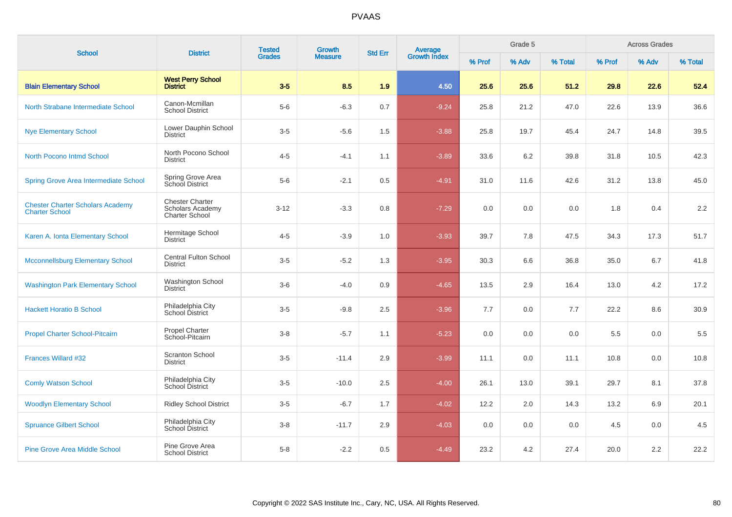# PVAAS

| School | District | Tested Grades | Growth Measure | Std Err | Average Growth Index | Grade 5 | | | Across Grades | | |
|---|---|---|---|---|---|---|---|---|---|---|---|
| | | | | | | % Prof | % Adv | % Total | % Prof | % Adv | % Total |
| **Blain Elementary School** | **West Perry School District** | **3-5** | **8.5** | **1.9** | **4.50** | **25.6** | **25.6** | **51.2** | **29.8** | **22.6** | **52.4** |
| North Strabane Intermediate School | Canon-Mcmillan School District | 5-6 | -6.3 | 0.7 | -9.24 | 25.8 | 21.2 | 47.0 | 22.6 | 13.9 | 36.6 |
| Nye Elementary School | Lower Dauphin School District | 3-5 | -5.6 | 1.5 | -3.88 | 25.8 | 19.7 | 45.4 | 24.7 | 14.8 | 39.5 |
| North Pocono Intmd School | North Pocono School District | 4-5 | -4.1 | 1.1 | -3.89 | 33.6 | 6.2 | 39.8 | 31.8 | 10.5 | 42.3 |
| Spring Grove Area Intermediate School | Spring Grove Area School District | 5-6 | -2.1 | 0.5 | -4.91 | 31.0 | 11.6 | 42.6 | 31.2 | 13.8 | 45.0 |
| Chester Charter Scholars Academy Charter School | Chester Charter Scholars Academy Charter School | 3-12 | -3.3 | 0.8 | -7.29 | 0.0 | 0.0 | 0.0 | 1.8 | 0.4 | 2.2 |
| Karen A. Ionta Elementary School | Hermitage School District | 4-5 | -3.9 | 1.0 | -3.93 | 39.7 | 7.8 | 47.5 | 34.3 | 17.3 | 51.7 |
| Mcconnellsburg Elementary School | Central Fulton School District | 3-5 | -5.2 | 1.3 | -3.95 | 30.3 | 6.6 | 36.8 | 35.0 | 6.7 | 41.8 |
| Washington Park Elementary School | Washington School District | 3-6 | -4.0 | 0.9 | -4.65 | 13.5 | 2.9 | 16.4 | 13.0 | 4.2 | 17.2 |
| Hackett Horatio B School | Philadelphia City School District | 3-5 | -9.8 | 2.5 | -3.96 | 7.7 | 0.0 | 7.7 | 22.2 | 8.6 | 30.9 |
| Propel Charter School-Pitcairn | Propel Charter School-Pitcairn | 3-8 | -5.7 | 1.1 | -5.23 | 0.0 | 0.0 | 0.0 | 5.5 | 0.0 | 5.5 |
| Frances Willard #32 | Scranton School District | 3-5 | -11.4 | 2.9 | -3.99 | 11.1 | 0.0 | 11.1 | 10.8 | 0.0 | 10.8 |
| Comly Watson School | Philadelphia City School District | 3-5 | -10.0 | 2.5 | -4.00 | 26.1 | 13.0 | 39.1 | 29.7 | 8.1 | 37.8 |
| Woodlyn Elementary School | Ridley School District | 3-5 | -6.7 | 1.7 | -4.02 | 12.2 | 2.0 | 14.3 | 13.2 | 6.9 | 20.1 |
| Spruance Gilbert School | Philadelphia City School District | 3-8 | -11.7 | 2.9 | -4.03 | 0.0 | 0.0 | 0.0 | 4.5 | 0.0 | 4.5 |
| Pine Grove Area Middle School | Pine Grove Area School District | 5-8 | -2.2 | 0.5 | -4.49 | 23.2 | 4.2 | 27.4 | 20.0 | 2.2 | 22.2 |

Copyright © 2022 SAS Institute Inc., Cary, NC, USA. All Rights Reserved.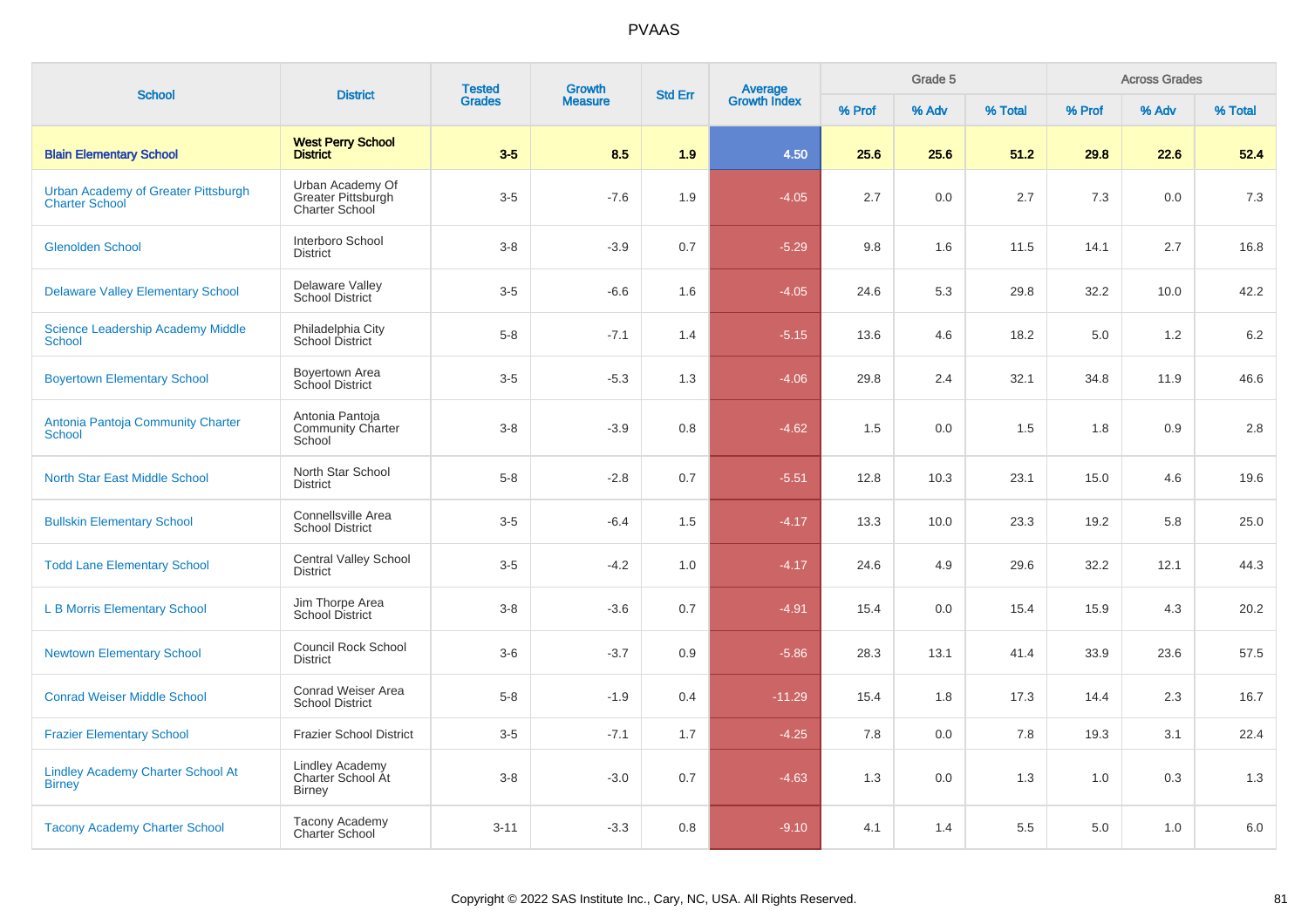# PVAAS

| School | District | Tested Grades | Growth Measure | Std Err | Average Growth Index | Grade 5 | | | Across Grades | | |
|---|---|---|---|---|---|---|---|---|---|---|---|
| | | | | | | % Prof | % Adv | % Total | % Prof | % Adv | % Total |
| **Blain Elementary School** | **West Perry School District** | **3-5** | **8.5** | **1.9** | **4.50** | **25.6** | **25.6** | **51.2** | **29.8** | **22.6** | **52.4** |
| Urban Academy of Greater Pittsburgh Charter School | Urban Academy Of Greater Pittsburgh Charter School | 3-5 | -7.6 | 1.9 | -4.05 | 2.7 | 0.0 | 2.7 | 7.3 | 0.0 | 7.3 |
| Glenolden School | Interboro School District | 3-8 | -3.9 | 0.7 | -5.29 | 9.8 | 1.6 | 11.5 | 14.1 | 2.7 | 16.8 |
| Delaware Valley Elementary School | Delaware Valley School District | 3-5 | -6.6 | 1.6 | -4.05 | 24.6 | 5.3 | 29.8 | 32.2 | 10.0 | 42.2 |
| Science Leadership Academy Middle School | Philadelphia City School District | 5-8 | -7.1 | 1.4 | -5.15 | 13.6 | 4.6 | 18.2 | 5.0 | 1.2 | 6.2 |
| Boyertown Elementary School | Boyertown Area School District | 3-5 | -5.3 | 1.3 | -4.06 | 29.8 | 2.4 | 32.1 | 34.8 | 11.9 | 46.6 |
| Antonia Pantoja Community Charter School | Antonia Pantoja Community Charter School | 3-8 | -3.9 | 0.8 | -4.62 | 1.5 | 0.0 | 1.5 | 1.8 | 0.9 | 2.8 |
| North Star East Middle School | North Star School District | 5-8 | -2.8 | 0.7 | -5.51 | 12.8 | 10.3 | 23.1 | 15.0 | 4.6 | 19.6 |
| Bullskin Elementary School | Connellsville Area School District | 3-5 | -6.4 | 1.5 | -4.17 | 13.3 | 10.0 | 23.3 | 19.2 | 5.8 | 25.0 |
| Todd Lane Elementary School | Central Valley School District | 3-5 | -4.2 | 1.0 | -4.17 | 24.6 | 4.9 | 29.6 | 32.2 | 12.1 | 44.3 |
| L B Morris Elementary School | Jim Thorpe Area School District | 3-8 | -3.6 | 0.7 | -4.91 | 15.4 | 0.0 | 15.4 | 15.9 | 4.3 | 20.2 |
| Newtown Elementary School | Council Rock School District | 3-6 | -3.7 | 0.9 | -5.86 | 28.3 | 13.1 | 41.4 | 33.9 | 23.6 | 57.5 |
| Conrad Weiser Middle School | Conrad Weiser Area School District | 5-8 | -1.9 | 0.4 | -11.29 | 15.4 | 1.8 | 17.3 | 14.4 | 2.3 | 16.7 |
| Frazier Elementary School | Frazier School District | 3-5 | -7.1 | 1.7 | -4.25 | 7.8 | 0.0 | 7.8 | 19.3 | 3.1 | 22.4 |
| Lindley Academy Charter School At Birney | Lindley Academy Charter School At Birney | 3-8 | -3.0 | 0.7 | -4.63 | 1.3 | 0.0 | 1.3 | 1.0 | 0.3 | 1.3 |
| Tacony Academy Charter School | Tacony Academy Charter School | 3-11 | -3.3 | 0.8 | -9.10 | 4.1 | 1.4 | 5.5 | 5.0 | 1.0 | 6.0 |

Copyright © 2022 SAS Institute Inc., Cary, NC, USA. All Rights Reserved.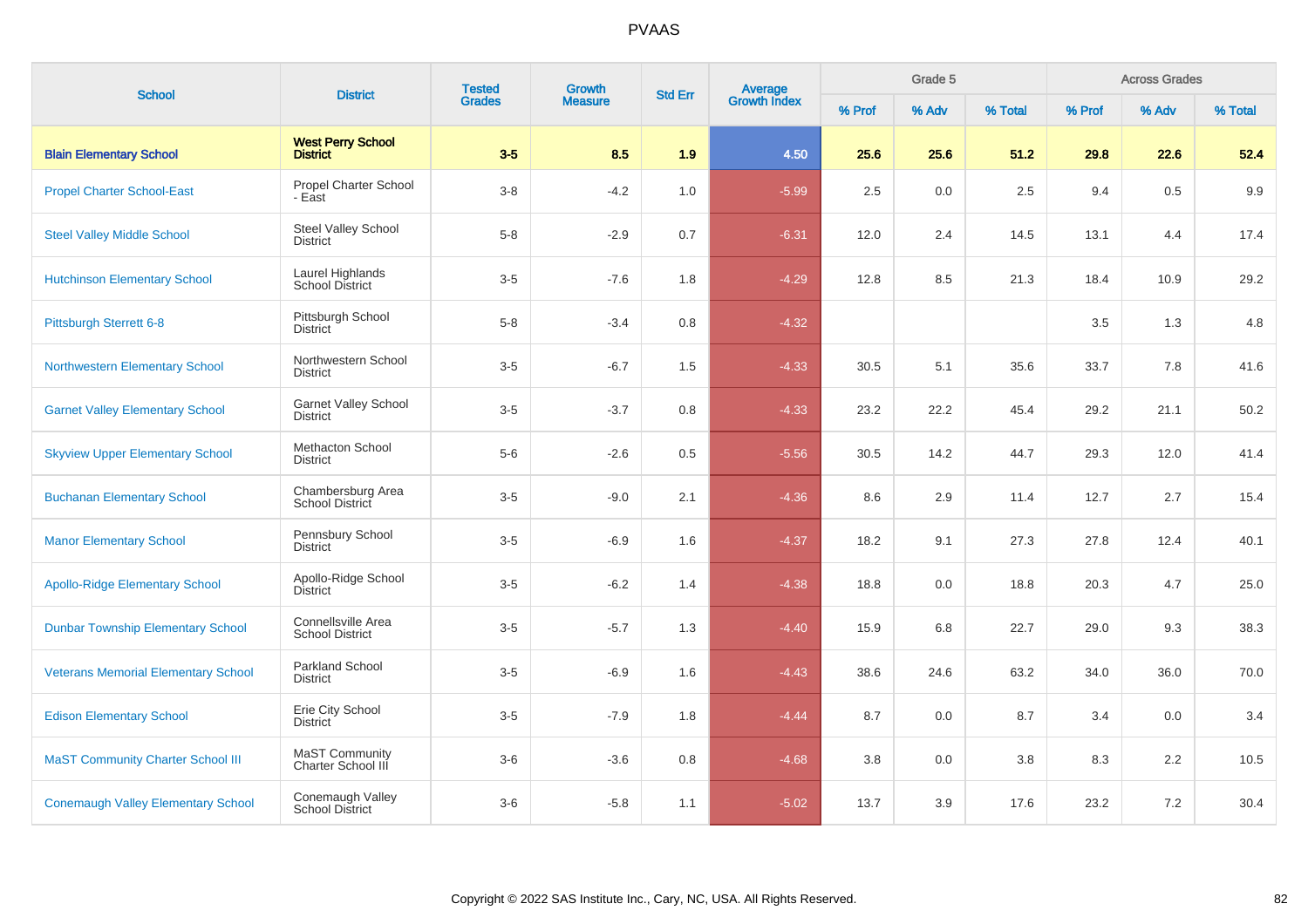# PVAAS

| School | District | Tested Grades | Growth Measure | Std Err | Average Growth Index | Grade 5 | | | Across Grades | | |
|---|---|---|---|---|---|---|---|---|---|---|---|
| | | | | | | % Prof | % Adv | % Total | % Prof | % Adv | % Total |
| **Blain Elementary School** | **West Perry School District** | **3-5** | **8.5** | **1.9** | **4.50** | **25.6** | **25.6** | **51.2** | **29.8** | **22.6** | **52.4** |
| Propel Charter School-East | Propel Charter School - East | 3-8 | -4.2 | 1.0 | -5.99 | 2.5 | 0.0 | 2.5 | 9.4 | 0.5 | 9.9 |
| Steel Valley Middle School | Steel Valley School District | 5-8 | -2.9 | 0.7 | -6.31 | 12.0 | 2.4 | 14.5 | 13.1 | 4.4 | 17.4 |
| Hutchinson Elementary School | Laurel Highlands School District | 3-5 | -7.6 | 1.8 | -4.29 | 12.8 | 8.5 | 21.3 | 18.4 | 10.9 | 29.2 |
| Pittsburgh Sterrett 6-8 | Pittsburgh School District | 5-8 | -3.4 | 0.8 | -4.32 | | | | 3.5 | 1.3 | 4.8 |
| Northwestern Elementary School | Northwestern School District | 3-5 | -6.7 | 1.5 | -4.33 | 30.5 | 5.1 | 35.6 | 33.7 | 7.8 | 41.6 |
| Garnet Valley Elementary School | Garnet Valley School District | 3-5 | -3.7 | 0.8 | -4.33 | 23.2 | 22.2 | 45.4 | 29.2 | 21.1 | 50.2 |
| Skyview Upper Elementary School | Methacton School District | 5-6 | -2.6 | 0.5 | -5.56 | 30.5 | 14.2 | 44.7 | 29.3 | 12.0 | 41.4 |
| Buchanan Elementary School | Chambersburg Area School District | 3-5 | -9.0 | 2.1 | -4.36 | 8.6 | 2.9 | 11.4 | 12.7 | 2.7 | 15.4 |
| Manor Elementary School | Pennsbury School District | 3-5 | -6.9 | 1.6 | -4.37 | 18.2 | 9.1 | 27.3 | 27.8 | 12.4 | 40.1 |
| Apollo-Ridge Elementary School | Apollo-Ridge School District | 3-5 | -6.2 | 1.4 | -4.38 | 18.8 | 0.0 | 18.8 | 20.3 | 4.7 | 25.0 |
| Dunbar Township Elementary School | Connellsville Area School District | 3-5 | -5.7 | 1.3 | -4.40 | 15.9 | 6.8 | 22.7 | 29.0 | 9.3 | 38.3 |
| Veterans Memorial Elementary School | Parkland School District | 3-5 | -6.9 | 1.6 | -4.43 | 38.6 | 24.6 | 63.2 | 34.0 | 36.0 | 70.0 |
| Edison Elementary School | Erie City School District | 3-5 | -7.9 | 1.8 | -4.44 | 8.7 | 0.0 | 8.7 | 3.4 | 0.0 | 3.4 |
| MaST Community Charter School III | MaST Community Charter School III | 3-6 | -3.6 | 0.8 | -4.68 | 3.8 | 0.0 | 3.8 | 8.3 | 2.2 | 10.5 |
| Conemaugh Valley Elementary School | Conemaugh Valley School District | 3-6 | -5.8 | 1.1 | -5.02 | 13.7 | 3.9 | 17.6 | 23.2 | 7.2 | 30.4 |

Copyright © 2022 SAS Institute Inc., Cary, NC, USA. All Rights Reserved.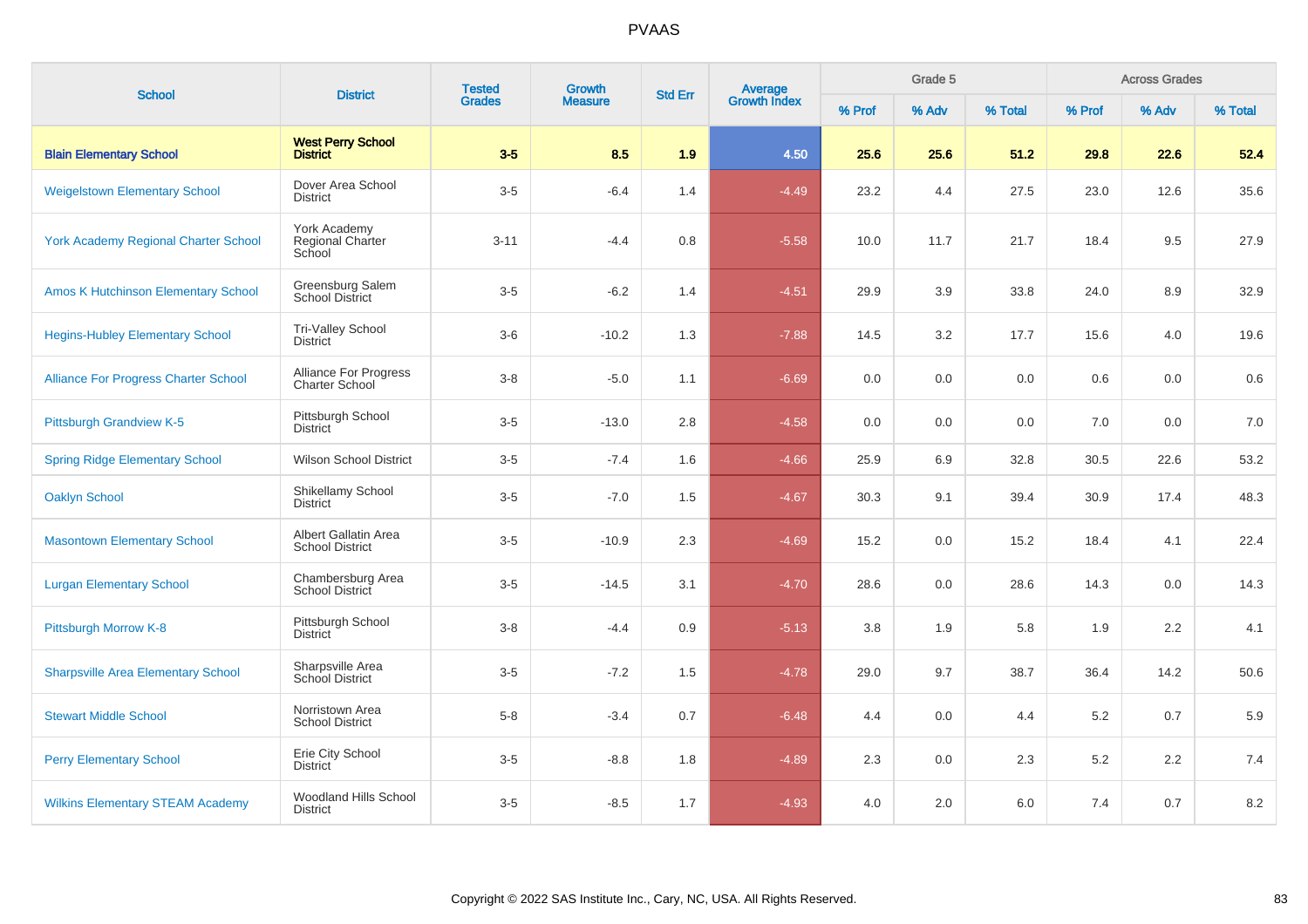| School | District | Tested Grades | Growth Measure | Std Err | Average Growth Index | Grade 5 | | | Across Grades | | |
|---|---|---|---|---|---|---|---|---|---|---|---|
| | | | | | | % Prof | % Adv | % Total | % Prof | % Adv | % Total |
| **Blain Elementary School** | **West Perry School District** | **3-5** | **8.5** | **1.9** | **4.50** | **25.6** | **25.6** | **51.2** | **29.8** | **22.6** | **52.4** |
| Weigelstown Elementary School | Dover Area School District | 3-5 | -6.4 | 1.4 | -4.49 | 23.2 | 4.4 | 27.5 | 23.0 | 12.6 | 35.6 |
| York Academy Regional Charter School | York Academy Regional Charter School | 3-11 | -4.4 | 0.8 | -5.58 | 10.0 | 11.7 | 21.7 | 18.4 | 9.5 | 27.9 |
| Amos K Hutchinson Elementary School | Greensburg Salem School District | 3-5 | -6.2 | 1.4 | -4.51 | 29.9 | 3.9 | 33.8 | 24.0 | 8.9 | 32.9 |
| Hegins-Hubley Elementary School | Tri-Valley School District | 3-6 | -10.2 | 1.3 | -7.88 | 14.5 | 3.2 | 17.7 | 15.6 | 4.0 | 19.6 |
| Alliance For Progress Charter School | Alliance For Progress Charter School | 3-8 | -5.0 | 1.1 | -6.69 | 0.0 | 0.0 | 0.0 | 0.6 | 0.0 | 0.6 |
| Pittsburgh Grandview K-5 | Pittsburgh School District | 3-5 | -13.0 | 2.8 | -4.58 | 0.0 | 0.0 | 0.0 | 7.0 | 0.0 | 7.0 |
| Spring Ridge Elementary School | Wilson School District | 3-5 | -7.4 | 1.6 | -4.66 | 25.9 | 6.9 | 32.8 | 30.5 | 22.6 | 53.2 |
| Oaklyn School | Shikellamy School District | 3-5 | -7.0 | 1.5 | -4.67 | 30.3 | 9.1 | 39.4 | 30.9 | 17.4 | 48.3 |
| Masontown Elementary School | Albert Gallatin Area School District | 3-5 | -10.9 | 2.3 | -4.69 | 15.2 | 0.0 | 15.2 | 18.4 | 4.1 | 22.4 |
| Lurgan Elementary School | Chambersburg Area School District | 3-5 | -14.5 | 3.1 | -4.70 | 28.6 | 0.0 | 28.6 | 14.3 | 0.0 | 14.3 |
| Pittsburgh Morrow K-8 | Pittsburgh School District | 3-8 | -4.4 | 0.9 | -5.13 | 3.8 | 1.9 | 5.8 | 1.9 | 2.2 | 4.1 |
| Sharpsville Area Elementary School | Sharpsville Area School District | 3-5 | -7.2 | 1.5 | -4.78 | 29.0 | 9.7 | 38.7 | 36.4 | 14.2 | 50.6 |
| Stewart Middle School | Norristown Area School District | 5-8 | -3.4 | 0.7 | -6.48 | 4.4 | 0.0 | 4.4 | 5.2 | 0.7 | 5.9 |
| Perry Elementary School | Erie City School District | 3-5 | -8.8 | 1.8 | -4.89 | 2.3 | 0.0 | 2.3 | 5.2 | 2.2 | 7.4 |
| Wilkins Elementary STEAM Academy | Woodland Hills School District | 3-5 | -8.5 | 1.7 | -4.93 | 4.0 | 2.0 | 6.0 | 7.4 | 0.7 | 8.2 |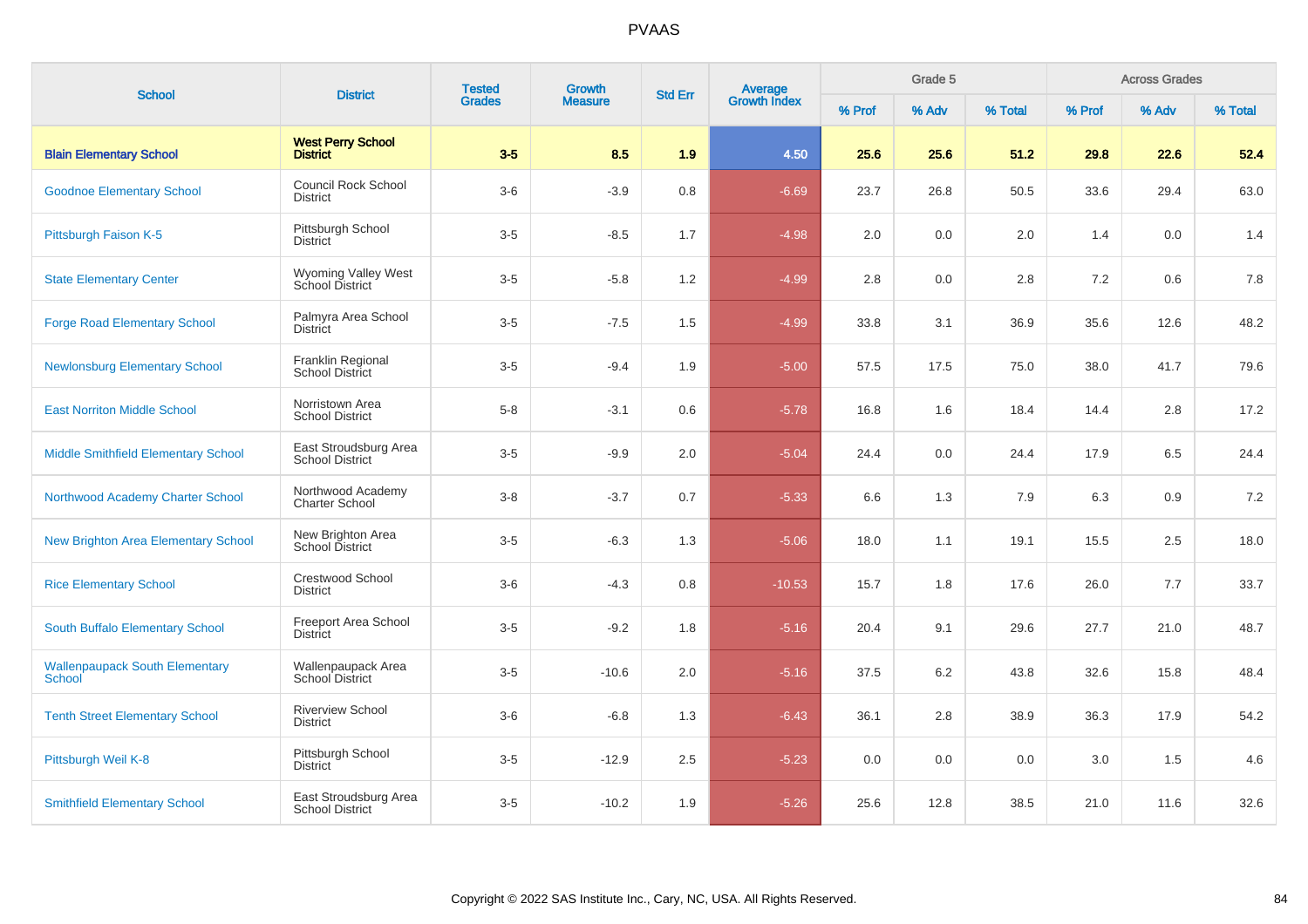# PVAAS

| School | District | Tested Grades | Growth Measure | Std Err | Average Growth Index | Grade 5 | | | Across Grades | | |
|---|---|---|---|---|---|---|---|---|---|---|---|
| | | | | | | % Prof | % Adv | % Total | % Prof | % Adv | % Total |
| **Blain Elementary School** | **West Perry School District** | **3-5** | **8.5** | **1.9** | **4.50** | **25.6** | **25.6** | **51.2** | **29.8** | **22.6** | **52.4** |
| Goodnoe Elementary School | Council Rock School District | 3-6 | -3.9 | 0.8 | -6.69 | 23.7 | 26.8 | 50.5 | 33.6 | 29.4 | 63.0 |
| Pittsburgh Faison K-5 | Pittsburgh School District | 3-5 | -8.5 | 1.7 | -4.98 | 2.0 | 0.0 | 2.0 | 1.4 | 0.0 | 1.4 |
| State Elementary Center | Wyoming Valley West School District | 3-5 | -5.8 | 1.2 | -4.99 | 2.8 | 0.0 | 2.8 | 7.2 | 0.6 | 7.8 |
| Forge Road Elementary School | Palmyra Area School District | 3-5 | -7.5 | 1.5 | -4.99 | 33.8 | 3.1 | 36.9 | 35.6 | 12.6 | 48.2 |
| Newlonsburg Elementary School | Franklin Regional School District | 3-5 | -9.4 | 1.9 | -5.00 | 57.5 | 17.5 | 75.0 | 38.0 | 41.7 | 79.6 |
| East Norriton Middle School | Norristown Area School District | 5-8 | -3.1 | 0.6 | -5.78 | 16.8 | 1.6 | 18.4 | 14.4 | 2.8 | 17.2 |
| Middle Smithfield Elementary School | East Stroudsburg Area School District | 3-5 | -9.9 | 2.0 | -5.04 | 24.4 | 0.0 | 24.4 | 17.9 | 6.5 | 24.4 |
| Northwood Academy Charter School | Northwood Academy Charter School | 3-8 | -3.7 | 0.7 | -5.33 | 6.6 | 1.3 | 7.9 | 6.3 | 0.9 | 7.2 |
| New Brighton Area Elementary School | New Brighton Area School District | 3-5 | -6.3 | 1.3 | -5.06 | 18.0 | 1.1 | 19.1 | 15.5 | 2.5 | 18.0 |
| Rice Elementary School | Crestwood School District | 3-6 | -4.3 | 0.8 | -10.53 | 15.7 | 1.8 | 17.6 | 26.0 | 7.7 | 33.7 |
| South Buffalo Elementary School | Freeport Area School District | 3-5 | -9.2 | 1.8 | -5.16 | 20.4 | 9.1 | 29.6 | 27.7 | 21.0 | 48.7 |
| Wallenpaupack South Elementary School | Wallenpaupack Area School District | 3-5 | -10.6 | 2.0 | -5.16 | 37.5 | 6.2 | 43.8 | 32.6 | 15.8 | 48.4 |
| Tenth Street Elementary School | Riverview School District | 3-6 | -6.8 | 1.3 | -6.43 | 36.1 | 2.8 | 38.9 | 36.3 | 17.9 | 54.2 |
| Pittsburgh Weil K-8 | Pittsburgh School District | 3-5 | -12.9 | 2.5 | -5.23 | 0.0 | 0.0 | 0.0 | 3.0 | 1.5 | 4.6 |
| Smithfield Elementary School | East Stroudsburg Area School District | 3-5 | -10.2 | 1.9 | -5.26 | 25.6 | 12.8 | 38.5 | 21.0 | 11.6 | 32.6 |

Copyright © 2022 SAS Institute Inc., Cary, NC, USA. All Rights Reserved.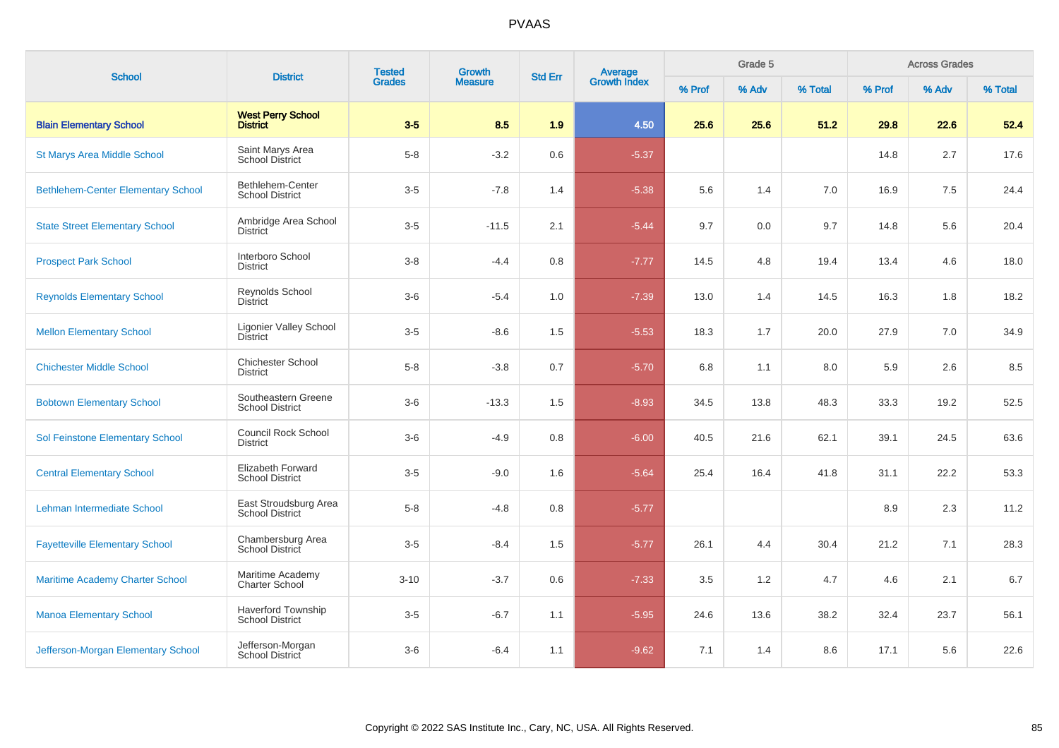# PVAAS

| School | District | Tested Grades | Growth Measure | Std Err | Average Growth Index | Grade 5 | | | Across Grades | | |
|---|---|---|---|---|---|---|---|---|---|---|---|
| | | | | | | % Prof | % Adv | % Total | % Prof | % Adv | % Total |
| **Blain Elementary School** | **West Perry School District** | **3-5** | **8.5** | **1.9** | **4.50** | **25.6** | **25.6** | **51.2** | **29.8** | **22.6** | **52.4** |
| St Marys Area Middle School | Saint Marys Area School District | 5-8 | -3.2 | 0.6 | -5.37 | | | | 14.8 | 2.7 | 17.6 |
| Bethlehem-Center Elementary School | Bethlehem-Center School District | 3-5 | -7.8 | 1.4 | -5.38 | 5.6 | 1.4 | 7.0 | 16.9 | 7.5 | 24.4 |
| State Street Elementary School | Ambridge Area School District | 3-5 | -11.5 | 2.1 | -5.44 | 9.7 | 0.0 | 9.7 | 14.8 | 5.6 | 20.4 |
| Prospect Park School | Interboro School District | 3-8 | -4.4 | 0.8 | -7.77 | 14.5 | 4.8 | 19.4 | 13.4 | 4.6 | 18.0 |
| Reynolds Elementary School | Reynolds School District | 3-6 | -5.4 | 1.0 | -7.39 | 13.0 | 1.4 | 14.5 | 16.3 | 1.8 | 18.2 |
| Mellon Elementary School | Ligonier Valley School District | 3-5 | -8.6 | 1.5 | -5.53 | 18.3 | 1.7 | 20.0 | 27.9 | 7.0 | 34.9 |
| Chichester Middle School | Chichester School District | 5-8 | -3.8 | 0.7 | -5.70 | 6.8 | 1.1 | 8.0 | 5.9 | 2.6 | 8.5 |
| Bobtown Elementary School | Southeastern Greene School District | 3-6 | -13.3 | 1.5 | -8.93 | 34.5 | 13.8 | 48.3 | 33.3 | 19.2 | 52.5 |
| Sol Feinstone Elementary School | Council Rock School District | 3-6 | -4.9 | 0.8 | -6.00 | 40.5 | 21.6 | 62.1 | 39.1 | 24.5 | 63.6 |
| Central Elementary School | Elizabeth Forward School District | 3-5 | -9.0 | 1.6 | -5.64 | 25.4 | 16.4 | 41.8 | 31.1 | 22.2 | 53.3 |
| Lehman Intermediate School | East Stroudsburg Area School District | 5-8 | -4.8 | 0.8 | -5.77 | | | | 8.9 | 2.3 | 11.2 |
| Fayetteville Elementary School | Chambersburg Area School District | 3-5 | -8.4 | 1.5 | -5.77 | 26.1 | 4.4 | 30.4 | 21.2 | 7.1 | 28.3 |
| Maritime Academy Charter School | Maritime Academy Charter School | 3-10 | -3.7 | 0.6 | -7.33 | 3.5 | 1.2 | 4.7 | 4.6 | 2.1 | 6.7 |
| Manoa Elementary School | Haverford Township School District | 3-5 | -6.7 | 1.1 | -5.95 | 24.6 | 13.6 | 38.2 | 32.4 | 23.7 | 56.1 |
| Jefferson-Morgan Elementary School | Jefferson-Morgan School District | 3-6 | -6.4 | 1.1 | -9.62 | 7.1 | 1.4 | 8.6 | 17.1 | 5.6 | 22.6 |

Copyright © 2022 SAS Institute Inc., Cary, NC, USA. All Rights Reserved.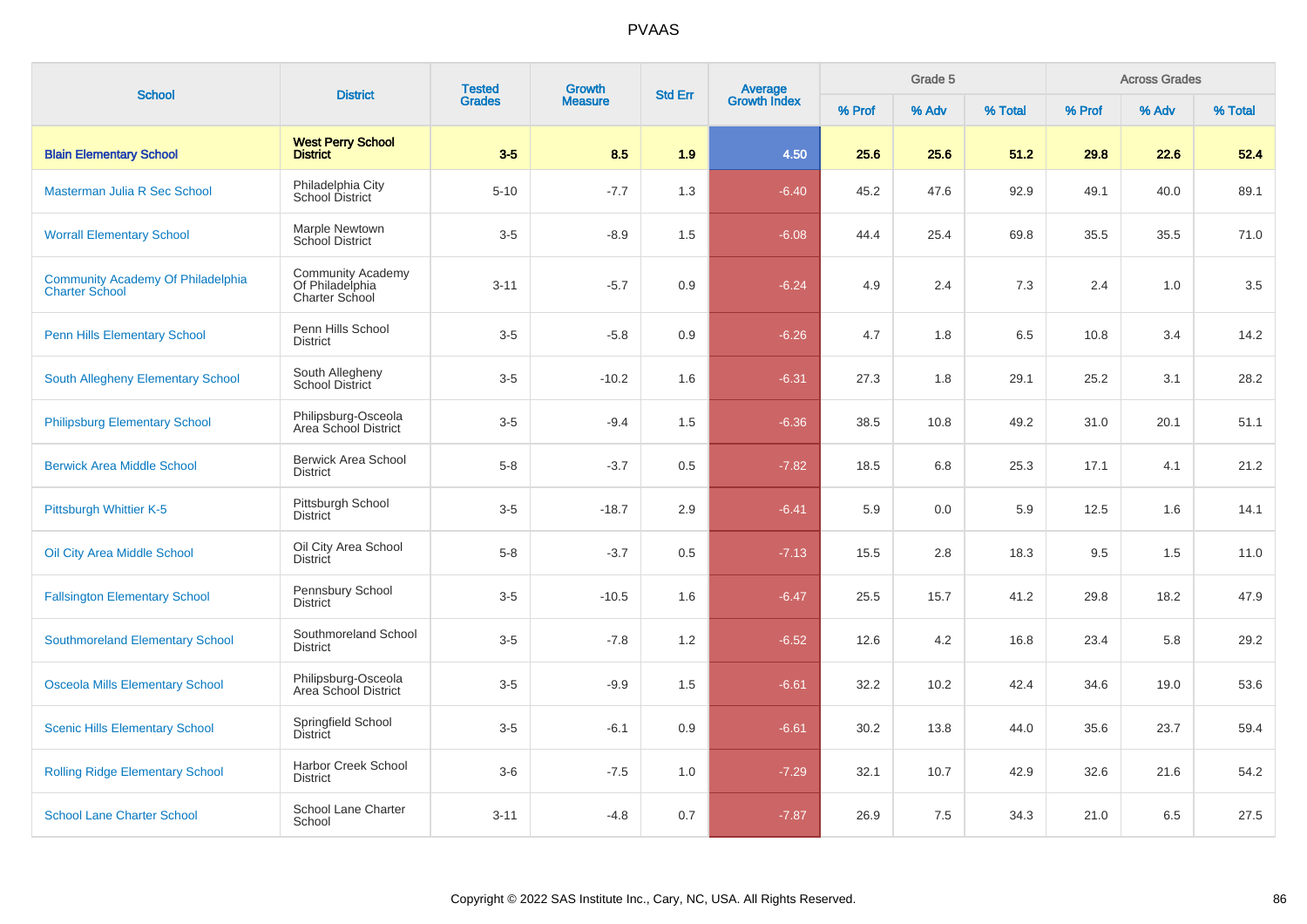| School | District | Tested Grades | Growth Measure | Std Err | Average Growth Index | Grade 5 | | | Across Grades | | |
|---|---|---|---|---|---|---|---|---|---|---|---|
| | | | | | | % Prof | % Adv | % Total | % Prof | % Adv | % Total |
| **Blain Elementary School** | **West Perry School District** | **3-5** | **8.5** | **1.9** | **4.50** | **25.6** | **25.6** | **51.2** | **29.8** | **22.6** | **52.4** |
| Masterman Julia R Sec School | Philadelphia City School District | 5-10 | -7.7 | 1.3 | -6.40 | 45.2 | 47.6 | 92.9 | 49.1 | 40.0 | 89.1 |
| Worrall Elementary School | Marple Newtown School District | 3-5 | -8.9 | 1.5 | -6.08 | 44.4 | 25.4 | 69.8 | 35.5 | 35.5 | 71.0 |
| Community Academy Of Philadelphia Charter School | Community Academy Of Philadelphia Charter School | 3-11 | -5.7 | 0.9 | -6.24 | 4.9 | 2.4 | 7.3 | 2.4 | 1.0 | 3.5 |
| Penn Hills Elementary School | Penn Hills School District | 3-5 | -5.8 | 0.9 | -6.26 | 4.7 | 1.8 | 6.5 | 10.8 | 3.4 | 14.2 |
| South Allegheny Elementary School | South Allegheny School District | 3-5 | -10.2 | 1.6 | -6.31 | 27.3 | 1.8 | 29.1 | 25.2 | 3.1 | 28.2 |
| Philipsburg Elementary School | Philipsburg-Osceola Area School District | 3-5 | -9.4 | 1.5 | -6.36 | 38.5 | 10.8 | 49.2 | 31.0 | 20.1 | 51.1 |
| Berwick Area Middle School | Berwick Area School District | 5-8 | -3.7 | 0.5 | -7.82 | 18.5 | 6.8 | 25.3 | 17.1 | 4.1 | 21.2 |
| Pittsburgh Whittier K-5 | Pittsburgh School District | 3-5 | -18.7 | 2.9 | -6.41 | 5.9 | 0.0 | 5.9 | 12.5 | 1.6 | 14.1 |
| Oil City Area Middle School | Oil City Area School District | 5-8 | -3.7 | 0.5 | -7.13 | 15.5 | 2.8 | 18.3 | 9.5 | 1.5 | 11.0 |
| Fallsington Elementary School | Pennsbury School District | 3-5 | -10.5 | 1.6 | -6.47 | 25.5 | 15.7 | 41.2 | 29.8 | 18.2 | 47.9 |
| Southmoreland Elementary School | Southmoreland School District | 3-5 | -7.8 | 1.2 | -6.52 | 12.6 | 4.2 | 16.8 | 23.4 | 5.8 | 29.2 |
| Osceola Mills Elementary School | Philipsburg-Osceola Area School District | 3-5 | -9.9 | 1.5 | -6.61 | 32.2 | 10.2 | 42.4 | 34.6 | 19.0 | 53.6 |
| Scenic Hills Elementary School | Springfield School District | 3-5 | -6.1 | 0.9 | -6.61 | 30.2 | 13.8 | 44.0 | 35.6 | 23.7 | 59.4 |
| Rolling Ridge Elementary School | Harbor Creek School District | 3-6 | -7.5 | 1.0 | -7.29 | 32.1 | 10.7 | 42.9 | 32.6 | 21.6 | 54.2 |
| School Lane Charter School | School Lane Charter School | 3-11 | -4.8 | 0.7 | -7.87 | 26.9 | 7.5 | 34.3 | 21.0 | 6.5 | 27.5 |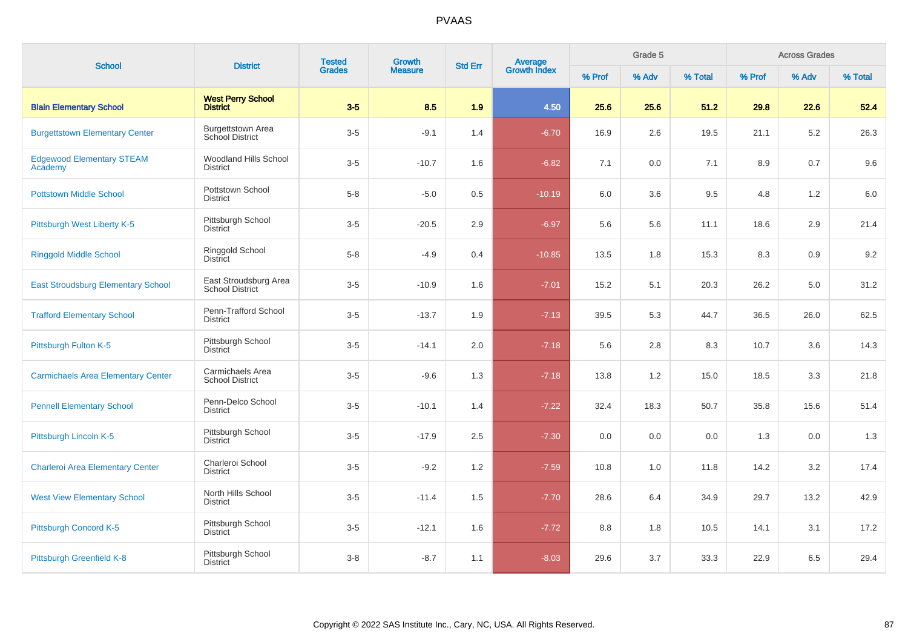# PVAAS

| School | District | Tested Grades | Growth Measure | Std Err | Average Growth Index | Grade 5 | | | Across Grades | | |
|---|---|---|---|---|---|---|---|---|---|---|---|
| | | | | | | % Prof | % Adv | % Total | % Prof | % Adv | % Total |
| **Blain Elementary School** | **West Perry School District** | **3-5** | **8.5** | **1.9** | **4.50** | **25.6** | **25.6** | **51.2** | **29.8** | **22.6** | **52.4** |
| Burgettstown Elementary Center | Burgettstown Area School District | 3-5 | -9.1 | 1.4 | -6.70 | 16.9 | 2.6 | 19.5 | 21.1 | 5.2 | 26.3 |
| Edgewood Elementary STEAM Academy | Woodland Hills School District | 3-5 | -10.7 | 1.6 | -6.82 | 7.1 | 0.0 | 7.1 | 8.9 | 0.7 | 9.6 |
| Pottstown Middle School | Pottstown School District | 5-8 | -5.0 | 0.5 | -10.19 | 6.0 | 3.6 | 9.5 | 4.8 | 1.2 | 6.0 |
| Pittsburgh West Liberty K-5 | Pittsburgh School District | 3-5 | -20.5 | 2.9 | -6.97 | 5.6 | 5.6 | 11.1 | 18.6 | 2.9 | 21.4 |
| Ringgold Middle School | Ringgold School District | 5-8 | -4.9 | 0.4 | -10.85 | 13.5 | 1.8 | 15.3 | 8.3 | 0.9 | 9.2 |
| East Stroudsburg Elementary School | East Stroudsburg Area School District | 3-5 | -10.9 | 1.6 | -7.01 | 15.2 | 5.1 | 20.3 | 26.2 | 5.0 | 31.2 |
| Trafford Elementary School | Penn-Trafford School District | 3-5 | -13.7 | 1.9 | -7.13 | 39.5 | 5.3 | 44.7 | 36.5 | 26.0 | 62.5 |
| Pittsburgh Fulton K-5 | Pittsburgh School District | 3-5 | -14.1 | 2.0 | -7.18 | 5.6 | 2.8 | 8.3 | 10.7 | 3.6 | 14.3 |
| Carmichaels Area Elementary Center | Carmichaels Area School District | 3-5 | -9.6 | 1.3 | -7.18 | 13.8 | 1.2 | 15.0 | 18.5 | 3.3 | 21.8 |
| Pennell Elementary School | Penn-Delco School District | 3-5 | -10.1 | 1.4 | -7.22 | 32.4 | 18.3 | 50.7 | 35.8 | 15.6 | 51.4 |
| Pittsburgh Lincoln K-5 | Pittsburgh School District | 3-5 | -17.9 | 2.5 | -7.30 | 0.0 | 0.0 | 0.0 | 1.3 | 0.0 | 1.3 |
| Charleroi Area Elementary Center | Charleroi School District | 3-5 | -9.2 | 1.2 | -7.59 | 10.8 | 1.0 | 11.8 | 14.2 | 3.2 | 17.4 |
| West View Elementary School | North Hills School District | 3-5 | -11.4 | 1.5 | -7.70 | 28.6 | 6.4 | 34.9 | 29.7 | 13.2 | 42.9 |
| Pittsburgh Concord K-5 | Pittsburgh School District | 3-5 | -12.1 | 1.6 | -7.72 | 8.8 | 1.8 | 10.5 | 14.1 | 3.1 | 17.2 |
| Pittsburgh Greenfield K-8 | Pittsburgh School District | 3-8 | -8.7 | 1.1 | -8.03 | 29.6 | 3.7 | 33.3 | 22.9 | 6.5 | 29.4 |

Copyright © 2022 SAS Institute Inc., Cary, NC, USA. All Rights Reserved.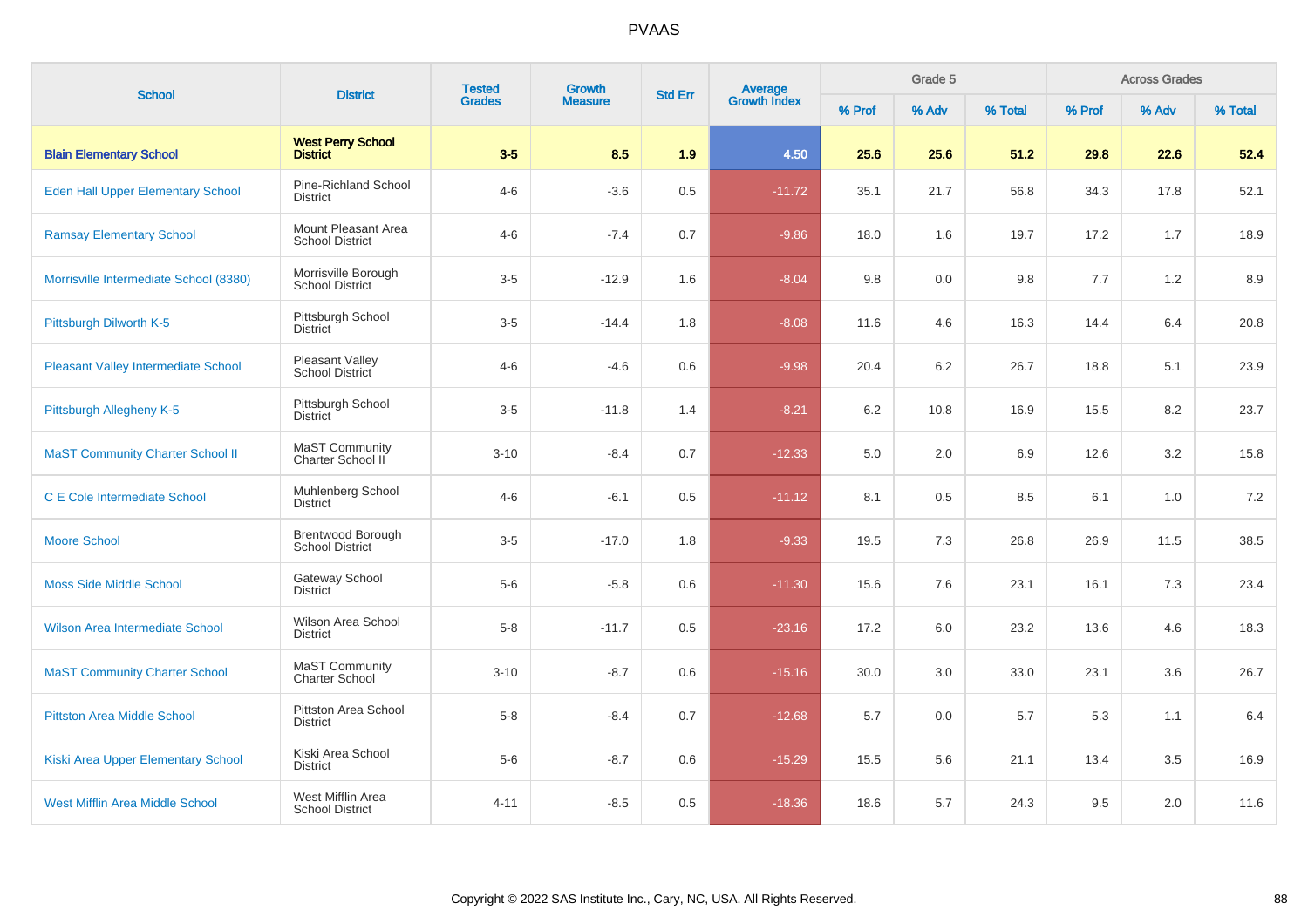# PVAAS

| School | District | Tested Grades | Growth Measure | Std Err | Average Growth Index | Grade 5 | | | Across Grades | | |
|---|---|---|---|---|---|---|---|---|---|---|---|
| | | | | | | % Prof | % Adv | % Total | % Prof | % Adv | % Total |
| **Blain Elementary School** | **West Perry School District** | **3-5** | **8.5** | **1.9** | **4.50** | **25.6** | **25.6** | **51.2** | **29.8** | **22.6** | **52.4** |
| Eden Hall Upper Elementary School | Pine-Richland School District | 4-6 | -3.6 | 0.5 | -11.72 | 35.1 | 21.7 | 56.8 | 34.3 | 17.8 | 52.1 |
| Ramsay Elementary School | Mount Pleasant Area School District | 4-6 | -7.4 | 0.7 | -9.86 | 18.0 | 1.6 | 19.7 | 17.2 | 1.7 | 18.9 |
| Morrisville Intermediate School (8380) | Morrisville Borough School District | 3-5 | -12.9 | 1.6 | -8.04 | 9.8 | 0.0 | 9.8 | 7.7 | 1.2 | 8.9 |
| Pittsburgh Dilworth K-5 | Pittsburgh School District | 3-5 | -14.4 | 1.8 | -8.08 | 11.6 | 4.6 | 16.3 | 14.4 | 6.4 | 20.8 |
| Pleasant Valley Intermediate School | Pleasant Valley School District | 4-6 | -4.6 | 0.6 | -9.98 | 20.4 | 6.2 | 26.7 | 18.8 | 5.1 | 23.9 |
| Pittsburgh Allegheny K-5 | Pittsburgh School District | 3-5 | -11.8 | 1.4 | -8.21 | 6.2 | 10.8 | 16.9 | 15.5 | 8.2 | 23.7 |
| MaST Community Charter School II | MaST Community Charter School II | 3-10 | -8.4 | 0.7 | -12.33 | 5.0 | 2.0 | 6.9 | 12.6 | 3.2 | 15.8 |
| C E Cole Intermediate School | Muhlenberg School District | 4-6 | -6.1 | 0.5 | -11.12 | 8.1 | 0.5 | 8.5 | 6.1 | 1.0 | 7.2 |
| Moore School | Brentwood Borough School District | 3-5 | -17.0 | 1.8 | -9.33 | 19.5 | 7.3 | 26.8 | 26.9 | 11.5 | 38.5 |
| Moss Side Middle School | Gateway School District | 5-6 | -5.8 | 0.6 | -11.30 | 15.6 | 7.6 | 23.1 | 16.1 | 7.3 | 23.4 |
| Wilson Area Intermediate School | Wilson Area School District | 5-8 | -11.7 | 0.5 | -23.16 | 17.2 | 6.0 | 23.2 | 13.6 | 4.6 | 18.3 |
| MaST Community Charter School | MaST Community Charter School | 3-10 | -8.7 | 0.6 | -15.16 | 30.0 | 3.0 | 33.0 | 23.1 | 3.6 | 26.7 |
| Pittston Area Middle School | Pittston Area School District | 5-8 | -8.4 | 0.7 | -12.68 | 5.7 | 0.0 | 5.7 | 5.3 | 1.1 | 6.4 |
| Kiski Area Upper Elementary School | Kiski Area School District | 5-6 | -8.7 | 0.6 | -15.29 | 15.5 | 5.6 | 21.1 | 13.4 | 3.5 | 16.9 |
| West Mifflin Area Middle School | West Mifflin Area School District | 4-11 | -8.5 | 0.5 | -18.36 | 18.6 | 5.7 | 24.3 | 9.5 | 2.0 | 11.6 |

Copyright © 2022 SAS Institute Inc., Cary, NC, USA. All Rights Reserved.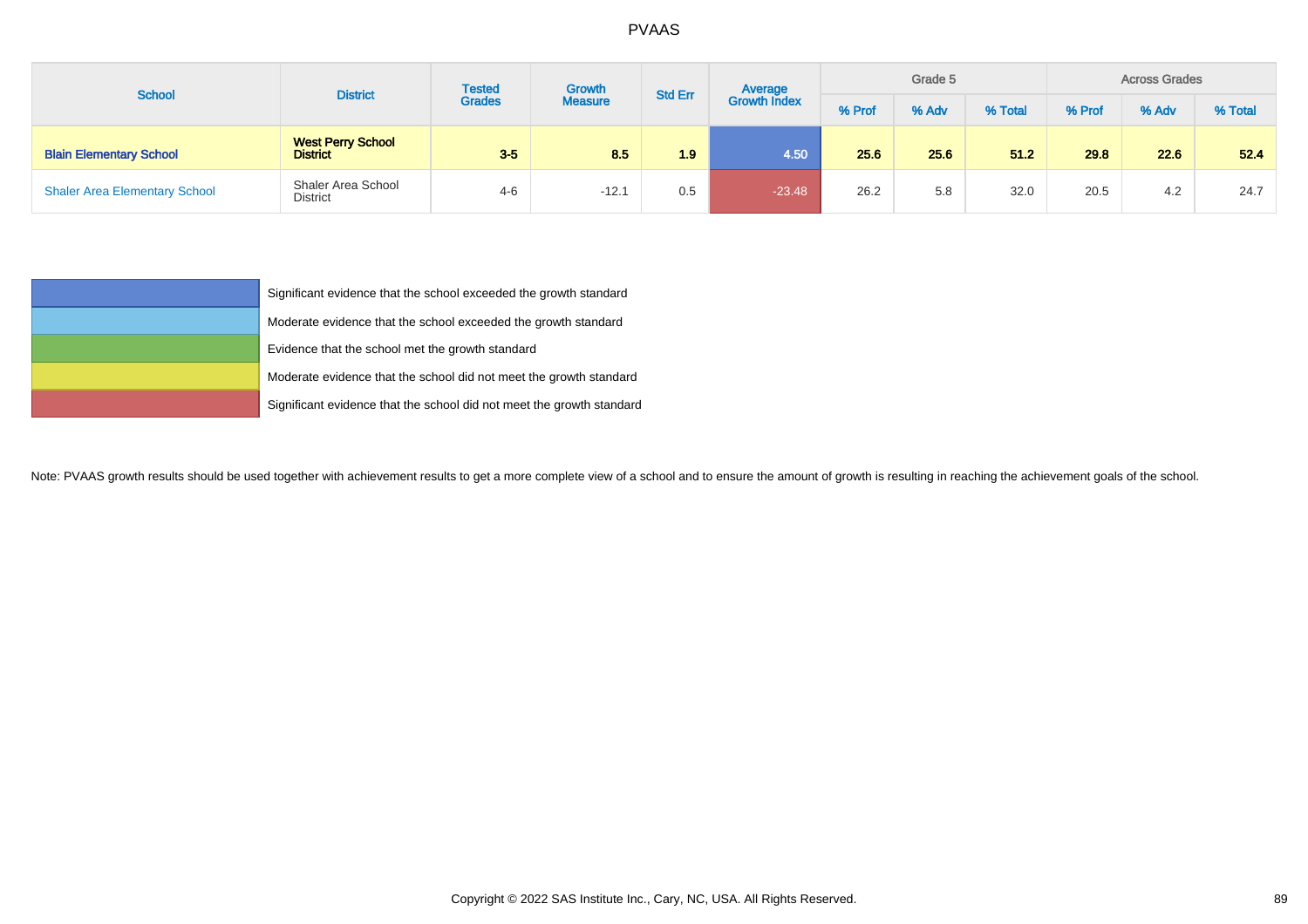# PVAAS

| School | District | Tested Grades | Growth Measure | Std Err | Average Growth Index | Grade 5 | | | Across Grades | | |
|---|---|---|---|---|---|---|---|---|---|---|---|
| | | | | | | % Prof | % Adv | % Total | % Prof | % Adv | % Total |
| **Blain Elementary School** | **West Perry School District** | **3-5** | **8.5** | **1.9** | 4.50 | **25.6** | **25.6** | **51.2** | **29.8** | **22.6** | **52.4** |
| Shaler Area Elementary School | Shaler Area School District | 4-6 | -12.1 | 0.5 | -23.48 | 26.2 | 5.8 | 32.0 | 20.5 | 4.2 | 24.7 |

Significant evidence that the school exceeded the growth standard

Moderate evidence that the school exceeded the growth standard

Evidence that the school met the growth standard

Moderate evidence that the school did not meet the growth standard

Significant evidence that the school did not meet the growth standard

Note: PVAAS growth results should be used together with achievement results to get a more complete view of a school and to ensure the amount of growth is resulting in reaching the achievement goals of the school.

Copyright © 2022 SAS Institute Inc., Cary, NC, USA. All Rights Reserved.